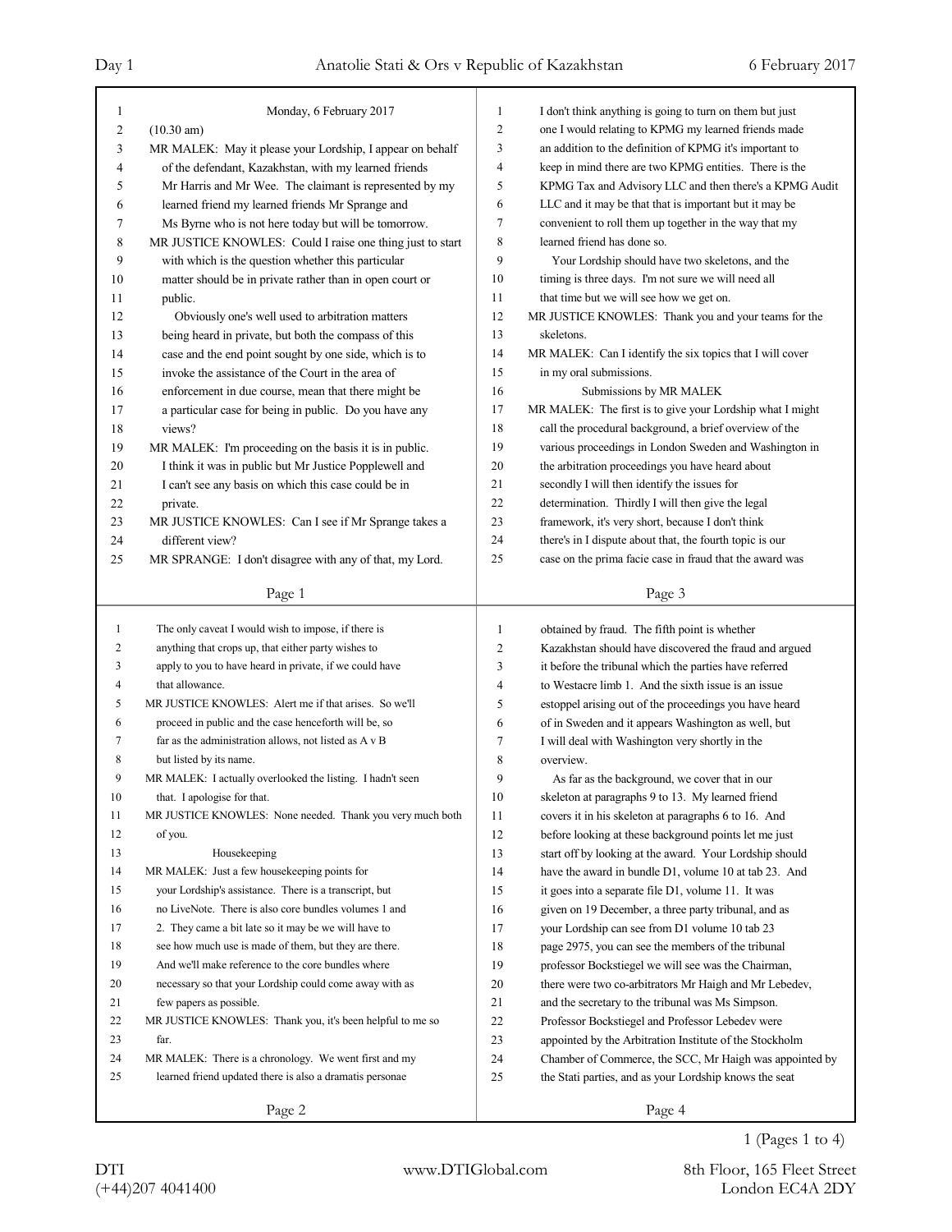Monday, 6 February 2017

(10.30 am)

MR MALEK: May it please your Lordship, I appear on behalf of the defendant, Kazakhstan, with my learned friends Mr Harris and Mr Wee. The claimant is represented by my learned friend my learned friends Mr Sprange and Ms Byrne who is not here today but will be tomorrow.

MR JUSTICE KNOWLES: Could I raise one thing just to start with which is the question whether this particular matter should be in private rather than in open court or public.

Obviously one's well used to arbitration matters being heard in private, but both the compass of this case and the end point sought by one side, which is to invoke the assistance of the Court in the area of enforcement in due course, mean that there might be a particular case for being in public. Do you have any views?

MR MALEK: I'm proceeding on the basis it is in public. I think it was in public but Mr Justice Popplewell and I can't see any basis on which this case could be in private.

MR JUSTICE KNOWLES: Can I see if Mr Sprange takes a different view?

MR SPRANGE: I don't disagree with any of that, my Lord. The only caveat I would wish to impose, if there is anything that crops up, that either party wishes to apply to you to have heard in private, if we could have that allowance.

MR JUSTICE KNOWLES: Alert me if that arises. So we'll proceed in public and the case henceforth will be, so far as the administration allows, not listed as A v B but listed by its name.

MR MALEK: I actually overlooked the listing. I hadn't seen that. I apologise for that.

MR JUSTICE KNOWLES: None needed. Thank you very much both of you.

## Housekeeping

MR MALEK: Just a few housekeeping points for your Lordship's assistance. There is a transcript, but no LiveNote. There is also core bundles volumes 1 and 2. They came a bit late so it may be we will have to see how much use is made of them, but they are there. And we'll make reference to the core bundles where necessary so that your Lordship could come away with as few papers as possible.

MR JUSTICE KNOWLES: Thank you, it's been helpful to me so far.

MR MALEK: There is a chronology. We went first and my learned friend updated there is also a dramatis personae I don't think anything is going to turn on them but just one I would relating to KPMG my learned friends made an addition to the definition of KPMG it's important to keep in mind there are two KPMG entities. There is the KPMG Tax and Advisory LLC and then there's a KPMG Audit LLC and it may be that that is important but it may be convenient to roll them up together in the way that my learned friend has done so.

Your Lordship should have two skeletons, and the timing is three days. I'm not sure we will need all that time but we will see how we get on.

MR JUSTICE KNOWLES: Thank you and your teams for the skeletons.

MR MALEK: Can I identify the six topics that I will cover in my oral submissions.

## Submissions by MR MALEK

MR MALEK: The first is to give your Lordship what I might call the procedural background, a brief overview of the various proceedings in London Sweden and Washington in the arbitration proceedings you have heard about secondly I will then identify the issues for determination. Thirdly I will then give the legal framework, it's very short, because I don't think there's in I dispute about that, the fourth topic is our case on the prima facie case in fraud that the award was obtained by fraud. The fifth point is whether Kazakhstan should have discovered the fraud and argued it before the tribunal which the parties have referred to Westacre limb 1. And the sixth issue is an issue estoppel arising out of the proceedings you have heard of in Sweden and it appears Washington as well, but I will deal with Washington very shortly in the overview.

As far as the background, we cover that in our skeleton at paragraphs 9 to 13. My learned friend covers it in his skeleton at paragraphs 6 to 16. And before looking at these background points let me just start off by looking at the award. Your Lordship should have the award in bundle D1, volume 10 at tab 23. And it goes into a separate file D1, volume 11. It was given on 19 December, a three party tribunal, and as your Lordship can see from D1 volume 10 tab 23 page 2975, you can see the members of the tribunal professor Bockstiegel we will see was the Chairman, there were two co-arbitrators Mr Haigh and Mr Lebedev, and the secretary to the tribunal was Ms Simpson. Professor Bockstiegel and Professor Lebedev were appointed by the Arbitration Institute of the Stockholm Chamber of Commerce, the SCC, Mr Haigh was appointed by the Stati parties, and as your Lordship knows the seat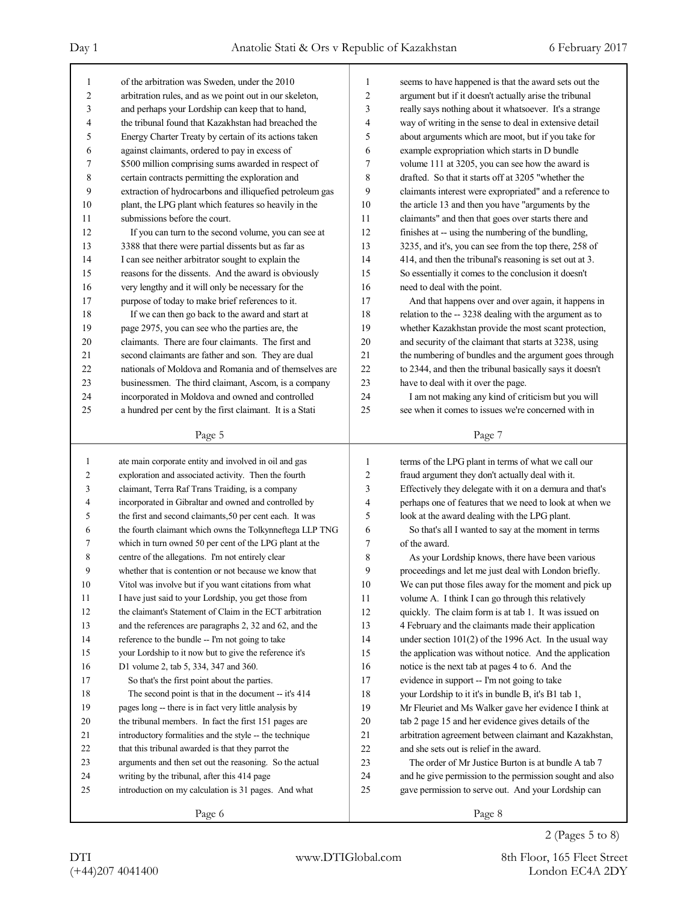of the arbitration was Sweden, under the 2010 arbitration rules, and as we point out in our skeleton, and perhaps your Lordship can keep that to hand, the tribunal found that Kazakhstan had breached the Energy Charter Treaty by certain of its actions taken against claimants, ordered to pay in excess of $500 million comprising sums awarded in respect of certain contracts permitting the exploration and extraction of hydrocarbons and illiquefied petroleum gas plant, the LPG plant which features so heavily in the submissions before the court.

If you can turn to the second volume, you can see at 3388 that there were partial dissents but as far as I can see neither arbitrator sought to explain the reasons for the dissents. And the award is obviously very lengthy and it will only be necessary for the purpose of today to make brief references to it.

If we can then go back to the award and start at page 2975, you can see who the parties are, the claimants. There are four claimants. The first and second claimants are father and son. They are dual nationals of Moldova and Romania and of themselves are businessmen. The third claimant, Ascom, is a company incorporated in Moldova and owned and controlled a hundred per cent by the first claimant. It is a Stati ate main corporate entity and involved in oil and gas exploration and associated activity. Then the fourth claimant, Terra Raf Trans Traiding, is a company incorporated in Gibraltar and owned and controlled by the first and second claimants,50 per cent each. It was the fourth claimant which owns the Tolkynneftega LLP TNG which in turn owned 50 per cent of the LPG plant at the centre of the allegations. I'm not entirely clear whether that is contention or not because we know that Vitol was involve but if you want citations from what I have just said to your Lordship, you get those from the claimant's Statement of Claim in the ECT arbitration and the references are paragraphs 2, 32 and 62, and the reference to the bundle -- I'm not going to take your Lordship to it now but to give the reference it's D1 volume 2, tab 5, 334, 347 and 360.

So that's the first point about the parties.

The second point is that in the document -- it's 414 pages long -- there is in fact very little analysis by the tribunal members. In fact the first 151 pages are introductory formalities and the style -- the technique that this tribunal awarded is that they parrot the arguments and then set out the reasoning. So the actual writing by the tribunal, after this 414 page introduction on my calculation is 31 pages. And what seems to have happened is that the award sets out the argument but if it doesn't actually arise the tribunal really says nothing about it whatsoever. It's a strange way of writing in the sense to deal in extensive detail about arguments which are moot, but if you take for example expropriation which starts in D bundle volume 111 at 3205, you can see how the award is drafted. So that it starts off at 3205 "whether the claimants interest were expropriated" and a reference to the article 13 and then you have "arguments by the claimants" and then that goes over starts there and finishes at -- using the numbering of the bundling, 3235, and it's, you can see from the top there, 258 of 414, and then the tribunal's reasoning is set out at 3. So essentially it comes to the conclusion it doesn't need to deal with the point.

And that happens over and over again, it happens in relation to the -- 3238 dealing with the argument as to whether Kazakhstan provide the most scant protection, and security of the claimant that starts at 3238, using the numbering of bundles and the argument goes through to 2344, and then the tribunal basically says it doesn't have to deal with it over the page.

I am not making any kind of criticism but you will see when it comes to issues we're concerned with in terms of the LPG plant in terms of what we call our fraud argument they don't actually deal with it. Effectively they delegate with it on a demura and that's perhaps one of features that we need to look at when we look at the award dealing with the LPG plant.

So that's all I wanted to say at the moment in terms of the award.

As your Lordship knows, there have been various proceedings and let me just deal with London briefly. We can put those files away for the moment and pick up volume A. I think I can go through this relatively quickly. The claim form is at tab 1. It was issued on 4 February and the claimants made their application under section 101(2) of the 1996 Act. In the usual way the application was without notice. And the application notice is the next tab at pages 4 to 6. And the evidence in support -- I'm not going to take your Lordship to it it's in bundle B, it's B1 tab 1, Mr Fleuriet and Ms Walker gave her evidence I think at tab 2 page 15 and her evidence gives details of the arbitration agreement between claimant and Kazakhstan, and she sets out is relief in the award.

The order of Mr Justice Burton is at bundle A tab 7 and he give permission to the permission sought and also gave permission to serve out. And your Lordship can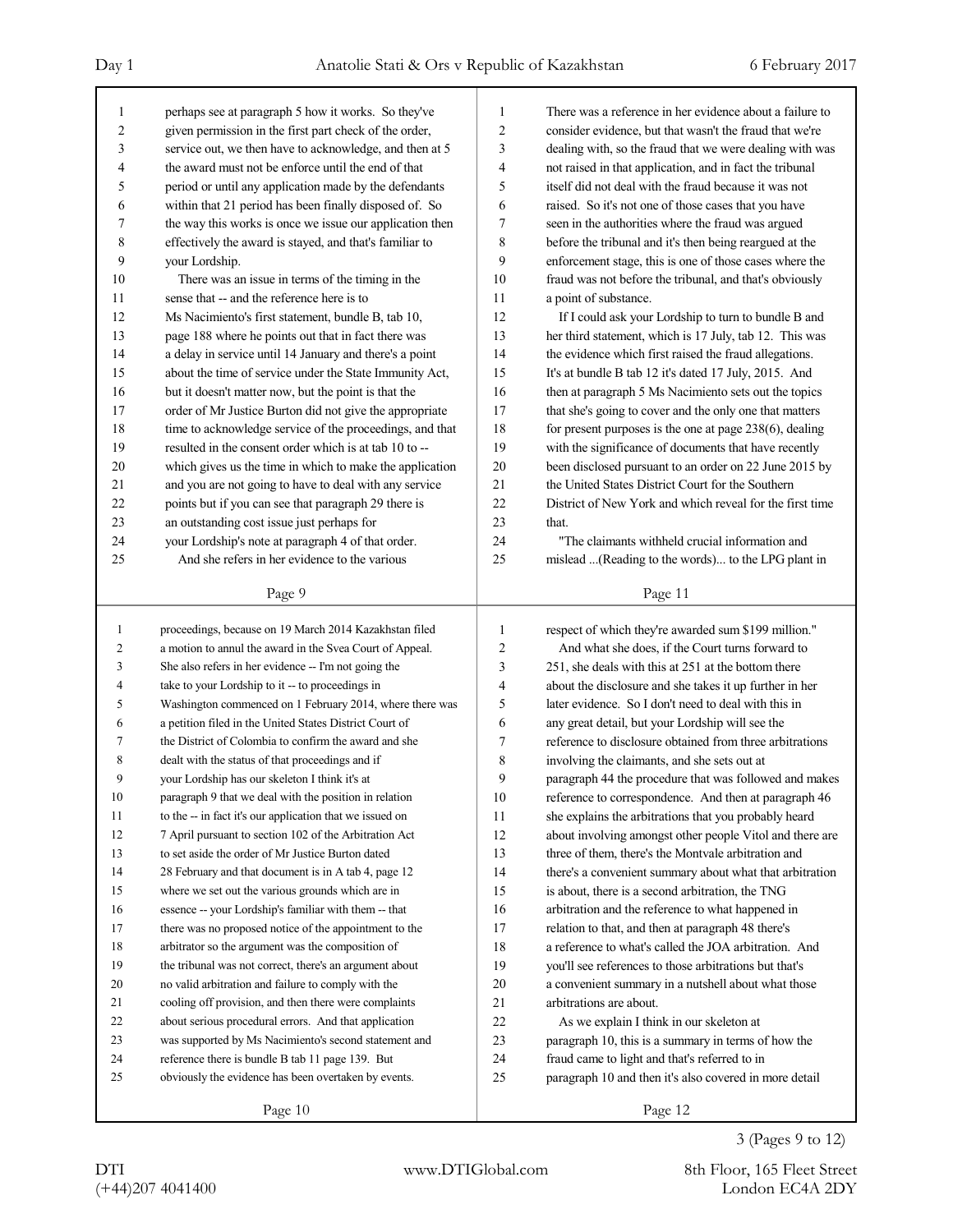perhaps see at paragraph 5 how it works. So they've given permission in the first part check of the order, service out, we then have to acknowledge, and then at 5 the award must not be enforce until the end of that period or until any application made by the defendants within that 21 period has been finally disposed of. So the way this works is once we issue our application then effectively the award is stayed, and that's familiar to your Lordship.

There was an issue in terms of the timing in the sense that -- and the reference here is to Ms Nacimiento's first statement, bundle B, tab 10, page 188 where he points out that in fact there was a delay in service until 14 January and there's a point about the time of service under the State Immunity Act, but it doesn't matter now, but the point is that the order of Mr Justice Burton did not give the appropriate time to acknowledge service of the proceedings, and that resulted in the consent order which is at tab 10 to -- which gives us the time in which to make the application and you are not going to have to deal with any service points but if you can see that paragraph 29 there is an outstanding cost issue just perhaps for your Lordship's note at paragraph 4 of that order.

And she refers in her evidence to the various proceedings, because on 19 March 2014 Kazakhstan filed a motion to annul the award in the Svea Court of Appeal. She also refers in her evidence -- I'm not going the take to your Lordship to it -- to proceedings in Washington commenced on 1 February 2014, where there was a petition filed in the United States District Court of the District of Columbia to confirm the award and she dealt with the status of that proceedings and if your Lordship has our skeleton I think it's at paragraph 9 that we deal with the position in relation to the -- in fact it's our application that we issued on 7 April pursuant to section 102 of the Arbitration Act to set aside the order of Mr Justice Burton dated 28 February and that document is in A tab 4, page 12 where we set out the various grounds which are in essence -- your Lordship's familiar with them -- that there was no proposed notice of the appointment to the arbitrator so the argument was the composition of the tribunal was not correct, there's an argument about no valid arbitration and failure to comply with the cooling off provision, and then there were complaints about serious procedural errors. And that application was supported by Ms Nacimiento's second statement and reference there is bundle B tab 11 page 139. But obviously the evidence has been overtaken by events.

There was a reference in her evidence about a failure to consider evidence, but that wasn't the fraud that we're dealing with, so the fraud that we were dealing with was not raised in that application, and in fact the tribunal itself did not deal with the fraud because it was not raised. So it's not one of those cases that you have seen in the authorities where the fraud was argued before the tribunal and it's then being reargued at the enforcement stage, this is one of those cases where the fraud was not before the tribunal, and that's obviously a point of substance.

If I could ask your Lordship to turn to bundle B and her third statement, which is 17 July, tab 12. This was the evidence which first raised the fraud allegations. It's at bundle B tab 12 it's dated 17 July, 2015. And then at paragraph 5 Ms Nacimiento sets out the topics that she's going to cover and the only one that matters for present purposes is the one at page 238(6), dealing with the significance of documents that have recently been disclosed pursuant to an order on 22 June 2015 by the United States District Court for the Southern District of New York and which reveal for the first time that.

"The claimants withheld crucial information and mislead ...(Reading to the words)... to the LPG plant in respect of which they're awarded sum $199 million."

And what she does, if the Court turns forward to 251, she deals with this at 251 at the bottom there about the disclosure and she takes it up further in her later evidence. So I don't need to deal with this in any great detail, but your Lordship will see the reference to disclosure obtained from three arbitrations involving the claimants, and she sets out at paragraph 44 the procedure that was followed and makes reference to correspondence. And then at paragraph 46 she explains the arbitrations that you probably heard about involving amongst other people Vitol and there are three of them, there's the Montvale arbitration and there's a convenient summary about what that arbitration is about, there is a second arbitration, the TNG arbitration and the reference to what happened in relation to that, and then at paragraph 48 there's a reference to what's called the JOA arbitration. And you'll see references to those arbitrations but that's a convenient summary in a nutshell about what those arbitrations are about.

As we explain I think in our skeleton at paragraph 10, this is a summary in terms of how the fraud came to light and that's referred to in paragraph 10 and then it's also covered in more detail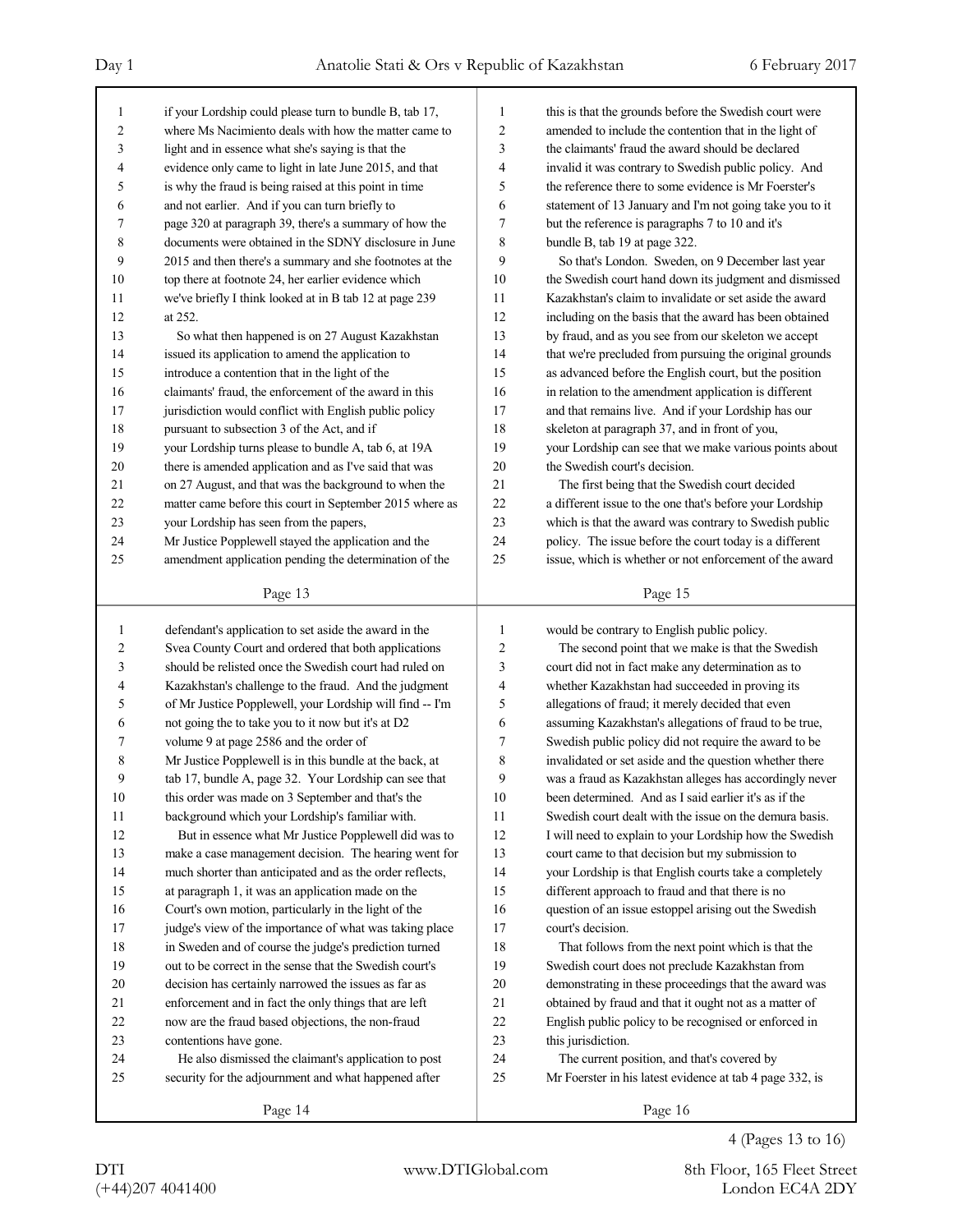if your Lordship could please turn to bundle B, tab 17, where Ms Nacimiento deals with how the matter came to light and in essence what she's saying is that the evidence only came to light in late June 2015, and that is why the fraud is being raised at this point in time and not earlier. And if you can turn briefly to page 320 at paragraph 39, there's a summary of how the documents were obtained in the SDNY disclosure in June 2015 and then there's a summary and she footnotes at the top there at footnote 24, her earlier evidence which we've briefly I think looked at in B tab 12 at page 239 at 252.

So what then happened is on 27 August Kazakhstan issued its application to amend the application to introduce a contention that in the light of the claimants' fraud, the enforcement of the award in this jurisdiction would conflict with English public policy pursuant to subsection 3 of the Act, and if your Lordship turns please to bundle A, tab 6, at 19A there is amended application and as I've said that was on 27 August, and that was the background to when the matter came before this court in September 2015 where as your Lordship has seen from the papers, Mr Justice Popplewell stayed the application and the amendment application pending the determination of the defendant's application to set aside the award in the Svea County Court and ordered that both applications should be relisted once the Swedish court had ruled on Kazakhstan's challenge to the fraud. And the judgment of Mr Justice Popplewell, your Lordship will find -- I'm not going the to take you to it now but it's at D2 volume 9 at page 2586 and the order of Mr Justice Popplewell is in this bundle at the back, at tab 17, bundle A, page 32. Your Lordship can see that this order was made on 3 September and that's the background which your Lordship's familiar with.

But in essence what Mr Justice Popplewell did was to make a case management decision. The hearing went for much shorter than anticipated and as the order reflects, at paragraph 1, it was an application made on the Court's own motion, particularly in the light of the judge's view of the importance of what was taking place in Sweden and of course the judge's prediction turned out to be correct in the sense that the Swedish court's decision has certainly narrowed the issues as far as enforcement and in fact the only things that are left now are the fraud based objections, the non-fraud contentions have gone.

He also dismissed the claimant's application to post security for the adjournment and what happened after this is that the grounds before the Swedish court were amended to include the contention that in the light of the claimants' fraud the award should be declared invalid it was contrary to Swedish public policy. And the reference there to some evidence is Mr Foerster's statement of 13 January and I'm not going take you to it but the reference is paragraphs 7 to 10 and it's bundle B, tab 19 at page 322.

So that's London. Sweden, on 9 December last year the Swedish court hand down its judgment and dismissed Kazakhstan's claim to invalidate or set aside the award including on the basis that the award has been obtained by fraud, and as you see from our skeleton we accept that we're precluded from pursuing the original grounds as advanced before the English court, but the position in relation to the amendment application is different and that remains live. And if your Lordship has our skeleton at paragraph 37, and in front of you, your Lordship can see that we make various points about the Swedish court's decision.

The first being that the Swedish court decided a different issue to the one that's before your Lordship which is that the award was contrary to Swedish public policy. The issue before the court today is a different issue, which is whether or not enforcement of the award would be contrary to English public policy.

The second point that we make is that the Swedish court did not in fact make any determination as to whether Kazakhstan had succeeded in proving its allegations of fraud; it merely decided that even assuming Kazakhstan's allegations of fraud to be true, Swedish public policy did not require the award to be invalidated or set aside and the question whether there was a fraud as Kazakhstan alleges has accordingly never been determined. And as I said earlier it's as if the Swedish court dealt with the issue on the demura basis. I will need to explain to your Lordship how the Swedish court came to that decision but my submission to your Lordship is that English courts take a completely different approach to fraud and that there is no question of an issue estoppel arising out the Swedish court's decision.

That follows from the next point which is that the Swedish court does not preclude Kazakhstan from demonstrating in these proceedings that the award was obtained by fraud and that it ought not as a matter of English public policy to be recognised or enforced in this jurisdiction.

The current position, and that's covered by Mr Foerster in his latest evidence at tab 4 page 332, is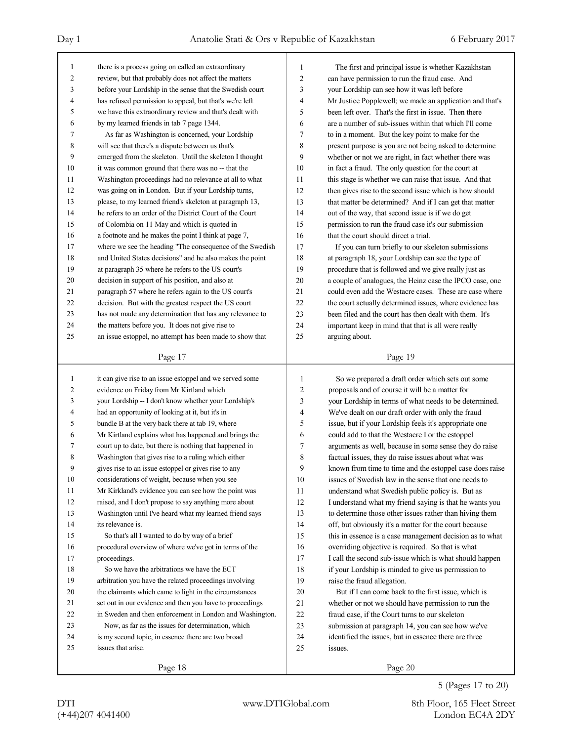Page 17

1 there is a process going on called an extraordinary
2 review, but that probably does not affect the matters
3 before your Lordship in the sense that the Swedish court
4 has refused permission to appeal, but that's we're left
5 we have this extraordinary review and that's dealt with
6 by my learned friends in tab 7 page 1344.
7 As far as Washington is concerned, your Lordship
8 will see that there's a dispute between us that's
9 emerged from the skeleton. Until the skeleton I thought
10 it was common ground that there was no -- that the
11 Washington proceedings had no relevance at all to what
12 was going on in London. But if your Lordship turns,
13 please, to my learned friend's skeleton at paragraph 13,
14 he refers to an order of the District Court of the Court
15 of Colombia on 11 May and which is quoted in
16 a footnote and he makes the point I think at page 7,
17 where we see the heading "The consequence of the Swedish
18 and United States decisions" and he also makes the point
19 at paragraph 35 where he refers to the US court's
20 decision in support of his position, and also at
21 paragraph 57 where he refers again to the US court's
22 decision. But with the greatest respect the US court
23 has not made any determination that has any relevance to
24 the matters before you. It does not give rise to
25 an issue estoppel, no attempt has been made to show that

Page 18

1 it can give rise to an issue estoppel and we served some
2 evidence on Friday from Mr Kirtland which
3 your Lordship -- I don't know whether your Lordship's
4 had an opportunity of looking at it, but it's in
5 bundle B at the very back there at tab 19, where
6 Mr Kirtland explains what has happened and brings the
7 court up to date, but there is nothing that happened in
8 Washington that gives rise to a ruling which either
9 gives rise to an issue estoppel or gives rise to any
10 considerations of weight, because when you see
11 Mr Kirkland's evidence you can see how the point was
12 raised, and I don't propose to say anything more about
13 Washington until I've heard what my learned friend says
14 its relevance is.
15 So that's all I wanted to do by way of a brief
16 procedural overview of where we've got in terms of the
17 proceedings.
18 So we have the arbitrations we have the ECT
19 arbitration you have the related proceedings involving
20 the claimants which came to light in the circumstances
21 set out in our evidence and then you have to proceedings
22 in Sweden and then enforcement in London and Washington.
23 Now, as far as the issues for determination, which
24 is my second topic, in essence there are two broad
25 issues that arise.

Page 19

1 The first and principal issue is whether Kazakhstan
2 can have permission to run the fraud case. And
3 your Lordship can see how it was left before
4 Mr Justice Popplewell; we made an application and that's
5 been left over. That's the first in issue. Then there
6 are a number of sub-issues within that which I'll come
7 to in a moment. But the key point to make for the
8 present purpose is you are not being asked to determine
9 whether or not we are right, in fact whether there was
10 in fact a fraud. The only question for the court at
11 this stage is whether we can raise that issue. And that
12 then gives rise to the second issue which is how should
13 that matter be determined? And if I can get that matter
14 out of the way, that second issue is if we do get
15 permission to run the fraud case it's our submission
16 that the court should direct a trial.
17 If you can turn briefly to our skeleton submissions
18 at paragraph 18, your Lordship can see the type of
19 procedure that is followed and we give really just as
20 a couple of analogues, the Heinz case the IPCO case, one
21 could even add the Westacre cases. These are case where
22 the court actually determined issues, where evidence has
23 been filed and the court has then dealt with them. It's
24 important keep in mind that that is all were really
25 arguing about.

Page 20

1 So we prepared a draft order which sets out some
2 proposals and of course it will be a matter for
3 your Lordship in terms of what needs to be determined.
4 We've dealt on our draft order with only the fraud
5 issue, but if your Lordship feels it's appropriate one
6 could add to that the Westacre I or the estoppel
7 arguments as well, because in some sense they do raise
8 factual issues, they do raise issues about what was
9 known from time to time and the estoppel case does raise
10 issues of Swedish law in the sense that one needs to
11 understand what Swedish public policy is. But as
12 I understand what my friend saying is that he wants you
13 to determine those other issues rather than hiving them
14 off, but obviously it's a matter for the court because
15 this in essence is a case management decision as to what
16 overriding objective is required. So that is what
17 I call the second sub-issue which is what should happen
18 if your Lordship is minded to give us permission to
19 raise the fraud allegation.
20 But if I can come back to the first issue, which is
21 whether or not we should have permission to run the
22 fraud case, if the Court turns to our skeleton
23 submission at paragraph 14, you can see how we've
24 identified the issues, but in essence there are three
25 issues.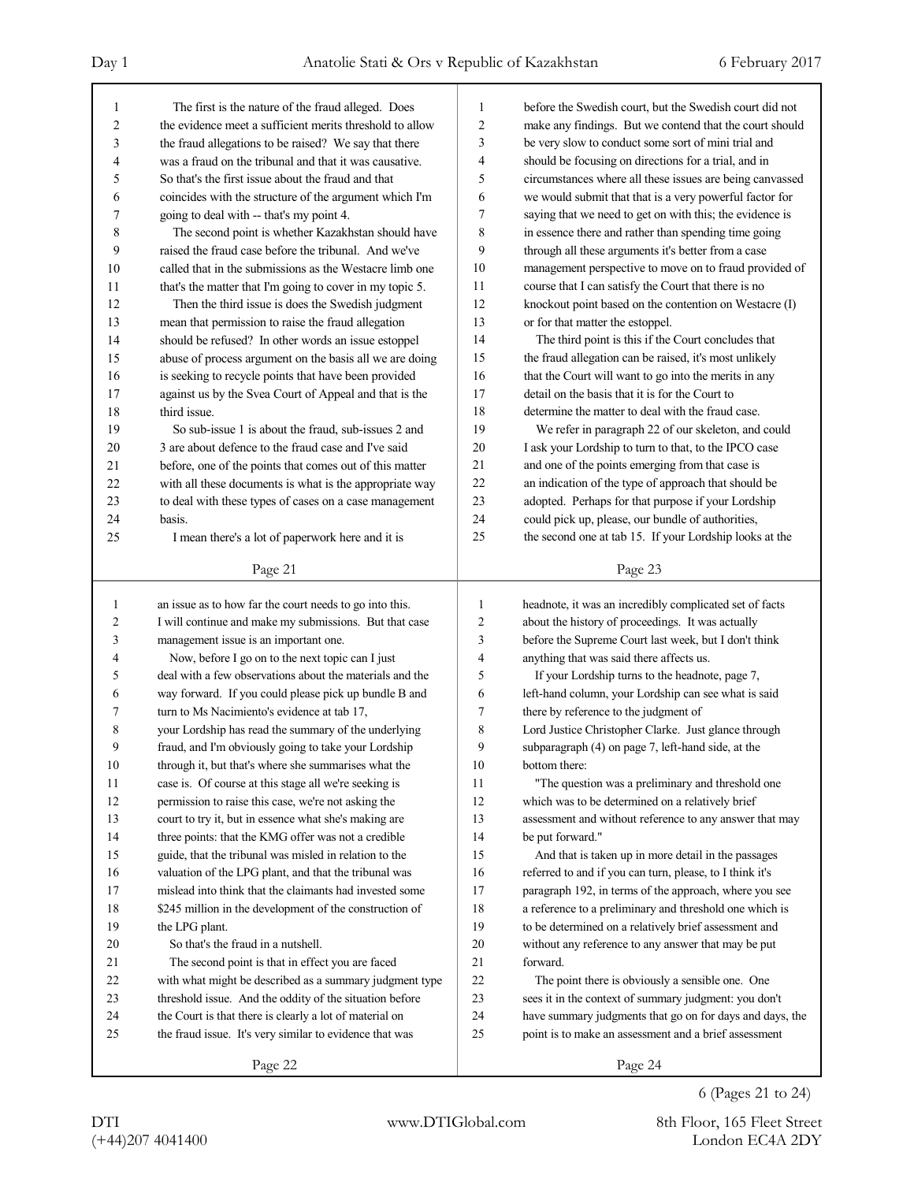The first is the nature of the fraud alleged. Does the evidence meet a sufficient merits threshold to allow the fraud allegations to be raised? We say that there was a fraud on the tribunal and that it was causative. So that's the first issue about the fraud and that coincides with the structure of the argument which I'm going to deal with -- that's my point 4.

The second point is whether Kazakhstan should have raised the fraud case before the tribunal. And we've called that in the submissions as the Westacre limb one that's the matter that I'm going to cover in my topic 5.

Then the third issue is does the Swedish judgment mean that permission to raise the fraud allegation should be refused? In other words an issue estoppel abuse of process argument on the basis all we are doing is seeking to recycle points that have been provided against us by the Svea Court of Appeal and that is the third issue.

So sub-issue 1 is about the fraud, sub-issues 2 and 3 are about defence to the fraud case and I've said before, one of the points that comes out of this matter with all these documents is what is the appropriate way to deal with these types of cases on a case management basis.

I mean there's a lot of paperwork here and it is an issue as to how far the court needs to go into this. I will continue and make my submissions. But that case management issue is an important one.

Now, before I go on to the next topic can I just deal with a few observations about the materials and the way forward. If you could please pick up bundle B and turn to Ms Nacimiento's evidence at tab 17, your Lordship has read the summary of the underlying fraud, and I'm obviously going to take your Lordship through it, but that's where she summarises what the case is. Of course at this stage all we're seeking is permission to raise this case, we're not asking the court to try it, but in essence what she's making are three points: that the KMG offer was not a credible guide, that the tribunal was misled in relation to the valuation of the LPG plant, and that the tribunal was mislead into think that the claimants had invested some $245 million in the development of the construction of the LPG plant.

So that's the fraud in a nutshell.

The second point is that in effect you are faced with what might be described as a summary judgment type threshold issue. And the oddity of the situation before the Court is that there is clearly a lot of material on the fraud issue. It's very similar to evidence that was before the Swedish court, but the Swedish court did not make any findings. But we contend that the court should be very slow to conduct some sort of mini trial and should be focusing on directions for a trial, and in circumstances where all these issues are being canvassed we would submit that that is a very powerful factor for saying that we need to get on with this; the evidence is in essence there and rather than spending time going through all these arguments it's better from a case management perspective to move on to fraud provided of course that I can satisfy the Court that there is no knockout point based on the contention on Westacre (I) or for that matter the estoppel.

The third point is this if the Court concludes that the fraud allegation can be raised, it's most unlikely that the Court will want to go into the merits in any detail on the basis that it is for the Court to determine the matter to deal with the fraud case.

We refer in paragraph 22 of our skeleton, and could I ask your Lordship to turn to that, to the IPCO case and one of the points emerging from that case is an indication of the type of approach that should be adopted. Perhaps for that purpose if your Lordship could pick up, please, our bundle of authorities, the second one at tab 15. If your Lordship looks at the headnote, it was an incredibly complicated set of facts about the history of proceedings. It was actually before the Supreme Court last week, but I don't think anything that was said there affects us.

If your Lordship turns to the headnote, page 7, left-hand column, your Lordship can see what is said there by reference to the judgment of Lord Justice Christopher Clarke. Just glance through subparagraph (4) on page 7, left-hand side, at the bottom there:

"The question was a preliminary and threshold one which was to be determined on a relatively brief assessment and without reference to any answer that may be put forward."

And that is taken up in more detail in the passages referred to and if you can turn, please, to I think it's paragraph 192, in terms of the approach, where you see a reference to a preliminary and threshold one which is to be determined on a relatively brief assessment and without any reference to any answer that may be put forward.

The point there is obviously a sensible one. One sees it in the context of summary judgment: you don't have summary judgments that go on for days and days, the point is to make an assessment and a brief assessment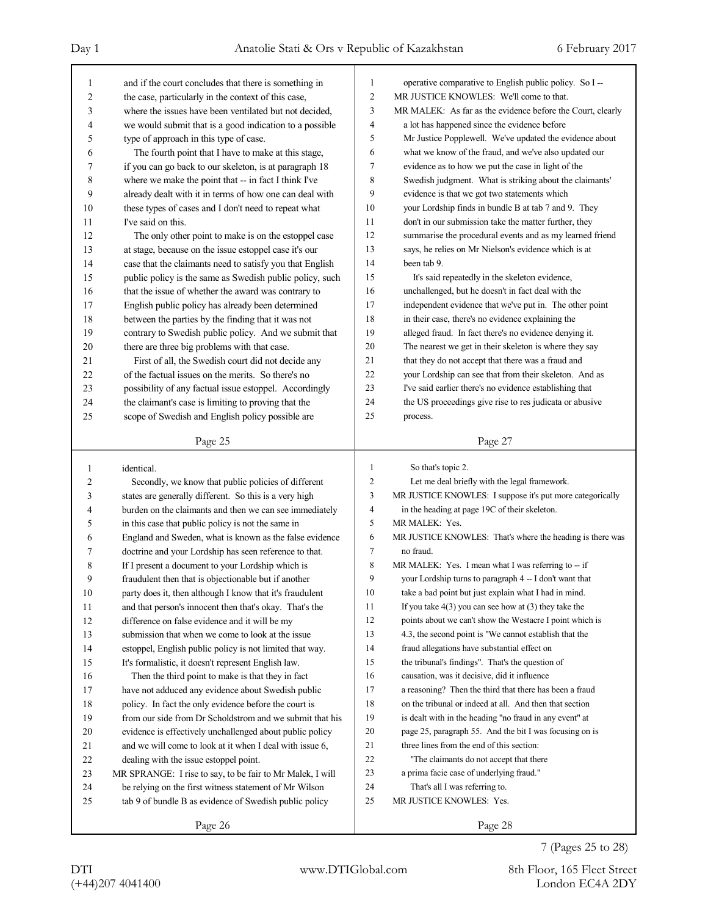and if the court concludes that there is something in the case, particularly in the context of this case, where the issues have been ventilated but not decided, we would submit that is a good indication to a possible type of approach in this type of case.

The fourth point that I have to make at this stage, if you can go back to our skeleton, is at paragraph 18 where we make the point that -- in fact I think I've already dealt with it in terms of how one can deal with these types of cases and I don't need to repeat what I've said on this.

The only other point to make is on the estoppel case at stage, because on the issue estoppel case it's our case that the claimants need to satisfy you that English public policy is the same as Swedish public policy, such that the issue of whether the award was contrary to English public policy has already been determined between the parties by the finding that it was not contrary to Swedish public policy. And we submit that there are three big problems with that case.

First of all, the Swedish court did not decide any of the factual issues on the merits. So there's no possibility of any factual issue estoppel. Accordingly the claimant's case is limiting to proving that the scope of Swedish and English policy possible are identical.

Secondly, we know that public policies of different states are generally different. So this is a very high burden on the claimants and then we can see immediately in this case that public policy is not the same in England and Sweden, what is known as the false evidence doctrine and your Lordship has seen reference to that. If I present a document to your Lordship which is fraudulent then that is objectionable but if another party does it, then although I know that it's fraudulent and that person's innocent then that's okay. That's the difference on false evidence and it will be my submission that when we come to look at the issue estoppel, English public policy is not limited that way. It's formalistic, it doesn't represent English law.

Then the third point to make is that they in fact have not adduced any evidence about Swedish public policy. In fact the only evidence before the court is from our side from Dr Scholdstrom and we submit that his evidence is effectively unchallenged about public policy and we will come to look at it when I deal with issue 6, dealing with the issue estoppel point.

MR SPRANGE: I rise to say, to be fair to Mr Malek, I will be relying on the first witness statement of Mr Wilson tab 9 of bundle B as evidence of Swedish public policy operative comparative to English public policy. So I --

MR JUSTICE KNOWLES: We'll come to that.

MR MALEK: As far as the evidence before the Court, clearly a lot has happened since the evidence before Mr Justice Popplewell. We've updated the evidence about what we know of the fraud, and we've also updated our evidence as to how we put the case in light of the Swedish judgment. What is striking about the claimants' evidence is that we got two statements which your Lordship finds in bundle B at tab 7 and 9. They don't in our submission take the matter further, they summarise the procedural events and as my learned friend says, he relies on Mr Nielson's evidence which is at been tab 9.

It's said repeatedly in the skeleton evidence, unchallenged, but he doesn't in fact deal with the independent evidence that we've put in. The other point in their case, there's no evidence explaining the alleged fraud. In fact there's no evidence denying it. The nearest we get in their skeleton is where they say that they do not accept that there was a fraud and your Lordship can see that from their skeleton. And as I've said earlier there's no evidence establishing that the US proceedings give rise to res judicata or abusive process.

So that's topic 2.

Let me deal briefly with the legal framework.

MR JUSTICE KNOWLES: I suppose it's put more categorically in the heading at page 19C of their skeleton.

MR MALEK: Yes.

MR JUSTICE KNOWLES: That's where the heading is there was no fraud.

MR MALEK: Yes. I mean what I was referring to -- if your Lordship turns to paragraph 4 -- I don't want that take a bad point but just explain what I had in mind. If you take 4(3) you can see how at (3) they take the points about we can't show the Westacre I point which is 4.3, the second point is "We cannot establish that the fraud allegations have substantial effect on the tribunal's findings". That's the question of causation, was it decisive, did it influence a reasoning? Then the third that there has been a fraud on the tribunal or indeed at all. And then that section is dealt with in the heading "no fraud in any event" at page 25, paragraph 55. And the bit I was focusing on is three lines from the end of this section:

"The claimants do not accept that there a prima facie case of underlying fraud."

That's all I was referring to.

MR JUSTICE KNOWLES: Yes.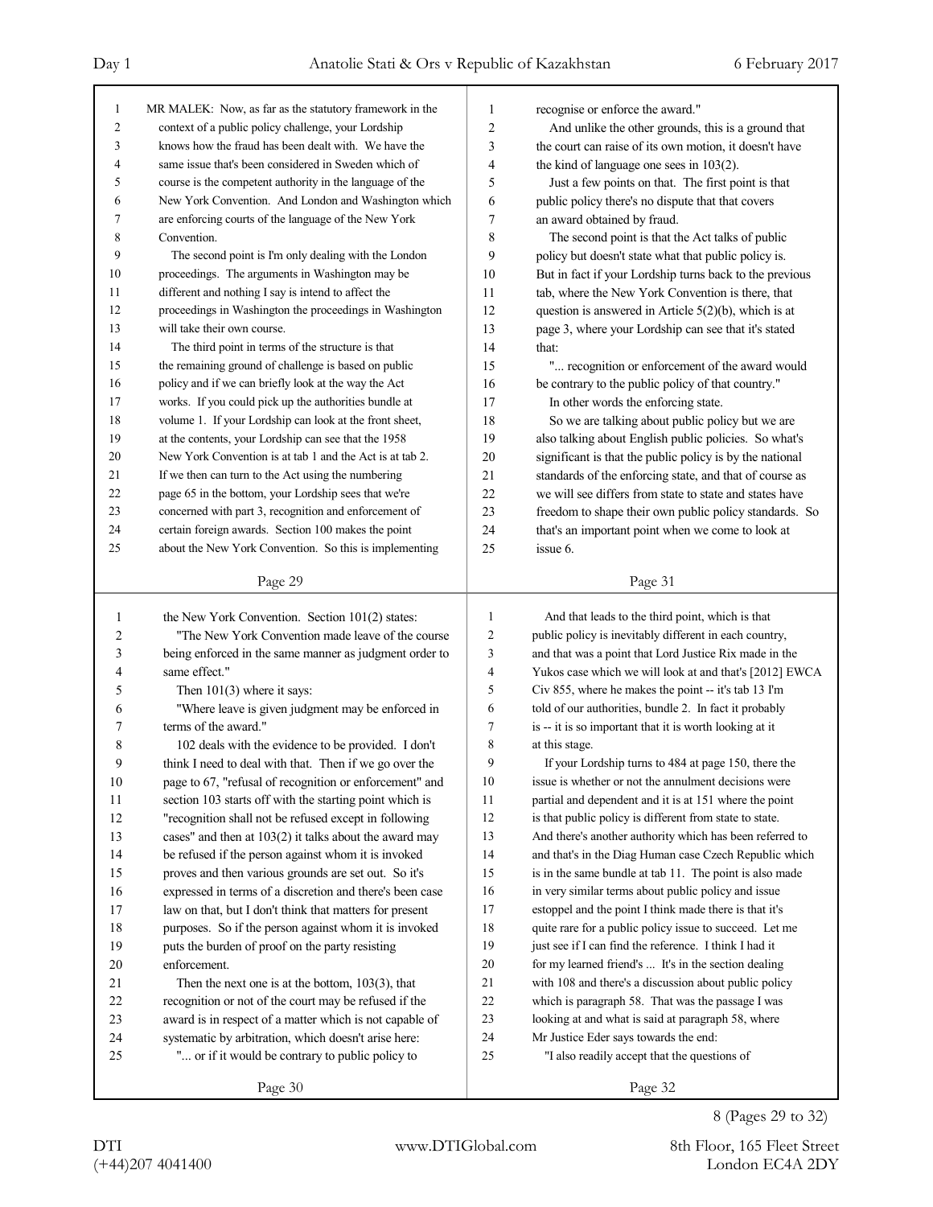MR MALEK: Now, as far as the statutory framework in the context of a public policy challenge, your Lordship knows how the fraud has been dealt with. We have the same issue that's been considered in Sweden which of course is the competent authority in the language of the New York Convention. And London and Washington which are enforcing courts of the language of the New York Convention.

The second point is I'm only dealing with the London proceedings. The arguments in Washington may be different and nothing I say is intend to affect the proceedings in Washington the proceedings in Washington will take their own course.

The third point in terms of the structure is that the remaining ground of challenge is based on public policy and if we can briefly look at the way the Act works. If you could pick up the authorities bundle at volume 1. If your Lordship can look at the front sheet, at the contents, your Lordship can see that the 1958 New York Convention is at tab 1 and the Act is at tab 2. If we then can turn to the Act using the numbering page 65 in the bottom, your Lordship sees that we're concerned with part 3, recognition and enforcement of certain foreign awards. Section 100 makes the point about the New York Convention. So this is implementing the New York Convention. Section 101(2) states:

"The New York Convention made leave of the course being enforced in the same manner as judgment order to same effect."

Then 101(3) where it says:

"Where leave is given judgment may be enforced in terms of the award."

102 deals with the evidence to be provided. I don't think I need to deal with that. Then if we go over the page to 67, "refusal of recognition or enforcement" and section 103 starts off with the starting point which is "recognition shall not be refused except in following cases" and then at 103(2) it talks about the award may be refused if the person against whom it is invoked proves and then various grounds are set out. So it's expressed in terms of a discretion and there's been case law on that, but I don't think that matters for present purposes. So if the person against whom it is invoked puts the burden of proof on the party resisting enforcement.

Then the next one is at the bottom, 103(3), that recognition or not of the court may be refused if the award is in respect of a matter which is not capable of systematic by arbitration, which doesn't arise here:

"... or if it would be contrary to public policy to recognise or enforce the award."

And unlike the other grounds, this is a ground that the court can raise of its own motion, it doesn't have the kind of language one sees in 103(2).

Just a few points on that. The first point is that public policy there's no dispute that that covers an award obtained by fraud.

The second point is that the Act talks of public policy but doesn't state what that public policy is. But in fact if your Lordship turns back to the previous tab, where the New York Convention is there, that question is answered in Article 5(2)(b), which is at page 3, where your Lordship can see that it's stated that:

"... recognition or enforcement of the award would be contrary to the public policy of that country."

In other words the enforcing state.

So we are talking about public policy but we are also talking about English public policies. So what's significant is that the public policy is by the national standards of the enforcing state, and that of course as we will see differs from state to state and states have freedom to shape their own public policy standards. So that's an important point when we come to look at issue 6.

And that leads to the third point, which is that public policy is inevitably different in each country, and that was a point that Lord Justice Rix made in the Yukos case which we will look at and that's [2012] EWCA Civ 855, where he makes the point -- it's tab 13 I'm told of our authorities, bundle 2. In fact it probably is -- it is so important that it is worth looking at it at this stage.

If your Lordship turns to 484 at page 150, there the issue is whether or not the annulment decisions were partial and dependent and it is at 151 where the point is that public policy is different from state to state. And there's another authority which has been referred to and that's in the Diag Human case Czech Republic which is in the same bundle at tab 11. The point is also made in very similar terms about public policy and issue estoppel and the point I think made there is that it's quite rare for a public policy issue to succeed. Let me just see if I can find the reference. I think I had it for my learned friend's ... It's in the section dealing with 108 and there's a discussion about public policy which is paragraph 58. That was the passage I was looking at and what is said at paragraph 58, where Mr Justice Eder says towards the end:

"I also readily accept that the questions of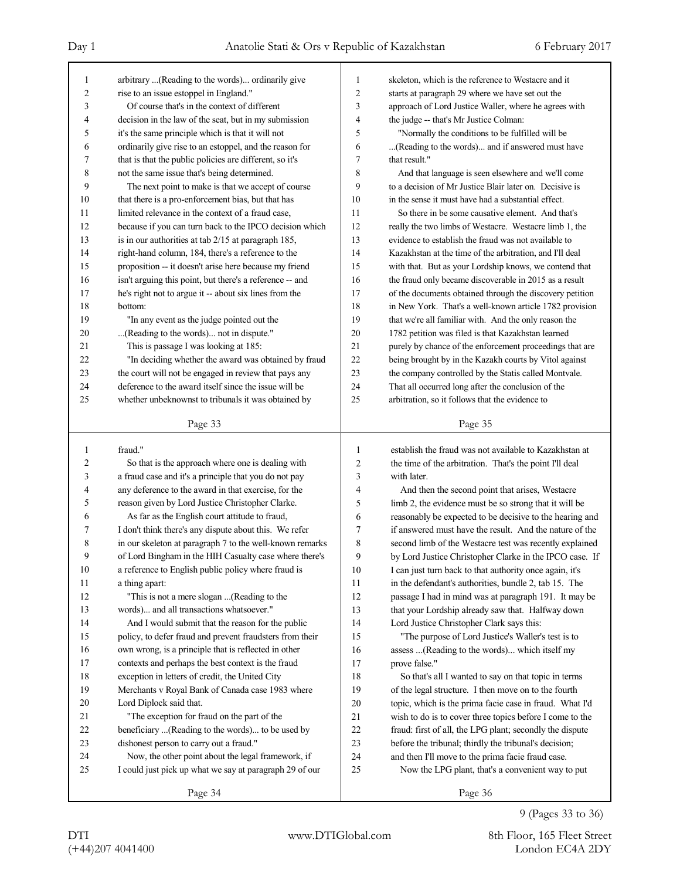Page 33

1 arbitrary ...(Reading to the words)... ordinarily give
2 rise to an issue estoppel in England."
3 Of course that's in the context of different
4 decision in the law of the seat, but in my submission
5 it's the same principle which is that it will not
6 ordinarily give rise to an estoppel, and the reason for
7 that is that the public policies are different, so it's
8 not the same issue that's being determined.
9 The next point to make is that we accept of course
10 that there is a pro-enforcement bias, but that has
11 limited relevance in the context of a fraud case,
12 because if you can turn back to the IPCO decision which
13 is in our authorities at tab 2/15 at paragraph 185,
14 right-hand column, 184, there's a reference to the
15 proposition -- it doesn't arise here because my friend
16 isn't arguing this point, but there's a reference -- and
17 he's right not to argue it -- about six lines from the
18 bottom:
19 "In any event as the judge pointed out the
20 ...(Reading to the words)... not in dispute."
21 This is passage I was looking at 185:
22 "In deciding whether the award was obtained by fraud
23 the court will not be engaged in review that pays any
24 deference to the award itself since the issue will be
25 whether unbeknownst to tribunals it was obtained by

Page 34

1 fraud."
2 So that is the approach where one is dealing with
3 a fraud case and it's a principle that you do not pay
4 any deference to the award in that exercise, for the
5 reason given by Lord Justice Christopher Clarke.
6 As far as the English court attitude to fraud,
7 I don't think there's any dispute about this. We refer
8 in our skeleton at paragraph 7 to the well-known remarks
9 of Lord Bingham in the HIH Casualty case where there's
10 a reference to English public policy where fraud is
11 a thing apart:
12 "This is not a mere slogan ...(Reading to the
13 words)... and all transactions whatsoever."
14 And I would submit that the reason for the public
15 policy, to defer fraud and prevent fraudsters from their
16 own wrong, is a principle that is reflected in other
17 contexts and perhaps the best context is the fraud
18 exception in letters of credit, the United City
19 Merchants v Royal Bank of Canada case 1983 where
20 Lord Diplock said that.
21 "The exception for fraud on the part of the
22 beneficiary ...(Reading to the words)... to be used by
23 dishonest person to carry out a fraud."
24 Now, the other point about the legal framework, if
25 I could just pick up what we say at paragraph 29 of our

Page 35

1 skeleton, which is the reference to Westacre and it
2 starts at paragraph 29 where we have set out the
3 approach of Lord Justice Waller, where he agrees with
4 the judge -- that's Mr Justice Colman:
5 "Normally the conditions to be fulfilled will be
6 ...(Reading to the words)... and if answered must have
7 that result."
8 And that language is seen elsewhere and we'll come
9 to a decision of Mr Justice Blair later on. Decisive is
10 in the sense it must have had a substantial effect.
11 So there in be some causative element. And that's
12 really the two limbs of Westacre. Westacre limb 1, the
13 evidence to establish the fraud was not available to
14 Kazakhstan at the time of the arbitration, and I'll deal
15 with that. But as your Lordship knows, we contend that
16 the fraud only became discoverable in 2015 as a result
17 of the documents obtained through the discovery petition
18 in New York. That's a well-known article 1782 provision
19 that we're all familiar with. And the only reason the
20 1782 petition was filed is that Kazakhstan learned
21 purely by chance of the enforcement proceedings that are
22 being brought by in the Kazakh courts by Vitol against
23 the company controlled by the Statis called Montvale.
24 That all occurred long after the conclusion of the
25 arbitration, so it follows that the evidence to

Page 36

1 establish the fraud was not available to Kazakhstan at
2 the time of the arbitration. That's the point I'll deal
3 with later.
4 And then the second point that arises, Westacre
5 limb 2, the evidence must be so strong that it will be
6 reasonably be expected to be decisive to the hearing and
7 if answered must have the result. And the nature of the
8 second limb of the Westacre test was recently explained
9 by Lord Justice Christopher Clarke in the IPCO case. If
10 I can just turn back to that authority once again, it's
11 in the defendant's authorities, bundle 2, tab 15. The
12 passage I had in mind was at paragraph 191. It may be
13 that your Lordship already saw that. Halfway down
14 Lord Justice Christopher Clark says this:
15 "The purpose of Lord Justice's Waller's test is to
16 assess ...(Reading to the words)... which itself my
17 prove false."
18 So that's all I wanted to say on that topic in terms
19 of the legal structure. I then move on to the fourth
20 topic, which is the prima facie case in fraud. What I'd
21 wish to do is to cover three topics before I come to the
22 fraud: first of all, the LPG plant; secondly the dispute
23 before the tribunal; thirdly the tribunal's decision;
24 and then I'll move to the prima facie fraud case.
25 Now the LPG plant, that's a convenient way to put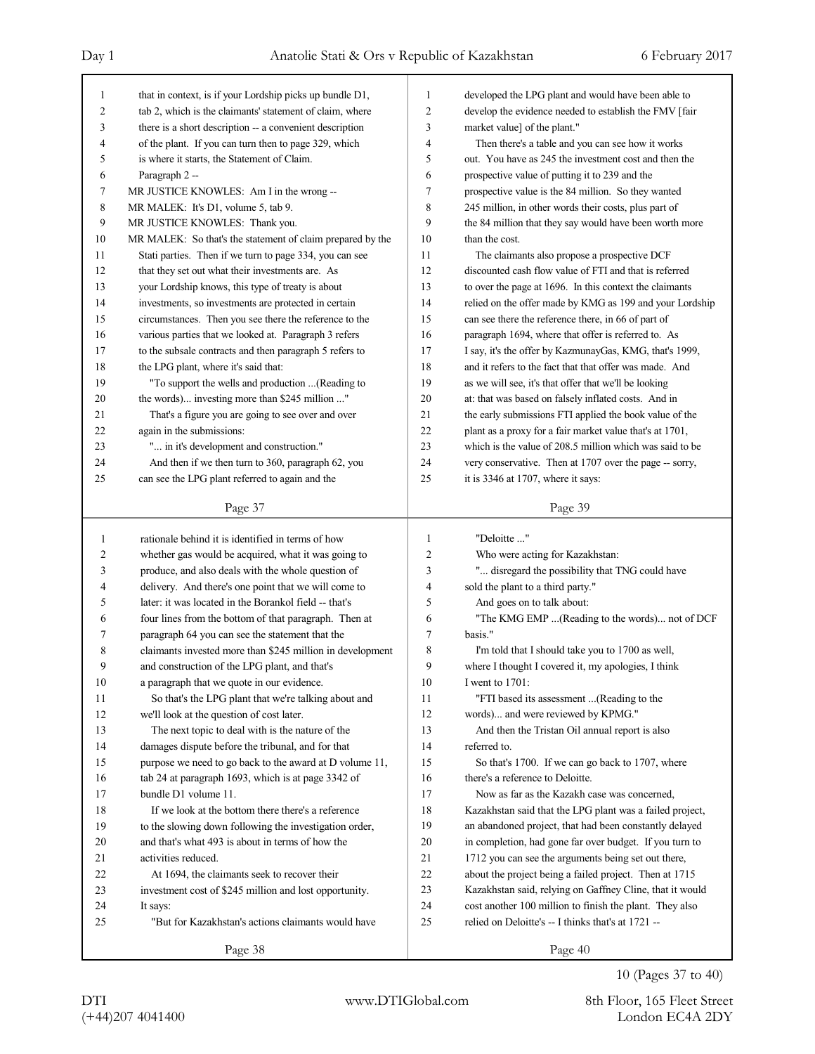that in context, is if your Lordship picks up bundle D1, tab 2, which is the claimants' statement of claim, where there is a short description -- a convenient description of the plant. If you can turn then to page 329, which is where it starts, the Statement of Claim.

Paragraph 2 --

MR JUSTICE KNOWLES: Am I in the wrong --

MR MALEK: It's D1, volume 5, tab 9.

MR JUSTICE KNOWLES: Thank you.

MR MALEK: So that's the statement of claim prepared by the Stati parties. Then if we turn to page 334, you can see that they set out what their investments are. As your Lordship knows, this type of treaty is about investments, so investments are protected in certain circumstances. Then you see there the reference to the various parties that we looked at. Paragraph 3 refers to the subsale contracts and then paragraph 5 refers to the LPG plant, where it's said that:

"To support the wells and production ...(Reading to the words)... investing more than $245 million ..."

That's a figure you are going to see over and over again in the submissions:

"... in it's development and construction."

And then if we then turn to 360, paragraph 62, you can see the LPG plant referred to again and the rationale behind it is identified in terms of how whether gas would be acquired, what it was going to produce, and also deals with the whole question of delivery. And there's one point that we will come to later: it was located in the Borankol field -- that's four lines from the bottom of that paragraph. Then at paragraph 64 you can see the statement that the claimants invested more than $245 million in development and construction of the LPG plant, and that's a paragraph that we quote in our evidence.

So that's the LPG plant that we're talking about and we'll look at the question of cost later.

The next topic to deal with is the nature of the damages dispute before the tribunal, and for that purpose we need to go back to the award at D volume 11, tab 24 at paragraph 1693, which is at page 3342 of bundle D1 volume 11.

If we look at the bottom there there's a reference to the slowing down following the investigation order, and that's what 493 is about in terms of how the activities reduced.

At 1694, the claimants seek to recover their investment cost of $245 million and lost opportunity. It says:

"But for Kazakhstan's actions claimants would have developed the LPG plant and would have been able to develop the evidence needed to establish the FMV [fair market value] of the plant."

Then there's a table and you can see how it works out. You have as 245 the investment cost and then the prospective value of putting it to 239 and the prospective value is the 84 million. So they wanted 245 million, in other words their costs, plus part of the 84 million that they say would have been worth more than the cost.

The claimants also propose a prospective DCF discounted cash flow value of FTI and that is referred to over the page at 1696. In this context the claimants relied on the offer made by KMG as 199 and your Lordship can see there the reference there, in 66 of part of paragraph 1694, where that offer is referred to. As I say, it's the offer by KazmunayGas, KMG, that's 1999, and it refers to the fact that that offer was made. And as we will see, it's that offer that we'll be looking at: that was based on falsely inflated costs. And in the early submissions FTI applied the book value of the plant as a proxy for a fair market value that's at 1701, which is the value of 208.5 million which was said to be very conservative. Then at 1707 over the page -- sorry, it is 3346 at 1707, where it says:

"Deloitte ..."

Who were acting for Kazakhstan:

"... disregard the possibility that TNG could have sold the plant to a third party."

And goes on to talk about:

"The KMG EMP ...(Reading to the words)... not of DCF basis."

I'm told that I should take you to 1700 as well, where I thought I covered it, my apologies, I think I went to 1701:

"FTI based its assessment ...(Reading to the words)... and were reviewed by KPMG."

And then the Tristan Oil annual report is also referred to.

So that's 1700. If we can go back to 1707, where there's a reference to Deloitte.

Now as far as the Kazakh case was concerned, Kazakhstan said that the LPG plant was a failed project, an abandoned project, that had been constantly delayed in completion, had gone far over budget. If you turn to 1712 you can see the arguments being set out there, about the project being a failed project. Then at 1715 Kazakhstan said, relying on Gaffney Cline, that it would cost another 100 million to finish the plant. They also relied on Deloitte's -- I thinks that's at 1721 --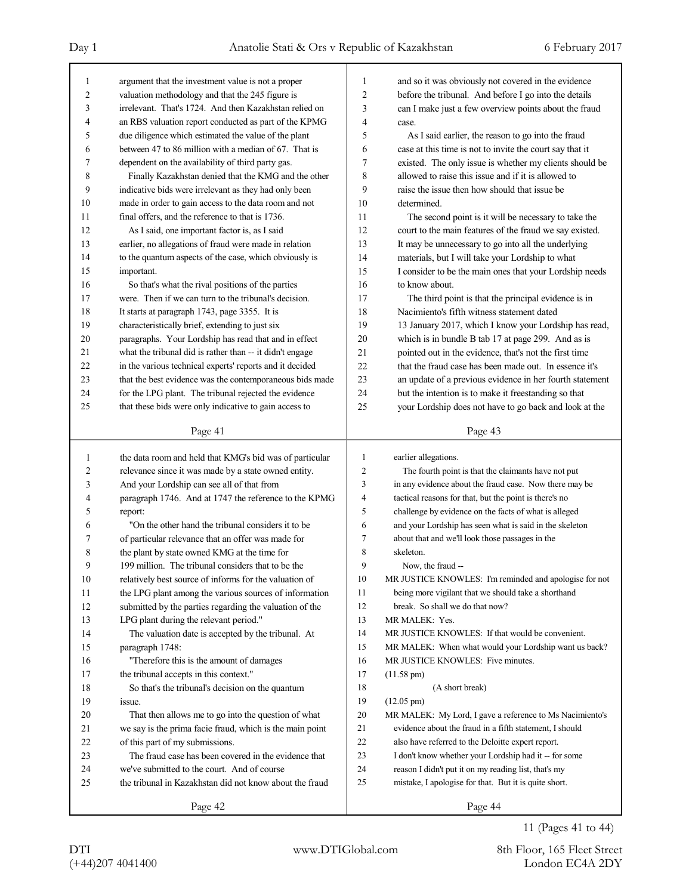argument that the investment value is not a proper valuation methodology and that the 245 figure is irrelevant. That's 1724. And then Kazakhstan relied on an RBS valuation report conducted as part of the KPMG due diligence which estimated the value of the plant between 47 to 86 million with a median of 67. That is dependent on the availability of third party gas.

Finally Kazakhstan denied that the KMG and the other indicative bids were irrelevant as they had only been made in order to gain access to the data room and not final offers, and the reference to that is 1736.

As I said, one important factor is, as I said earlier, no allegations of fraud were made in relation to the quantum aspects of the case, which obviously is important.

So that's what the rival positions of the parties were. Then if we can turn to the tribunal's decision. It starts at paragraph 1743, page 3355. It is characteristically brief, extending to just six paragraphs. Your Lordship has read that and in effect what the tribunal did is rather than -- it didn't engage in the various technical experts' reports and it decided that the best evidence was the contemporaneous bids made for the LPG plant. The tribunal rejected the evidence that these bids were only indicative to gain access to the data room and held that KMG's bid was of particular relevance since it was made by a state owned entity. And your Lordship can see all of that from paragraph 1746. And at 1747 the reference to the KPMG report:

"On the other hand the tribunal considers it to be of particular relevance that an offer was made for the plant by state owned KMG at the time for 199 million. The tribunal considers that to be the relatively best source of informs for the valuation of the LPG plant among the various sources of information submitted by the parties regarding the valuation of the LPG plant during the relevant period."

The valuation date is accepted by the tribunal. At paragraph 1748:

"Therefore this is the amount of damages the tribunal accepts in this context."

So that's the tribunal's decision on the quantum issue.

That then allows me to go into the question of what we say is the prima facie fraud, which is the main point of this part of my submissions.

The fraud case has been covered in the evidence that we've submitted to the court. And of course the tribunal in Kazakhstan did not know about the fraud and so it was obviously not covered in the evidence before the tribunal. And before I go into the details can I make just a few overview points about the fraud case.

As I said earlier, the reason to go into the fraud case at this time is not to invite the court say that it existed. The only issue is whether my clients should be allowed to raise this issue and if it is allowed to raise the issue then how should that issue be determined.

The second point is it will be necessary to take the court to the main features of the fraud we say existed. It may be unnecessary to go into all the underlying materials, but I will take your Lordship to what I consider to be the main ones that your Lordship needs to know about.

The third point is that the principal evidence is in Nacimiento's fifth witness statement dated 13 January 2017, which I know your Lordship has read, which is in bundle B tab 17 at page 299. And as is pointed out in the evidence, that's not the first time that the fraud case has been made out. In essence it's an update of a previous evidence in her fourth statement but the intention is to make it freestanding so that your Lordship does not have to go back and look at the earlier allegations.

The fourth point is that the claimants have not put in any evidence about the fraud case. Now there may be tactical reasons for that, but the point is there's no challenge by evidence on the facts of what is alleged and your Lordship has seen what is said in the skeleton about that and we'll look those passages in the skeleton.

Now, the fraud --

MR JUSTICE KNOWLES: I'm reminded and apologise for not being more vigilant that we should take a shorthand break. So shall we do that now?

MR MALEK: Yes.

MR JUSTICE KNOWLES: If that would be convenient.

MR MALEK: When what would your Lordship want us back?

MR JUSTICE KNOWLES: Five minutes.

(11.58 pm)

(A short break)

(12.05 pm)

MR MALEK: My Lord, I gave a reference to Ms Nacimiento's evidence about the fraud in a fifth statement, I should also have referred to the Deloitte expert report. I don't know whether your Lordship had it -- for some reason I didn't put it on my reading list, that's my mistake, I apologise for that. But it is quite short.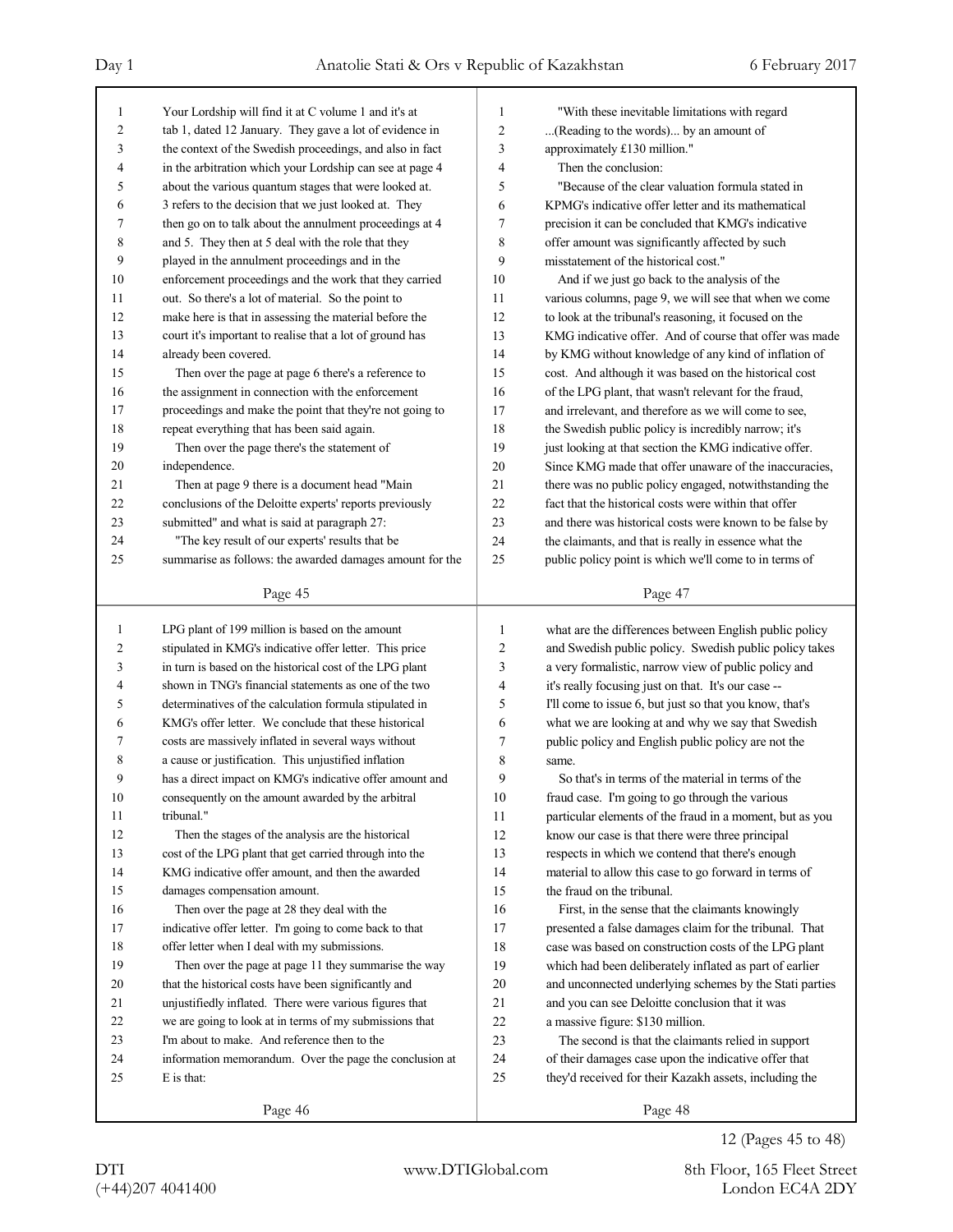Your Lordship will find it at C volume 1 and it's at tab 1, dated 12 January. They gave a lot of evidence in the context of the Swedish proceedings, and also in fact in the arbitration which your Lordship can see at page 4 about the various quantum stages that were looked at. 3 refers to the decision that we just looked at. They then go on to talk about the annulment proceedings at 4 and 5. They then at 5 deal with the role that they played in the annulment proceedings and in the enforcement proceedings and the work that they carried out. So there's a lot of material. So the point to make here is that in assessing the material before the court it's important to realise that a lot of ground has already been covered.

Then over the page at page 6 there's a reference to the assignment in connection with the enforcement proceedings and make the point that they're not going to repeat everything that has been said again.

Then over the page there's the statement of independence.

Then at page 9 there is a document head "Main conclusions of the Deloitte experts' reports previously submitted" and what is said at paragraph 27:

"The key result of our experts' results that be summarise as follows: the awarded damages amount for the LPG plant of 199 million is based on the amount stipulated in KMG's indicative offer letter. This price in turn is based on the historical cost of the LPG plant shown in TNG's financial statements as one of the two determinatives of the calculation formula stipulated in KMG's offer letter. We conclude that these historical costs are massively inflated in several ways without a cause or justification. This unjustified inflation has a direct impact on KMG's indicative offer amount and consequently on the amount awarded by the arbitral tribunal."

Then the stages of the analysis are the historical cost of the LPG plant that get carried through into the KMG indicative offer amount, and then the awarded damages compensation amount.

Then over the page at 28 they deal with the indicative offer letter. I'm going to come back to that offer letter when I deal with my submissions.

Then over the page at page 11 they summarise the way that the historical costs have been significantly and unjustifiedly inflated. There were various figures that we are going to look at in terms of my submissions that I'm about to make. And reference then to the information memorandum. Over the page the conclusion at E is that:

"With these inevitable limitations with regard ...(Reading to the words)... by an amount of approximately £130 million."

Then the conclusion:

"Because of the clear valuation formula stated in KPMG's indicative offer letter and its mathematical precision it can be concluded that KMG's indicative offer amount was significantly affected by such misstatement of the historical cost."

And if we just go back to the analysis of the various columns, page 9, we will see that when we come to look at the tribunal's reasoning, it focused on the KMG indicative offer. And of course that offer was made by KMG without knowledge of any kind of inflation of cost. And although it was based on the historical cost of the LPG plant, that wasn't relevant for the fraud, and irrelevant, and therefore as we will come to see, the Swedish public policy is incredibly narrow; it's just looking at that section the KMG indicative offer. Since KMG made that offer unaware of the inaccuracies, there was no public policy engaged, notwithstanding the fact that the historical costs were within that offer and there was historical costs were known to be false by the claimants, and that is really in essence what the public policy point is which we'll come to in terms of what are the differences between English public policy and Swedish public policy. Swedish public policy takes a very formalistic, narrow view of public policy and it's really focusing just on that. It's our case -- I'll come to issue 6, but just so that you know, that's what we are looking at and why we say that Swedish public policy and English public policy are not the same.

So that's in terms of the material in terms of the fraud case. I'm going to go through the various particular elements of the fraud in a moment, but as you know our case is that there were three principal respects in which we contend that there's enough material to allow this case to go forward in terms of the fraud on the tribunal.

First, in the sense that the claimants knowingly presented a false damages claim for the tribunal. That case was based on construction costs of the LPG plant which had been deliberately inflated as part of earlier and unconnected underlying schemes by the Stati parties and you can see Deloitte conclusion that it was a massive figure: $130 million.

The second is that the claimants relied in support of their damages case upon the indicative offer that they'd received for their Kazakh assets, including the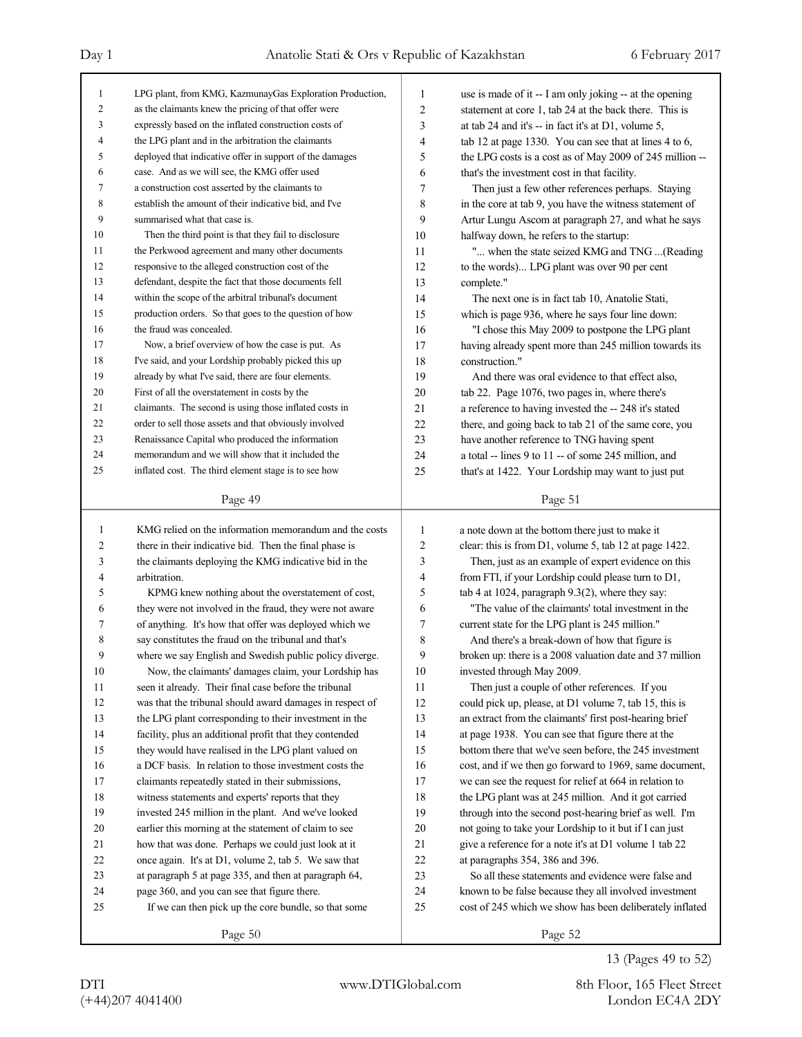LPG plant, from KMG, KazmunayGas Exploration Production, as the claimants knew the pricing of that offer were expressly based on the inflated construction costs of the LPG plant and in the arbitration the claimants deployed that indicative offer in support of the damages case. And as we will see, the KMG offer used a construction cost asserted by the claimants to establish the amount of their indicative bid, and I've summarised what that case is.

Then the third point is that they fail to disclosure the Perkwood agreement and many other documents responsive to the alleged construction cost of the defendant, despite the fact that those documents fell within the scope of the arbitral tribunal's document production orders. So that goes to the question of how the fraud was concealed.

Now, a brief overview of how the case is put. As I've said, and your Lordship probably picked this up already by what I've said, there are four elements. First of all the overstatement in costs by the claimants. The second is using those inflated costs in order to sell those assets and that obviously involved Renaissance Capital who produced the information memorandum and we will show that it included the inflated cost. The third element stage is to see how KMG relied on the information memorandum and the costs there in their indicative bid. Then the final phase is the claimants deploying the KMG indicative bid in the arbitration.

KPMG knew nothing about the overstatement of cost, they were not involved in the fraud, they were not aware of anything. It's how that offer was deployed which we say constitutes the fraud on the tribunal and that's where we say English and Swedish public policy diverge.

Now, the claimants' damages claim, your Lordship has seen it already. Their final case before the tribunal was that the tribunal should award damages in respect of the LPG plant corresponding to their investment in the facility, plus an additional profit that they contended they would have realised in the LPG plant valued on a DCF basis. In relation to those investment costs the claimants repeatedly stated in their submissions, witness statements and experts' reports that they invested 245 million in the plant. And we've looked earlier this morning at the statement of claim to see how that was done. Perhaps we could just look at it once again. It's at D1, volume 2, tab 5. We saw that at paragraph 5 at page 335, and then at paragraph 64, page 360, and you can see that figure there.

If we can then pick up the core bundle, so that some use is made of it -- I am only joking -- at the opening statement at core 1, tab 24 at the back there. This is at tab 24 and it's -- in fact it's at D1, volume 5, tab 12 at page 1330. You can see that at lines 4 to 6, the LPG costs is a cost as of May 2009 of 245 million -- that's the investment cost in that facility.

Then just a few other references perhaps. Staying in the core at tab 9, you have the witness statement of Artur Lungu Ascom at paragraph 27, and what he says halfway down, he refers to the startup:

"... when the state seized KMG and TNG ...(Reading to the words)... LPG plant was over 90 per cent complete."

The next one is in fact tab 10, Anatolie Stati, which is page 936, where he says four line down:

"I chose this May 2009 to postpone the LPG plant having already spent more than 245 million towards its construction."

And there was oral evidence to that effect also, tab 22. Page 1076, two pages in, where there's a reference to having invested the -- 248 it's stated there, and going back to tab 21 of the same core, you have another reference to TNG having spent a total -- lines 9 to 11 -- of some 245 million, and that's at 1422. Your Lordship may want to just put a note down at the bottom there just to make it clear: this is from D1, volume 5, tab 12 at page 1422.

Then, just as an example of expert evidence on this from FTI, if your Lordship could please turn to D1, tab 4 at 1024, paragraph 9.3(2), where they say:

"The value of the claimants' total investment in the current state for the LPG plant is 245 million."

And there's a break-down of how that figure is broken up: there is a 2008 valuation date and 37 million invested through May 2009.

Then just a couple of other references. If you could pick up, please, at D1 volume 7, tab 15, this is an extract from the claimants' first post-hearing brief at page 1938. You can see that figure there at the bottom there that we've seen before, the 245 investment cost, and if we then go forward to 1969, same document, we can see the request for relief at 664 in relation to the LPG plant was at 245 million. And it got carried through into the second post-hearing brief as well. I'm not going to take your Lordship to it but if I can just give a reference for a note it's at D1 volume 1 tab 22 at paragraphs 354, 386 and 396.

So all these statements and evidence were false and known to be false because they all involved investment cost of 245 which we show has been deliberately inflated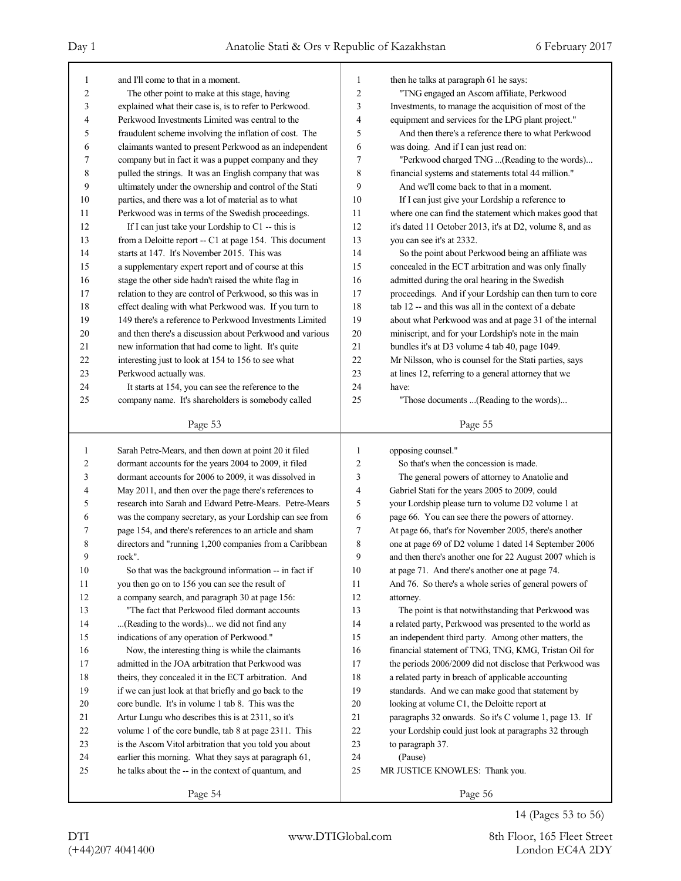and I'll come to that in a moment.

The other point to make at this stage, having explained what their case is, is to refer to Perkwood. Perkwood Investments Limited was central to the fraudulent scheme involving the inflation of cost. The claimants wanted to present Perkwood as an independent company but in fact it was a puppet company and they pulled the strings. It was an English company that was ultimately under the ownership and control of the Stati parties, and there was a lot of material as to what Perkwood was in terms of the Swedish proceedings.

If I can just take your Lordship to C1 -- this is from a Deloitte report -- C1 at page 154. This document starts at 147. It's November 2015. This was a supplementary expert report and of course at this stage the other side hadn't raised the white flag in relation to they are control of Perkwood, so this was in effect dealing with what Perkwood was. If you turn to 149 there's a reference to Perkwood Investments Limited and then there's a discussion about Perkwood and various new information that had come to light. It's quite interesting just to look at 154 to 156 to see what Perkwood actually was.

It starts at 154, you can see the reference to the company name. It's shareholders is somebody called Sarah Petre-Mears, and then down at point 20 it filed dormant accounts for the years 2004 to 2009, it filed dormant accounts for 2006 to 2009, it was dissolved in May 2011, and then over the page there's references to research into Sarah and Edward Petre-Mears. Petre-Mears was the company secretary, as your Lordship can see from page 154, and there's references to an article and sham directors and "running 1,200 companies from a Caribbean rock".

So that was the background information -- in fact if you then go on to 156 you can see the result of a company search, and paragraph 30 at page 156:

"The fact that Perkwood filed dormant accounts ...(Reading to the words)... we did not find any indications of any operation of Perkwood."

Now, the interesting thing is while the claimants admitted in the JOA arbitration that Perkwood was theirs, they concealed it in the ECT arbitration. And if we can just look at that briefly and go back to the core bundle. It's in volume 1 tab 8. This was the Artur Lungu who describes this is at 2311, so it's volume 1 of the core bundle, tab 8 at page 2311. This is the Ascom Vitol arbitration that you told you about earlier this morning. What they says at paragraph 61, he talks about the -- in the context of quantum, and then he talks at paragraph 61 he says:

"TNG engaged an Ascom affiliate, Perkwood Investments, to manage the acquisition of most of the equipment and services for the LPG plant project."

And then there's a reference there to what Perkwood was doing. And if I can just read on:

"Perkwood charged TNG ...(Reading to the words)... financial systems and statements total 44 million."

And we'll come back to that in a moment.

If I can just give your Lordship a reference to where one can find the statement which makes good that it's dated 11 October 2013, it's at D2, volume 8, and as you can see it's at 2332.

So the point about Perkwood being an affiliate was concealed in the ECT arbitration and was only finally admitted during the oral hearing in the Swedish proceedings. And if your Lordship can then turn to core tab 12 -- and this was all in the context of a debate about what Perkwood was and at page 31 of the internal miniscript, and for your Lordship's note in the main bundles it's at D3 volume 4 tab 40, page 1049. Mr Nilsson, who is counsel for the Stati parties, says at lines 12, referring to a general attorney that we have:

"Those documents ...(Reading to the words)... opposing counsel."

So that's when the concession is made.

The general powers of attorney to Anatolie and Gabriel Stati for the years 2005 to 2009, could your Lordship please turn to volume D2 volume 1 at page 66. You can see there the powers of attorney. At page 66, that's for November 2005, there's another one at page 69 of D2 volume 1 dated 14 September 2006 and then there's another one for 22 August 2007 which is at page 71. And there's another one at page 74. And 76. So there's a whole series of general powers of attorney.

The point is that notwithstanding that Perkwood was a related party, Perkwood was presented to the world as an independent third party. Among other matters, the financial statement of TNG, TNG, KMG, Tristan Oil for the periods 2006/2009 did not disclose that Perkwood was a related party in breach of applicable accounting standards. And we can make good that statement by looking at volume C1, the Deloitte report at paragraphs 32 onwards. So it's C volume 1, page 13. If your Lordship could just look at paragraphs 32 through to paragraph 37.

(Pause)

MR JUSTICE KNOWLES: Thank you.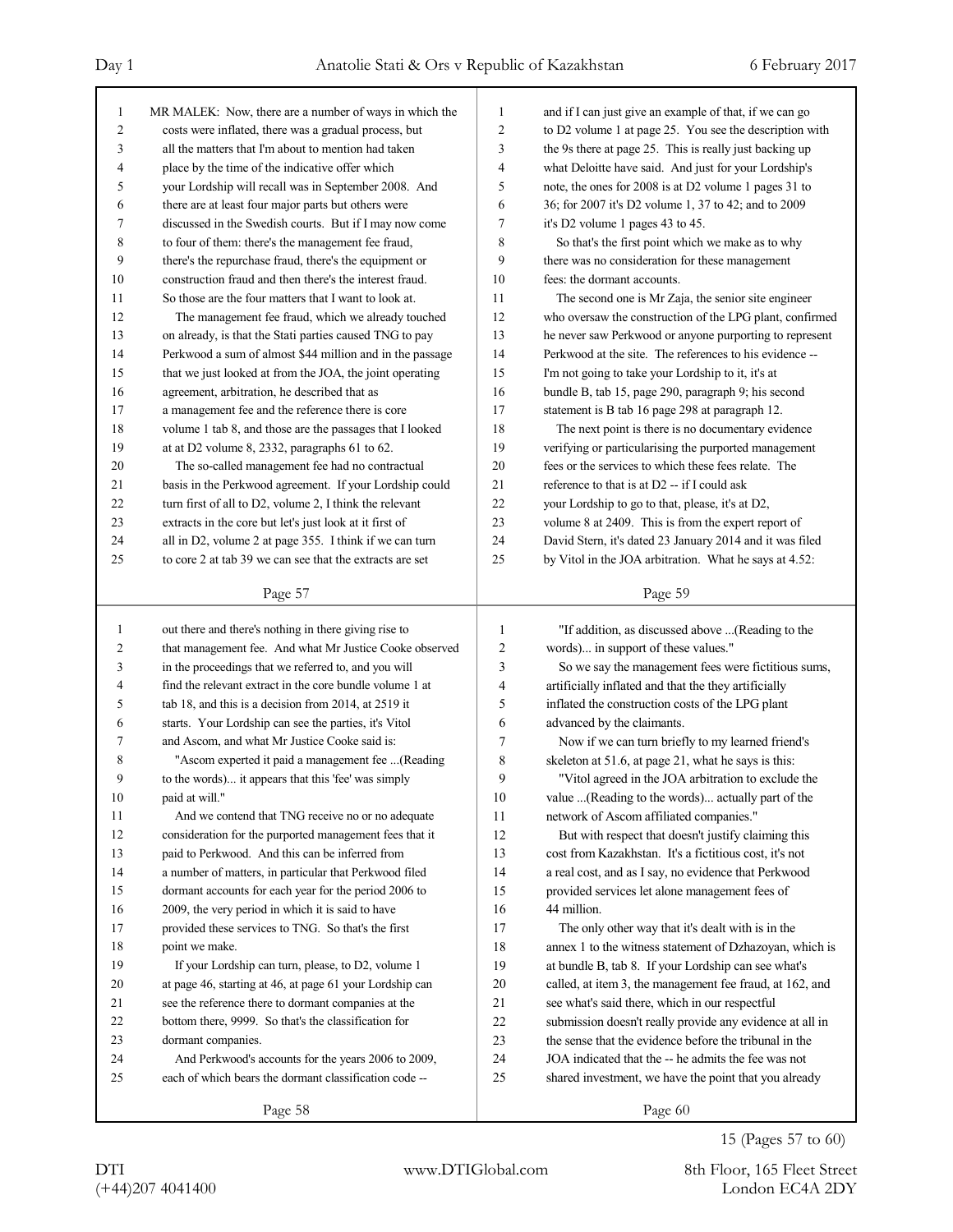MR MALEK: Now, there are a number of ways in which the costs were inflated, there was a gradual process, but all the matters that I'm about to mention had taken place by the time of the indicative offer which your Lordship will recall was in September 2008. And there are at least four major parts but others were discussed in the Swedish courts. But if I may now come to four of them: there's the management fee fraud, there's the repurchase fraud, there's the equipment or construction fraud and then there's the interest fraud. So those are the four matters that I want to look at.

The management fee fraud, which we already touched on already, is that the Stati parties caused TNG to pay Perkwood a sum of almost $44 million and in the passage that we just looked at from the JOA, the joint operating agreement, arbitration, he described that as a management fee and the reference there is core volume 1 tab 8, and those are the passages that I looked at at D2 volume 8, 2332, paragraphs 61 to 62.

The so-called management fee had no contractual basis in the Perkwood agreement. If your Lordship could turn first of all to D2, volume 2, I think the relevant extracts in the core but let's just look at it first of all in D2, volume 2 at page 355. I think if we can turn to core 2 at tab 39 we can see that the extracts are set out there and there's nothing in there giving rise to that management fee. And what Mr Justice Cooke observed in the proceedings that we referred to, and you will find the relevant extract in the core bundle volume 1 at tab 18, and this is a decision from 2014, at 2519 it starts. Your Lordship can see the parties, it's Vitol and Ascom, and what Mr Justice Cooke said is:

"Ascom experted it paid a management fee ...(Reading to the words)... it appears that this 'fee' was simply paid at will."

And we contend that TNG receive no or no adequate consideration for the purported management fees that it paid to Perkwood. And this can be inferred from a number of matters, in particular that Perkwood filed dormant accounts for each year for the period 2006 to 2009, the very period in which it is said to have provided these services to TNG. So that's the first point we make.

If your Lordship can turn, please, to D2, volume 1 at page 46, starting at 46, at page 61 your Lordship can see the reference there to dormant companies at the bottom there, 9999. So that's the classification for dormant companies.

And Perkwood's accounts for the years 2006 to 2009, each of which bears the dormant classification code -- and if I can just give an example of that, if we can go to D2 volume 1 at page 25. You see the description with the 9s there at page 25. This is really just backing up what Deloitte have said. And just for your Lordship's note, the ones for 2008 is at D2 volume 1 pages 31 to 36; for 2007 it's D2 volume 1, 37 to 42; and to 2009 it's D2 volume 1 pages 43 to 45.

So that's the first point which we make as to why there was no consideration for these management fees: the dormant accounts.

The second one is Mr Zaja, the senior site engineer who oversaw the construction of the LPG plant, confirmed he never saw Perkwood or anyone purporting to represent Perkwood at the site. The references to his evidence -- I'm not going to take your Lordship to it, it's at bundle B, tab 15, page 290, paragraph 9; his second statement is B tab 16 page 298 at paragraph 12.

The next point is there is no documentary evidence verifying or particularising the purported management fees or the services to which these fees relate. The reference to that is at D2 -- if I could ask your Lordship to go to that, please, it's at D2, volume 8 at 2409. This is from the expert report of David Stern, it's dated 23 January 2014 and it was filed by Vitol in the JOA arbitration. What he says at 4.52:

"If addition, as discussed above ...(Reading to the words)... in support of these values."

So we say the management fees were fictitious sums, artificially inflated and that the they artificially inflated the construction costs of the LPG plant advanced by the claimants.

Now if we can turn briefly to my learned friend's skeleton at 51.6, at page 21, what he says is this:

"Vitol agreed in the JOA arbitration to exclude the value ...(Reading to the words)... actually part of the network of Ascom affiliated companies."

But with respect that doesn't justify claiming this cost from Kazakhstan. It's a fictitious cost, it's not a real cost, and as I say, no evidence that Perkwood provided services let alone management fees of 44 million.

The only other way that it's dealt with is in the annex 1 to the witness statement of Dzhazoyan, which is at bundle B, tab 8. If your Lordship can see what's called, at item 3, the management fee fraud, at 162, and see what's said there, which in our respectful submission doesn't really provide any evidence at all in the sense that the evidence before the tribunal in the JOA indicated that the -- he admits the fee was not shared investment, we have the point that you already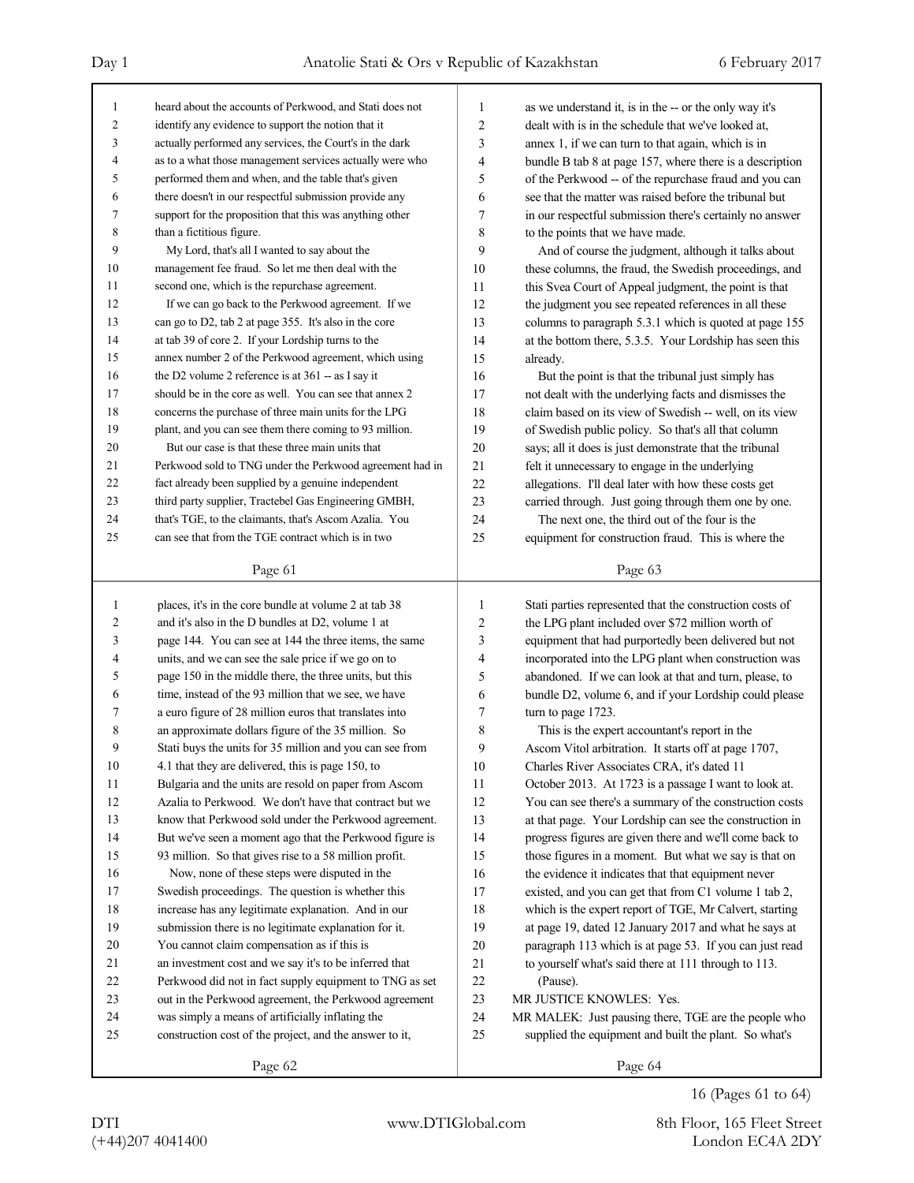heard about the accounts of Perkwood, and Stati does not identify any evidence to support the notion that it actually performed any services, the Court's in the dark as to a what those management services actually were who performed them and when, and the table that's given there doesn't in our respectful submission provide any support for the proposition that this was anything other than a fictitious figure.

My Lord, that's all I wanted to say about the management fee fraud. So let me then deal with the second one, which is the repurchase agreement.

If we can go back to the Perkwood agreement. If we can go to D2, tab 2 at page 355. It's also in the core at tab 39 of core 2. If your Lordship turns to the annex number 2 of the Perkwood agreement, which using the D2 volume 2 reference is at 361 -- as I say it should be in the core as well. You can see that annex 2 concerns the purchase of three main units for the LPG plant, and you can see them there coming to 93 million.

But our case is that these three main units that Perkwood sold to TNG under the Perkwood agreement had in fact already been supplied by a genuine independent third party supplier, Tractebel Gas Engineering GMBH, that's TGE, to the claimants, that's Ascom Azalia. You can see that from the TGE contract which is in two places, it's in the core bundle at volume 2 at tab 38 and it's also in the D bundles at D2, volume 1 at page 144. You can see at 144 the three items, the same units, and we can see the sale price if we go on to page 150 in the middle there, the three units, but this time, instead of the 93 million that we see, we have a euro figure of 28 million euros that translates into an approximate dollars figure of the 35 million. So Stati buys the units for 35 million and you can see from 4.1 that they are delivered, this is page 150, to Bulgaria and the units are resold on paper from Ascom Azalia to Perkwood. We don't have that contract but we know that Perkwood sold under the Perkwood agreement. But we've seen a moment ago that the Perkwood figure is 93 million. So that gives rise to a 58 million profit.

Now, none of these steps were disputed in the Swedish proceedings. The question is whether this increase has any legitimate explanation. And in our submission there is no legitimate explanation for it. You cannot claim compensation as if this is an investment cost and we say it's to be inferred that Perkwood did not in fact supply equipment to TNG as set out in the Perkwood agreement, the Perkwood agreement was simply a means of artificially inflating the construction cost of the project, and the answer to it, as we understand it, is in the -- or the only way it's dealt with is in the schedule that we've looked at, annex 1, if we can turn to that again, which is in bundle B tab 8 at page 157, where there is a description of the Perkwood -- of the repurchase fraud and you can see that the matter was raised before the tribunal but in our respectful submission there's certainly no answer to the points that we have made.

And of course the judgment, although it talks about these columns, the fraud, the Swedish proceedings, and this Svea Court of Appeal judgment, the point is that the judgment you see repeated references in all these columns to paragraph 5.3.1 which is quoted at page 155 at the bottom there, 5.3.5. Your Lordship has seen this already.

But the point is that the tribunal just simply has not dealt with the underlying facts and dismisses the claim based on its view of Swedish -- well, on its view of Swedish public policy. So that's all that column says; all it does is just demonstrate that the tribunal felt it unnecessary to engage in the underlying allegations. I'll deal later with how these costs get carried through. Just going through them one by one.

The next one, the third out of the four is the equipment for construction fraud. This is where the Stati parties represented that the construction costs of the LPG plant included over $72 million worth of equipment that had purportedly been delivered but not incorporated into the LPG plant when construction was abandoned. If we can look at that and turn, please, to bundle D2, volume 6, and if your Lordship could please turn to page 1723.

This is the expert accountant's report in the Ascom Vitol arbitration. It starts off at page 1707, Charles River Associates CRA, it's dated 11 October 2013. At 1723 is a passage I want to look at. You can see there's a summary of the construction costs at that page. Your Lordship can see the construction in progress figures are given there and we'll come back to those figures in a moment. But what we say is that on the evidence it indicates that that equipment never existed, and you can get that from C1 volume 1 tab 2, which is the expert report of TGE, Mr Calvert, starting at page 19, dated 12 January 2017 and what he says at paragraph 113 which is at page 53. If you can just read to yourself what's said there at 111 through to 113.

(Pause).

MR JUSTICE KNOWLES: Yes.

MR MALEK: Just pausing there, TGE are the people who supplied the equipment and built the plant. So what's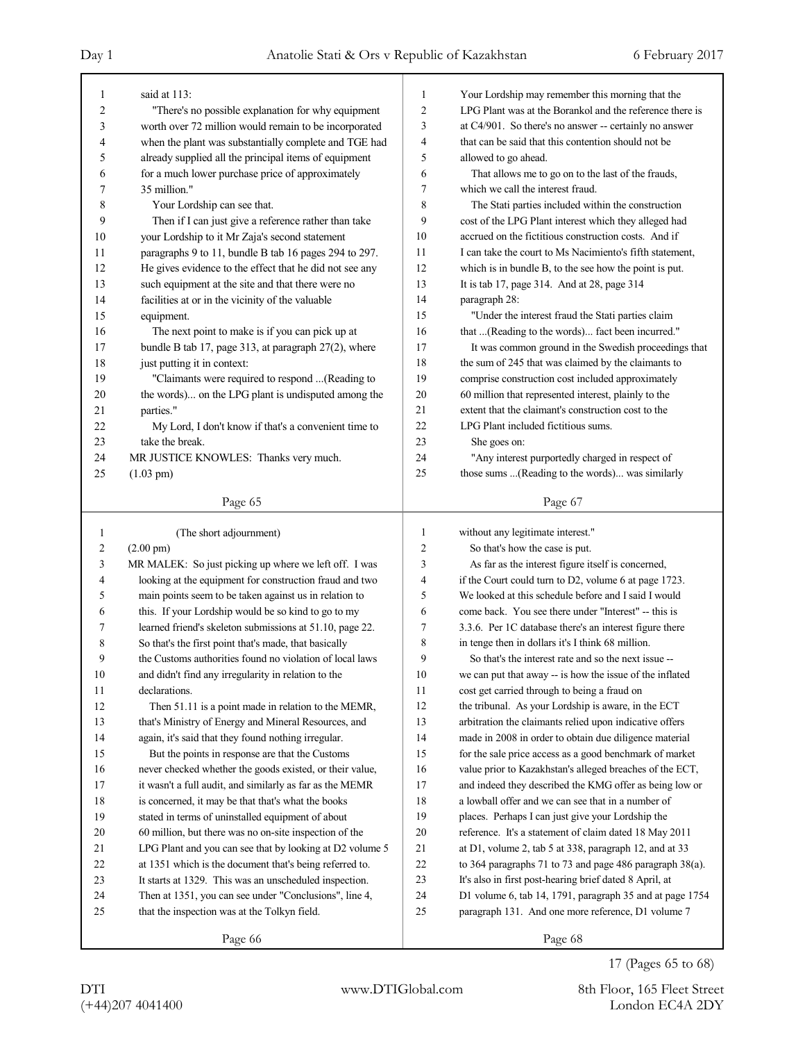said at 113:

"There's no possible explanation for why equipment worth over 72 million would remain to be incorporated when the plant was substantially complete and TGE had already supplied all the principal items of equipment for a much lower purchase price of approximately 35 million."

Your Lordship can see that.

Then if I can just give a reference rather than take your Lordship to it Mr Zaja's second statement paragraphs 9 to 11, bundle B tab 16 pages 294 to 297. He gives evidence to the effect that he did not see any such equipment at the site and that there were no facilities at or in the vicinity of the valuable equipment.

The next point to make is if you can pick up at bundle B tab 17, page 313, at paragraph 27(2), where just putting it in context:

"Claimants were required to respond ...(Reading to the words)... on the LPG plant is undisputed among the parties."

My Lord, I don't know if that's a convenient time to take the break.

MR JUSTICE KNOWLES: Thanks very much.

(1.03 pm)

(The short adjournment)

(2.00 pm)

MR MALEK: So just picking up where we left off. I was looking at the equipment for construction fraud and two main points seem to be taken against us in relation to this. If your Lordship would be so kind to go to my learned friend's skeleton submissions at 51.10, page 22. So that's the first point that's made, that basically the Customs authorities found no violation of local laws and didn't find any irregularity in relation to the declarations.

Then 51.11 is a point made in relation to the MEMR, that's Ministry of Energy and Mineral Resources, and again, it's said that they found nothing irregular.

But the points in response are that the Customs never checked whether the goods existed, or their value, it wasn't a full audit, and similarly as far as the MEMR is concerned, it may be that that's what the books stated in terms of uninstalled equipment of about 60 million, but there was no on-site inspection of the LPG Plant and you can see that by looking at D2 volume 5 at 1351 which is the document that's being referred to. It starts at 1329. This was an unscheduled inspection. Then at 1351, you can see under "Conclusions", line 4, that the inspection was at the Tolkyn field.

Your Lordship may remember this morning that the LPG Plant was at the Borankol and the reference there is at C4/901. So there's no answer -- certainly no answer that can be said that this contention should not be allowed to go ahead.

That allows me to go on to the last of the frauds, which we call the interest fraud.

The Stati parties included within the construction cost of the LPG Plant interest which they alleged had accrued on the fictitious construction costs. And if I can take the court to Ms Nacimiento's fifth statement, which is in bundle B, to the see how the point is put. It is tab 17, page 314. And at 28, page 314 paragraph 28:

"Under the interest fraud the Stati parties claim that ...(Reading to the words)... fact been incurred."

It was common ground in the Swedish proceedings that the sum of 245 that was claimed by the claimants to comprise construction cost included approximately 60 million that represented interest, plainly to the extent that the claimant's construction cost to the LPG Plant included fictitious sums.

She goes on:

"Any interest purportedly charged in respect of those sums ...(Reading to the words)... was similarly without any legitimate interest."

So that's how the case is put.

As far as the interest figure itself is concerned, if the Court could turn to D2, volume 6 at page 1723. We looked at this schedule before and I said I would come back. You see there under "Interest" -- this is 3.3.6. Per 1C database there's an interest figure there in tenge then in dollars it's I think 68 million.

So that's the interest rate and so the next issue -- we can put that away -- is how the issue of the inflated cost get carried through to being a fraud on the tribunal. As your Lordship is aware, in the ECT arbitration the claimants relied upon indicative offers made in 2008 in order to obtain due diligence material for the sale price access as a good benchmark of market value prior to Kazakhstan's alleged breaches of the ECT, and indeed they described the KMG offer as being low or a lowball offer and we can see that in a number of places. Perhaps I can just give your Lordship the reference. It's a statement of claim dated 18 May 2011 at D1, volume 2, tab 5 at 338, paragraph 12, and at 33 to 364 paragraphs 71 to 73 and page 486 paragraph 38(a). It's also in first post-hearing brief dated 8 April, at D1 volume 6, tab 14, 1791, paragraph 35 and at page 1754 paragraph 131. And one more reference, D1 volume 7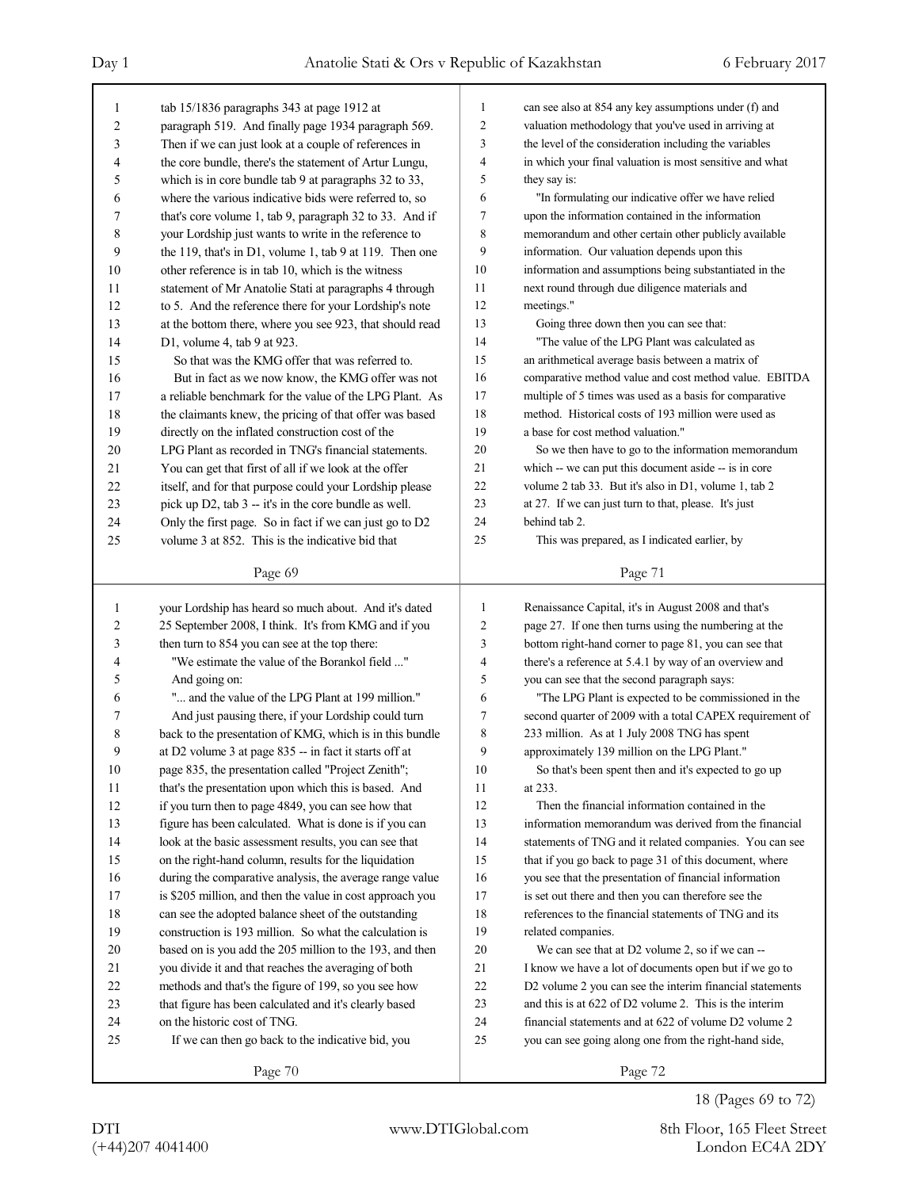tab 15/1836 paragraphs 343 at page 1912 at paragraph 519. And finally page 1934 paragraph 569. Then if we can just look at a couple of references in the core bundle, there's the statement of Artur Lungu, which is in core bundle tab 9 at paragraphs 32 to 33, where the various indicative bids were referred to, so that's core volume 1, tab 9, paragraph 32 to 33. And if your Lordship just wants to write in the reference to the 119, that's in D1, volume 1, tab 9 at 119. Then one other reference is in tab 10, which is the witness statement of Mr Anatolie Stati at paragraphs 4 through to 5. And the reference there for your Lordship's note at the bottom there, where you see 923, that should read D1, volume 4, tab 9 at 923.

So that was the KMG offer that was referred to.

But in fact as we now know, the KMG offer was not a reliable benchmark for the value of the LPG Plant. As the claimants knew, the pricing of that offer was based directly on the inflated construction cost of the LPG Plant as recorded in TNG's financial statements. You can get that first of all if we look at the offer itself, and for that purpose could your Lordship please pick up D2, tab 3 -- it's in the core bundle as well. Only the first page. So in fact if we can just go to D2 volume 3 at 852. This is the indicative bid that your Lordship has heard so much about. And it's dated 25 September 2008, I think. It's from KMG and if you then turn to 854 you can see at the top there:

"We estimate the value of the Borankol field ..."

And going on:

"... and the value of the LPG Plant at 199 million."

And just pausing there, if your Lordship could turn back to the presentation of KMG, which is in this bundle at D2 volume 3 at page 835 -- in fact it starts off at page 835, the presentation called "Project Zenith"; that's the presentation upon which this is based. And if you turn then to page 4849, you can see how that figure has been calculated. What is done is if you can look at the basic assessment results, you can see that on the right-hand column, results for the liquidation during the comparative analysis, the average range value is $205 million, and then the value in cost approach you can see the adopted balance sheet of the outstanding construction is 193 million. So what the calculation is based on is you add the 205 million to the 193, and then you divide it and that reaches the averaging of both methods and that's the figure of 199, so you see how that figure has been calculated and it's clearly based on the historic cost of TNG.

If we can then go back to the indicative bid, you can see also at 854 any key assumptions under (f) and valuation methodology that you've used in arriving at the level of the consideration including the variables in which your final valuation is most sensitive and what they say is:

"In formulating our indicative offer we have relied upon the information contained in the information memorandum and other certain other publicly available information. Our valuation depends upon this information and assumptions being substantiated in the next round through due diligence materials and meetings."

Going three down then you can see that:

"The value of the LPG Plant was calculated as an arithmetical average basis between a matrix of comparative method value and cost method value. EBITDA multiple of 5 times was used as a basis for comparative method. Historical costs of 193 million were used as a base for cost method valuation."

So we then have to go to the information memorandum which -- we can put this document aside -- is in core volume 2 tab 33. But it's also in D1, volume 1, tab 2 at 27. If we can just turn to that, please. It's just behind tab 2.

This was prepared, as I indicated earlier, by Renaissance Capital, it's in August 2008 and that's page 27. If one then turns using the numbering at the bottom right-hand corner to page 81, you can see that there's a reference at 5.4.1 by way of an overview and you can see that the second paragraph says:

"The LPG Plant is expected to be commissioned in the second quarter of 2009 with a total CAPEX requirement of 233 million. As at 1 July 2008 TNG has spent approximately 139 million on the LPG Plant."

So that's been spent then and it's expected to go up at 233.

Then the financial information contained in the information memorandum was derived from the financial statements of TNG and it related companies. You can see that if you go back to page 31 of this document, where you see that the presentation of financial information is set out there and then you can therefore see the references to the financial statements of TNG and its related companies.

We can see that at D2 volume 2, so if we can -- I know we have a lot of documents open but if we go to D2 volume 2 you can see the interim financial statements and this is at 622 of D2 volume 2. This is the interim financial statements and at 622 of volume D2 volume 2 you can see going along one from the right-hand side,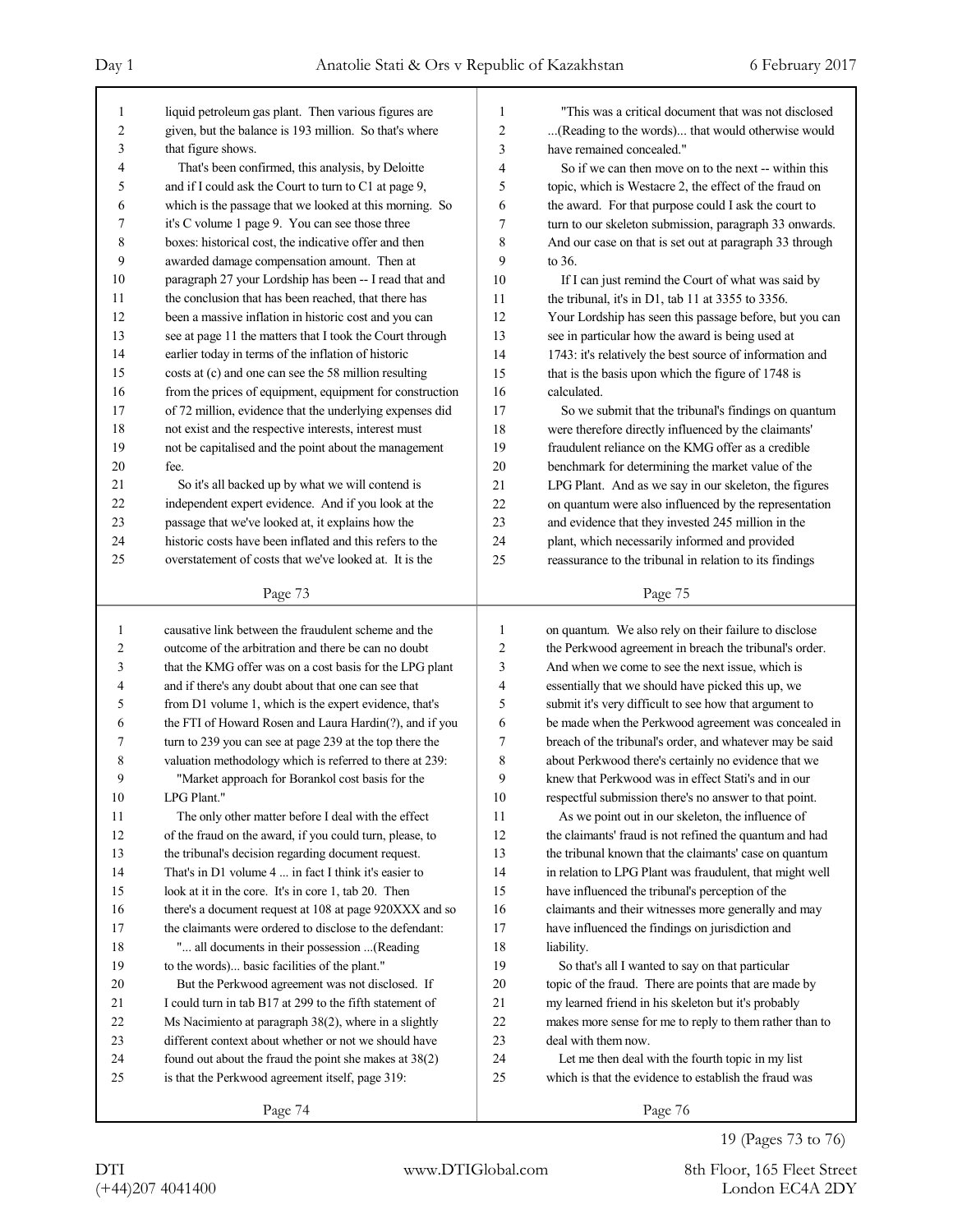liquid petroleum gas plant. Then various figures are given, but the balance is 193 million. So that's where that figure shows.

That's been confirmed, this analysis, by Deloitte and if I could ask the Court to turn to C1 at page 9, which is the passage that we looked at this morning. So it's C volume 1 page 9. You can see those three boxes: historical cost, the indicative offer and then awarded damage compensation amount. Then at paragraph 27 your Lordship has been -- I read that and the conclusion that has been reached, that there has been a massive inflation in historic cost and you can see at page 11 the matters that I took the Court through earlier today in terms of the inflation of historic costs at (c) and one can see the 58 million resulting from the prices of equipment, equipment for construction of 72 million, evidence that the underlying expenses did not exist and the respective interests, interest must not be capitalised and the point about the management fee.

So it's all backed up by what we will contend is independent expert evidence. And if you look at the passage that we've looked at, it explains how the historic costs have been inflated and this refers to the overstatement of costs that we've looked at. It is the causative link between the fraudulent scheme and the outcome of the arbitration and there can be no doubt that the KMG offer was on a cost basis for the LPG plant and if there's any doubt about that one can see that from D1 volume 1, which is the expert evidence, that's the FTI of Howard Rosen and Laura Hardin(?), and if you turn to 239 you can see at page 239 at the top there the valuation methodology which is referred to there at 239:

"Market approach for Borankol cost basis for the LPG Plant."

The only other matter before I deal with the effect of the fraud on the award, if you could turn, please, to the tribunal's decision regarding document request. That's in D1 volume 4 ... in fact I think it's easier to look at it in the core. It's in core 1, tab 20. Then there's a document request at 108 at page 920XXX and so the claimants were ordered to disclose to the defendant:

"... all documents in their possession ...(Reading to the words)... basic facilities of the plant."

But the Perkwood agreement was not disclosed. If I could turn in tab B17 at 299 to the fifth statement of Ms Nacimiento at paragraph 38(2), where in a slightly different context about whether or not we should have found out about the fraud the point she makes at 38(2) is that the Perkwood agreement itself, page 319:

"This was a critical document that was not disclosed ...(Reading to the words)... that would otherwise would have remained concealed."

So if we can then move on to the next -- within this topic, which is Westacre 2, the effect of the fraud on the award. For that purpose could I ask the court to turn to our skeleton submission, paragraph 33 onwards. And our case on that is set out at paragraph 33 through to 36.

If I can just remind the Court of what was said by the tribunal, it's in D1, tab 11 at 3355 to 3356. Your Lordship has seen this passage before, but you can see in particular how the award is being used at 1743: it's relatively the best source of information and that is the basis upon which the figure of 1748 is calculated.

So we submit that the tribunal's findings on quantum were therefore directly influenced by the claimants' fraudulent reliance on the KMG offer as a credible benchmark for determining the market value of the LPG Plant. And as we say in our skeleton, the figures on quantum were also influenced by the representation and evidence that they invested 245 million in the plant, which necessarily informed and provided reassurance to the tribunal in relation to its findings on quantum. We also rely on their failure to disclose the Perkwood agreement in breach the tribunal's order. And when we come to see the next issue, which is essentially that we should have picked this up, we submit it's very difficult to see how that argument to be made when the Perkwood agreement was concealed in breach of the tribunal's order, and whatever may be said about Perkwood there's certainly no evidence that we knew that Perkwood was in effect Stati's and in our respectful submission there's no answer to that point.

As we point out in our skeleton, the influence of the claimants' fraud is not refined the quantum and had the tribunal known that the claimants' case on quantum in relation to LPG Plant was fraudulent, that might well have influenced the tribunal's perception of the claimants and their witnesses more generally and may have influenced the findings on jurisdiction and liability.

So that's all I wanted to say on that particular topic of the fraud. There are points that are made by my learned friend in his skeleton but it's probably makes more sense for me to reply to them rather than to deal with them now.

Let me then deal with the fourth topic in my list which is that the evidence to establish the fraud was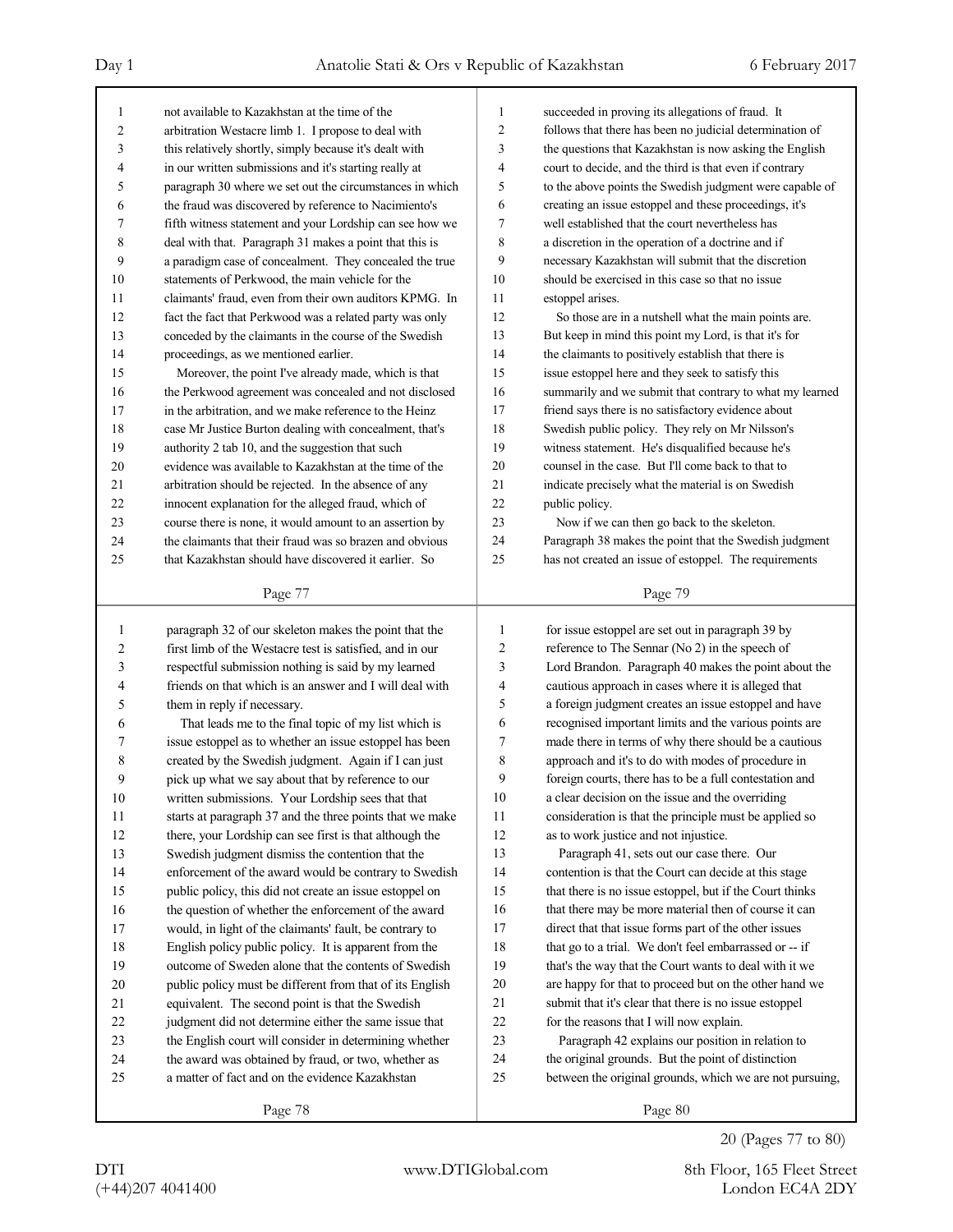not available to Kazakhstan at the time of the arbitration Westacre limb 1. I propose to deal with this relatively shortly, simply because it's dealt with in our written submissions and it's starting really at paragraph 30 where we set out the circumstances in which the fraud was discovered by reference to Nacimiento's fifth witness statement and your Lordship can see how we deal with that. Paragraph 31 makes a point that this is a paradigm case of concealment. They concealed the true statements of Perkwood, the main vehicle for the claimants' fraud, even from their own auditors KPMG. In fact the fact that Perkwood was a related party was only conceded by the claimants in the course of the Swedish proceedings, as we mentioned earlier.

Moreover, the point I've already made, which is that the Perkwood agreement was concealed and not disclosed in the arbitration, and we make reference to the Heinz case Mr Justice Burton dealing with concealment, that's authority 2 tab 10, and the suggestion that such evidence was available to Kazakhstan at the time of the arbitration should be rejected. In the absence of any innocent explanation for the alleged fraud, which of course there is none, it would amount to an assertion by the claimants that their fraud was so brazen and obvious that Kazakhstan should have discovered it earlier. So paragraph 32 of our skeleton makes the point that the first limb of the Westacre test is satisfied, and in our respectful submission nothing is said by my learned friends on that which is an answer and I will deal with them in reply if necessary.

That leads me to the final topic of my list which is issue estoppel as to whether an issue estoppel has been created by the Swedish judgment. Again if I can just pick up what we say about that by reference to our written submissions. Your Lordship sees that that starts at paragraph 37 and the three points that we make there, your Lordship can see first is that although the Swedish judgment dismiss the contention that the enforcement of the award would be contrary to Swedish public policy, this did not create an issue estoppel on the question of whether the enforcement of the award would, in light of the claimants' fault, be contrary to English policy public policy. It is apparent from the outcome of Sweden alone that the contents of Swedish public policy must be different from that of its English equivalent. The second point is that the Swedish judgment did not determine either the same issue that the English court will consider in determining whether the award was obtained by fraud, or two, whether as a matter of fact and on the evidence Kazakhstan succeeded in proving its allegations of fraud. It follows that there has been no judicial determination of the questions that Kazakhstan is now asking the English court to decide, and the third is that even if contrary to the above points the Swedish judgment were capable of creating an issue estoppel and these proceedings, it's well established that the court nevertheless has a discretion in the operation of a doctrine and if necessary Kazakhstan will submit that the discretion should be exercised in this case so that no issue estoppel arises.

So those are in a nutshell what the main points are. But keep in mind this point my Lord, is that it's for the claimants to positively establish that there is issue estoppel here and they seek to satisfy this summarily and we submit that contrary to what my learned friend says there is no satisfactory evidence about Swedish public policy. They rely on Mr Nilsson's witness statement. He's disqualified because he's counsel in the case. But I'll come back to that to indicate precisely what the material is on Swedish public policy.

Now if we can then go back to the skeleton. Paragraph 38 makes the point that the Swedish judgment has not created an issue of estoppel. The requirements for issue estoppel are set out in paragraph 39 by reference to The Sennar (No 2) in the speech of Lord Brandon. Paragraph 40 makes the point about the cautious approach in cases where it is alleged that a foreign judgment creates an issue estoppel and have recognised important limits and the various points are made there in terms of why there should be a cautious approach and it's to do with modes of procedure in foreign courts, there has to be a full contestation and a clear decision on the issue and the overriding consideration is that the principle must be applied so as to work justice and not injustice.

Paragraph 41, sets out our case there. Our contention is that the Court can decide at this stage that there is no issue estoppel, but if the Court thinks that there may be more material then of course it can direct that that issue forms part of the other issues that go to a trial. We don't feel embarrassed or -- if that's the way that the Court wants to deal with it we are happy for that to proceed but on the other hand we submit that it's clear that there is no issue estoppel for the reasons that I will now explain.

Paragraph 42 explains our position in relation to the original grounds. But the point of distinction between the original grounds, which we are not pursuing,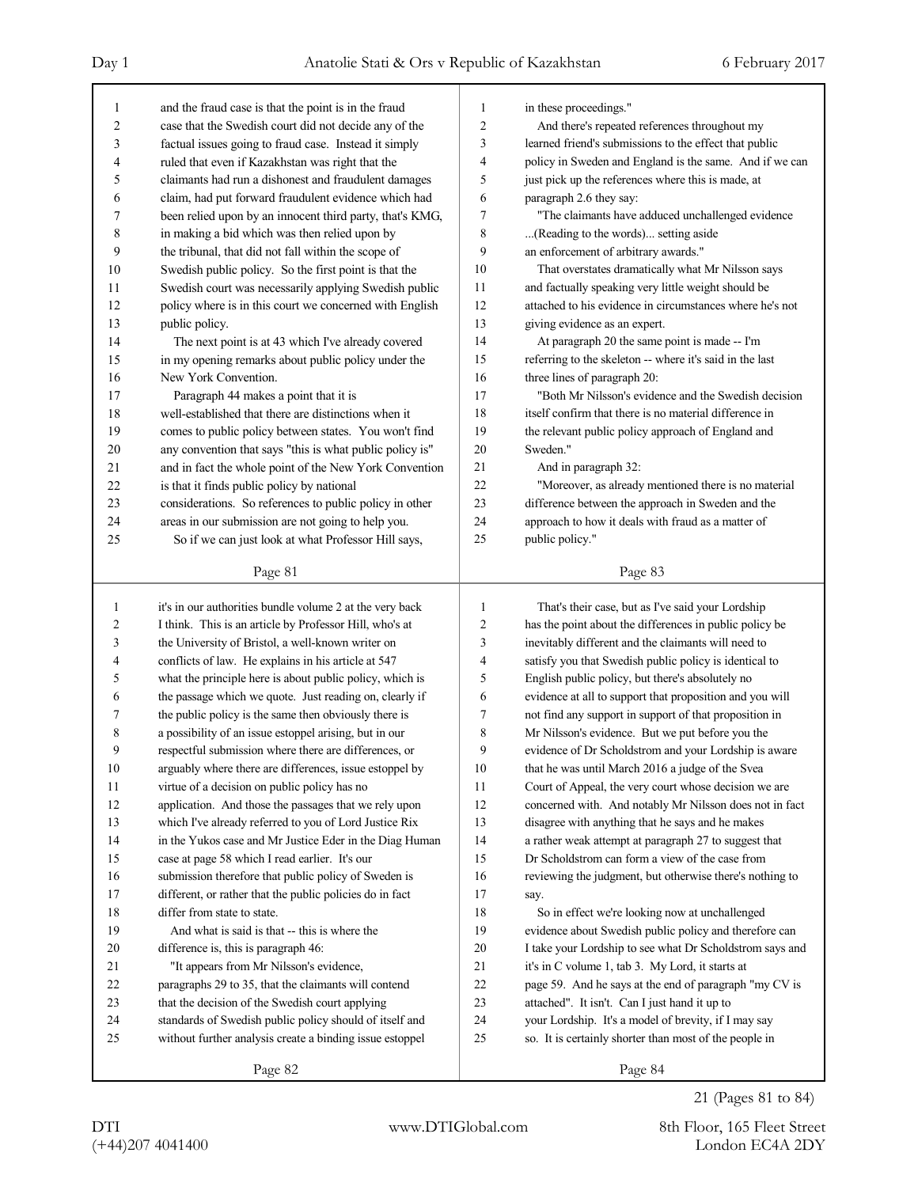and the fraud case is that the point is in the fraud case that the Swedish court did not decide any of the factual issues going to fraud case. Instead it simply ruled that even if Kazakhstan was right that the claimants had run a dishonest and fraudulent damages claim, had put forward fraudulent evidence which had been relied upon by an innocent third party, that's KMG, in making a bid which was then relied upon by the tribunal, that did not fall within the scope of Swedish public policy. So the first point is that the Swedish court was necessarily applying Swedish public policy where is in this court we concerned with English public policy.

The next point is at 43 which I've already covered in my opening remarks about public policy under the New York Convention.

Paragraph 44 makes a point that it is well-established that there are distinctions when it comes to public policy between states. You won't find any convention that says "this is what public policy is" and in fact the whole point of the New York Convention is that it finds public policy by national considerations. So references to public policy in other areas in our submission are not going to help you.

So if we can just look at what Professor Hill says, it's in our authorities bundle volume 2 at the very back I think. This is an article by Professor Hill, who's at the University of Bristol, a well-known writer on conflicts of law. He explains in his article at 547 what the principle here is about public policy, which is the passage which we quote. Just reading on, clearly if the public policy is the same then obviously there is a possibility of an issue estoppel arising, but in our respectful submission where there are differences, or arguably where there are differences, issue estoppel by virtue of a decision on public policy has no application. And those the passages that we rely upon which I've already referred to you of Lord Justice Rix in the Yukos case and Mr Justice Eder in the Diag Human case at page 58 which I read earlier. It's our submission therefore that public policy of Sweden is different, or rather that the public policies do in fact differ from state to state.

And what is said is that -- this is where the difference is, this is paragraph 46:

"It appears from Mr Nilsson's evidence, paragraphs 29 to 35, that the claimants will contend that the decision of the Swedish court applying standards of Swedish public policy should of itself and without further analysis create a binding issue estoppel in these proceedings."

And there's repeated references throughout my learned friend's submissions to the effect that public policy in Sweden and England is the same. And if we can just pick up the references where this is made, at paragraph 2.6 they say:

"The claimants have adduced unchallenged evidence ...(Reading to the words)... setting aside an enforcement of arbitrary awards."

That overstates dramatically what Mr Nilsson says and factually speaking very little weight should be attached to his evidence in circumstances where he's not giving evidence as an expert.

At paragraph 20 the same point is made -- I'm referring to the skeleton -- where it's said in the last three lines of paragraph 20:

"Both Mr Nilsson's evidence and the Swedish decision itself confirm that there is no material difference in the relevant public policy approach of England and Sweden."

And in paragraph 32:

"Moreover, as already mentioned there is no material difference between the approach in Sweden and the approach to how it deals with fraud as a matter of public policy."

That's their case, but as I've said your Lordship has the point about the differences in public policy be inevitably different and the claimants will need to satisfy you that Swedish public policy is identical to English public policy, but there's absolutely no evidence at all to support that proposition and you will not find any support in support of that proposition in Mr Nilsson's evidence. But we put before you the evidence of Dr Scholdstrom and your Lordship is aware that he was until March 2016 a judge of the Svea Court of Appeal, the very court whose decision we are concerned with. And notably Mr Nilsson does not in fact disagree with anything that he says and he makes a rather weak attempt at paragraph 27 to suggest that Dr Scholdstrom can form a view of the case from reviewing the judgment, but otherwise there's nothing to say.

So in effect we're looking now at unchallenged evidence about Swedish public policy and therefore can I take your Lordship to see what Dr Scholdstrom says and it's in C volume 1, tab 3. My Lord, it starts at page 59. And he says at the end of paragraph "my CV is attached". It isn't. Can I just hand it up to your Lordship. It's a model of brevity, if I may say so. It is certainly shorter than most of the people in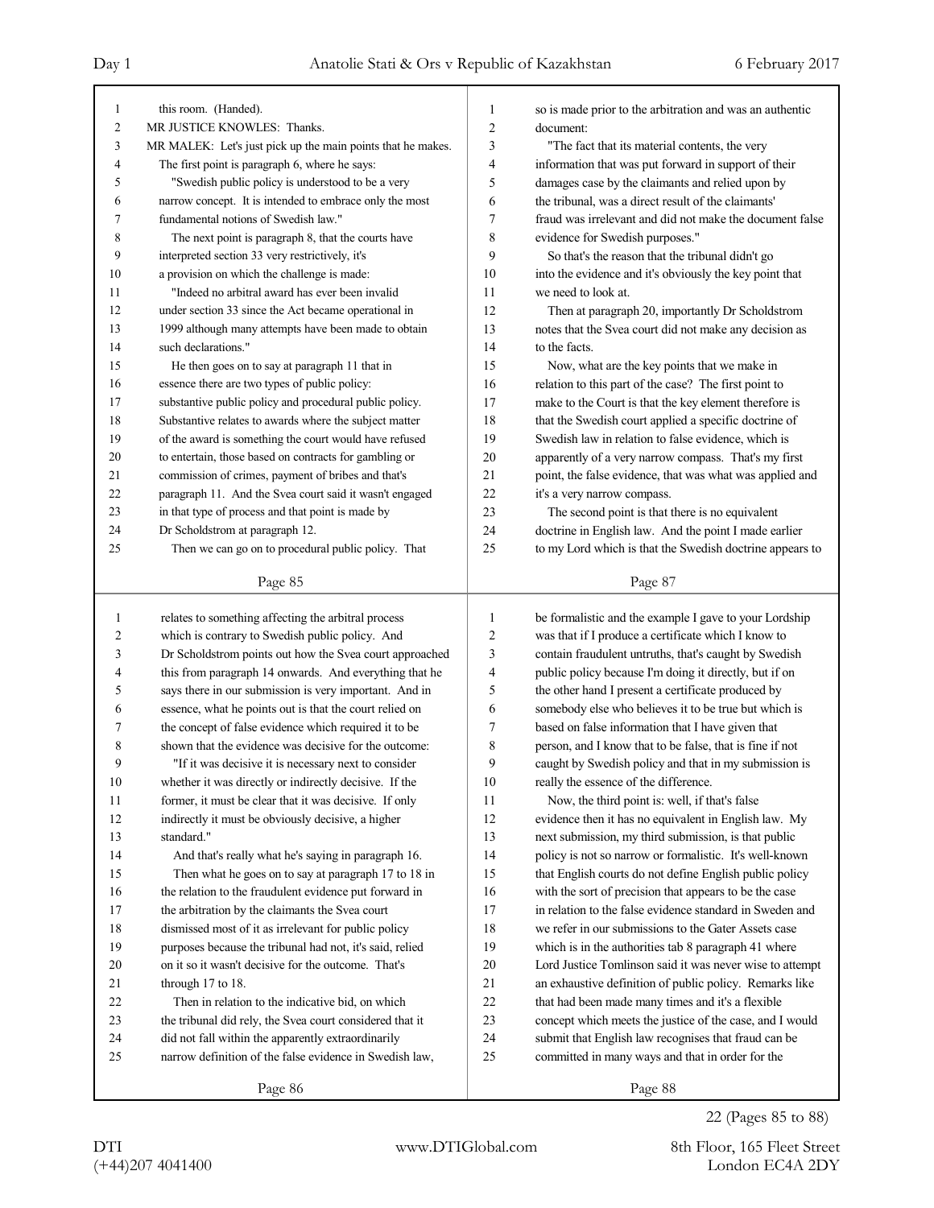this room. (Handed).

MR JUSTICE KNOWLES: Thanks.

MR MALEK: Let's just pick up the main points that he makes. The first point is paragraph 6, where he says:

"Swedish public policy is understood to be a very narrow concept. It is intended to embrace only the most fundamental notions of Swedish law."

The next point is paragraph 8, that the courts have interpreted section 33 very restrictively, it's a provision on which the challenge is made:

"Indeed no arbitral award has ever been invalid under section 33 since the Act became operational in 1999 although many attempts have been made to obtain such declarations."

He then goes on to say at paragraph 11 that in essence there are two types of public policy: substantive public policy and procedural public policy. Substantive relates to awards where the subject matter of the award is something the court would have refused to entertain, those based on contracts for gambling or commission of crimes, payment of bribes and that's paragraph 11. And the Svea court said it wasn't engaged in that type of process and that point is made by Dr Scholdstrom at paragraph 12.

Then we can go on to procedural public policy. That relates to something affecting the arbitral process which is contrary to Swedish public policy. And Dr Scholdstrom points out how the Svea court approached this from paragraph 14 onwards. And everything that he says there in our submission is very important. And in essence, what he points out is that the court relied on the concept of false evidence which required it to be shown that the evidence was decisive for the outcome:

"If it was decisive it is necessary next to consider whether it was directly or indirectly decisive. If the former, it must be clear that it was decisive. If only indirectly it must be obviously decisive, a higher standard."

And that's really what he's saying in paragraph 16.

Then what he goes on to say at paragraph 17 to 18 in the relation to the fraudulent evidence put forward in the arbitration by the claimants the Svea court dismissed most of it as irrelevant for public policy purposes because the tribunal had not, it's said, relied on it so it wasn't decisive for the outcome. That's through 17 to 18.

Then in relation to the indicative bid, on which the tribunal did rely, the Svea court considered that it did not fall within the apparently extraordinarily narrow definition of the false evidence in Swedish law, so is made prior to the arbitration and was an authentic document:

"The fact that its material contents, the very information that was put forward in support of their damages case by the claimants and relied upon by the tribunal, was a direct result of the claimants' fraud was irrelevant and did not make the document false evidence for Swedish purposes."

So that's the reason that the tribunal didn't go into the evidence and it's obviously the key point that we need to look at.

Then at paragraph 20, importantly Dr Scholdstrom notes that the Svea court did not make any decision as to the facts.

Now, what are the key points that we make in relation to this part of the case? The first point to make to the Court is that the key element therefore is that the Swedish court applied a specific doctrine of Swedish law in relation to false evidence, which is apparently of a very narrow compass. That's my first point, the false evidence, that was what was applied and it's a very narrow compass.

The second point is that there is no equivalent doctrine in English law. And the point I made earlier to my Lord which is that the Swedish doctrine appears to be formalistic and the example I gave to your Lordship was that if I produce a certificate which I know to contain fraudulent untruths, that's caught by Swedish public policy because I'm doing it directly, but if on the other hand I present a certificate produced by somebody else who believes it to be true but which is based on false information that I have given that person, and I know that to be false, that is fine if not caught by Swedish policy and that in my submission is really the essence of the difference.

Now, the third point is: well, if that's false evidence then it has no equivalent in English law. My next submission, my third submission, is that public policy is not so narrow or formalistic. It's well-known that English courts do not define English public policy with the sort of precision that appears to be the case in relation to the false evidence standard in Sweden and we refer in our submissions to the Gater Assets case which is in the authorities tab 8 paragraph 41 where Lord Justice Tomlinson said it was never wise to attempt an exhaustive definition of public policy. Remarks like that had been made many times and it's a flexible concept which meets the justice of the case, and I would submit that English law recognises that fraud can be committed in many ways and that in order for the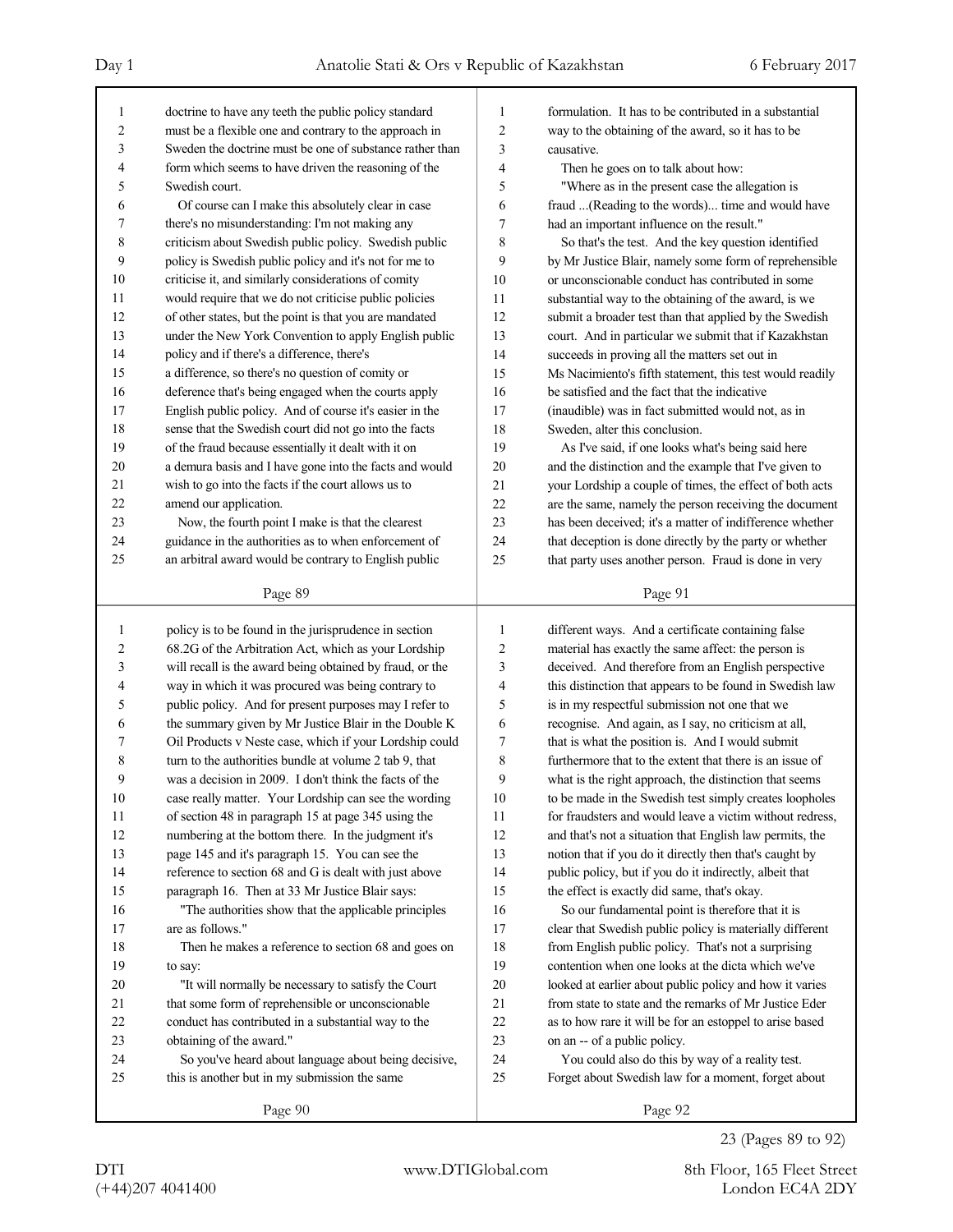doctrine to have any teeth the public policy standard must be a flexible one and contrary to the approach in Sweden the doctrine must be one of substance rather than form which seems to have driven the reasoning of the Swedish court.

Of course can I make this absolutely clear in case there's no misunderstanding: I'm not making any criticism about Swedish public policy. Swedish public policy is Swedish public policy and it's not for me to criticise it, and similarly considerations of comity would require that we do not criticise public policies of other states, but the point is that you are mandated under the New York Convention to apply English public policy and if there's a difference, there's a difference, so there's no question of comity or deference that's being engaged when the courts apply English public policy. And of course it's easier in the sense that the Swedish court did not go into the facts of the fraud because essentially it dealt with it on a demura basis and I have gone into the facts and would wish to go into the facts if the court allows us to amend our application.

Now, the fourth point I make is that the clearest guidance in the authorities as to when enforcement of an arbitral award would be contrary to English public policy is to be found in the jurisprudence in section 68.2G of the Arbitration Act, which as your Lordship will recall is the award being obtained by fraud, or the way in which it was procured was being contrary to public policy. And for present purposes may I refer to the summary given by Mr Justice Blair in the Double K Oil Products v Neste case, which if your Lordship could turn to the authorities bundle at volume 2 tab 9, that was a decision in 2009. I don't think the facts of the case really matter. Your Lordship can see the wording of section 48 in paragraph 15 at page 345 using the numbering at the bottom there. In the judgment it's page 145 and it's paragraph 15. You can see the reference to section 68 and G is dealt with just above paragraph 16. Then at 33 Mr Justice Blair says:

"The authorities show that the applicable principles are as follows."

Then he makes a reference to section 68 and goes on to say:

"It will normally be necessary to satisfy the Court that some form of reprehensible or unconscionable conduct has contributed in a substantial way to the obtaining of the award."

So you've heard about language about being decisive, this is another but in my submission the same formulation. It has to be contributed in a substantial way to the obtaining of the award, so it has to be causative.

Then he goes on to talk about how:

"Where as in the present case the allegation is fraud ...(Reading to the words)... time and would have had an important influence on the result."

So that's the test. And the key question identified by Mr Justice Blair, namely some form of reprehensible or unconscionable conduct has contributed in some substantial way to the obtaining of the award, is we submit a broader test than that applied by the Swedish court. And in particular we submit that if Kazakhstan succeeds in proving all the matters set out in Ms Nacimiento's fifth statement, this test would readily be satisfied and the fact that the indicative (inaudible) was in fact submitted would not, as in Sweden, alter this conclusion.

As I've said, if one looks what's being said here and the distinction and the example that I've given to your Lordship a couple of times, the effect of both acts are the same, namely the person receiving the document has been deceived; it's a matter of indifference whether that deception is done directly by the party or whether that party uses another person. Fraud is done in very different ways. And a certificate containing false material has exactly the same affect: the person is deceived. And therefore from an English perspective this distinction that appears to be found in Swedish law is in my respectful submission not one that we recognise. And again, as I say, no criticism at all, that is what the position is. And I would submit furthermore that to the extent that there is an issue of what is the right approach, the distinction that seems to be made in the Swedish test simply creates loopholes for fraudsters and would leave a victim without redress, and that's not a situation that English law permits, the notion that if you do it directly then that's caught by public policy, but if you do it indirectly, albeit that the effect is exactly did same, that's okay.

So our fundamental point is therefore that it is clear that Swedish public policy is materially different from English public policy. That's not a surprising contention when one looks at the dicta which we've looked at earlier about public policy and how it varies from state to state and the remarks of Mr Justice Eder as to how rare it will be for an estoppel to arise based on an -- of a public policy.

You could also do this by way of a reality test. Forget about Swedish law for a moment, forget about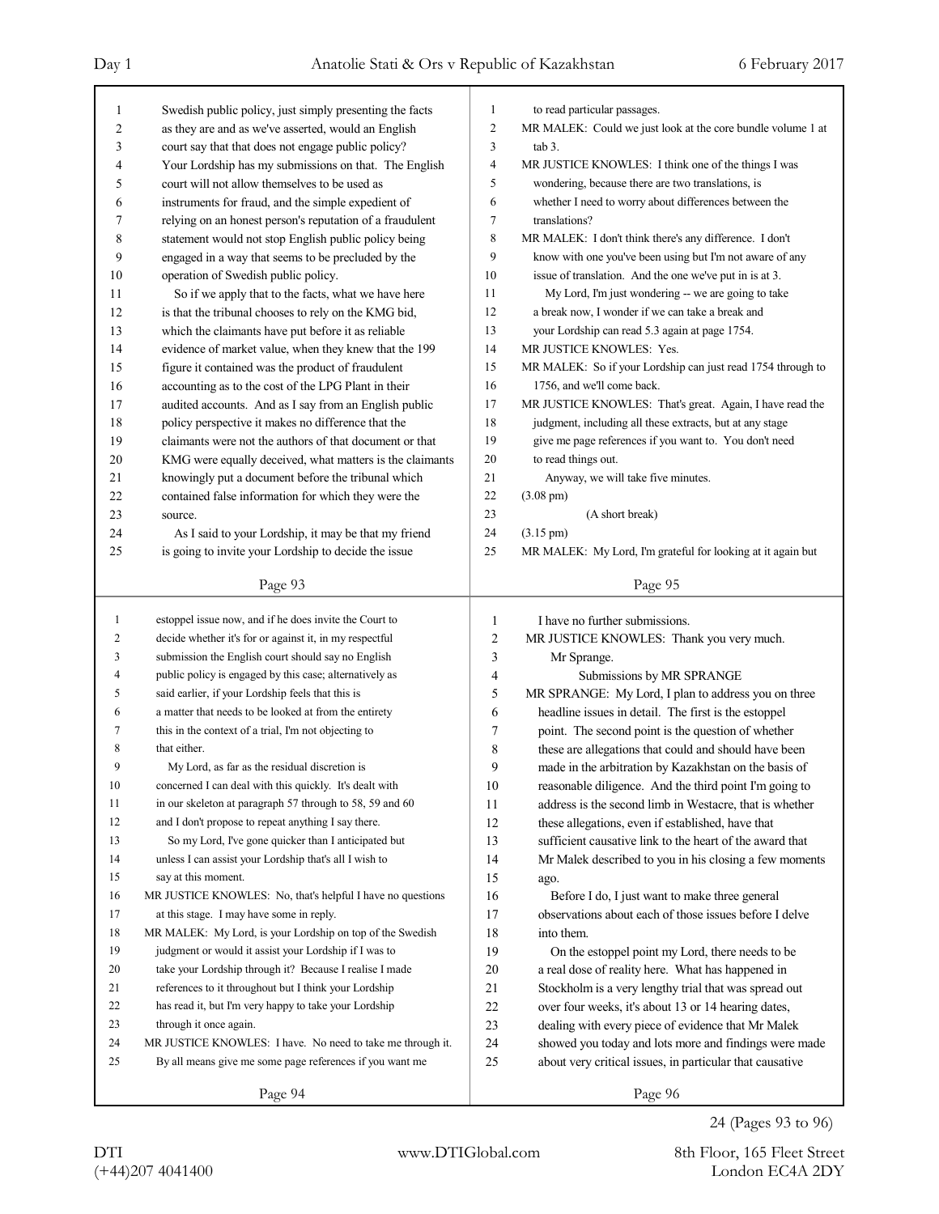Swedish public policy, just simply presenting the facts as they are and as we've asserted, would an English court say that that does not engage public policy? Your Lordship has my submissions on that. The English court will not allow themselves to be used as instruments for fraud, and the simple expedient of relying on an honest person's reputation of a fraudulent statement would not stop English public policy being engaged in a way that seems to be precluded by the operation of Swedish public policy.

So if we apply that to the facts, what we have here is that the tribunal chooses to rely on the KMG bid, which the claimants have put before it as reliable evidence of market value, when they knew that the 199 figure it contained was the product of fraudulent accounting as to the cost of the LPG Plant in their audited accounts. And as I say from an English public policy perspective it makes no difference that the claimants were not the authors of that document or that KMG were equally deceived, what matters is the claimants knowingly put a document before the tribunal which contained false information for which they were the source.

As I said to your Lordship, it may be that my friend is going to invite your Lordship to decide the issue estoppel issue now, and if he does invite the Court to decide whether it's for or against it, in my respectful submission the English court should say no English public policy is engaged by this case; alternatively as said earlier, if your Lordship feels that this is a matter that needs to be looked at from the entirety this in the context of a trial, I'm not objecting to that either.

My Lord, as far as the residual discretion is concerned I can deal with this quickly. It's dealt with in our skeleton at paragraph 57 through to 58, 59 and 60 and I don't propose to repeat anything I say there.

So my Lord, I've gone quicker than I anticipated but unless I can assist your Lordship that's all I wish to say at this moment.

MR JUSTICE KNOWLES: No, that's helpful I have no questions at this stage. I may have some in reply.

MR MALEK: My Lord, is your Lordship on top of the Swedish judgment or would it assist your Lordship if I was to take your Lordship through it? Because I realise I made references to it throughout but I think your Lordship has read it, but I'm very happy to take your Lordship through it once again.

MR JUSTICE KNOWLES: I have. No need to take me through it. By all means give me some page references if you want me to read particular passages.

MR MALEK: Could we just look at the core bundle volume 1 at tab 3.

MR JUSTICE KNOWLES: I think one of the things I was wondering, because there are two translations, is whether I need to worry about differences between the translations?

MR MALEK: I don't think there's any difference. I don't know with one you've been using but I'm not aware of any issue of translation. And the one we've put in is at 3.

My Lord, I'm just wondering -- we are going to take a break now, I wonder if we can take a break and your Lordship can read 5.3 again at page 1754.

MR JUSTICE KNOWLES: Yes.

MR MALEK: So if your Lordship can just read 1754 through to 1756, and we'll come back.

MR JUSTICE KNOWLES: That's great. Again, I have read the judgment, including all these extracts, but at any stage give me page references if you want to. You don't need to read things out.

Anyway, we will take five minutes.

(3.08 pm)

(A short break)

(3.15 pm)

MR MALEK: My Lord, I'm grateful for looking at it again but I have no further submissions.

MR JUSTICE KNOWLES: Thank you very much.

Mr Sprange.

## Submissions by MR SPRANGE

MR SPRANGE: My Lord, I plan to address you on three headline issues in detail. The first is the estoppel point. The second point is the question of whether these are allegations that could and should have been made in the arbitration by Kazakhstan on the basis of reasonable diligence. And the third point I'm going to address is the second limb in Westacre, that is whether these allegations, even if established, have that sufficient causative link to the heart of the award that Mr Malek described to you in his closing a few moments ago.

Before I do, I just want to make three general observations about each of those issues before I delve into them.

On the estoppel point my Lord, there needs to be a real dose of reality here. What has happened in Stockholm is a very lengthy trial that was spread out over four weeks, it's about 13 or 14 hearing dates, dealing with every piece of evidence that Mr Malek showed you today and lots more and findings were made about very critical issues, in particular that causative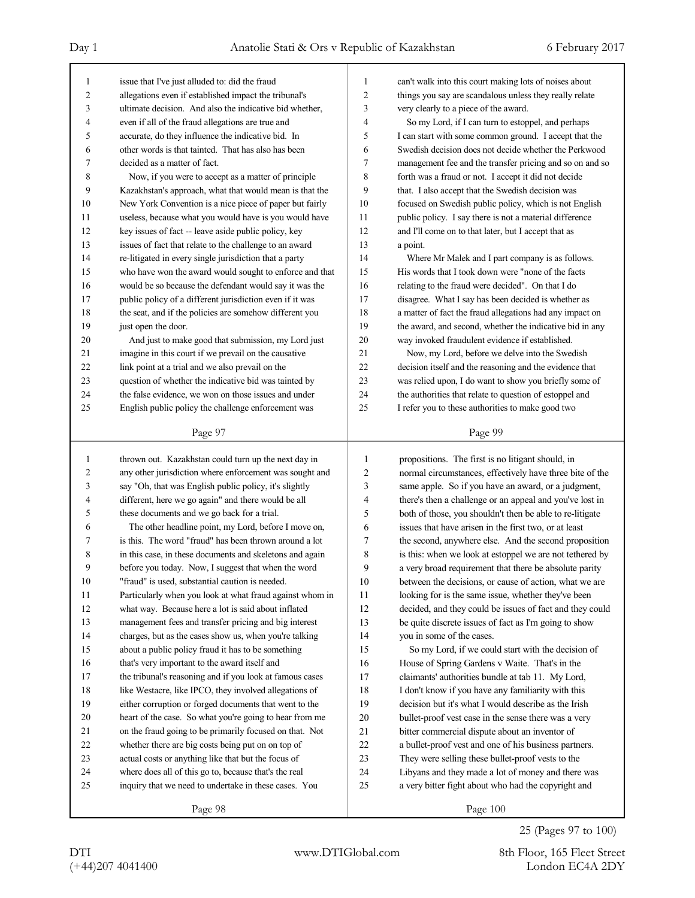issue that I've just alluded to: did the fraud allegations even if established impact the tribunal's ultimate decision. And also the indicative bid whether, even if all of the fraud allegations are true and accurate, do they influence the indicative bid. In other words is that tainted. That has also has been decided as a matter of fact.

Now, if you were to accept as a matter of principle Kazakhstan's approach, what that would mean is that the New York Convention is a nice piece of paper but fairly useless, because what you would have is you would have key issues of fact -- leave aside public policy, key issues of fact that relate to the challenge to an award re-litigated in every single jurisdiction that a party who have won the award would sought to enforce and that would be so because the defendant would say it was the public policy of a different jurisdiction even if it was the seat, and if the policies are somehow different you just open the door.

And just to make good that submission, my Lord just imagine in this court if we prevail on the causative link point at a trial and we also prevail on the question of whether the indicative bid was tainted by the false evidence, we won on those issues and under English public policy the challenge enforcement was thrown out. Kazakhstan could turn up the next day in any other jurisdiction where enforcement was sought and say "Oh, that was English public policy, it's slightly different, here we go again" and there would be all these documents and we go back for a trial.

The other headline point, my Lord, before I move on, is this. The word "fraud" has been thrown around a lot in this case, in these documents and skeletons and again before you today. Now, I suggest that when the word "fraud" is used, substantial caution is needed. Particularly when you look at what fraud against whom in what way. Because here a lot is said about inflated management fees and transfer pricing and big interest charges, but as the cases show us, when you're talking about a public policy fraud it has to be something that's very important to the award itself and the tribunal's reasoning and if you look at famous cases like Westacre, like IPCO, they involved allegations of either corruption or forged documents that went to the heart of the case. So what you're going to hear from me on the fraud going to be primarily focused on that. Not whether there are big costs being put on on top of actual costs or anything like that but the focus of where does all of this go to, because that's the real inquiry that we need to undertake in these cases. You can't walk into this court making lots of noises about things you say are scandalous unless they really relate very clearly to a piece of the award.

So my Lord, if I can turn to estoppel, and perhaps I can start with some common ground. I accept that the Swedish decision does not decide whether the Perkwood management fee and the transfer pricing and so on and so forth was a fraud or not. I accept it did not decide that. I also accept that the Swedish decision was focused on Swedish public policy, which is not English public policy. I say there is not a material difference and I'll come on to that later, but I accept that as a point.

Where Mr Malek and I part company is as follows. His words that I took down were "none of the facts relating to the fraud were decided". On that I do disagree. What I say has been decided is whether as a matter of fact the fraud allegations had any impact on the award, and second, whether the indicative bid in any way invoked fraudulent evidence if established.

Now, my Lord, before we delve into the Swedish decision itself and the reasoning and the evidence that was relied upon, I do want to show you briefly some of the authorities that relate to question of estoppel and I refer you to these authorities to make good two propositions. The first is no litigant should, in normal circumstances, effectively have three bite of the same apple. So if you have an award, or a judgment, there's then a challenge or an appeal and you've lost in both of those, you shouldn't then be able to re-litigate issues that have arisen in the first two, or at least the second, anywhere else. And the second proposition is this: when we look at estoppel we are not tethered by a very broad requirement that there be absolute parity between the decisions, or cause of action, what we are looking for is the same issue, whether they've been decided, and they could be issues of fact and they could be quite discrete issues of fact as I'm going to show you in some of the cases.

So my Lord, if we could start with the decision of House of Spring Gardens v Waite. That's in the claimants' authorities bundle at tab 11. My Lord, I don't know if you have any familiarity with this decision but it's what I would describe as the Irish bullet-proof vest case in the sense there was a very bitter commercial dispute about an inventor of a bullet-proof vest and one of his business partners. They were selling these bullet-proof vests to the Libyans and they made a lot of money and there was a very bitter fight about who had the copyright and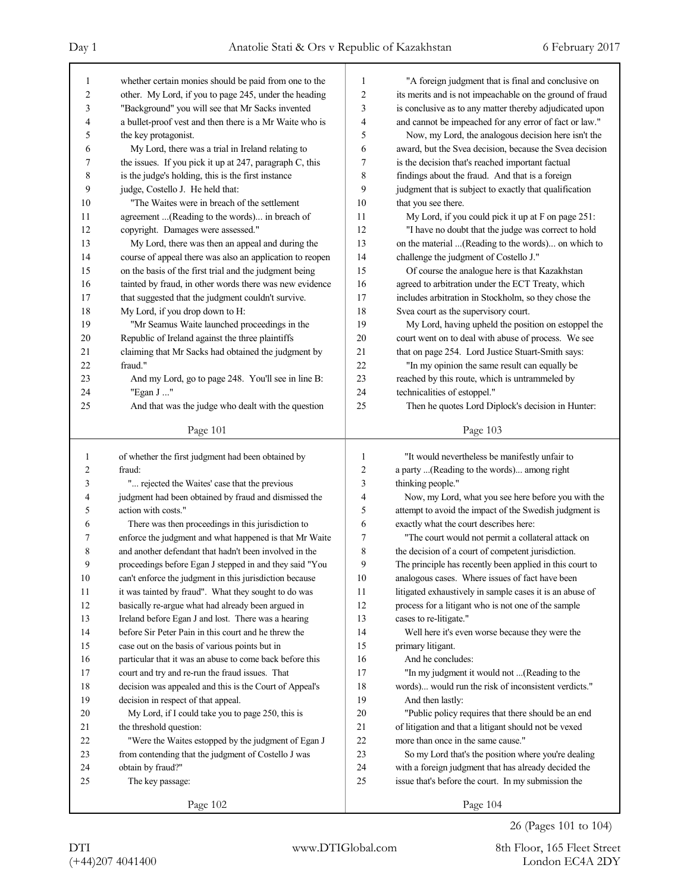whether certain monies should be paid from one to the other. My Lord, if you to page 245, under the heading "Background" you will see that Mr Sacks invented a bullet-proof vest and then there is a Mr Waite who is the key protagonist.

My Lord, there was a trial in Ireland relating to the issues. If you pick it up at 247, paragraph C, this is the judge's holding, this is the first instance judge, Costello J. He held that:

"The Waites were in breach of the settlement agreement ...(Reading to the words)... in breach of copyright. Damages were assessed."

My Lord, there was then an appeal and during the course of appeal there was also an application to reopen on the basis of the first trial and the judgment being tainted by fraud, in other words there was new evidence that suggested that the judgment couldn't survive. My Lord, if you drop down to H:

"Mr Seamus Waite launched proceedings in the Republic of Ireland against the three plaintiffs claiming that Mr Sacks had obtained the judgment by fraud."

And my Lord, go to page 248. You'll see in line B:

"Egan J ..."

And that was the judge who dealt with the question of whether the first judgment had been obtained by fraud:

"... rejected the Waites' case that the previous judgment had been obtained by fraud and dismissed the action with costs."

There was then proceedings in this jurisdiction to enforce the judgment and what happened is that Mr Waite and another defendant that hadn't been involved in the proceedings before Egan J stepped in and they said "You can't enforce the judgment in this jurisdiction because it was tainted by fraud". What they sought to do was basically re-argue what had already been argued in Ireland before Egan J and lost. There was a hearing before Sir Peter Pain in this court and he threw the case out on the basis of various points but in particular that it was an abuse to come back before this court and try and re-run the fraud issues. That decision was appealed and this is the Court of Appeal's decision in respect of that appeal.

My Lord, if I could take you to page 250, this is the threshold question:

"Were the Waites estopped by the judgment of Egan J from contending that the judgment of Costello J was obtain by fraud?"

The key passage:

"A foreign judgment that is final and conclusive on its merits and is not impeachable on the ground of fraud is conclusive as to any matter thereby adjudicated upon and cannot be impeached for any error of fact or law."

Now, my Lord, the analogous decision here isn't the award, but the Svea decision, because the Svea decision is the decision that's reached important factual findings about the fraud. And that is a foreign judgment that is subject to exactly that qualification that you see there.

My Lord, if you could pick it up at F on page 251:

"I have no doubt that the judge was correct to hold on the material ...(Reading to the words)... on which to challenge the judgment of Costello J."

Of course the analogue here is that Kazakhstan agreed to arbitration under the ECT Treaty, which includes arbitration in Stockholm, so they chose the Svea court as the supervisory court.

My Lord, having upheld the position on estoppel the court went on to deal with abuse of process. We see that on page 254. Lord Justice Stuart-Smith says:

"In my opinion the same result can equally be reached by this route, which is untrammeled by technicalities of estoppel."

Then he quotes Lord Diplock's decision in Hunter:

"It would nevertheless be manifestly unfair to a party ...(Reading to the words)... among right thinking people."

Now, my Lord, what you see here before you with the attempt to avoid the impact of the Swedish judgment is exactly what the court describes here:

"The court would not permit a collateral attack on the decision of a court of competent jurisdiction. The principle has recently been applied in this court to analogous cases. Where issues of fact have been litigated exhaustively in sample cases it is an abuse of process for a litigant who is not one of the sample cases to re-litigate."

Well here it's even worse because they were the primary litigant.

And he concludes:

"In my judgment it would not ...(Reading to the words)... would run the risk of inconsistent verdicts."

And then lastly:

"Public policy requires that there should be an end of litigation and that a litigant should not be vexed more than once in the same cause."

So my Lord that's the position where you're dealing with a foreign judgment that has already decided the issue that's before the court. In my submission the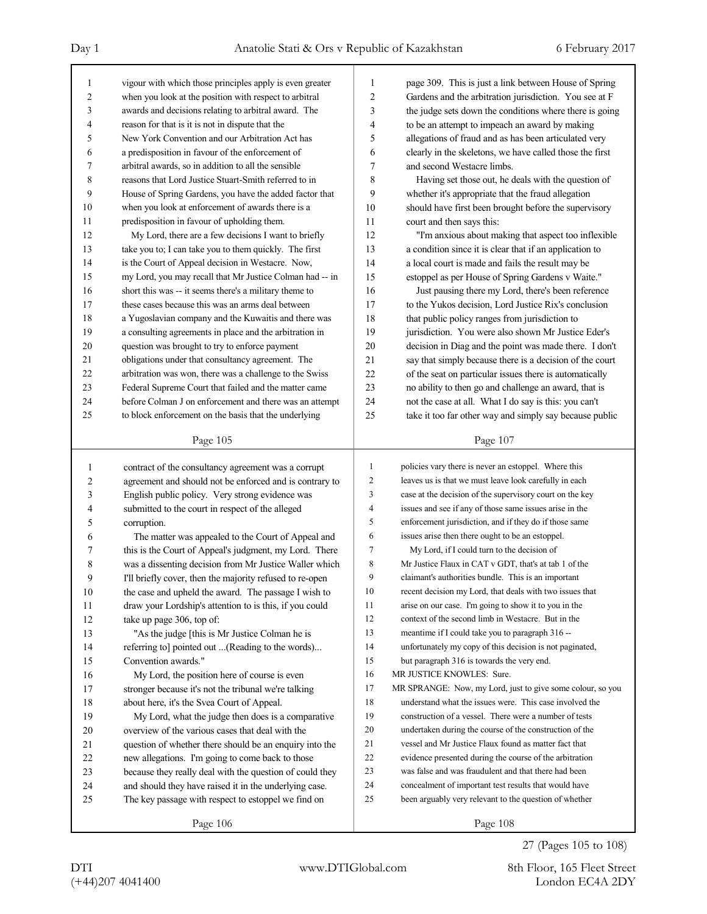vigour with which those principles apply is even greater when you look at the position with respect to arbitral awards and decisions relating to arbitral award. The reason for that is it is not in dispute that the New York Convention and our Arbitration Act has a predisposition in favour of the enforcement of arbitral awards, so in addition to all the sensible reasons that Lord Justice Stuart-Smith referred to in House of Spring Gardens, you have the added factor that when you look at enforcement of awards there is a predisposition in favour of upholding them.

My Lord, there are a few decisions I want to briefly take you to; I can take you to them quickly. The first is the Court of Appeal decision in Westacre. Now, my Lord, you may recall that Mr Justice Colman had -- in short this was -- it seems there's a military theme to these cases because this was an arms deal between a Yugoslavian company and the Kuwaitis and there was a consulting agreements in place and the arbitration in question was brought to try to enforce payment obligations under that consultancy agreement. The arbitration was won, there was a challenge to the Swiss Federal Supreme Court that failed and the matter came before Colman J on enforcement and there was an attempt to block enforcement on the basis that the underlying contract of the consultancy agreement was a corrupt agreement and should not be enforced and is contrary to English public policy. Very strong evidence was submitted to the court in respect of the alleged corruption.

The matter was appealed to the Court of Appeal and this is the Court of Appeal's judgment, my Lord. There was a dissenting decision from Mr Justice Waller which I'll briefly cover, then the majority refused to re-open the case and upheld the award. The passage I wish to draw your Lordship's attention to is this, if you could take up page 306, top of:

"As the judge [this is Mr Justice Colman he is referring to] pointed out ...(Reading to the words)... Convention awards."

My Lord, the position here of course is even stronger because it's not the tribunal we're talking about here, it's the Svea Court of Appeal.

My Lord, what the judge then does is a comparative overview of the various cases that deal with the question of whether there should be an enquiry into the new allegations. I'm going to come back to those because they really deal with the question of could they and should they have raised it in the underlying case. The key passage with respect to estoppel we find on page 309. This is just a link between House of Spring Gardens and the arbitration jurisdiction. You see at F the judge sets down the conditions where there is going to be an attempt to impeach an award by making allegations of fraud and as has been articulated very clearly in the skeletons, we have called those the first and second Westacre limbs.

Having set those out, he deals with the question of whether it's appropriate that the fraud allegation should have first been brought before the supervisory court and then says this:

"I'm anxious about making that aspect too inflexible a condition since it is clear that if an application to a local court is made and fails the result may be estoppel as per House of Spring Gardens v Waite."

Just pausing there my Lord, there's been reference to the Yukos decision, Lord Justice Rix's conclusion that public policy ranges from jurisdiction to jurisdiction. You were also shown Mr Justice Eder's decision in Diag and the point was made there. I don't say that simply because there is a decision of the court of the seat on particular issues there is automatically no ability to then go and challenge an award, that is not the case at all. What I do say is this: you can't take it too far other way and simply say because public policies vary there is never an estoppel. Where this leaves us is that we must leave look carefully in each case at the decision of the supervisory court on the key issues and see if any of those same issues arise in the enforcement jurisdiction, and if they do if those same issues arise then there ought to be an estoppel.

My Lord, if I could turn to the decision of Mr Justice Flaux in CAT v GDT, that's at tab 1 of the claimant's authorities bundle. This is an important recent decision my Lord, that deals with two issues that arise on our case. I'm going to show it to you in the context of the second limb in Westacre. But in the meantime if I could take you to paragraph 316 -- unfortunately my copy of this decision is not paginated, but paragraph 316 is towards the very end.

MR JUSTICE KNOWLES: Sure.

MR SPRANGE: Now, my Lord, just to give some colour, so you understand what the issues were. This case involved the construction of a vessel. There were a number of tests undertaken during the course of the construction of the vessel and Mr Justice Flaux found as matter fact that evidence presented during the course of the arbitration was false and was fraudulent and that there had been concealment of important test results that would have been arguably very relevant to the question of whether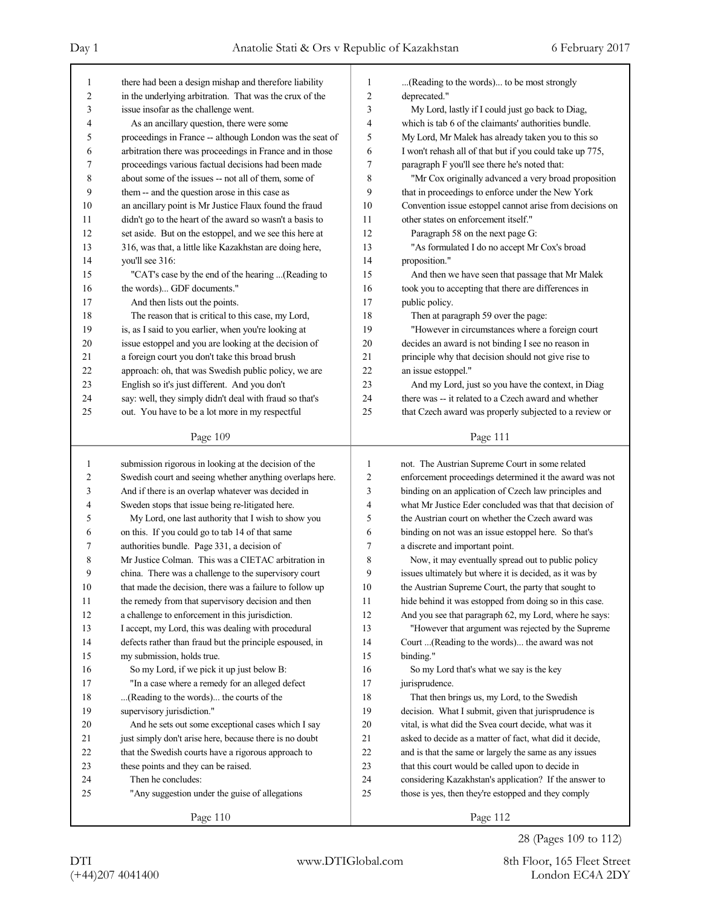there had been a design mishap and therefore liability in the underlying arbitration. That was the crux of the issue insofar as the challenge went.

As an ancillary question, there were some proceedings in France -- although London was the seat of arbitration there were proceedings in France and in those proceedings various factual decisions had been made about some of the issues -- not all of them, some of them -- and the question arose in this case as an ancillary point is Mr Justice Flaux found the fraud didn't go to the heart of the award so wasn't a basis to set aside. But on the estoppel, and we see this here at 316, was that, a little like Kazakhstan are doing here, you'll see 316:

"CAT's case by the end of the hearing ...(Reading to the words)... GDF documents."

And then lists out the points.

The reason that is critical to this case, my Lord, is, as I said to you earlier, when you're looking at issue estoppel and you are looking at the decision of a foreign court you don't take this broad brush approach: oh, that was Swedish public policy, we are English so it's just different. And you don't say: well, they simply didn't deal with fraud so that's out. You have to be a lot more in my respectful submission rigorous in looking at the decision of the Swedish court and seeing whether anything overlaps here. And if there is an overlap whatever was decided in Sweden stops that issue being re-litigated here.

My Lord, one last authority that I wish to show you on this. If you could go to tab 14 of that same authorities bundle. Page 331, a decision of Mr Justice Colman. This was a CIETAC arbitration in china. There was a challenge to the supervisory court that made the decision, there was a failure to follow up the remedy from that supervisory decision and then a challenge to enforcement in this jurisdiction. I accept, my Lord, this was dealing with procedural defects rather than fraud but the principle espoused, in my submission, holds true.

So my Lord, if we pick it up just below B:

"In a case where a remedy for an alleged defect ...(Reading to the words)... the courts of the supervisory jurisdiction."

And he sets out some exceptional cases which I say just simply don't arise here, because there is no doubt that the Swedish courts have a rigorous approach to these points and they can be raised.

Then he concludes:

"Any suggestion under the guise of allegations ...(Reading to the words)... to be most strongly deprecated."

My Lord, lastly if I could just go back to Diag, which is tab 6 of the claimants' authorities bundle. My Lord, Mr Malek has already taken you to this so I won't rehash all of that but if you could take up 775, paragraph F you'll see there he's noted that:

"Mr Cox originally advanced a very broad proposition that in proceedings to enforce under the New York Convention issue estoppel cannot arise from decisions on other states on enforcement itself."

Paragraph 58 on the next page G:

"As formulated I do no accept Mr Cox's broad proposition."

And then we have seen that passage that Mr Malek took you to accepting that there are differences in public policy.

Then at paragraph 59 over the page:

"However in circumstances where a foreign court decides an award is not binding I see no reason in principle why that decision should not give rise to an issue estoppel."

And my Lord, just so you have the context, in Diag there was -- it related to a Czech award and whether that Czech award was properly subjected to a review or not. The Austrian Supreme Court in some related enforcement proceedings determined it the award was not binding on an application of Czech law principles and what Mr Justice Eder concluded was that that decision of the Austrian court on whether the Czech award was binding on not was an issue estoppel here. So that's a discrete and important point.

Now, it may eventually spread out to public policy issues ultimately but where it is decided, as it was by the Austrian Supreme Court, the party that sought to hide behind it was estopped from doing so in this case. And you see that paragraph 62, my Lord, where he says:

"However that argument was rejected by the Supreme Court ...(Reading to the words)... the award was not binding."

So my Lord that's what we say is the key jurisprudence.

That then brings us, my Lord, to the Swedish decision. What I submit, given that jurisprudence is vital, is what did the Svea court decide, what was it asked to decide as a matter of fact, what did it decide, and is that the same or largely the same as any issues that this court would be called upon to decide in considering Kazakhstan's application? If the answer to those is yes, then they're estopped and they comply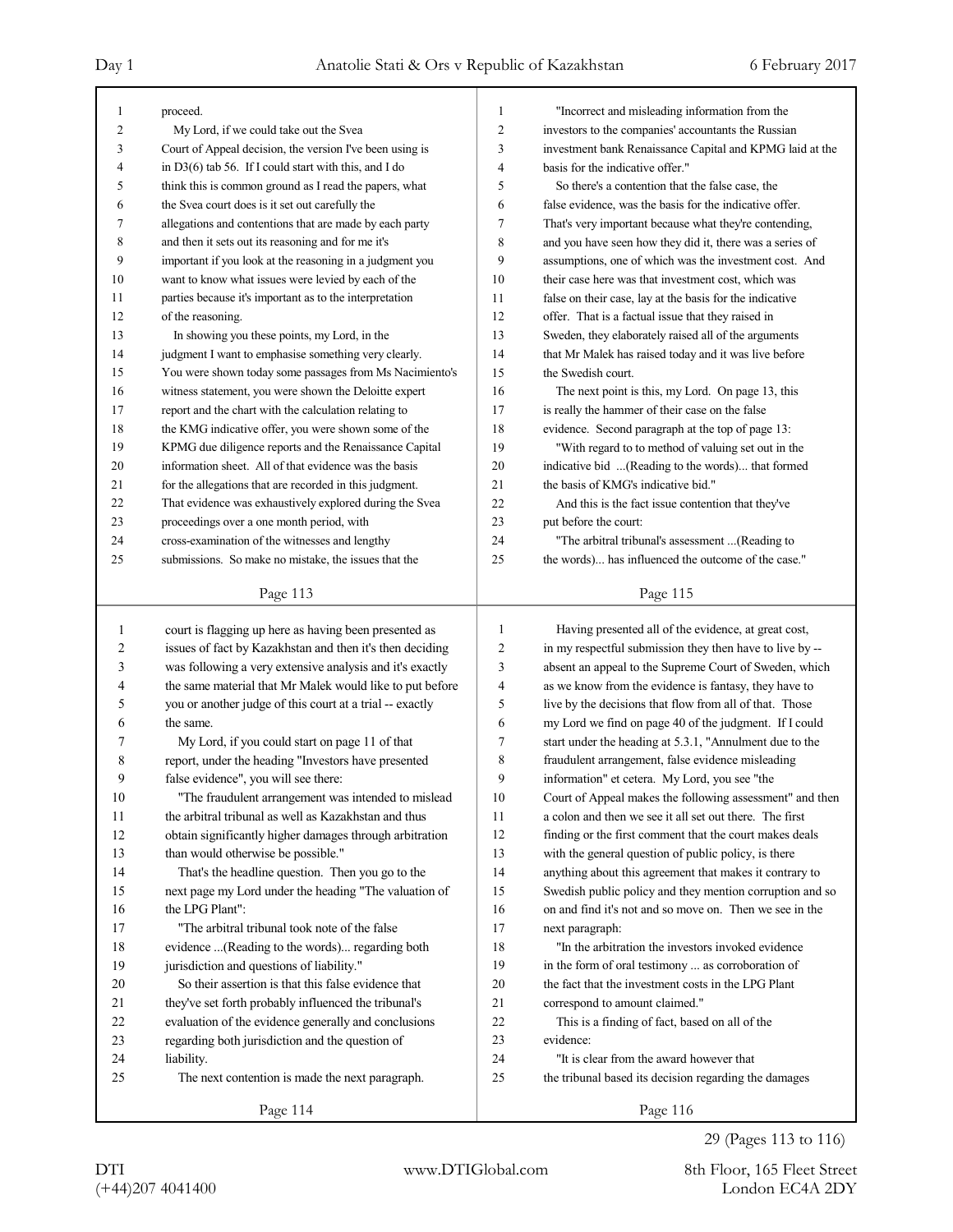proceed.

My Lord, if we could take out the Svea Court of Appeal decision, the version I've been using is in D3(6) tab 56. If I could start with this, and I do think this is common ground as I read the papers, what the Svea court does is it set out carefully the allegations and contentions that are made by each party and then it sets out its reasoning and for me it's important if you look at the reasoning in a judgment you want to know what issues were levied by each of the parties because it's important as to the interpretation of the reasoning.

In showing you these points, my Lord, in the judgment I want to emphasise something very clearly. You were shown today some passages from Ms Nacimiento's witness statement, you were shown the Deloitte expert report and the chart with the calculation relating to the KMG indicative offer, you were shown some of the KPMG due diligence reports and the Renaissance Capital information sheet. All of that evidence was the basis for the allegations that are recorded in this judgment. That evidence was exhaustively explored during the Svea proceedings over a one month period, with cross-examination of the witnesses and lengthy submissions. So make no mistake, the issues that the court is flagging up here as having been presented as issues of fact by Kazakhstan and then it's then deciding was following a very extensive analysis and it's exactly the same material that Mr Malek would like to put before you or another judge of this court at a trial -- exactly the same.

My Lord, if you could start on page 11 of that report, under the heading "Investors have presented false evidence", you will see there:

"The fraudulent arrangement was intended to mislead the arbitral tribunal as well as Kazakhstan and thus obtain significantly higher damages through arbitration than would otherwise be possible."

That's the headline question. Then you go to the next page my Lord under the heading "The valuation of the LPG Plant":

"The arbitral tribunal took note of the false evidence ...(Reading to the words)... regarding both jurisdiction and questions of liability."

So their assertion is that this false evidence that they've set forth probably influenced the tribunal's evaluation of the evidence generally and conclusions regarding both jurisdiction and the question of liability.

The next contention is made the next paragraph.

"Incorrect and misleading information from the investors to the companies' accountants the Russian investment bank Renaissance Capital and KPMG laid at the basis for the indicative offer."

So there's a contention that the false case, the false evidence, was the basis for the indicative offer. That's very important because what they're contending, and you have seen how they did it, there was a series of assumptions, one of which was the investment cost. And their case here was that investment cost, which was false on their case, lay at the basis for the indicative offer. That is a factual issue that they raised in Sweden, they elaborately raised all of the arguments that Mr Malek has raised today and it was live before the Swedish court.

The next point is this, my Lord. On page 13, this is really the hammer of their case on the false evidence. Second paragraph at the top of page 13:

"With regard to to method of valuing set out in the indicative bid ...(Reading to the words)... that formed the basis of KMG's indicative bid."

And this is the fact issue contention that they've put before the court:

"The arbitral tribunal's assessment ...(Reading to the words)... has influenced the outcome of the case."

Having presented all of the evidence, at great cost, in my respectful submission they then have to live by -- absent an appeal to the Supreme Court of Sweden, which as we know from the evidence is fantasy, they have to live by the decisions that flow from all of that. Those my Lord we find on page 40 of the judgment. If I could start under the heading at 5.3.1, "Annulment due to the fraudulent arrangement, false evidence misleading information" et cetera. My Lord, you see "the Court of Appeal makes the following assessment" and then a colon and then we see it all set out there. The first finding or the first comment that the court makes deals with the general question of public policy, is there anything about this agreement that makes it contrary to Swedish public policy and they mention corruption and so on and find it's not and so move on. Then we see in the next paragraph:

"In the arbitration the investors invoked evidence in the form of oral testimony ... as corroboration of the fact that the investment costs in the LPG Plant correspond to amount claimed."

This is a finding of fact, based on all of the evidence:

"It is clear from the award however that the tribunal based its decision regarding the damages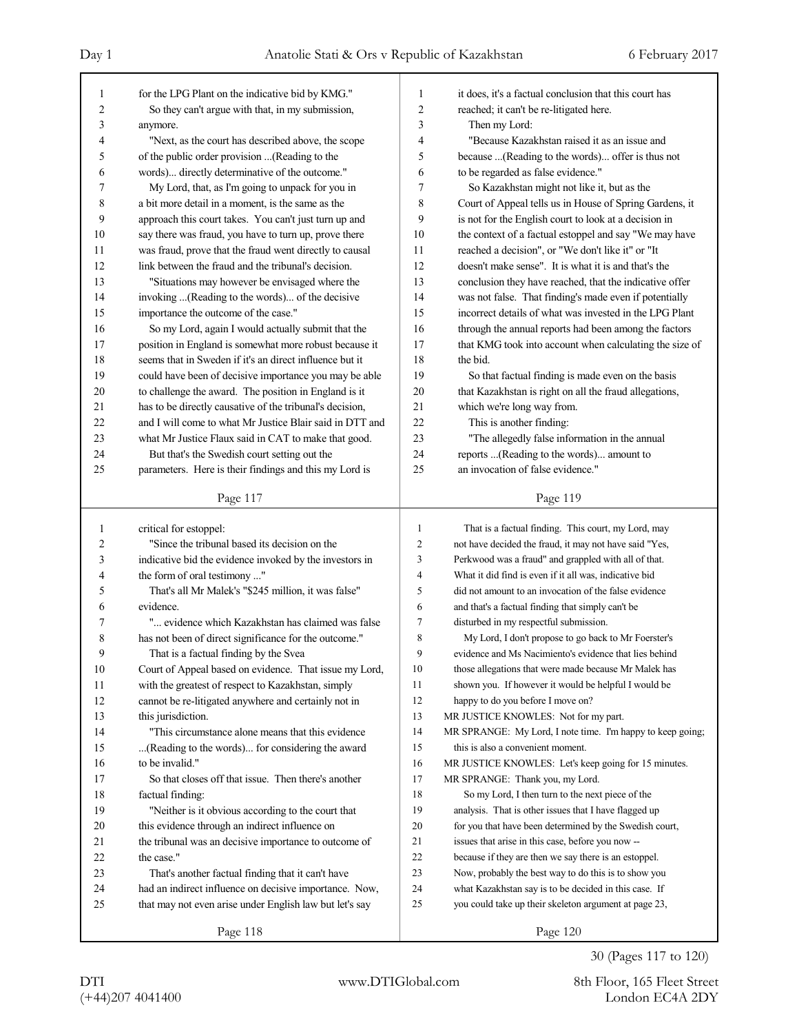for the LPG Plant on the indicative bid by KMG."

So they can't argue with that, in my submission, anymore.

"Next, as the court has described above, the scope of the public order provision ...(Reading to the words)... directly determinative of the outcome."

My Lord, that, as I'm going to unpack for you in a bit more detail in a moment, is the same as the approach this court takes. You can't just turn up and say there was fraud, you have to turn up, prove there was fraud, prove that the fraud went directly to causal link between the fraud and the tribunal's decision.

"Situations may however be envisaged where the invoking ...(Reading to the words)... of the decisive importance the outcome of the case."

So my Lord, again I would actually submit that the position in England is somewhat more robust because it seems that in Sweden if it's an direct influence but it could have been of decisive importance you may be able to challenge the award. The position in England is it has to be directly causative of the tribunal's decision, and I will come to what Mr Justice Blair said in DTT and what Mr Justice Flaux said in CAT to make that good.

But that's the Swedish court setting out the parameters. Here is their findings and this my Lord is critical for estoppel:

"Since the tribunal based its decision on the indicative bid the evidence invoked by the investors in the form of oral testimony ..."

That's all Mr Malek's "$245 million, it was false" evidence.

"... evidence which Kazakhstan has claimed was false has not been of direct significance for the outcome."

That is a factual finding by the Svea Court of Appeal based on evidence. That issue my Lord, with the greatest of respect to Kazakhstan, simply cannot be re-litigated anywhere and certainly not in this jurisdiction.

"This circumstance alone means that this evidence ...(Reading to the words)... for considering the award to be invalid."

So that closes off that issue. Then there's another factual finding:

"Neither is it obvious according to the court that this evidence through an indirect influence on the tribunal was an decisive importance to outcome of the case."

That's another factual finding that it can't have had an indirect influence on decisive importance. Now, that may not even arise under English law but let's say it does, it's a factual conclusion that this court has reached; it can't be re-litigated here.

Then my Lord:

"Because Kazakhstan raised it as an issue and because ...(Reading to the words)... offer is thus not to be regarded as false evidence."

So Kazakhstan might not like it, but as the Court of Appeal tells us in House of Spring Gardens, it is not for the English court to look at a decision in the context of a factual estoppel and say "We may have reached a decision", or "We don't like it" or "It doesn't make sense". It is what it is and that's the conclusion they have reached, that the indicative offer was not false. That finding's made even if potentially incorrect details of what was invested in the LPG Plant through the annual reports had been among the factors that KMG took into account when calculating the size of the bid.

So that factual finding is made even on the basis that Kazakhstan is right on all the fraud allegations, which we're long way from.

This is another finding:

"The allegedly false information in the annual reports ...(Reading to the words)... amount to an invocation of false evidence."

That is a factual finding. This court, my Lord, may not have decided the fraud, it may not have said "Yes, Perkwood was a fraud" and grappled with all of that. What it did find is even if it all was, indicative bid did not amount to an invocation of the false evidence and that's a factual finding that simply can't be disturbed in my respectful submission.

My Lord, I don't propose to go back to Mr Foerster's evidence and Ms Nacimiento's evidence that lies behind those allegations that were made because Mr Malek has shown you. If however it would be helpful I would be happy to do you before I move on?

MR JUSTICE KNOWLES: Not for my part.

MR SPRANGE: My Lord, I note time. I'm happy to keep going; this is also a convenient moment.

MR JUSTICE KNOWLES: Let's keep going for 15 minutes.

MR SPRANGE: Thank you, my Lord.

So my Lord, I then turn to the next piece of the analysis. That is other issues that I have flagged up for you that have been determined by the Swedish court, issues that arise in this case, before you now -- because if they are then we say there is an estoppel. Now, probably the best way to do this is to show you what Kazakhstan say is to be decided in this case. If you could take up their skeleton argument at page 23,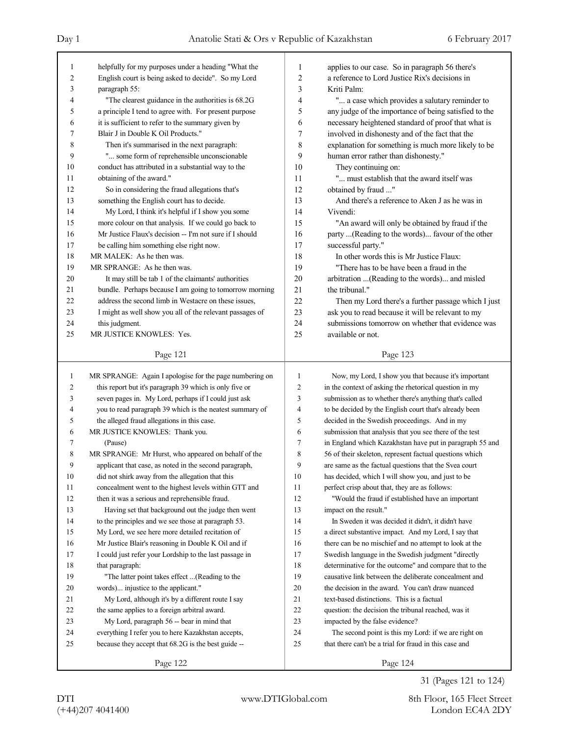Page 121

helpfully for my purposes under a heading "What the English court is being asked to decide". So my Lord paragraph 55:

"The clearest guidance in the authorities is 68.2G a principle I tend to agree with. For present purpose it is sufficient to refer to the summary given by Blair J in Double K Oil Products."

Then it's summarised in the next paragraph:

"... some form of reprehensible unconscionable conduct has attributed in a substantial way to the obtaining of the award."

So in considering the fraud allegations that's something the English court has to decide.

My Lord, I think it's helpful if I show you some more colour on that analysis. If we could go back to Mr Justice Flaux's decision -- I'm not sure if I should be calling him something else right now.

MR MALEK: As he then was.

MR SPRANGE: As he then was.

It may still be tab 1 of the claimants' authorities bundle. Perhaps because I am going to tomorrow morning address the second limb in Westacre on these issues, I might as well show you all of the relevant passages of this judgment.

MR JUSTICE KNOWLES: Yes.

Page 122

MR SPRANGE: Again I apologise for the page numbering on this report but it's paragraph 39 which is only five or seven pages in. My Lord, perhaps if I could just ask you to read paragraph 39 which is the neatest summary of the alleged fraud allegations in this case.

MR JUSTICE KNOWLES: Thank you.

(Pause)

MR SPRANGE: Mr Hurst, who appeared on behalf of the applicant that case, as noted in the second paragraph, did not shirk away from the allegation that this concealment went to the highest levels within GTT and then it was a serious and reprehensible fraud.

Having set that background out the judge then went to the principles and we see those at paragraph 53. My Lord, we see here more detailed recitation of Mr Justice Blair's reasoning in Double K Oil and if I could just refer your Lordship to the last passage in that paragraph:

"The latter point takes effect ...(Reading to the words)... injustice to the applicant."

My Lord, although it's by a different route I say the same applies to a foreign arbitral award.

My Lord, paragraph 56 -- bear in mind that everything I refer you to here Kazakhstan accepts, because they accept that 68.2G is the best guide --

Page 123

applies to our case. So in paragraph 56 there's a reference to Lord Justice Rix's decisions in Kriti Palm:

"... a case which provides a salutary reminder to any judge of the importance of being satisfied to the necessary heightened standard of proof that what is involved in dishonesty and of the fact that the explanation for something is much more likely to be human error rather than dishonesty."

They continuing on:

"... must establish that the award itself was obtained by fraud ..."

And there's a reference to Aken J as he was in Vivendi:

"An award will only be obtained by fraud if the party ...(Reading to the words)... favour of the other successful party."

In other words this is Mr Justice Flaux:

"There has to be have been a fraud in the arbitration ...(Reading to the words)... and misled the tribunal."

Then my Lord there's a further passage which I just ask you to read because it will be relevant to my submissions tomorrow on whether that evidence was available or not.

Page 124

Now, my Lord, I show you that because it's important in the context of asking the rhetorical question in my submission as to whether there's anything that's called to be decided by the English court that's already been decided in the Swedish proceedings. And in my submission that analysis that you see there of the test in England which Kazakhstan have put in paragraph 55 and 56 of their skeleton, represent factual questions which are same as the factual questions that the Svea court has decided, which I will show you, and just to be perfect crisp about that, they are as follows:

"Would the fraud if established have an important impact on the result."

In Sweden it was decided it didn't, it didn't have a direct substantive impact. And my Lord, I say that there can be no mischief and no attempt to look at the Swedish language in the Swedish judgment "directly determinative for the outcome" and compare that to the causative link between the deliberate concealment and the decision in the award. You can't draw nuanced text-based distinctions. This is a factual question: the decision the tribunal reached, was it impacted by the false evidence?

The second point is this my Lord: if we are right on that there can't be a trial for fraud in this case and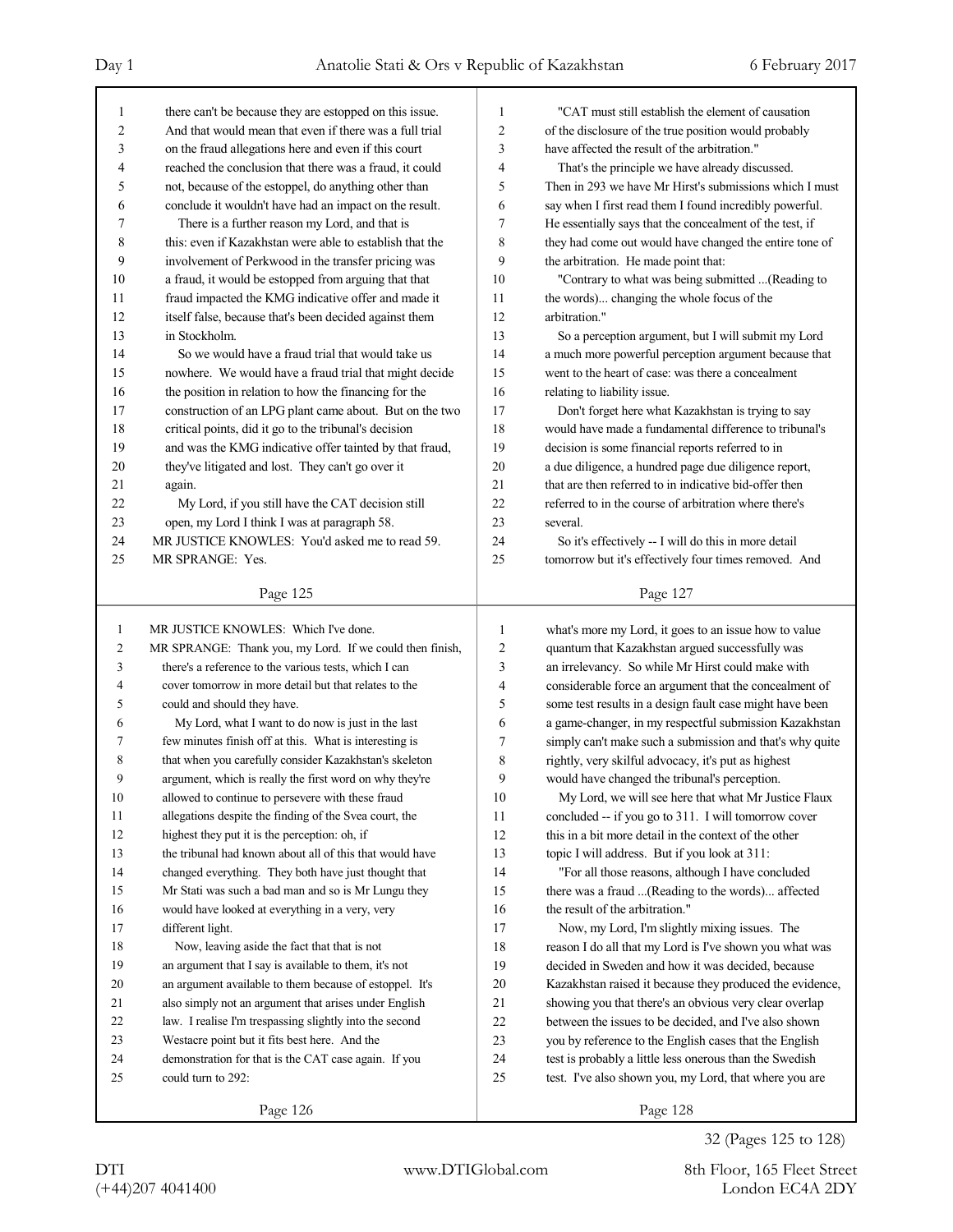there can't be because they are estopped on this issue. And that would mean that even if there was a full trial on the fraud allegations here and even if this court reached the conclusion that there was a fraud, it could not, because of the estoppel, do anything other than conclude it wouldn't have had an impact on the result.

There is a further reason my Lord, and that is this: even if Kazakhstan were able to establish that the involvement of Perkwood in the transfer pricing was a fraud, it would be estopped from arguing that that fraud impacted the KMG indicative offer and made it itself false, because that's been decided against them in Stockholm.

So we would have a fraud trial that would take us nowhere. We would have a fraud trial that might decide the position in relation to how the financing for the construction of an LPG plant came about. But on the two critical points, did it go to the tribunal's decision and was the KMG indicative offer tainted by that fraud, they've litigated and lost. They can't go over it again.

My Lord, if you still have the CAT decision still open, my Lord I think I was at paragraph 58.

MR JUSTICE KNOWLES: You'd asked me to read 59.

MR SPRANGE: Yes.

MR JUSTICE KNOWLES: Which I've done.

MR SPRANGE: Thank you, my Lord. If we could then finish, there's a reference to the various tests, which I can cover tomorrow in more detail but that relates to the could and should they have.

My Lord, what I want to do now is just in the last few minutes finish off at this. What is interesting is that when you carefully consider Kazakhstan's skeleton argument, which is really the first word on why they're allowed to continue to persevere with these fraud allegations despite the finding of the Svea court, the highest they put it is the perception: oh, if the tribunal had known about all of this that would have changed everything. They both have just thought that Mr Stati was such a bad man and so is Mr Lungu they would have looked at everything in a very, very different light.

Now, leaving aside the fact that that is not an argument that I say is available to them, it's not an argument available to them because of estoppel. It's also simply not an argument that arises under English law. I realise I'm trespassing slightly into the second Westacre point but it fits best here. And the demonstration for that is the CAT case again. If you could turn to 292:

"CAT must still establish the element of causation of the disclosure of the true position would probably have affected the result of the arbitration."

That's the principle we have already discussed. Then in 293 we have Mr Hirst's submissions which I must say when I first read them I found incredibly powerful. He essentially says that the concealment of the test, if they had come out would have changed the entire tone of the arbitration. He made point that:

"Contrary to what was being submitted ...(Reading to the words)... changing the whole focus of the arbitration."

So a perception argument, but I will submit my Lord a much more powerful perception argument because that went to the heart of case: was there a concealment relating to liability issue.

Don't forget here what Kazakhstan is trying to say would have made a fundamental difference to tribunal's decision is some financial reports referred to in a due diligence, a hundred page due diligence report, that are then referred to in indicative bid-offer then referred to in the course of arbitration where there's several.

So it's effectively -- I will do this in more detail tomorrow but it's effectively four times removed. And what's more my Lord, it goes to an issue how to value quantum that Kazakhstan argued successfully was an irrelevancy. So while Mr Hirst could make with considerable force an argument that the concealment of some test results in a design fault case might have been a game-changer, in my respectful submission Kazakhstan simply can't make such a submission and that's why quite rightly, very skilful advocacy, it's put as highest would have changed the tribunal's perception.

My Lord, we will see here that what Mr Justice Flaux concluded -- if you go to 311. I will tomorrow cover this in a bit more detail in the context of the other topic I will address. But if you look at 311:

"For all those reasons, although I have concluded there was a fraud ...(Reading to the words)... affected the result of the arbitration."

Now, my Lord, I'm slightly mixing issues. The reason I do all that my Lord is I've shown you what was decided in Sweden and how it was decided, because Kazakhstan raised it because they produced the evidence, showing you that there's an obvious very clear overlap between the issues to be decided, and I've also shown you by reference to the English cases that the English test is probably a little less onerous than the Swedish test. I've also shown you, my Lord, that where you are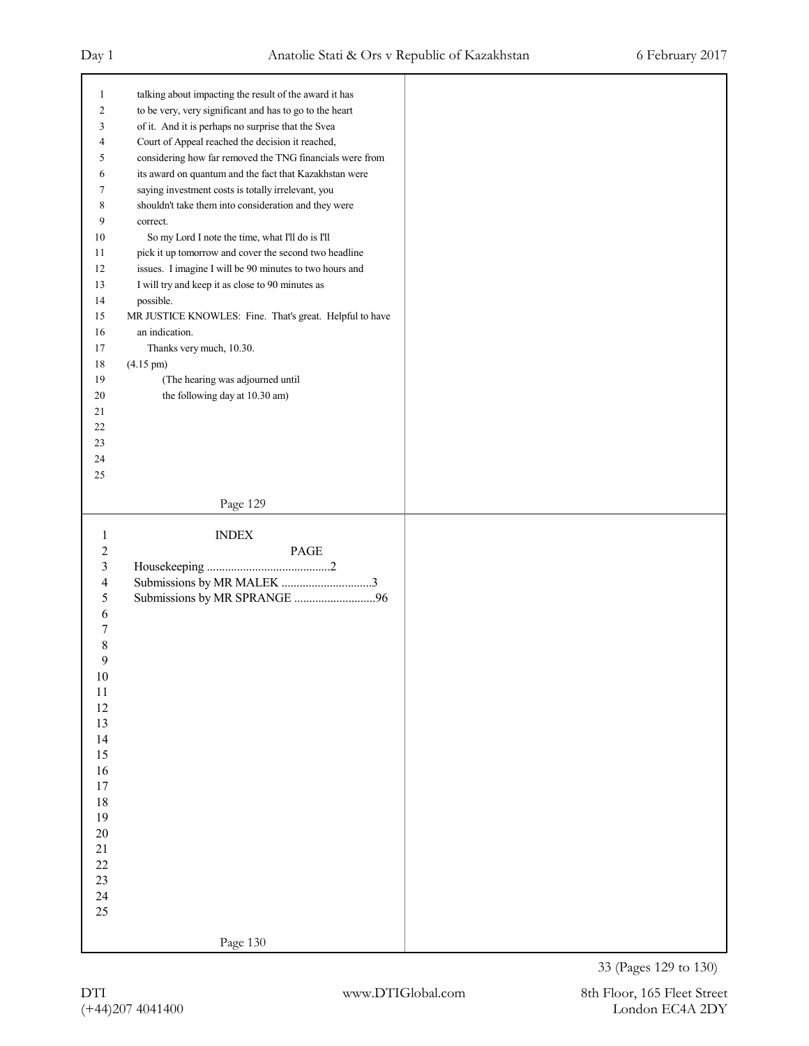talking about impacting the result of the award it has to be very, very significant and has to go to the heart of it. And it is perhaps no surprise that the Svea Court of Appeal reached the decision it reached, considering how far removed the TNG financials were from its award on quantum and the fact that Kazakhstan were saying investment costs is totally irrelevant, you shouldn't take them into consideration and they were correct.

So my Lord I note the time, what I'll do is I'll pick it up tomorrow and cover the second two headline issues. I imagine I will be 90 minutes to two hours and I will try and keep it as close to 90 minutes as possible.

MR JUSTICE KNOWLES: Fine. That's great. Helpful to have an indication.

Thanks very much, 10.30.

(4.15 pm)

(The hearing was adjourned until the following day at 10.30 am)

INDEX

| | PAGE |
|---|---|
| Housekeeping | 2 |
| Submissions by MR MALEK | 3 |
| Submissions by MR SPRANGE | 96 |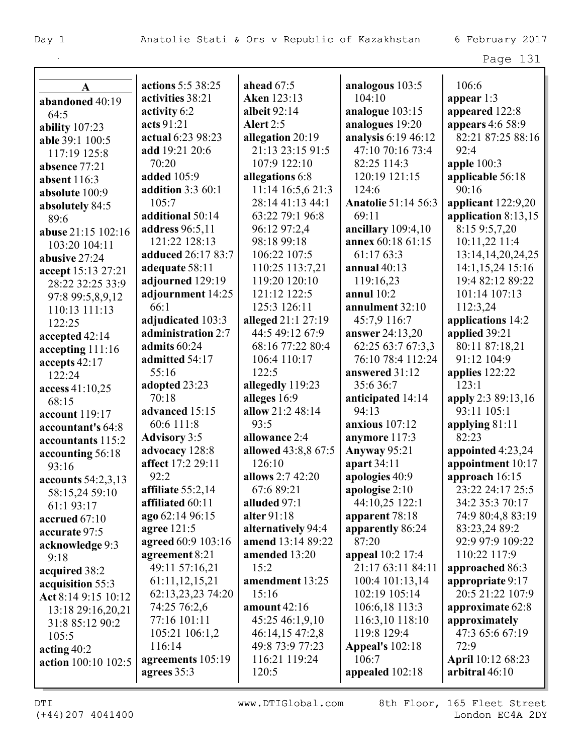**A**

**abandoned** 40:19 64:5
**ability** 107:23
**able** 39:1 100:5 117:19 125:8
**absence** 77:21
**absent** 116:3
**absolute** 100:9
**absolutely** 84:5 89:6
**abuse** 21:15 102:16 103:20 104:11
**abusive** 27:24
**accept** 15:13 27:21 28:22 32:25 33:9 97:8 99:5,8,9,12 110:13 111:13 122:25
**accepted** 42:14
**accepting** 111:16
**accepts** 42:17 122:24
**access** 41:10,25 68:15
**account** 119:17
**accountant's** 64:8
**accountants** 115:2
**accounting** 56:18 93:16
**accounts** 54:2,3,13 58:15,24 59:10 61:1 93:17
**accrued** 67:10
**accurate** 97:5
**acknowledge** 9:3 9:18
**acquired** 38:2
**acquisition** 55:3
**Act** 8:14 9:15 10:12 13:18 29:16,20,21 31:8 85:12 90:2 105:5
**acting** 40:2
**action** 100:10 102:5
**actions** 5:5 38:25
**activities** 38:21
**activity** 6:2
**acts** 91:21
**actual** 6:23 98:23
**add** 19:21 20:6 70:20
**added** 105:9
**addition** 3:3 60:1 105:7
**additional** 50:14
**address** 96:5,11 121:22 128:13
**adduced** 26:17 83:7
**adequate** 58:11
**adjourned** 129:19
**adjournment** 14:25 66:1
**adjudicated** 103:3
**administration** 2:7
**admits** 60:24
**admitted** 54:17 55:16
**adopted** 23:23 70:18
**advanced** 15:15 60:6 111:8
**Advisory** 3:5
**advocacy** 128:8
**affect** 17:2 29:11 92:2
**affiliate** 55:2,14
**affiliated** 60:11
**ago** 62:14 96:15
**agree** 121:5
**agreed** 60:9 103:16
**agreement** 8:21 49:11 57:16,21 61:11,12,15,21 62:13,23,23 74:20 74:25 76:2,6 77:16 101:11 105:21 106:1,2 116:14
**agreements** 105:19
**agrees** 35:3
**ahead** 67:5
**Aken** 123:13
**albeit** 92:14
**Alert** 2:5
**allegation** 20:19 21:13 23:15 91:5 107:9 122:10
**allegations** 6:8 11:14 16:5,6 21:3 28:14 41:13 44:1 63:22 79:1 96:8 96:12 97:2,4 98:18 99:18 106:22 107:5 110:25 113:7,21 119:20 120:10 121:12 122:5 125:3 126:11
**alleged** 21:1 27:19 44:5 49:12 67:9 68:16 77:22 80:4 106:4 110:17 122:5
**allegedly** 119:23
**alleges** 16:9
**allow** 21:2 48:14 93:5
**allowance** 2:4
**allowed** 43:8,8 67:5 126:10
**allows** 2:7 42:20 67:6 89:21
**alluded** 97:1
**alter** 91:18
**alternatively** 94:4
**amend** 13:14 89:22
**amended** 13:20 15:2
**amendment** 13:25 15:16
**amount** 42:16 45:25 46:1,9,10 46:14,15 47:2,8 49:8 73:9 77:23 116:21 119:24 120:5
**analogous** 103:5 104:10
**analogue** 103:15
**analogues** 19:20
**analysis** 6:19 46:12 47:10 70:16 73:4 82:25 114:3 120:19 121:15 124:6
**Anatolie** 51:14 56:3 69:11
**ancillary** 109:4,10
**annex** 60:18 61:15 61:17 63:3
**annual** 40:13 119:16,23
**annul** 10:2
**annulment** 32:10 45:7,9 116:7
**answer** 24:13,20 62:25 63:7 67:3,3 76:10 78:4 112:24
**answered** 31:12 35:6 36:7
**anticipated** 14:14 94:13
**anxious** 107:12
**anymore** 117:3
**Anyway** 95:21
**apart** 34:11
**apologies** 40:9
**apologise** 2:10 44:10,25 122:1
**apparent** 78:18
**apparently** 86:24 87:20
**appeal** 10:2 17:4 21:17 63:11 84:11 100:4 101:13,14 102:19 105:14 106:6,18 113:3 116:3,10 118:10 119:8 129:4
**Appeal's** 102:18 106:7
**appealed** 102:18 106:6
**appear** 1:3
**appeared** 122:8
**appears** 4:6 58:9 82:21 87:25 88:16 92:4
**apple** 100:3
**applicable** 56:18 90:16
**applicant** 122:9,20
**application** 8:13,15 8:15 9:5,7,20 10:11,22 11:4 13:14,14,20,24,25 14:1,15,24 15:16 19:4 82:12 89:22 101:14 107:13 112:3,24
**applications** 14:2
**applied** 39:21 80:11 87:18,21 91:12 104:9
**applies** 122:22 123:1
**apply** 2:3 89:13,16 93:11 105:1
**applying** 81:11 82:23
**appointed** 4:23,24
**appointment** 10:17
**approach** 16:15 23:22 24:17 25:5 34:2 35:3 70:17 74:9 80:4,8 83:19 83:23,24 89:2 92:9 97:9 109:22 110:22 117:9
**approached** 86:3
**appropriate** 9:17 20:5 21:22 107:9
**approximate** 62:8
**approximately** 47:3 65:6 67:19 72:9
**April** 10:12 68:23
**arbitral** 46:10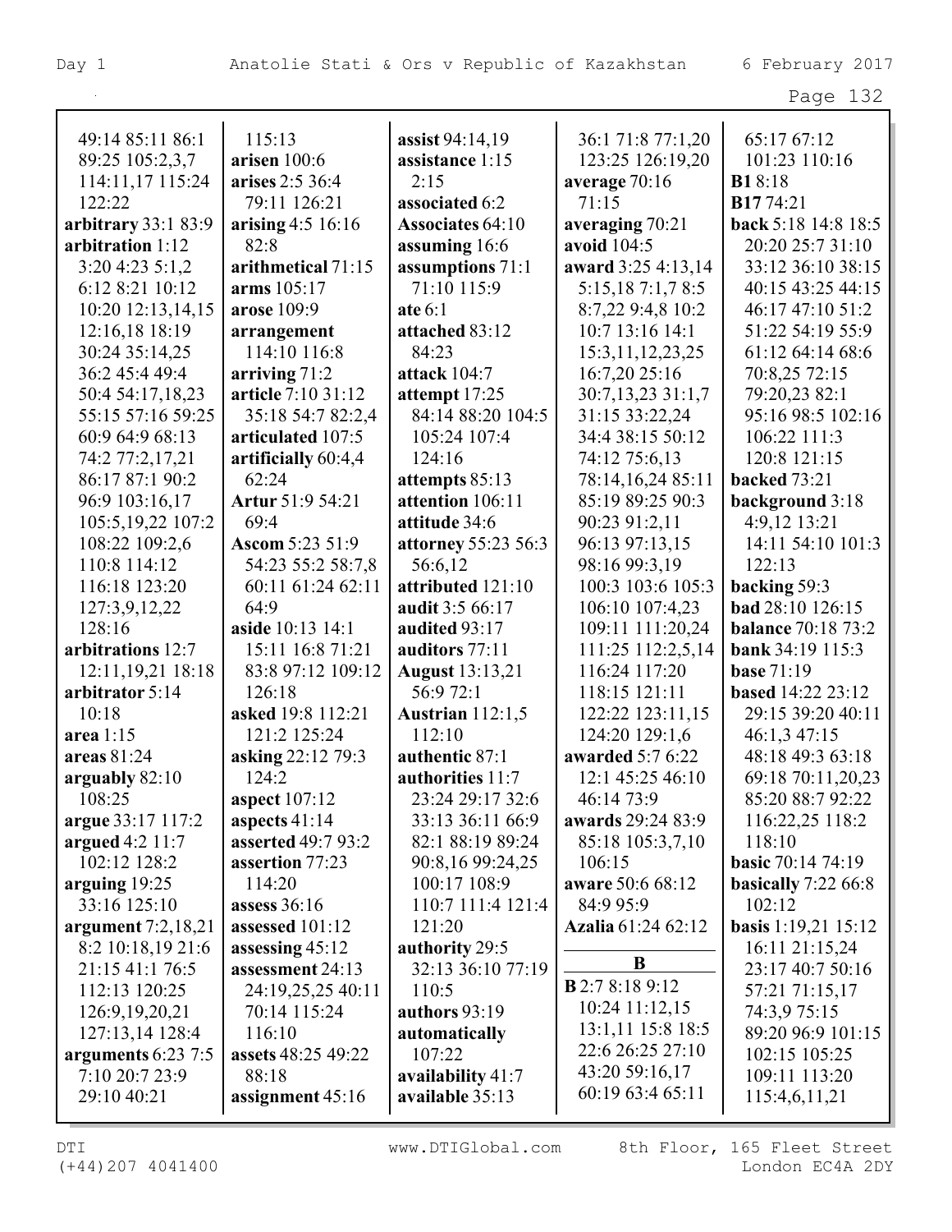49:14 85:11 86:1 89:25 105:2,3,7 114:11,17 115:24 122:22
**arbitrary** 33:1 83:9
**arbitration** 1:12 3:20 4:23 5:1,2 6:12 8:21 10:12 10:20 12:13,14,15 12:16,18 18:19 30:24 35:14,25 36:2 45:4 49:4 50:4 54:17,18,23 55:15 57:16 59:25 60:9 64:9 68:13 74:2 77:2,17,21 86:17 87:1 90:2 96:9 103:16,17 105:5,19,22 107:2 108:22 109:2,6 110:8 114:12 116:18 123:20 127:3,9,12,22 128:16
**arbitrations** 12:7 12:11,19,21 18:18
**arbitrator** 5:14 10:18
**area** 1:15
**areas** 81:24
**arguably** 82:10 108:25
**argue** 33:17 117:2
**argued** 4:2 11:7 102:12 128:2
**arguing** 19:25 33:16 125:10
**argument** 7:2,18,21 8:2 10:18,19 21:6 21:15 41:1 76:5 112:13 120:25 126:9,19,20,21 127:13,14 128:4
**arguments** 6:23 7:5 7:10 20:7 23:9 29:10 40:21 115:13
**arisen** 100:6
**arises** 2:5 36:4 79:11 126:21
**arising** 4:5 16:16 82:8
**arithmetical** 71:15
**arms** 105:17
**arose** 109:9
**arrangement** 114:10 116:8
**arriving** 71:2
**article** 7:10 31:12 35:18 54:7 82:2,4
**articulated** 107:5
**artificially** 60:4,4 62:24
**Artur** 51:9 54:21 69:4
**Ascom** 5:23 51:9 54:23 55:2 58:7,8 60:11 61:24 62:11 64:9
**aside** 10:13 14:1 15:11 16:8 71:21 83:8 97:12 109:12 126:18
**asked** 19:8 112:21 121:2 125:24
**asking** 22:12 79:3 124:2
**aspect** 107:12
**aspects** 41:14
**asserted** 49:7 93:2
**assertion** 77:23 114:20
**assess** 36:16
**assessed** 101:12
**assessing** 45:12
**assessment** 24:13 24:19,25,25 40:11 70:14 115:24 116:10
**assets** 48:25 49:22 88:18
**assignment** 45:16
**assist** 94:14,19
**assistance** 1:15 2:15
**associated** 6:2
**Associates** 64:10
**assuming** 16:6
**assumptions** 71:1 71:10 115:9
**ate** 6:1
**attached** 83:12 84:23
**attack** 104:7
**attempt** 17:25 84:14 88:20 104:5 105:24 107:4 124:16
**attempts** 85:13
**attention** 106:11
**attitude** 34:6
**attorney** 55:23 56:3 56:6,12
**attributed** 121:10
**audit** 3:5 66:17
**audited** 93:17
**auditors** 77:11
**August** 13:13,21 56:9 72:1
**Austrian** 112:1,5 112:10
**authentic** 87:1
**authorities** 11:7 23:24 29:17 32:6 33:13 36:11 66:9 82:1 88:19 89:24 90:8,16 99:24,25 100:17 108:9 110:7 111:4 121:4 121:20
**authority** 29:5 32:13 36:10 77:19 110:5
**authors** 93:19
**automatically** 107:22
**availability** 41:7
**available** 35:13 36:1 71:8 77:1,20 123:25 126:19,20
**average** 70:16 71:15
**averaging** 70:21
**avoid** 104:5
**award** 3:25 4:13,14 5:15,18 7:1,7 8:5 8:7,22 9:4,8 10:2 10:7 13:16 14:1 15:3,11,12,23,25 16:7,20 25:16 30:7,13,23 31:1,7 31:15 33:22,24 34:4 38:15 50:12 74:12 75:6,13 78:14,16,24 85:11 85:19 89:25 90:3 90:23 91:2,11 96:13 97:13,15 98:16 99:3,19 100:3 103:6 105:3 106:10 107:4,23 109:11 111:20,24 111:25 112:2,5,14 116:24 117:20 118:15 121:11 122:22 123:11,15 124:20 129:1,6
**awarded** 5:7 6:22 12:1 45:25 46:10 46:14 73:9
**awards** 29:24 83:9 85:18 105:3,7,10 106:15
**aware** 50:6 68:12 84:9 95:9
**Azalia** 61:24 62:12

## B

**B** 2:7 8:18 9:12 10:24 11:12,15 13:1,11 15:8 18:5 22:6 26:25 27:10 43:20 59:16,17 60:19 63:4 65:11 65:17 67:12 101:23 110:16
**B1** 8:18
**B17** 74:21
**back** 5:18 14:8 18:5 20:20 25:7 31:10 33:12 36:10 38:15 40:15 43:25 44:15 46:17 47:10 51:2 51:22 54:19 55:9 61:12 64:14 68:6 70:8,25 72:15 79:20,23 82:1 95:16 98:5 102:16 106:22 111:3 120:8 121:15
**backed** 73:21
**background** 3:18 4:9,12 13:21 14:11 54:10 101:3 122:13
**backing** 59:3
**bad** 28:10 126:15
**balance** 70:18 73:2
**bank** 34:19 115:3
**base** 71:19
**based** 14:22 23:12 29:15 39:20 40:11 46:1,3 47:15 48:18 49:3 63:18 69:18 70:11,20,23 85:20 88:7 92:22 116:22,25 118:2 118:10
**basic** 70:14 74:19
**basically** 7:22 66:8 102:12
**basis** 1:19,21 15:12 16:11 21:15,24 23:17 40:7 50:16 57:21 71:15,17 74:3,9 75:15 89:20 96:9 101:15 102:15 105:25 109:11 113:20 115:4,6,11,21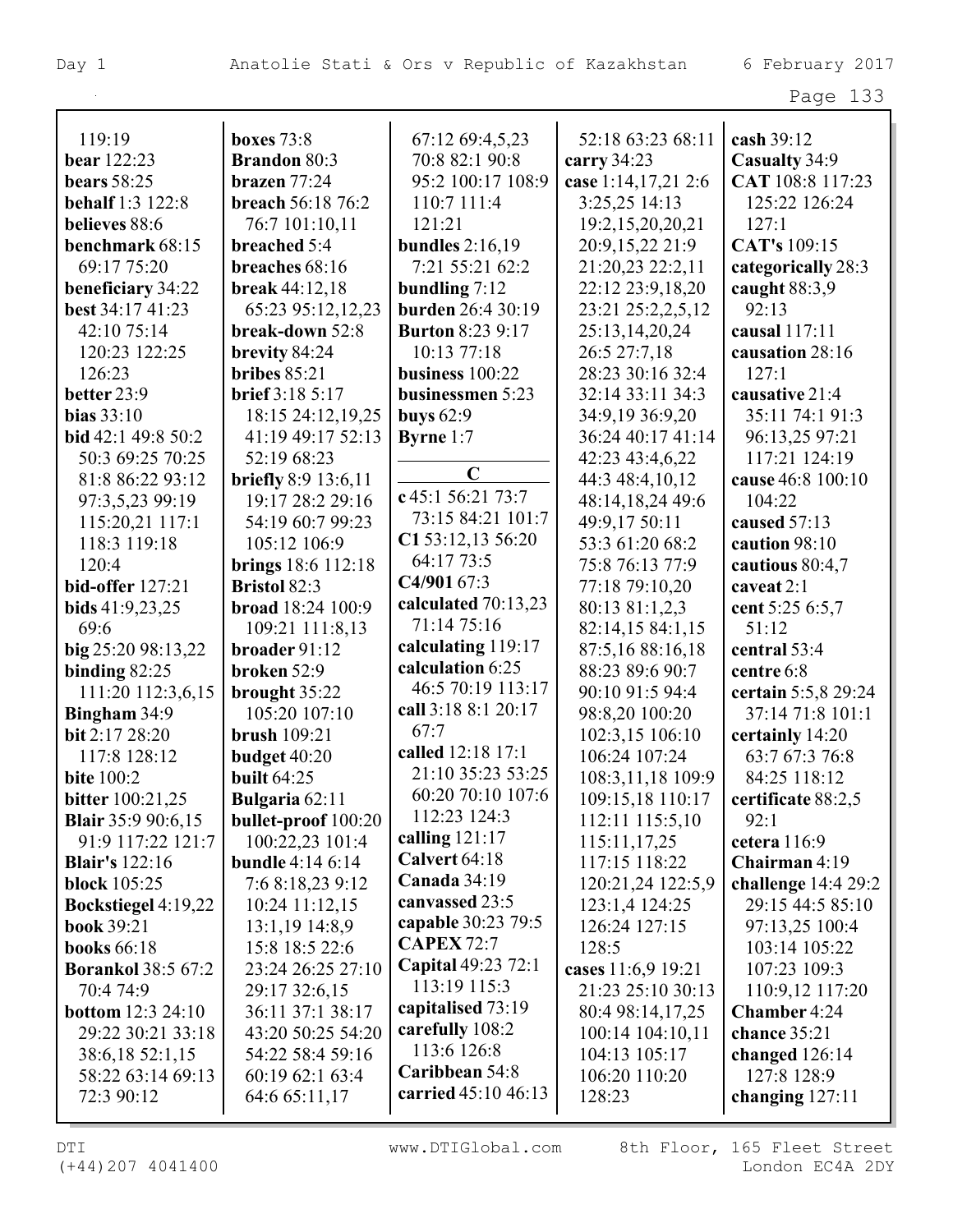119:19
**bear** 122:23
**bears** 58:25
**behalf** 1:3 122:8
**believes** 88:6
**benchmark** 68:15 69:17 75:20
**beneficiary** 34:22
**best** 34:17 41:23 42:10 75:14 120:23 122:25 126:23
**better** 23:9
**bias** 33:10
**bid** 42:1 49:8 50:2 50:3 69:25 70:25 81:8 86:22 93:12 97:3,5,23 99:19 115:20,21 117:1 118:3 119:18 120:4
**bid-offer** 127:21
**bids** 41:9,23,25 69:6
**big** 25:20 98:13,22
**binding** 82:25 111:20 112:3,6,15
**Bingham** 34:9
**bit** 2:17 28:20 117:8 128:12
**bite** 100:2
**bitter** 100:21,25
**Blair** 35:9 90:6,15 91:9 117:22 121:7
**Blair's** 122:16
**block** 105:25
**Bockstiegel** 4:19,22
**book** 39:21
**books** 66:18
**Borankol** 38:5 67:2 70:4 74:9
**bottom** 12:3 24:10 29:22 30:21 33:18 38:6,18 52:1,15 58:22 63:14 69:13 72:3 90:12
**boxes** 73:8
**Brandon** 80:3
**brazen** 77:24
**breach** 56:18 76:2 76:7 101:10,11
**breached** 5:4
**breaches** 68:16
**break** 44:12,18 65:23 95:12,12,23
**break-down** 52:8
**brevity** 84:24
**bribes** 85:21
**brief** 3:18 5:17 18:15 24:12,19,25 41:19 49:17 52:13 52:19 68:23
**briefly** 8:9 13:6,11 19:17 28:2 29:16 54:19 60:7 99:23 105:12 106:9
**brings** 18:6 112:18
**Bristol** 82:3
**broad** 18:24 100:9 109:21 111:8,13
**broader** 91:12
**broken** 52:9
**brought** 35:22 105:20 107:10
**brush** 109:21
**budget** 40:20
**built** 64:25
**Bulgaria** 62:11
**bullet-proof** 100:20 100:22,23 101:4
**bundle** 4:14 6:14 7:6 8:18,23 9:12 10:24 11:12,15 13:1,19 14:8,9 15:8 18:5 22:6 23:24 26:25 27:10 29:17 32:6,15 36:11 37:1 38:17 43:20 50:25 54:20 54:22 58:4 59:16 60:19 62:1 63:4 64:6 65:11,17 67:12 69:4,5,23 70:8 82:1 90:8 95:2 100:17 108:9 110:7 111:4 121:21
**bundles** 2:16,19 7:21 55:21 62:2
**bundling** 7:12
**burden** 26:4 30:19
**Burton** 8:23 9:17 10:13 77:18
**business** 100:22
**businessmen** 5:23
**buys** 62:9
**Byrne** 1:7

## C

**c** 45:1 56:21 73:7 73:15 84:21 101:7
**C1** 53:12,13 56:20 64:17 73:5
**C4/901** 67:3
**calculated** 70:13,23 71:14 75:16
**calculating** 119:17
**calculation** 6:25 46:5 70:19 113:17
**call** 3:18 8:1 20:17 67:7
**called** 12:18 17:1 21:10 35:23 53:25 60:20 70:10 107:6 112:23 124:3
**calling** 121:17
**Calvert** 64:18
**Canada** 34:19
**canvassed** 23:5
**capable** 30:23 79:5
**CAPEX** 72:7
**Capital** 49:23 72:1 113:19 115:3
**capitalised** 73:19
**carefully** 108:2 113:6 126:8
**Caribbean** 54:8
**carried** 45:10 46:13 52:18 63:23 68:11
**carry** 34:23
**case** 1:14,17,21 2:6 3:25,25 14:13 19:2,15,20,20,21 20:9,15,22 21:9 21:20,23 22:2,11 22:12 23:9,18,20 23:21 25:2,2,5,12 25:13,14,20,24 26:5 27:7,18 28:23 30:16 32:4 32:14 33:11 34:3 34:9,19 36:9,20 36:24 40:17 41:14 42:23 43:4,6,22 44:3 48:4,10,12 48:14,18,24 49:6 49:9,17 50:11 53:3 61:20 68:2 75:8 76:13 77:9 77:18 79:10,20 80:13 81:1,2,3 82:14,15 84:1,15 87:5,16 88:16,18 88:23 89:6 90:7 90:10 91:5 94:4 98:8,20 100:20 102:3,15 106:10 106:24 107:24 108:3,11,18 109:9 109:15,18 110:17 112:11 115:5,10 115:11,17,25 117:15 118:22 120:21,24 122:5,9 123:1,4 124:25 126:24 127:15 128:5
**cases** 11:6,9 19:21 21:23 25:10 30:13 80:4 98:14,17,25 100:14 104:10,11 104:13 105:17 106:20 110:20 128:23
**cash** 39:12
**Casualty** 34:9
**CAT** 108:8 117:23 125:22 126:24 127:1
**CAT's** 109:15
**categorically** 28:3
**caught** 88:3,9 92:13
**causal** 117:11
**causation** 28:16 127:1
**causative** 21:4 35:11 74:1 91:3 96:13,25 97:21 117:21 124:19
**cause** 46:8 100:10 104:22
**caused** 57:13
**caution** 98:10
**cautious** 80:4,7
**caveat** 2:1
**cent** 5:25 6:5,7 51:12
**central** 53:4
**centre** 6:8
**certain** 5:5,8 29:24 37:14 71:8 101:1
**certainly** 14:20 63:7 67:3 76:8 84:25 118:12
**certificate** 88:2,5 92:1
**cetera** 116:9
**Chairman** 4:19
**challenge** 14:4 29:2 29:15 44:5 85:10 97:13,25 100:4 103:14 105:22 107:23 109:3 110:9,12 117:20
**Chamber** 4:24
**chance** 35:21
**changed** 126:14 127:8 128:9
**changing** 127:11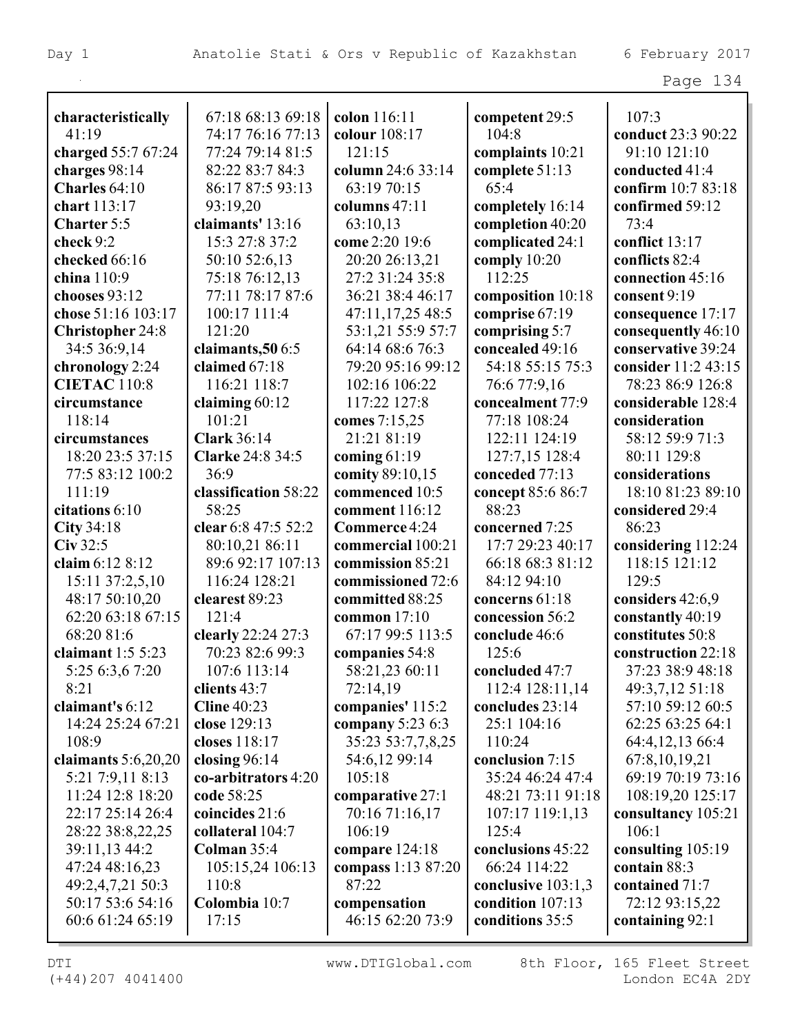**characteristically** 41:19
**charged** 55:7 67:24
**charges** 98:14
**Charles** 64:10
**chart** 113:17
**Charter** 5:5
**check** 9:2
**checked** 66:16
**china** 110:9
**chooses** 93:12
**chose** 51:16 103:17
**Christopher** 24:8 34:5 36:9,14
**chronology** 2:24
**CIETAC** 110:8
**circumstance** 118:14
**circumstances** 18:20 23:5 37:15 77:5 83:12 100:2 111:19
**citations** 6:10
**City** 34:18
**Civ** 32:5
**claim** 6:12 8:12 15:11 37:2,5,10 48:17 50:10,20 62:20 63:18 67:15 68:20 81:6
**claimant** 1:5 5:23 5:25 6:3,6 7:20 8:21
**claimant's** 6:12 14:24 25:24 67:21 108:9
**claimants** 5:6,20,20 5:21 7:9,11 8:13 11:24 12:8 18:20 22:17 25:14 26:4 28:22 38:8,22,25 39:11,13 44:2 47:24 48:16,23 49:2,4,7,21 50:3 50:17 53:6 54:16 60:6 61:24 65:19 67:18 68:13 69:18 74:17 76:16 77:13 77:24 79:14 81:5 82:22 83:7 84:3 86:17 87:5 93:13 93:19,20
**claimants'** 13:16 15:3 27:8 37:2 50:10 52:6,13 75:18 76:12,13 77:11 78:17 87:6 100:17 111:4 121:20
**claimants,50** 6:5
**claimed** 67:18 116:21 118:7
**claiming** 60:12 101:21
**Clark** 36:14
**Clarke** 24:8 34:5 36:9
**classification** 58:22 58:25
**clear** 6:8 47:5 52:2 80:10,21 86:11 89:6 92:17 107:13 116:24 128:21
**clearest** 89:23 121:4
**clearly** 22:24 27:3 70:23 82:6 99:3 107:6 113:14
**clients** 43:7
**Cline** 40:23
**close** 129:13
**closes** 118:17
**closing** 96:14
**co-arbitrators** 4:20
**code** 58:25
**coincides** 21:6
**collateral** 104:7
**Colman** 35:4 105:15,24 106:13 110:8
**Colombia** 10:7 17:15
**colon** 116:11
**colour** 108:17 121:15
**column** 24:6 33:14 63:19 70:15
**columns** 47:11 63:10,13
**come** 2:20 19:6 20:20 26:13,21 27:2 31:24 35:8 36:21 38:4 46:17 47:11,17,25 48:5 53:1,21 55:9 57:7 64:14 68:6 76:3 79:20 95:16 99:12 102:16 106:22 117:22 127:8
**comes** 7:15,25 21:21 81:19
**coming** 61:19
**comity** 89:10,15
**commenced** 10:5
**comment** 116:12
**Commerce** 4:24
**commercial** 100:21
**commission** 85:21
**commissioned** 72:6
**committed** 88:25
**common** 17:10 67:17 99:5 113:5
**companies** 54:8 58:21,23 60:11 72:14,19
**companies'** 115:2
**company** 5:23 6:3 35:23 53:7,7,8,25 54:6,12 99:14 105:18
**comparative** 27:1 70:16 71:16,17 106:19
**compare** 124:18
**compass** 1:13 87:20 87:22
**compensation** 46:15 62:20 73:9
**competent** 29:5 104:8
**complaints** 10:21
**complete** 51:13 65:4
**completely** 16:14
**completion** 40:20
**complicated** 24:1
**comply** 10:20 112:25
**composition** 10:18
**comprise** 67:19
**comprising** 5:7
**concealed** 49:16 54:18 55:15 75:3 76:6 77:9,16
**concealment** 77:9 77:18 108:24 122:11 124:19 127:7,15 128:4
**conceded** 77:13
**concept** 85:6 86:7 88:23
**concerned** 7:25 17:7 29:23 40:17 66:18 68:3 81:12 84:12 94:10
**concerns** 61:18
**concession** 56:2
**conclude** 46:6 125:6
**concluded** 47:7 112:4 128:11,14
**concludes** 23:14 25:1 104:16 110:24
**conclusion** 7:15 35:24 46:24 47:4 48:21 73:11 91:18 107:17 119:1,13 125:4
**conclusions** 45:22 66:24 114:22
**conclusive** 103:1,3
**condition** 107:13
**conditions** 35:5 107:3
**conduct** 23:3 90:22 91:10 121:10
**conducted** 41:4
**confirm** 10:7 83:18
**confirmed** 59:12 73:4
**conflict** 13:17
**conflicts** 82:4
**connection** 45:16
**consent** 9:19
**consequence** 17:17
**consequently** 46:10
**conservative** 39:24
**consider** 11:2 43:15 78:23 86:9 126:8
**considerable** 128:4
**consideration** 58:12 59:9 71:3 80:11 129:8
**considerations** 18:10 81:23 89:10
**considered** 29:4 86:23
**considering** 112:24 118:15 121:12 129:5
**considers** 42:6,9
**constantly** 40:19
**constitutes** 50:8
**construction** 22:18 37:23 38:9 48:18 49:3,7,12 51:18 57:10 59:12 60:5 62:25 63:25 64:1 64:4,12,13 66:4 67:8,10,19,21 69:19 70:19 73:16 108:19,20 125:17
**consultancy** 105:21 106:1
**consulting** 105:19
**contain** 88:3
**contained** 71:7 72:12 93:15,22
**containing** 92:1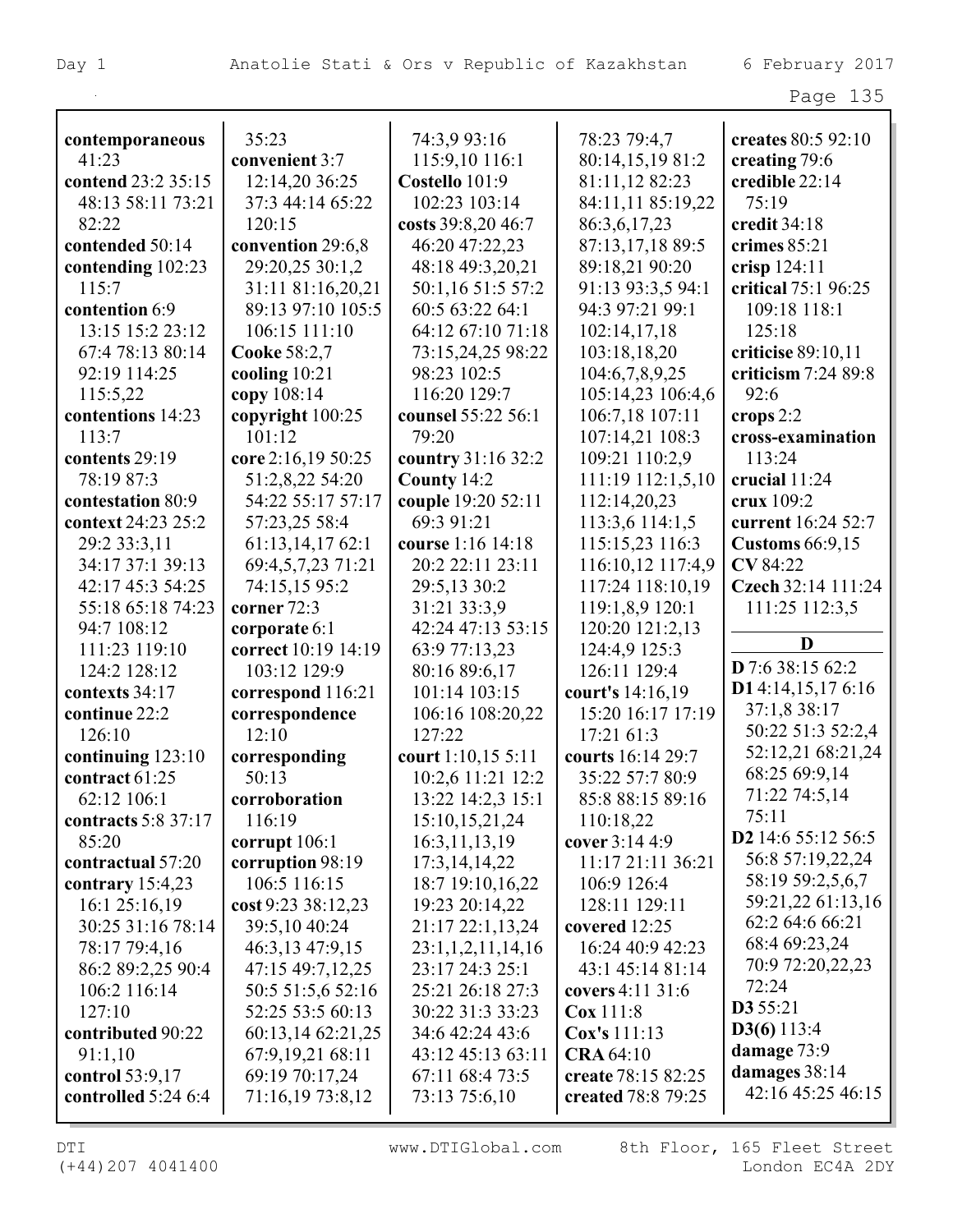**contemporaneous** 41:23
**contend** 23:2 35:15 48:13 58:11 73:21 82:22
**contended** 50:14
**contending** 102:23 115:7
**contention** 6:9 13:15 15:2 23:12 67:4 78:13 80:14 92:19 114:25 115:5,22
**contentions** 14:23 113:7
**contents** 29:19 78:19 87:3
**contestation** 80:9
**context** 24:23 25:2 29:2 33:3,11 34:17 37:1 39:13 42:17 45:3 54:25 55:18 65:18 74:23 94:7 108:12 111:23 119:10 124:2 128:12
**contexts** 34:17
**continue** 22:2 126:10
**continuing** 123:10
**contract** 61:25 62:12 106:1
**contracts** 5:8 37:17 85:20
**contractual** 57:20
**contrary** 15:4,23 16:1 25:16,19 30:25 31:16 78:14 78:17 79:4,16 86:2 89:2,25 90:4 106:2 116:14 127:10
**contributed** 90:22 91:1,10
**control** 53:9,17
**controlled** 5:24 6:4 35:23
**convenient** 3:7 12:14,20 36:25 37:3 44:14 65:22 120:15
**convention** 29:6,8 29:20,25 30:1,2 31:11 81:16,20,21 89:13 97:10 105:5 106:15 111:10
**Cooke** 58:2,7
**cooling** 10:21
**copy** 108:14
**copyright** 100:25 101:12
**core** 2:16,19 50:25 51:2,8,22 54:20 54:22 55:17 57:17 57:23,25 58:4 61:13,14,17 62:1 69:4,5,7,23 71:21 74:15,15 95:2
**corner** 72:3
**corporate** 6:1
**correct** 10:19 14:19 103:12 129:9
**correspond** 116:21
**correspondence** 12:10
**corresponding** 50:13
**corroboration** 116:19
**corrupt** 106:1
**corruption** 98:19 106:5 116:15
**cost** 9:23 38:12,23 39:5,10 40:24 46:3,13 47:9,15 47:15 49:7,12,25 50:5 51:5,6 52:16 52:25 53:5 60:13 60:13,14 62:21,25 67:9,19,21 68:11 69:19 70:17,24 71:16,19 73:8,12 74:3,9 93:16 115:9,10 116:1
**Costello** 101:9 102:23 103:14
**costs** 39:8,20 46:7 46:20 47:22,23 48:18 49:3,20,21 50:1,16 51:5 57:2 60:5 63:22 64:1 64:12 67:10 71:18 73:15,24,25 98:22 98:23 102:5 116:20 129:7
**counsel** 55:22 56:1 79:20
**country** 31:16 32:2
**County** 14:2
**couple** 19:20 52:11 69:3 91:21
**course** 1:16 14:18 20:2 22:11 23:11 29:5,13 30:2 31:21 33:3,9 42:24 47:13 53:15 63:9 77:13,23 80:16 89:6,17 101:14 103:15 106:16 108:20,22 127:22
**court** 1:10,15 5:11 10:2,6 11:21 12:2 13:22 14:2,3 15:1 15:10,15,21,24 16:3,11,13,19 17:3,14,14,22 18:7 19:10,16,22 19:23 20:14,22 21:17 22:1,13,24 23:1,1,2,11,14,16 23:17 24:3 25:1 25:21 26:18 27:3 30:22 31:3 33:23 34:6 42:24 43:6 43:12 45:13 63:11 67:11 68:4 73:5 73:13 75:6,10 78:23 79:4,7 80:14,15,19 81:2 81:11,12 82:23 84:11,11 85:19,22 86:3,6,17,23 87:13,17,18 89:5 89:18,21 90:20 91:13 93:3,5 94:1 94:3 97:21 99:1 102:14,17,18 103:18,18,20 104:6,7,8,9,25 105:14,23 106:4,6 106:7,18 107:11 107:14,21 108:3 109:21 110:2,9 111:19 112:1,5,10 112:14,20,23 113:3,6 114:1,5 115:15,23 116:3 116:10,12 117:4,9 117:24 118:10,19 119:1,8,9 120:1 120:20 121:2,13 124:4,9 125:3 126:11 129:4
**court's** 14:16,19 15:20 16:17 17:19 17:21 61:3
**courts** 16:14 29:7 35:22 57:7 80:9 85:8 88:15 89:16 110:18,22
**cover** 3:14 4:9 11:17 21:11 36:21 106:9 126:4 128:11 129:11
**covered** 12:25 16:24 40:9 42:23 43:1 45:14 81:14
**covers** 4:11 31:6
**Cox** 111:8
**Cox's** 111:13
**CRA** 64:10
**create** 78:15 82:25
**created** 78:8 79:25
**creates** 80:5 92:10
**creating** 79:6
**credible** 22:14 75:19
**credit** 34:18
**crimes** 85:21
**crisp** 124:11
**critical** 75:1 96:25 109:18 118:1 125:18
**criticise** 89:10,11
**criticism** 7:24 89:8 92:6
**crops** 2:2
**cross-examination** 113:24
**crucial** 11:24
**crux** 109:2
**current** 16:24 52:7
**Customs** 66:9,15
**CV** 84:22
**Czech** 32:14 111:24 111:25 112:3,5

## D

**D** 7:6 38:15 62:2
**D1** 4:14,15,17 6:16 37:1,8 38:17 50:22 51:3 52:2,4 52:12,21 68:21,24 68:25 69:9,14 71:22 74:5,14 75:11
**D2** 14:6 55:12 56:5 56:8 57:19,22,24 58:19 59:2,5,6,7 59:21,22 61:13,16 62:2 64:6 66:21 68:4 69:23,24 70:9 72:20,22,23 72:24
**D3** 55:21
**D3(6)** 113:4
**damage** 73:9
**damages** 38:14 42:16 45:25 46:15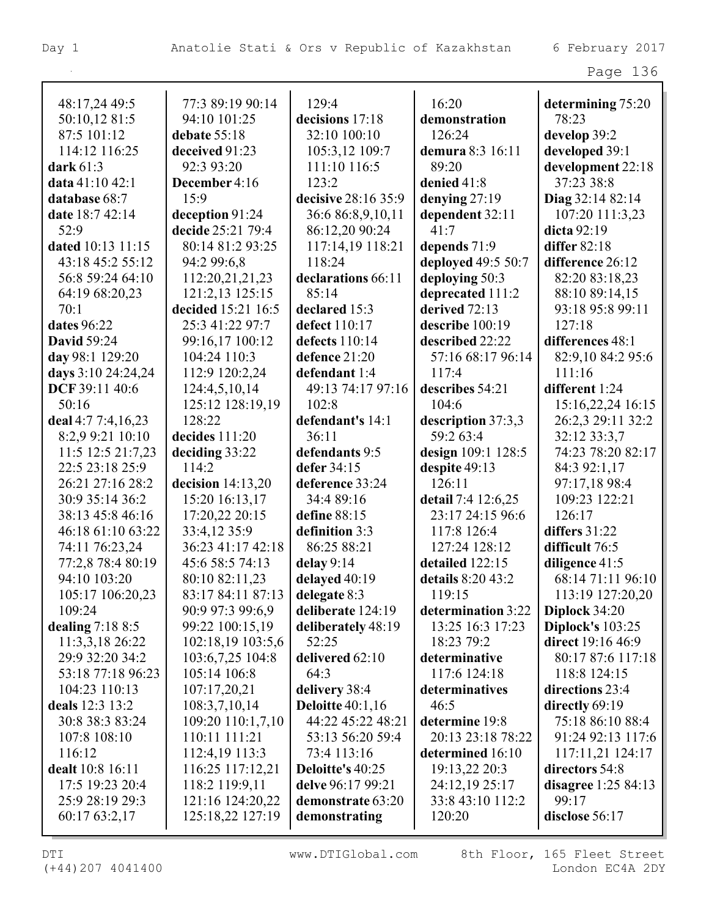48:17,24 49:5
50:10,12 81:5
87:5 101:12
114:12 116:25
**dark** 61:3
**data** 41:10 42:1
**database** 68:7
**date** 18:7 42:14
52:9
**dated** 10:13 11:15
43:18 45:2 55:12
56:8 59:24 64:10
64:19 68:20,23
70:1
**dates** 96:22
**David** 59:24
**day** 98:1 129:20
**days** 3:10 24:24,24
**DCF** 39:11 40:6
50:16
**deal** 4:7 7:4,16,23
8:2,9 9:21 10:10
11:5 12:5 21:7,23
22:5 23:18 25:9
26:21 27:16 28:2
30:9 35:14 36:2
38:13 45:8 46:16
46:18 61:10 63:22
74:11 76:23,24
77:2,8 78:4 80:19
94:10 103:20
105:17 106:20,23
109:24
**dealing** 7:18 8:5
11:3,3,18 26:22
29:9 32:20 34:2
53:18 77:18 96:23
104:23 110:13
**deals** 12:3 13:2
30:8 38:3 83:24
107:8 108:10
116:12
**dealt** 10:8 16:11
17:5 19:23 20:4
25:9 28:19 29:3
60:17 63:2,17
77:3 89:19 90:14
94:10 101:25
**debate** 55:18
**deceived** 91:23
92:3 93:20
**December** 4:16
15:9
**deception** 91:24
**decide** 25:21 79:4
80:14 81:2 93:25
94:2 99:6,8
112:20,21,21,23
121:2,13 125:15
**decided** 15:21 16:5
25:3 41:22 97:7
99:16,17 100:12
104:24 110:3
112:9 120:2,24
124:4,5,10,14
125:12 128:19,19
128:22
**decides** 111:20
**deciding** 33:22
114:2
**decision** 14:13,20
15:20 16:13,17
17:20,22 20:15
33:4,12 35:9
36:23 41:17 42:18
45:6 58:5 74:13
80:10 82:11,23
83:17 84:11 87:13
90:9 97:3 99:6,9
99:22 100:15,19
102:18,19 103:5,6
103:6,7,25 104:8
105:14 106:8
107:17,20,21
108:3,7,10,14
109:20 110:1,7,10
110:11 111:21
112:4,19 113:3
116:25 117:12,21
118:2 119:9,11
121:16 124:20,22
125:18,22 127:19
129:4
**decisions** 17:18
32:10 100:10
105:3,12 109:7
111:10 116:5
123:2
**decisive** 28:16 35:9
36:6 86:8,9,10,11
86:12,20 90:24
117:14,19 118:21
118:24
**declarations** 66:11
85:14
**declared** 15:3
**defect** 110:17
**defects** 110:14
**defence** 21:20
**defendant** 1:4
49:13 74:17 97:16
102:8
**defendant's** 14:1
36:11
**defendants** 9:5
**defer** 34:15
**deference** 33:24
34:4 89:16
**define** 88:15
**definition** 3:3
86:25 88:21
**delay** 9:14
**delayed** 40:19
**delegate** 8:3
**deliberate** 124:19
**deliberately** 48:19
52:25
**delivered** 62:10
64:3
**delivery** 38:4
**Deloitte** 40:1,16
44:22 45:22 48:21
53:13 56:20 59:4
73:4 113:16
**Deloitte's** 40:25
**delve** 96:17 99:21
**demonstrate** 63:20
**demonstrating**
16:20
**demonstration**
126:24
**demura** 8:3 16:11
89:20
**denied** 41:8
**denying** 27:19
**dependent** 32:11
41:7
**depends** 71:9
**deployed** 49:5 50:7
**deploying** 50:3
**deprecated** 111:2
**derived** 72:13
**describe** 100:19
**described** 22:22
57:16 68:17 96:14
117:4
**describes** 54:21
104:6
**description** 37:3,3
59:2 63:4
**design** 109:1 128:5
**despite** 49:13
126:11
**detail** 7:4 12:6,25
23:17 24:15 96:6
117:8 126:4
127:24 128:12
**detailed** 122:15
**details** 8:20 43:2
119:15
**determination** 3:22
13:25 16:3 17:23
18:23 79:2
**determinative**
117:6 124:18
**determinatives**
46:5
**determine** 19:8
20:13 23:18 78:22
**determined** 16:10
19:13,22 20:3
24:12,19 25:17
33:8 43:10 112:2
120:20
**determining** 75:20
78:23
**develop** 39:2
**developed** 39:1
**development** 22:18
37:23 38:8
**Diag** 32:14 82:14
107:20 111:3,23
**dicta** 92:19
**differ** 82:18
**difference** 26:12
82:20 83:18,23
88:10 89:14,15
93:18 95:8 99:11
127:18
**differences** 48:1
82:9,10 84:2 95:6
111:16
**different** 1:24
15:16,22,24 16:15
26:2,3 29:11 32:2
32:12 33:3,7
74:23 78:20 82:17
84:3 92:1,17
97:17,18 98:4
109:23 122:21
126:17
**differs** 31:22
**difficult** 76:5
**diligence** 41:5
68:14 71:11 96:10
113:19 127:20,20
**Diplock** 34:20
**Diplock's** 103:25
**direct** 19:16 46:9
80:17 87:6 117:18
118:8 124:15
**directions** 23:4
**directly** 69:19
75:18 86:10 88:4
91:24 92:13 117:6
117:11,21 124:17
**directors** 54:8
**disagree** 1:25 84:13
99:17
**disclose** 56:17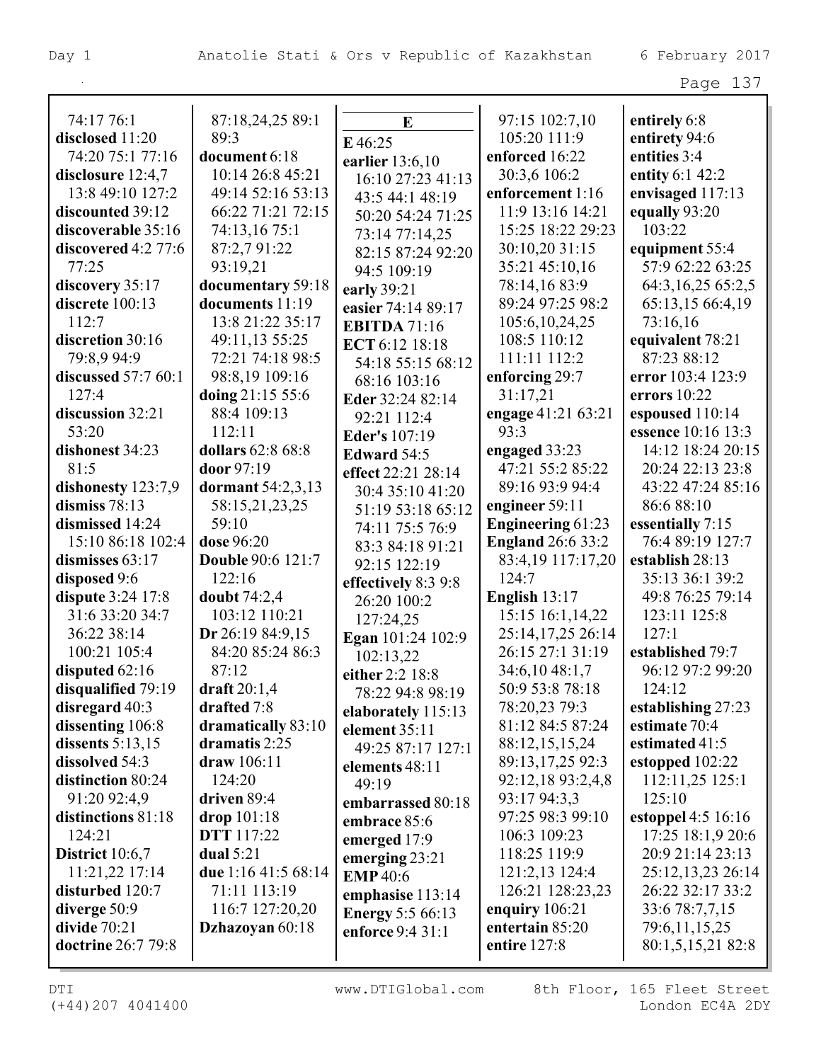74:17 76:1
**disclosed** 11:20
74:20 75:1 77:16
**disclosure** 12:4,7
13:8 49:10 127:2
**discounted** 39:12
**discoverable** 35:16
**discovered** 4:2 77:6
77:25
**discovery** 35:17
**discrete** 100:13
112:7
**discretion** 30:16
79:8,9 94:9
**discussed** 57:7 60:1
127:4
**discussion** 32:21
53:20
**dishonest** 34:23
81:5
**dishonesty** 123:7,9
**dismiss** 78:13
**dismissed** 14:24
15:10 86:18 102:4
**dismisses** 63:17
**disposed** 9:6
**dispute** 3:24 17:8
31:6 33:20 34:7
36:22 38:14
100:21 105:4
**disputed** 62:16
**disqualified** 79:19
**disregard** 40:3
**dissenting** 106:8
**dissents** 5:13,15
**dissolved** 54:3
**distinction** 80:24
91:20 92:4,9
**distinctions** 81:18
124:21
**District** 10:6,7
11:21,22 17:14
**disturbed** 120:7
**diverge** 50:9
**divide** 70:21
**doctrine** 26:7 79:8

87:18,24,25 89:1
89:3
**document** 6:18
10:14 26:8 45:21
49:14 52:16 53:13
66:22 71:21 72:15
74:13,16 75:1
87:2,7 91:22
93:19,21
**documentary** 59:18
**documents** 11:19
13:8 21:22 35:17
49:11,13 55:25
72:21 74:18 98:5
98:8,19 109:16
**doing** 21:15 55:6
88:4 109:13
112:11
**dollars** 62:8 68:8
**door** 97:19
**dormant** 54:2,3,13
58:15,21,23,25
59:10
**dose** 96:20
**Double** 90:6 121:7
122:16
**doubt** 74:2,4
103:12 110:21
**Dr** 26:19 84:9,15
84:20 85:24 86:3
87:12
**draft** 20:1,4
**drafted** 7:8
**dramatically** 83:10
**dramatis** 2:25
**draw** 106:11
124:20
**driven** 89:4
**drop** 101:18
**DTT** 117:22
**dual** 5:21
**due** 1:16 41:5 68:14
71:11 113:19
116:7 127:20,20
**Dzhazoyan** 60:18

**E**

**E** 46:25
**earlier** 13:6,10
16:10 27:23 41:13
43:5 44:1 48:19
50:20 54:24 71:25
73:14 77:14,25
82:15 87:24 92:20
94:5 109:19
**early** 39:21
**easier** 74:14 89:17
**EBITDA** 71:16
**ECT** 6:12 18:18
54:18 55:15 68:12
68:16 103:16
**Eder** 32:24 82:14
92:21 112:4
**Eder's** 107:19
**Edward** 54:5
**effect** 22:21 28:14
30:4 35:10 41:20
51:19 53:18 65:12
74:11 75:5 76:9
83:3 84:18 91:21
92:15 122:19
**effectively** 8:3 9:8
26:20 100:2
127:24,25
**Egan** 101:24 102:9
102:13,22
**either** 2:2 18:8
78:22 94:8 98:19
**elaborately** 115:13
**element** 35:11
49:25 87:17 127:1
**elements** 48:11
49:19
**embarrassed** 80:18
**embrace** 85:6
**emerged** 17:9
**emerging** 23:21
**EMP** 40:6
**emphasise** 113:14
**Energy** 5:5 66:13
**enforce** 9:4 31:1

97:15 102:7,10
105:20 111:9
**enforced** 16:22
30:3,6 106:2
**enforcement** 1:16
11:9 13:16 14:21
15:25 18:22 29:23
30:10,20 31:15
35:21 45:10,16
78:14,16 83:9
89:24 97:25 98:2
105:6,10,24,25
108:5 110:12
111:11 112:2
**enforcing** 29:7
31:17,21
**engage** 41:21 63:21
93:3
**engaged** 33:23
47:21 55:2 85:22
89:16 93:9 94:4
**engineer** 59:11
**Engineering** 61:23
**England** 26:6 33:2
83:4,19 117:17,20
124:7
**English** 13:17
15:15 16:1,14,22
25:14,17,25 26:14
26:15 27:1 31:19
34:6,10 48:1,7
50:9 53:8 78:18
78:20,23 79:3
81:12 84:5 87:24
88:12,15,15,24
89:13,17,25 92:3
92:12,18 93:2,4,8
93:17 94:3,3
97:25 98:3 99:10
106:3 109:23
118:25 119:9
121:2,13 124:4
126:21 128:23,23
**enquiry** 106:21
**entertain** 85:20
**entire** 127:8

**entirely** 6:8
**entirety** 94:6
**entities** 3:4
**entity** 6:1 42:2
**envisaged** 117:13
**equally** 93:20
103:22
**equipment** 55:4
57:9 62:22 63:25
64:3,16,25 65:2,5
65:13,15 66:4,19
73:16,16
**equivalent** 78:21
87:23 88:12
**error** 103:4 123:9
**errors** 10:22
**espoused** 110:14
**essence** 10:16 13:3
14:12 18:24 20:15
20:24 22:13 23:8
43:22 47:24 85:16
86:6 88:10
**essentially** 7:15
76:4 89:19 127:7
**establish** 28:13
35:13 36:1 39:2
49:8 76:25 79:14
123:11 125:8
127:1
**established** 79:7
96:12 97:2 99:20
124:12
**establishing** 27:23
**estimate** 70:4
**estimated** 41:5
**estopped** 102:22
112:11,25 125:1
125:10
**estoppel** 4:5 16:16
17:25 18:1,9 20:6
20:9 21:14 23:13
25:12,13,23 26:14
26:22 32:17 33:2
33:6 78:7,7,15
79:6,11,15,25
80:1,5,15,21 82:8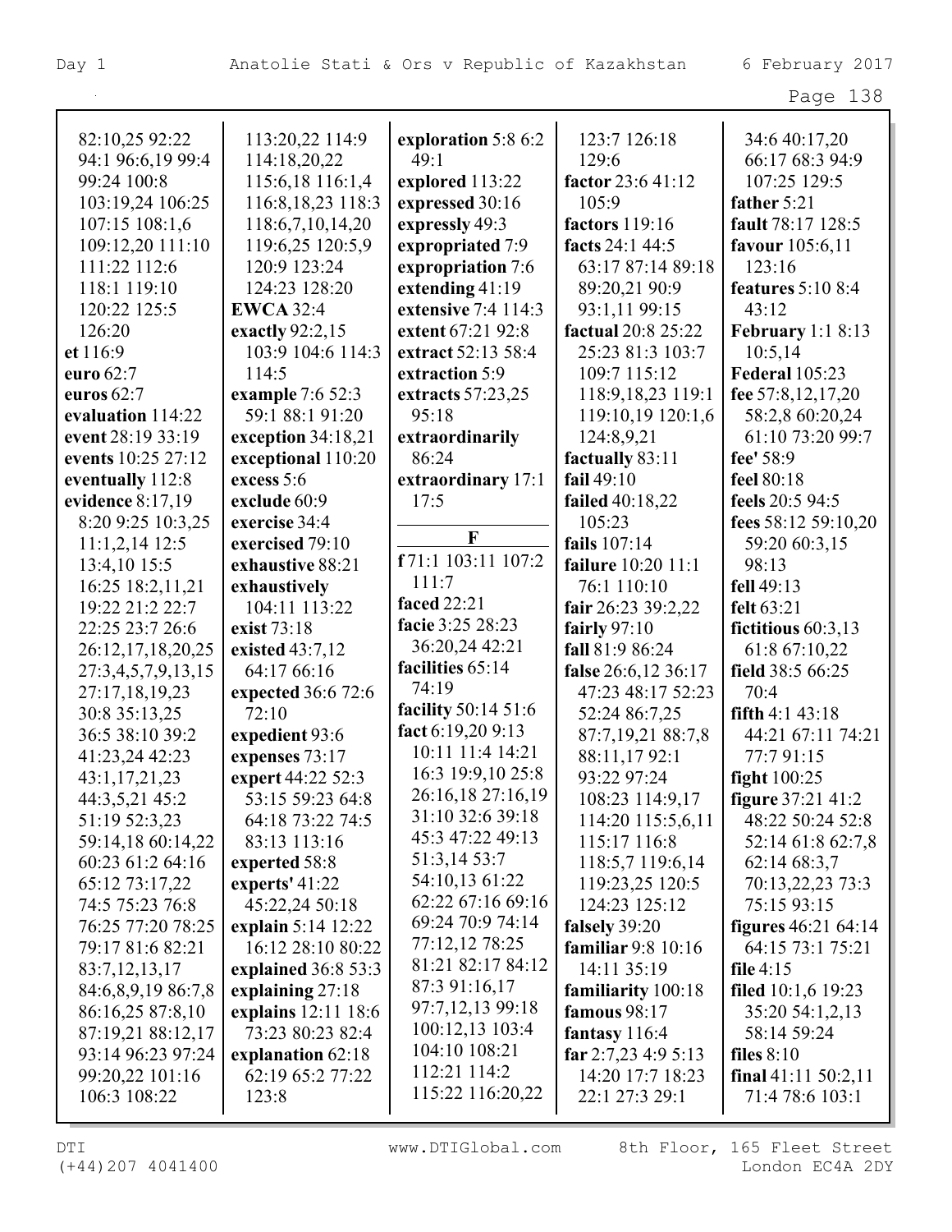82:10,25 92:22
94:1 96:6,19 99:4
99:24 100:8
103:19,24 106:25
107:15 108:1,6
109:12,20 111:10
111:22 112:6
118:1 119:10
120:22 125:5
126:20

**et** 116:9

**euro** 62:7

**euros** 62:7

**evaluation** 114:22

**event** 28:19 33:19

**events** 10:25 27:12

**eventually** 112:8

**evidence** 8:17,19
8:20 9:25 10:3,25
11:1,2,14 12:5
13:4,10 15:5
16:25 18:2,11,21
19:22 21:2 22:7
22:25 23:7 26:6
26:12,17,18,20,25
27:3,4,5,7,9,13,15
27:17,18,19,23
30:8 35:13,25
36:5 38:10 39:2
41:23,24 42:23
43:1,17,21,23
44:3,5,21 45:2
51:19 52:3,23
59:14,18 60:14,22
60:23 61:2 64:16
65:12 73:17,22
74:5 75:23 76:8
76:25 77:20 78:25
79:17 81:6 82:21
83:7,12,13,17
84:6,8,9,19 86:7,8
86:16,25 87:8,10
87:19,21 88:12,17
93:14 96:23 97:24
99:20,22 101:16
106:3 108:22
113:20,22 114:9
114:18,20,22
115:6,18 116:1,4
116:8,18,23 118:3
118:6,7,10,14,20
119:6,25 120:5,9
120:9 123:24
124:23 128:20

**EWCA** 32:4

**exactly** 92:2,15
103:9 104:6 114:3
114:5

**example** 7:6 52:3
59:1 88:1 91:20

**exception** 34:18,21

**exceptional** 110:20

**excess** 5:6

**exclude** 60:9

**exercise** 34:4

**exercised** 79:10

**exhaustive** 88:21

**exhaustively**
104:11 113:22

**exist** 73:18

**existed** 43:7,12
64:17 66:16

**expected** 36:6 72:6
72:10

**expedient** 93:6

**expenses** 73:17

**expert** 44:22 52:3
53:15 59:23 64:8
64:18 73:22 74:5
83:13 113:16

**experted** 58:8

**experts'** 41:22
45:22,24 50:18

**explain** 5:14 12:22
16:12 28:10 80:22

**explained** 36:8 53:3

**explaining** 27:18

**explains** 12:11 18:6
73:23 80:23 82:4

**explanation** 62:18
62:19 65:2 77:22
123:8

**exploration** 5:8 6:2
49:1

**explored** 113:22

**expressed** 30:16

**expressly** 49:3

**expropriated** 7:9

**expropriation** 7:6

**extending** 41:19

**extensive** 7:4 114:3

**extent** 67:21 92:8

**extract** 52:13 58:4

**extraction** 5:9

**extracts** 57:23,25
95:18

**extraordinarily**
86:24

**extraordinary** 17:1
17:5

## F

**f** 71:1 103:11 107:2
111:7

**faced** 22:21

**facie** 3:25 28:23
36:20,24 42:21

**facilities** 65:14
74:19

**facility** 50:14 51:6

**fact** 6:19,20 9:13
10:11 11:4 14:21
16:3 19:9,10 25:8
26:16,18 27:16,19
31:10 32:6 39:18
45:3 47:22 49:13
51:3,14 53:7
54:10,13 61:22
62:22 67:16 69:16
69:24 70:9 74:14
77:12,12 78:25
81:21 82:17 84:12
87:3 91:16,17
97:7,12,13 99:18
100:12,13 103:4
104:10 108:21
112:21 114:2
115:22 116:20,22
123:7 126:18
129:6

**factor** 23:6 41:12
105:9

**factors** 119:16

**facts** 24:1 44:5
63:17 87:14 89:18
89:20,21 90:9
93:1,11 99:15

**factual** 20:8 25:22
25:23 81:3 103:7
109:7 115:12
118:9,18,23 119:1
119:10,19 120:1,6
124:8,9,21

**factually** 83:11

**fail** 49:10

**failed** 40:18,22
105:23

**fails** 107:14

**failure** 10:20 11:1
76:1 110:10

**fair** 26:23 39:2,22

**fairly** 97:10

**fall** 81:9 86:24

**false** 26:6,12 36:17
47:23 48:17 52:23
52:24 86:7,25
87:7,19,21 88:7,8
88:11,17 92:1
93:22 97:24
108:23 114:9,17
114:20 115:5,6,11
115:17 116:8
118:5,7 119:6,14
119:23,25 120:5
124:23 125:12

**falsely** 39:20

**familiar** 9:8 10:16
14:11 35:19

**familiarity** 100:18

**famous** 98:17

**fantasy** 116:4

**far** 2:7,23 4:9 5:13
14:20 17:7 18:23
22:1 27:3 29:1
34:6 40:17,20
66:17 68:3 94:9
107:25 129:5

**father** 5:21

**fault** 78:17 128:5

**favour** 105:6,11
123:16

**features** 5:10 8:4
43:12

**February** 1:1 8:13
10:5,14

**Federal** 105:23

**fee** 57:8,12,17,20
58:2,8 60:20,24
61:10 73:20 99:7

**fee'** 58:9

**feel** 80:18

**feels** 20:5 94:5

**fees** 58:12 59:10,20
59:20 60:3,15
98:13

**fell** 49:13

**felt** 63:21

**fictitious** 60:3,13
61:8 67:10,22

**field** 38:5 66:25
70:4

**fifth** 4:1 43:18
44:21 67:11 74:21
77:7 91:15

**fight** 100:25

**figure** 37:21 41:2
48:22 50:24 52:8
52:14 61:8 62:7,8
62:14 68:3,7
70:13,22,23 73:3
75:15 93:15

**figures** 46:21 64:14
64:15 73:1 75:21

**file** 4:15

**filed** 10:1,6 19:23
35:20 54:1,2,13
58:14 59:24

**files** 8:10

**final** 41:11 50:2,11
71:4 78:6 103:1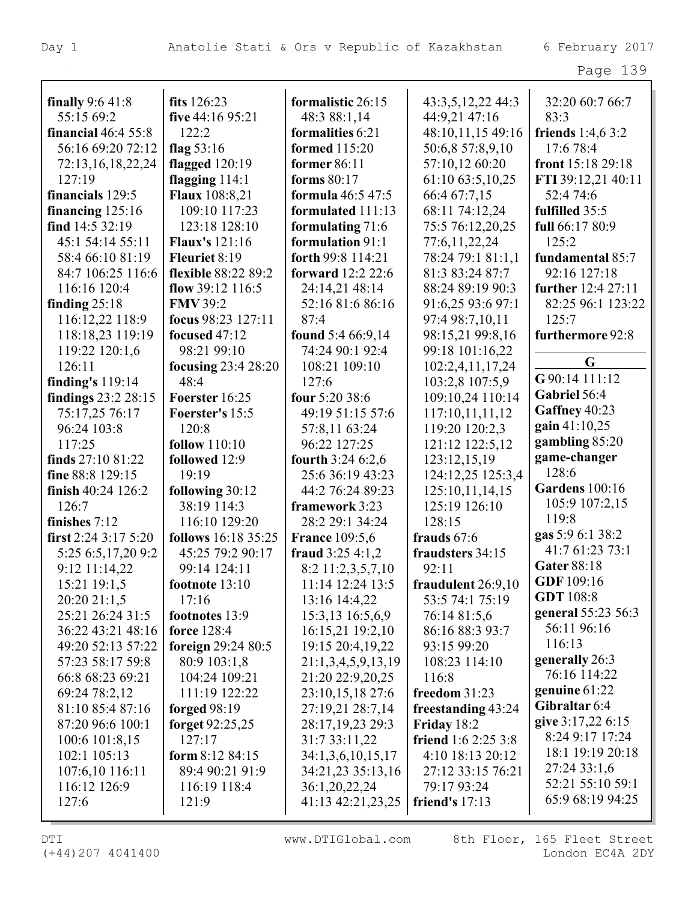**finally** 9:6 41:8 55:15 69:2
**financial** 46:4 55:8 56:16 69:20 72:12 72:13,16,18,22,24 127:19
**financials** 129:5
**financing** 125:16
**find** 14:5 32:19 45:1 54:14 55:11 58:4 66:10 81:19 84:7 106:25 116:6 116:16 120:4
**finding** 25:18 116:12,22 118:9 118:18,23 119:19 119:22 120:1,6 126:11
**finding's** 119:14
**findings** 23:2 28:15 75:17,25 76:17 96:24 103:8 117:25
**finds** 27:10 81:22
**fine** 88:8 129:15
**finish** 40:24 126:2 126:7
**finishes** 7:12
**first** 2:24 3:17 5:20 5:25 6:5,17,20 9:2 9:12 11:14,22 15:21 19:1,5 20:20 21:1,5 25:21 26:24 31:5 36:22 43:21 48:16 49:20 52:13 57:22 57:23 58:17 59:8 66:8 68:23 69:21 69:24 78:2,12 81:10 85:4 87:16 87:20 96:6 100:1 100:6 101:8,15 102:1 105:13 107:6,10 116:11 116:12 126:9 127:6
**fits** 126:23
**five** 44:16 95:21 122:2
**flag** 53:16
**flagged** 120:19
**flagging** 114:1
**Flaux** 108:8,21 109:10 117:23 123:18 128:10
**Flaux's** 121:16
**Fleuriet** 8:19
**flexible** 88:22 89:2
**flow** 39:12 116:5
**FMV** 39:2
**focus** 98:23 127:11
**focused** 47:12 98:21 99:10
**focusing** 23:4 28:20 48:4
**Foerster** 16:25
**Foerster's** 15:5 120:8
**follow** 110:10
**followed** 12:9 19:19
**following** 30:12 38:19 114:3 116:10 129:20
**follows** 16:18 35:25 45:25 79:2 90:17 99:14 124:11
**footnote** 13:10 17:16
**footnotes** 13:9
**force** 128:4
**foreign** 29:24 80:5 80:9 103:1,8 104:24 109:21 111:19 122:22
**forged** 98:19
**forget** 92:25,25 127:17
**form** 8:12 84:15 89:4 90:21 91:9 116:19 118:4 121:9
**formalistic** 26:15 48:3 88:1,14
**formalities** 6:21
**formed** 115:20
**former** 86:11
**forms** 80:17
**formula** 46:5 47:5
**formulated** 111:13
**formulating** 71:6
**formulation** 91:1
**forth** 99:8 114:21
**forward** 12:2 22:6 24:14,21 48:14 52:16 81:6 86:16 87:4
**found** 5:4 66:9,14 74:24 90:1 92:4 108:21 109:10 127:6
**four** 5:20 38:6 49:19 51:15 57:6 57:8,11 63:24 96:22 127:25
**fourth** 3:24 6:2,6 25:6 36:19 43:23 44:2 76:24 89:23
**framework** 3:23 28:2 29:1 34:24
**France** 109:5,6
**fraud** 3:25 4:1,2 8:2 11:2,3,5,7,10 11:14 12:24 13:5 13:16 14:4,22 15:3,13 16:5,6,9 16:15,21 19:2,10 19:15 20:4,19,22 21:1,3,4,5,9,13,19 21:20 22:9,20,25 23:10,15,18 27:6 27:19,21 28:7,14 28:17,19,23 29:3 31:7 33:11,22 34:1,3,6,10,15,17 34:21,23 35:13,16 36:1,20,22,24 41:13 42:21,23,25 43:3,5,12,22 44:3 44:9,21 47:16 48:10,11,15 49:16 50:6,8 57:8,9,10 57:10,12 60:20 61:10 63:5,10,25 66:4 67:7,15 68:11 74:12,24 75:5 76:12,20,25 77:6,11,22,24 78:24 79:1 81:1,1 81:3 83:24 87:7 88:24 89:19 90:3 91:6,25 93:6 97:1 97:4 98:7,10,11 98:15,21 99:8,16 99:18 101:16,22 102:2,4,11,17,24 103:2,8 107:5,9 109:10,24 110:14 117:10,11,11,12 119:20 120:2,3 121:12 122:5,12 123:12,15,19 124:12,25 125:3,4 125:10,11,14,15 125:19 126:10 128:15
**frauds** 67:6
**fraudsters** 34:15 92:11
**fraudulent** 26:9,10 53:5 74:1 75:19 76:14 81:5,6 86:16 88:3 93:7 93:15 99:20 108:23 114:10 116:8
**freedom** 31:23
**freestanding** 43:24
**Friday** 18:2
**friend** 1:6 2:25 3:8 4:10 18:13 20:12 27:12 33:15 76:21 79:17 93:24
**friend's** 17:13 32:20 60:7 66:7 83:3
**friends** 1:4,6 3:2 17:6 78:4
**front** 15:18 29:18
**FTI** 39:12,21 40:11 52:4 74:6
**fulfilled** 35:5
**full** 66:17 80:9 125:2
**fundamental** 85:7 92:16 127:18
**further** 12:4 27:11 82:25 96:1 123:22 125:7
**furthermore** 92:8

## G

**G** 90:14 111:12
**Gabriel** 56:4
**Gaffney** 40:23
**gain** 41:10,25
**gambling** 85:20
**game-changer** 128:6
**Gardens** 100:16 105:9 107:2,15 119:8
**gas** 5:9 6:1 38:2 41:7 61:23 73:1
**Gater** 88:18
**GDF** 109:16
**GDT** 108:8
**general** 55:23 56:3 56:11 96:16 116:13
**generally** 26:3 76:16 114:22
**genuine** 61:22
**Gibraltar** 6:4
**give** 3:17,22 6:15 8:24 9:17 17:24 18:1 19:19 20:18 27:24 33:1,6 52:21 55:10 59:1 65:9 68:19 94:25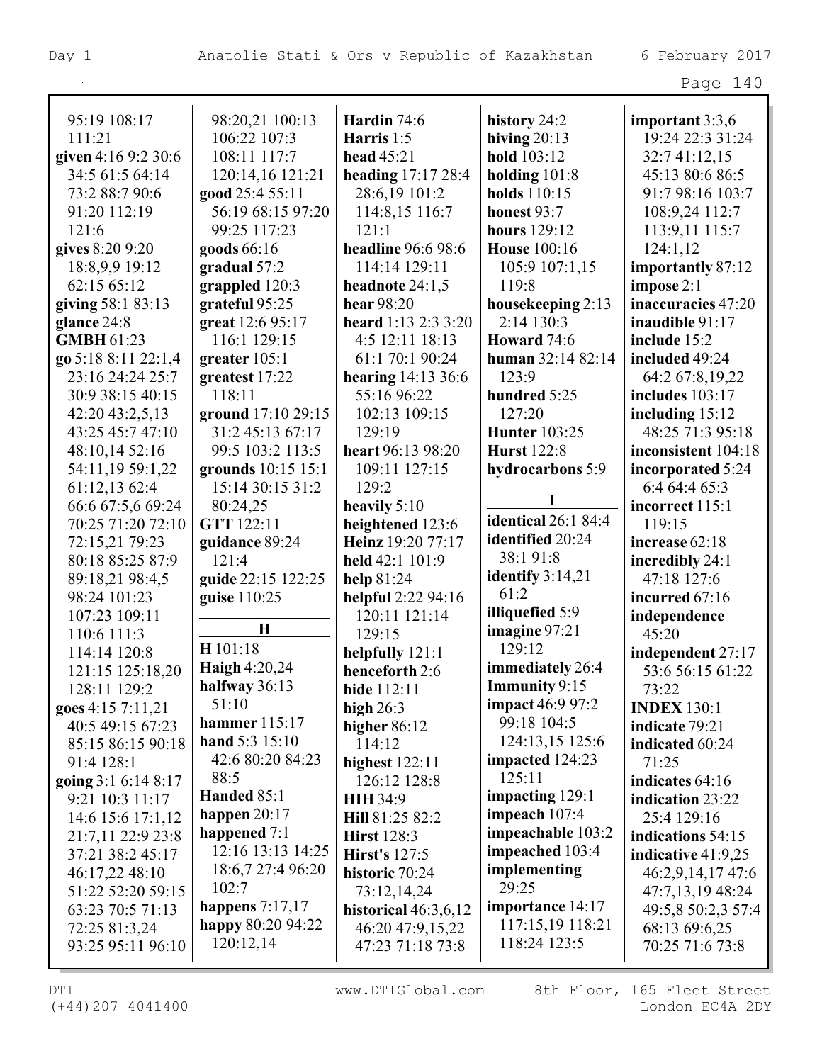95:19 108:17 111:21
**given** 4:16 9:2 30:6 34:5 61:5 64:14 73:2 88:7 90:6 91:20 112:19 121:6
**gives** 8:20 9:20 18:8,9,9 19:12 62:15 65:12
**giving** 58:1 83:13
**glance** 24:8
**GMBH** 61:23
**go** 5:18 8:11 22:1,4 23:16 24:24 25:7 30:9 38:15 40:15 42:20 43:2,5,13 43:25 45:7 47:10 48:10,14 52:16 54:11,19 59:1,22 61:12,13 62:4 66:6 67:5,6 69:24 70:25 71:20 72:10 72:15,21 79:23 80:18 85:25 87:9 89:18,21 98:4,5 98:24 101:23 107:23 109:11 110:6 111:3 114:14 120:8 121:15 125:18,20 128:11 129:2
**goes** 4:15 7:11,21 40:5 49:15 67:23 85:15 86:15 90:18 91:4 128:1
**going** 3:1 6:14 8:17 9:21 10:3 11:17 14:6 15:6 17:1,12 21:7,11 22:9 23:8 37:21 38:2 45:17 46:17,22 48:10 51:22 52:20 59:15 63:23 70:5 71:13 72:25 81:3,24 93:25 95:11 96:10 98:20,21 100:13 106:22 107:3 108:11 117:7 120:14,16 121:21
**good** 25:4 55:11 56:19 68:15 97:20 99:25 117:23
**goods** 66:16
**gradual** 57:2
**grappled** 120:3
**grateful** 95:25
**great** 12:6 95:17 116:1 129:15
**greater** 105:1
**greatest** 17:22 118:11
**ground** 17:10 29:15 31:2 45:13 67:17 99:5 103:2 113:5
**grounds** 10:15 15:1 15:14 30:15 31:2 80:24,25
**GTT** 122:11
**guidance** 89:24 121:4
**guide** 22:15 122:25
**guise** 110:25

## H

**H** 101:18
**Haigh** 4:20,24
**halfway** 36:13 51:10
**hammer** 115:17
**hand** 5:3 15:10 42:6 80:20 84:23 88:5
**Handed** 85:1
**happen** 20:17
**happened** 7:1 12:16 13:13 14:25 18:6,7 27:4 96:20 102:7
**happens** 7:17,17
**happy** 80:20 94:22 120:12,14
**Hardin** 74:6
**Harris** 1:5
**head** 45:21
**heading** 17:17 28:4 28:6,19 101:2 114:8,15 116:7 121:1
**headline** 96:6 98:6 114:14 129:11
**headnote** 24:1,5
**hear** 98:20
**heard** 1:13 2:3 3:20 4:5 12:11 18:13 61:1 70:1 90:24
**hearing** 14:13 36:6 55:16 96:22 102:13 109:15 129:19
**heart** 96:13 98:20 109:11 127:15 129:2
**heavily** 5:10
**heightened** 123:6
**Heinz** 19:20 77:17
**held** 42:1 101:9
**help** 81:24
**helpful** 2:22 94:16 120:11 121:14 129:15
**helpfully** 121:1
**henceforth** 2:6
**hide** 112:11
**high** 26:3
**higher** 86:12 114:12
**highest** 122:11 126:12 128:8
**HIH** 34:9
**Hill** 81:25 82:2
**Hirst** 128:3
**Hirst's** 127:5
**historic** 70:24 73:12,14,24
**historical** 46:3,6,12 46:20 47:9,15,22 47:23 71:18 73:8
**history** 24:2
**hiving** 20:13
**hold** 103:12
**holding** 101:8
**holds** 110:15
**honest** 93:7
**hours** 129:12
**House** 100:16 105:9 107:1,15 119:8
**housekeeping** 2:13 2:14 130:3
**Howard** 74:6
**human** 32:14 82:14 123:9
**hundred** 5:25 127:20
**Hunter** 103:25
**Hurst** 122:8
**hydrocarbons** 5:9

## I

**identical** 26:1 84:4
**identified** 20:24 38:1 91:8
**identify** 3:14,21 61:2
**illiquefied** 5:9
**imagine** 97:21 129:12
**immediately** 26:4
**Immunity** 9:15
**impact** 46:9 97:2 99:18 104:5 124:13,15 125:6
**impacted** 124:23 125:11
**impacting** 129:1
**impeach** 107:4
**impeachable** 103:2
**impeached** 103:4
**implementing** 29:25
**importance** 14:17 117:15,19 118:21 118:24 123:5
**important** 3:3,6 19:24 22:3 31:24 32:7 41:12,15 45:13 80:6 86:5 91:7 98:16 103:7 108:9,24 112:7 113:9,11 115:7 124:1,12
**importantly** 87:12
**impose** 2:1
**inaccuracies** 47:20
**inaudible** 91:17
**include** 15:2
**included** 49:24 64:2 67:8,19,22
**includes** 103:17
**including** 15:12 48:25 71:3 95:18
**inconsistent** 104:18
**incorporated** 5:24 6:4 64:4 65:3
**incorrect** 115:1 119:15
**increase** 62:18
**incredibly** 24:1 47:18 127:6
**incurred** 67:16
**independence** 45:20
**independent** 27:17 53:6 56:15 61:22 73:22
**INDEX** 130:1
**indicate** 79:21
**indicated** 60:24 71:25
**indicates** 64:16
**indication** 23:22 25:4 129:16
**indications** 54:15
**indicative** 41:9,25 46:2,9,14,17 47:6 47:7,13,19 48:24 49:5,8 50:2,3 57:4 68:13 69:6,25 70:25 71:6 73:8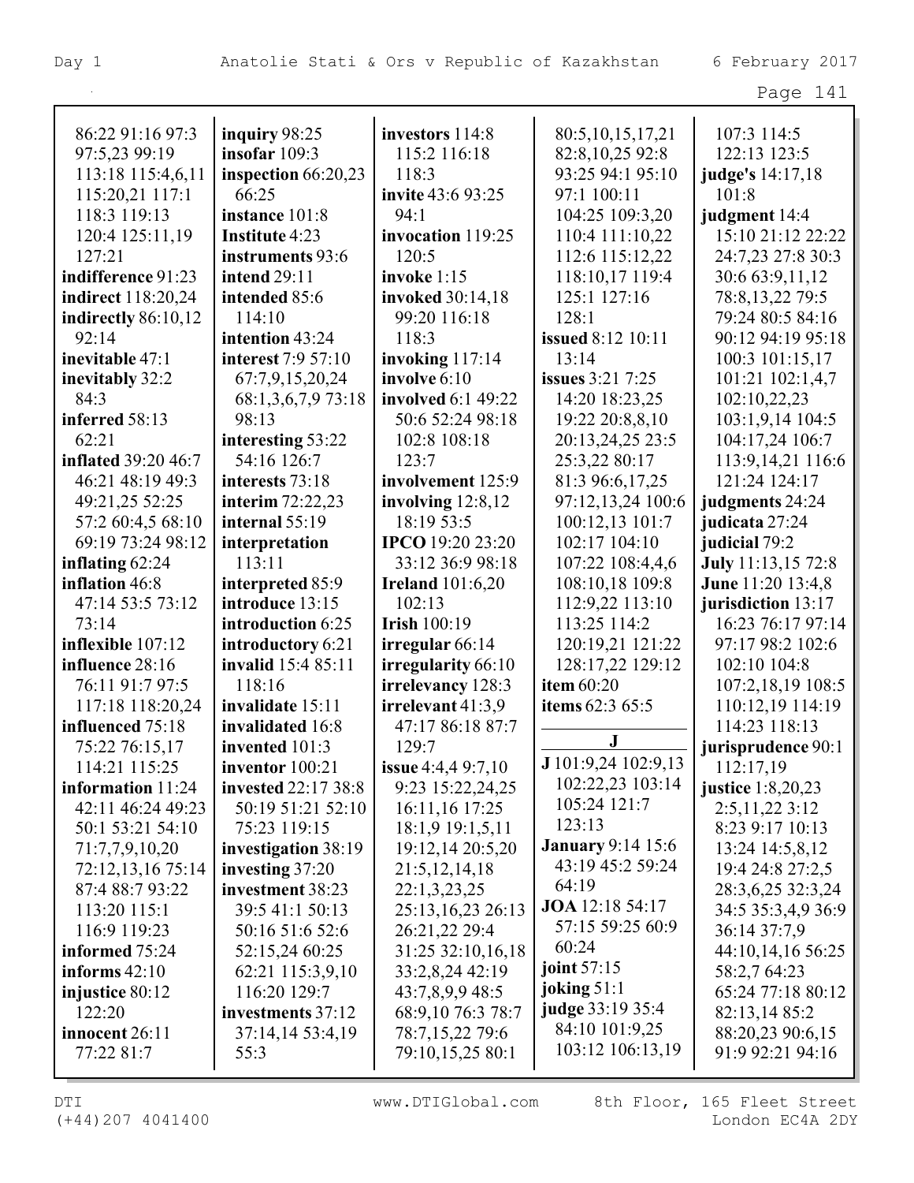86:22 91:16 97:3 97:5,23 99:19 113:18 115:4,6,11 115:20,21 117:1 118:3 119:13 120:4 125:11,19 127:21
**indifference** 91:23
**indirect** 118:20,24
**indirectly** 86:10,12 92:14
**inevitable** 47:1
**inevitably** 32:2 84:3
**inferred** 58:13 62:21
**inflated** 39:20 46:7 46:21 48:19 49:3 49:21,25 52:25 57:2 60:4,5 68:10 69:19 73:24 98:12
**inflating** 62:24
**inflation** 46:8 47:14 53:5 73:12 73:14
**inflexible** 107:12
**influence** 28:16 76:11 91:7 97:5 117:18 118:20,24
**influenced** 75:18 75:22 76:15,17 114:21 115:25
**information** 11:24 42:11 46:24 49:23 50:1 53:21 54:10 71:7,7,9,10,20 72:12,13,16 75:14 87:4 88:7 93:22 113:20 115:1 116:9 119:23
**informed** 75:24
**informs** 42:10
**injustice** 80:12 122:20
**innocent** 26:11 77:22 81:7

**inquiry** 98:25
**insofar** 109:3
**inspection** 66:20,23 66:25
**instance** 101:8
**Institute** 4:23
**instruments** 93:6
**intend** 29:11
**intended** 85:6 114:10
**intention** 43:24
**interest** 7:9 57:10 67:7,9,15,20,24 68:1,3,6,7,9 73:18 98:13
**interesting** 53:22 54:16 126:7
**interests** 73:18
**interim** 72:22,23
**internal** 55:19
**interpretation** 113:11
**interpreted** 85:9
**introduce** 13:15
**introduction** 6:25
**introductory** 6:21
**invalid** 15:4 85:11 118:16
**invalidate** 15:11
**invalidated** 16:8
**invented** 101:3
**inventor** 100:21
**invested** 22:17 38:8 50:19 51:21 52:10 75:23 119:15
**investigation** 38:19
**investing** 37:20
**investment** 38:23 39:5 41:1 50:13 50:16 51:6 52:6 52:15,24 60:25 62:21 115:3,9,10 116:20 129:7
**investments** 37:12 37:14,14 53:4,19 55:3

**investors** 114:8 115:2 116:18 118:3
**invite** 43:6 93:25 94:1
**invocation** 119:25 120:5
**invoke** 1:15
**invoked** 30:14,18 99:20 116:18 118:3
**invoking** 117:14
**involve** 6:10
**involved** 6:1 49:22 50:6 52:24 98:18 102:8 108:18 123:7
**involvement** 125:9
**involving** 12:8,12 18:19 53:5
**IPCO** 19:20 23:20 33:12 36:9 98:18
**Ireland** 101:6,20 102:13
**Irish** 100:19
**irregular** 66:14
**irregularity** 66:10
**irrelevancy** 128:3
**irrelevant** 41:3,9 47:17 86:18 87:7 129:7
**issue** 4:4,4 9:7,10 9:23 15:22,24,25 16:11,16 17:25 18:1,9 19:1,5,11 19:12,14 20:5,20 21:5,12,14,18 22:1,3,23,25 25:13,16,23 26:13 26:21,22 29:4 31:25 32:10,16,18 33:2,8,24 42:19 43:7,8,9,9 48:5 68:9,10 76:3 78:7 78:7,15,22 79:6 79:10,15,25 80:1

80:5,10,15,17,21 82:8,10,25 92:8 93:25 94:1 95:10 97:1 100:11 104:25 109:3,20 110:4 111:10,22 112:6 115:12,22 118:10,17 119:4 125:1 127:16 128:1
**issued** 8:12 10:11 13:14
**issues** 3:21 7:25 14:20 18:23,25 19:22 20:8,8,10 20:13,24,25 23:5 25:3,22 80:17 81:3 96:6,17,25 97:12,13,24 100:6 100:12,13 101:7 102:17 104:10 107:22 108:4,4,6 108:10,18 109:8 112:9,22 113:10 113:25 114:2 120:19,21 121:22 128:17,22 129:12
**item** 60:20
**items** 62:3 65:5

## J

**J** 101:9,24 102:9,13 102:22,23 103:14 105:24 121:7 123:13
**January** 9:14 15:6 43:19 45:2 59:24 64:19
**JOA** 12:18 54:17 57:15 59:25 60:9 60:24
**joint** 57:15
**joking** 51:1
**judge** 33:19 35:4 84:10 101:9,25 103:12 106:13,19

107:3 114:5 122:13 123:5
**judge's** 14:17,18 101:8
**judgment** 14:4 15:10 21:12 22:22 24:7,23 27:8 30:3 30:6 63:9,11,12 78:8,13,22 79:5 79:24 80:5 84:16 90:12 94:19 95:18 100:3 101:15,17 101:21 102:1,4,7 102:10,22,23 103:1,9,14 104:5 104:17,24 106:7 113:9,14,21 116:6 121:24 124:17
**judgments** 24:24
**judicata** 27:24
**judicial** 79:2
**July** 11:13,15 72:8
**June** 11:20 13:4,8
**jurisdiction** 13:17 16:23 76:17 97:14 97:17 98:2 102:6 102:10 104:8 107:2,18,19 108:5 110:12,19 114:19 114:23 118:13
**jurisprudence** 90:1 112:17,19
**justice** 1:8,20,23 2:5,11,22 3:12 8:23 9:17 10:13 13:24 14:5,8,12 19:4 24:8 27:2,5 28:3,6,25 32:3,24 34:5 35:3,4,9 36:9 36:14 37:7,9 44:10,14,16 56:25 58:2,7 64:23 65:24 77:18 80:12 82:13,14 85:2 88:20,23 90:6,15 91:9 92:21 94:16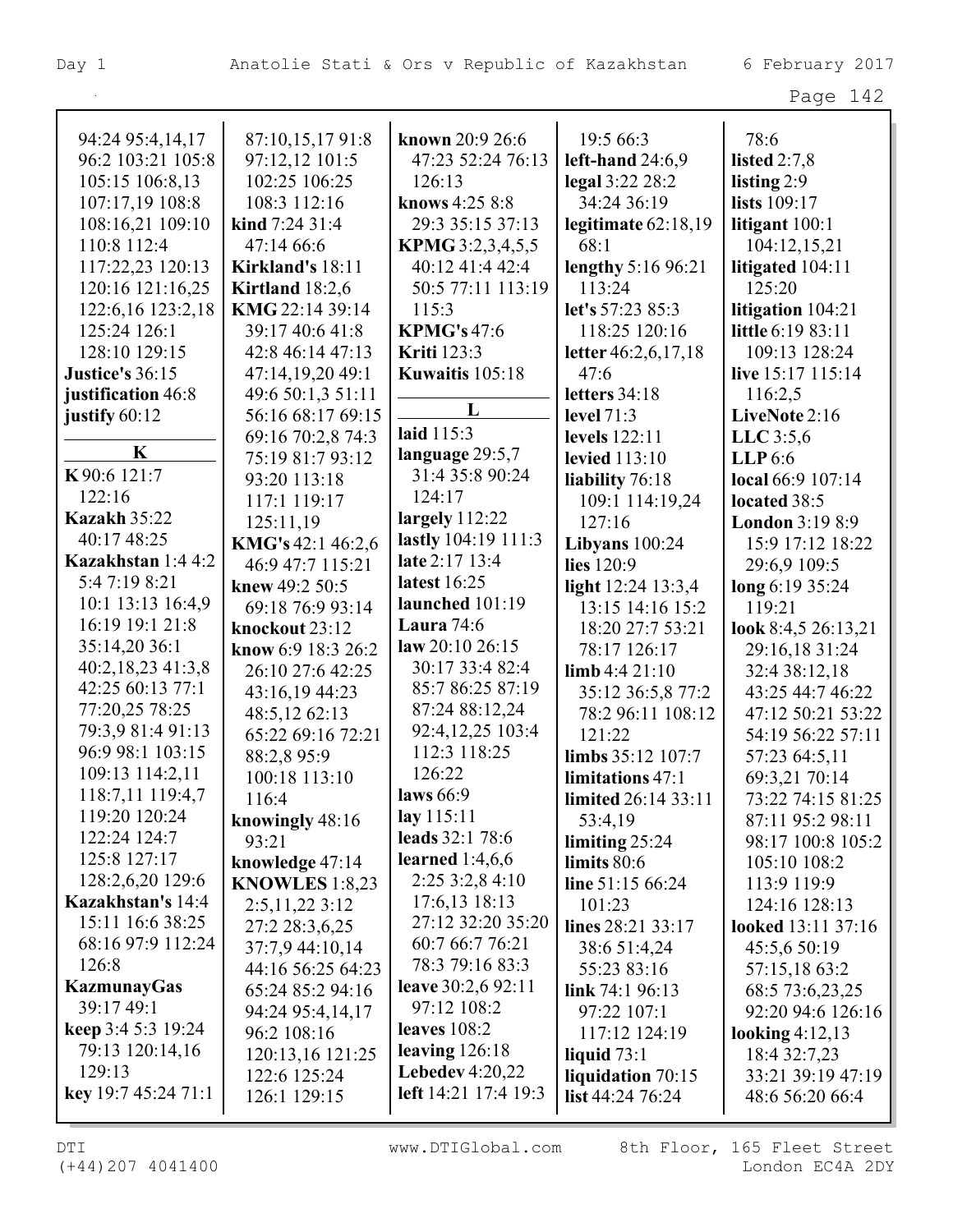94:24 95:4,14,17
96:2 103:21 105:8
105:15 106:8,13
107:17,19 108:8
108:16,21 109:10
110:8 112:4
117:22,23 120:13
120:16 121:16,25
122:6,16 123:2,18
125:24 126:1
128:10 129:15
**Justice's** 36:15
**justification** 46:8
**justify** 60:12

**K**

**K** 90:6 121:7
122:16
**Kazakh** 35:22
40:17 48:25
**Kazakhstan** 1:4 4:2
5:4 7:19 8:21
10:1 13:13 16:4,9
16:19 19:1 21:8
35:14,20 36:1
40:2,18,23 41:3,8
42:25 60:13 77:1
77:20,25 78:25
79:3,9 81:4 91:13
96:9 98:1 103:15
109:13 114:2,11
118:7,11 119:4,7
119:20 120:24
122:24 124:7
125:8 127:17
128:2,6,20 129:6
**Kazakhstan's** 14:4
15:11 16:6 38:25
68:16 97:9 112:24
126:8
**KazmunayGas**
39:17 49:1
**keep** 3:4 5:3 19:24
79:13 120:14,16
129:13
**key** 19:7 45:24 71:1
87:10,15,17 91:8
97:12,12 101:5
102:25 106:25
108:3 112:16
**kind** 7:24 31:4
47:14 66:6
**Kirkland's** 18:11
**Kirtland** 18:2,6
**KMG** 22:14 39:14
39:17 40:6 41:8
42:8 46:14 47:13
47:14,19,20 49:1
49:6 50:1,3 51:11
56:16 68:17 69:15
69:16 70:2,8 74:3
75:19 81:7 93:12
93:20 113:18
117:1 119:17
125:11,19
**KMG's** 42:1 46:2,6
46:9 47:7 115:21
**knew** 49:2 50:5
69:18 76:9 93:14
**knockout** 23:12
**know** 6:9 18:3 26:2
26:10 27:6 42:25
43:16,19 44:23
48:5,12 62:13
65:22 69:16 72:21
88:2,8 95:9
100:18 113:10
116:4
**knowingly** 48:16
93:21
**knowledge** 47:14
**KNOWLES** 1:8,23
2:5,11,22 3:12
27:2 28:3,6,25
37:7,9 44:10,14
44:16 56:25 64:23
65:24 85:2 94:16
94:24 95:4,14,17
96:2 108:16
120:13,16 121:25
122:6 125:24
126:1 129:15
**known** 20:9 26:6
47:23 52:24 76:13
126:13
**knows** 4:25 8:8
29:3 35:15 37:13
**KPMG** 3:2,3,4,5,5
40:12 41:4 42:4
50:5 77:11 113:19
115:3
**KPMG's** 47:6
**Kriti** 123:3
**Kuwaitis** 105:18

**L**

**laid** 115:3
**language** 29:5,7
31:4 35:8 90:24
124:17
**largely** 112:22
**lastly** 104:19 111:3
**late** 2:17 13:4
**latest** 16:25
**launched** 101:19
**Laura** 74:6
**law** 20:10 26:15
30:17 33:4 82:4
85:7 86:25 87:19
87:24 88:12,24
92:4,12,25 103:4
112:3 118:25
126:22
**laws** 66:9
**lay** 115:11
**leads** 32:1 78:6
**learned** 1:4,6,6
2:25 3:2,8 4:10
17:6,13 18:13
27:12 32:20 35:20
60:7 66:7 76:21
78:3 79:16 83:3
**leave** 30:2,6 92:11
97:12 108:2
**leaves** 108:2
**leaving** 126:18
**Lebedev** 4:20,22
**left** 14:21 17:4 19:3
19:5 66:3
**left-hand** 24:6,9
**legal** 3:22 28:2
34:24 36:19
**legitimate** 62:18,19
68:1
**lengthy** 5:16 96:21
113:24
**let's** 57:23 85:3
118:25 120:16
**letter** 46:2,6,17,18
47:6
**letters** 34:18
**level** 71:3
**levels** 122:11
**levied** 113:10
**liability** 76:18
109:1 114:19,24
127:16
**Libyans** 100:24
**lies** 120:9
**light** 12:24 13:3,4
13:15 14:16 15:2
18:20 27:7 53:21
78:17 126:17
**limb** 4:4 21:10
35:12 36:5,8 77:2
78:2 96:11 108:12
121:22
**limbs** 35:12 107:7
**limitations** 47:1
**limited** 26:14 33:11
53:4,19
**limiting** 25:24
**limits** 80:6
**line** 51:15 66:24
101:23
**lines** 28:21 33:17
38:6 51:4,24
55:23 83:16
**link** 74:1 96:13
97:22 107:1
117:12 124:19
**liquid** 73:1
**liquidation** 70:15
**list** 44:24 76:24
78:6
**listed** 2:7,8
**listing** 2:9
**lists** 109:17
**litigant** 100:1
104:12,15,21
**litigated** 104:11
125:20
**litigation** 104:21
**little** 6:19 83:11
109:13 128:24
**live** 15:17 115:14
116:2,5
**LiveNote** 2:16
**LLC** 3:5,6
**LLP** 6:6
**local** 66:9 107:14
**located** 38:5
**London** 3:19 8:9
15:9 17:12 18:22
29:6,9 109:5
**long** 6:19 35:24
119:21
**look** 8:4,5 26:13,21
29:16,18 31:24
32:4 38:12,18
43:25 44:7 46:22
47:12 50:21 53:22
54:19 56:22 57:11
57:23 64:5,11
69:3,21 70:14
73:22 74:15 81:25
87:11 95:2 98:11
98:17 100:8 105:2
105:10 108:2
113:9 119:9
124:16 128:13
**looked** 13:11 37:16
45:5,6 50:19
57:15,18 63:2
68:5 73:6,23,25
92:20 94:6 126:16
**looking** 4:12,13
18:4 32:7,23
33:21 39:19 47:19
48:6 56:20 66:4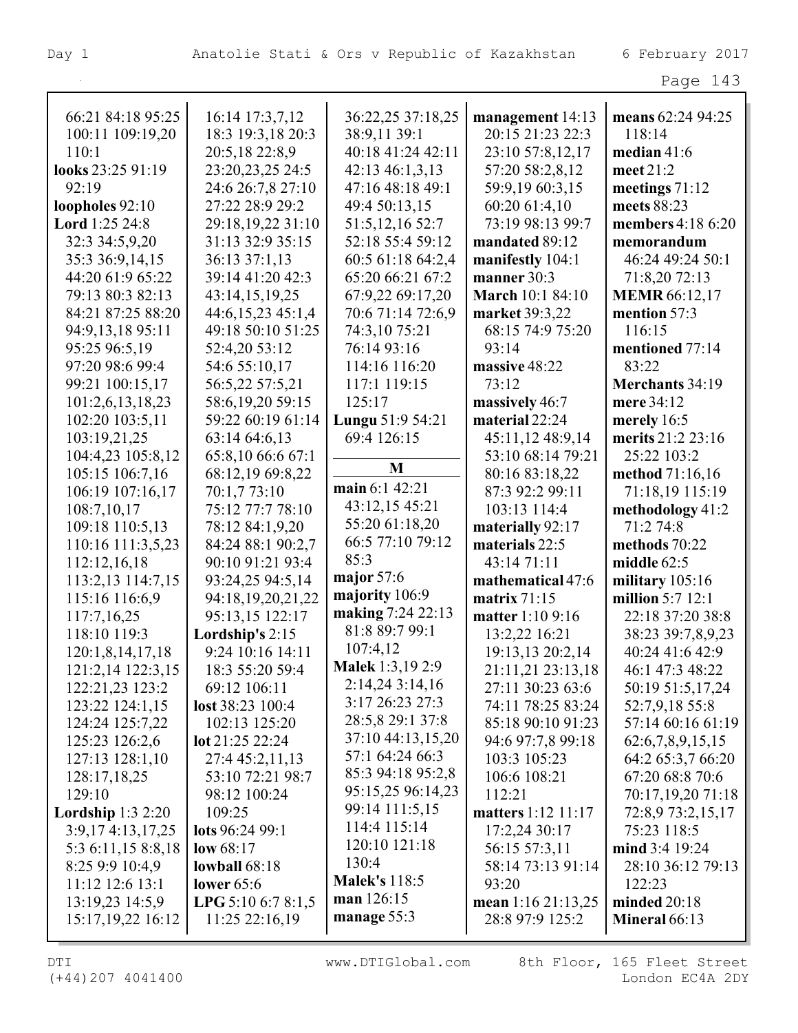66:21 84:18 95:25 100:11 109:19,20 110:1
**looks** 23:25 91:19 92:19
**loopholes** 92:10
**Lord** 1:25 24:8 32:3 34:5,9,20 35:3 36:9,14,15 44:20 61:9 65:22 79:13 80:3 82:13 84:21 87:25 88:20 94:9,13,18 95:11 95:25 96:5,19 97:20 98:6 99:4 99:21 100:15,17 101:2,6,13,18,23 102:20 103:5,11 103:19,21,25 104:4,23 105:8,12 105:15 106:7,16 106:19 107:16,17 108:7,10,17 109:18 110:5,13 110:16 111:3,5,23 112:12,16,18 113:2,13 114:7,15 115:16 116:6,9 117:7,16,25 118:10 119:3 120:1,8,14,17,18 121:2,14 122:3,15 122:21,23 123:2 123:22 124:1,15 124:24 125:7,22 125:23 126:2,6 127:13 128:1,10 128:17,18,25 129:10
**Lordship** 1:3 2:20 3:9,17 4:13,17,25 5:3 6:11,15 8:8,18 8:25 9:9 10:4,9 11:12 12:6 13:1 13:19,23 14:5,9 15:17,19,22 16:12 16:14 17:3,7,12 18:3 19:3,18 20:3 20:5,18 22:8,9 23:20,23,25 24:5 24:6 26:7,8 27:10 27:22 28:9 29:2 29:18,19,22 31:10 31:13 32:9 35:15 36:13 37:1,13 39:14 41:20 42:3 43:14,15,19,25 44:6,15,23 45:1,4 49:18 50:10 51:25 52:4,20 53:12 54:6 55:10,17 56:5,22 57:5,21 58:6,19,20 59:15 59:22 60:19 61:14 63:14 64:6,13 65:8,10 66:6 67:1 68:12,19 69:8,22 70:1,7 73:10 75:12 77:7 78:10 78:12 84:1,9,20 84:24 88:1 90:2,7 90:10 91:21 93:4 93:24,25 94:5,14 94:18,19,20,21,22 95:13,15 122:17
**Lordship's** 2:15 9:24 10:16 14:11 18:3 55:20 59:4 69:12 106:11
**lost** 38:23 100:4 102:13 125:20
**lot** 21:25 22:24 27:4 45:2,11,13 53:10 72:21 98:7 98:12 100:24 109:25
**lots** 96:24 99:1
**low** 68:17
**lowball** 68:18
**lower** 65:6
**LPG** 5:10 6:7 8:1,5 11:25 22:16,19 36:22,25 37:18,25 38:9,11 39:1 40:18 41:24 42:11 42:13 46:1,3,13 47:16 48:18 49:1 49:4 50:13,15 51:5,12,16 52:7 52:18 55:4 59:12 60:5 61:18 64:2,4 65:20 66:21 67:2 67:9,22 69:17,20 70:6 71:14 72:6,9 74:3,10 75:21 76:14 93:16 114:16 116:20 117:1 119:15 125:17
**Lungu** 51:9 54:21 69:4 126:15

## M

**main** 6:1 42:21 43:12,15 45:21 55:20 61:18,20 66:5 77:10 79:12 85:3
**major** 57:6
**majority** 106:9
**making** 7:24 22:13 81:8 89:7 99:1 107:4,12
**Malek** 1:3,19 2:9 2:14,24 3:14,16 3:17 26:23 27:3 28:5,8 29:1 37:8 37:10 44:13,15,20 57:1 64:24 66:3 85:3 94:18 95:2,8 95:15,25 96:14,23 99:14 111:5,15 114:4 115:14 120:10 121:18 130:4
**Malek's** 118:5
**man** 126:15
**manage** 55:3
**management** 14:13 20:15 21:23 22:3 23:10 57:8,12,17 57:20 58:2,8,12 59:9,19 60:3,15 60:20 61:4,10 73:19 98:13 99:7
**mandated** 89:12
**manifestly** 104:1
**manner** 30:3
**March** 10:1 84:10
**market** 39:3,22 68:15 74:9 75:20 93:14
**massive** 48:22 73:12
**massively** 46:7
**material** 22:24 45:11,12 48:9,14 53:10 68:14 79:21 80:16 83:18,22 87:3 92:2 99:11 103:13 114:4
**materially** 92:17
**materials** 22:5 43:14 71:11
**mathematical** 47:6
**matrix** 71:15
**matter** 1:10 9:16 13:2,22 16:21 19:13,13 20:2,14 21:11,21 23:13,18 27:11 30:23 63:6 74:11 78:25 83:24 85:18 90:10 91:23 94:6 97:7,8 99:18 103:3 105:23 106:6 108:21 112:21
**matters** 1:12 11:17 17:2,24 30:17 56:15 57:3,11 58:14 73:13 91:14 93:20
**mean** 1:16 21:13,25 28:8 97:9 125:2
**means** 62:24 94:25 118:14
**median** 41:6
**meet** 21:2
**meetings** 71:12
**meets** 88:23
**members** 4:18 6:20
**memorandum** 46:24 49:24 50:1 71:8,20 72:13
**MEMR** 66:12,17
**mention** 57:3 116:15
**mentioned** 77:14 83:22
**Merchants** 34:19
**mere** 34:12
**merely** 16:5
**merits** 21:2 23:16 25:22 103:2
**method** 71:16,16 71:18,19 115:19
**methodology** 41:2 71:2 74:8
**methods** 70:22
**middle** 62:5
**military** 105:16
**million** 5:7 12:1 22:18 37:20 38:8 38:23 39:7,8,9,23 40:24 41:6 42:9 46:1 47:3 48:22 50:19 51:5,17,24 52:7,9,18 55:8 57:14 60:16 61:19 62:6,7,8,9,15,15 64:2 65:3,7 66:20 67:20 68:8 70:6 70:17,19,20 71:18 72:8,9 73:2,15,17 75:23 118:5
**mind** 3:4 19:24 28:10 36:12 79:13 122:23
**minded** 20:18
**Mineral** 66:13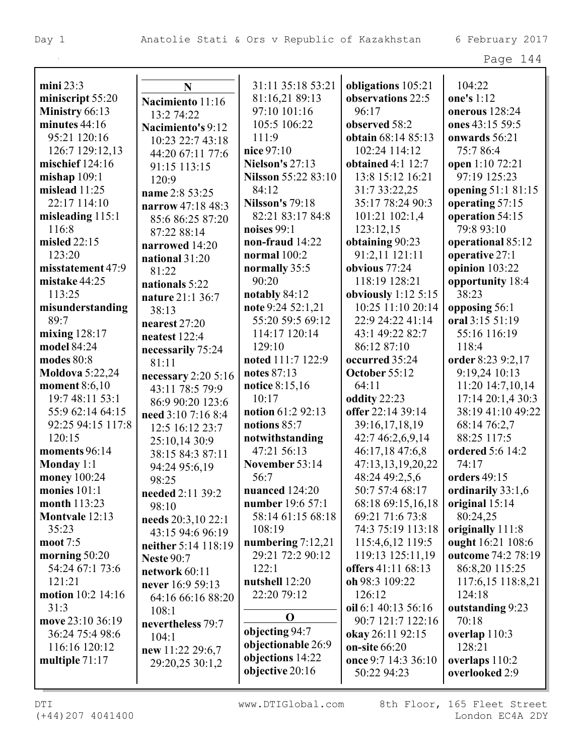**mini** 23:3
**miniscript** 55:20
**Ministry** 66:13
**minutes** 44:16 95:21 120:16 126:7 129:12,13
**mischief** 124:16
**mishap** 109:1
**mislead** 11:25 22:17 114:10
**misleading** 115:1 116:8
**misled** 22:15 123:20
**misstatement** 47:9
**mistake** 44:25 113:25
**misunderstanding** 89:7
**mixing** 128:17
**model** 84:24
**modes** 80:8
**Moldova** 5:22,24
**moment** 8:6,10 19:7 48:11 53:1 55:9 62:14 64:15 92:25 94:15 117:8 120:15
**moments** 96:14
**Monday** 1:1
**money** 100:24
**monies** 101:1
**month** 113:23
**Montvale** 12:13 35:23
**moot** 7:5
**morning** 50:20 54:24 67:1 73:6 121:21
**motion** 10:2 14:16 31:3
**move** 23:10 36:19 36:24 75:4 98:6 116:16 120:12
**multiple** 71:17

**N**

**Nacimiento** 11:16 13:2 74:22
**Nacimiento's** 9:12 10:23 22:7 43:18 44:20 67:11 77:6 91:15 113:15 120:9
**name** 2:8 53:25
**narrow** 47:18 48:3 85:6 86:25 87:20 87:22 88:14
**narrowed** 14:20
**national** 31:20 81:22
**nationals** 5:22
**nature** 21:1 36:7 38:13
**nearest** 27:20
**neatest** 122:4
**necessarily** 75:24 81:11
**necessary** 2:20 5:16 43:11 78:5 79:9 86:9 90:20 123:6
**need** 3:10 7:16 8:4 12:5 16:12 23:7 25:10,14 30:9 38:15 84:3 87:11 94:24 95:6,19 98:25
**needed** 2:11 39:2 98:10
**needs** 20:3,10 22:1 43:15 94:6 96:19
**neither** 5:14 118:19
**Neste** 90:7
**network** 60:11
**never** 16:9 59:13 64:16 66:16 88:20 108:1
**nevertheless** 79:7 104:1
**new** 11:22 29:6,7 29:20,25 30:1,2 31:11 35:18 53:21 81:16,21 89:13 97:10 101:16 105:5 106:22 111:9
**nice** 97:10
**Nielson's** 27:13
**Nilsson** 55:22 83:10 84:12
**Nilsson's** 79:18 82:21 83:17 84:8
**noises** 99:1
**non-fraud** 14:22
**normal** 100:2
**normally** 35:5 90:20
**notably** 84:12
**note** 9:24 52:1,21 55:20 59:5 69:12 114:17 120:14 129:10
**noted** 111:7 122:9
**notes** 87:13
**notice** 8:15,16 10:17
**notion** 61:2 92:13
**notions** 85:7
**notwithstanding** 47:21 56:13
**November** 53:14 56:7
**nuanced** 124:20
**number** 19:6 57:1 58:14 61:15 68:18 108:19
**numbering** 7:12,21 29:21 72:2 90:12 122:1
**nutshell** 12:20 22:20 79:12

**O**

**objecting** 94:7
**objectionable** 26:9
**objections** 14:22
**objective** 20:16
**obligations** 105:21
**observations** 22:5 96:17
**observed** 58:2
**obtain** 68:14 85:13 102:24 114:12
**obtained** 4:1 12:7 13:8 15:12 16:21 31:7 33:22,25 35:17 78:24 90:3 101:21 102:1,4 123:12,15
**obtaining** 90:23 91:2,11 121:11
**obvious** 77:24 118:19 128:21
**obviously** 1:12 5:15 10:25 11:10 20:14 22:9 24:22 41:14 43:1 49:22 82:7 86:12 87:10
**occurred** 35:24
**October** 55:12 64:11
**oddity** 22:23
**offer** 22:14 39:14 39:16,17,18,19 42:7 46:2,6,9,14 46:17,18 47:6,8 47:13,13,19,20,22 48:24 49:2,5,6 50:7 57:4 68:17 68:18 69:15,16,18 69:21 71:6 73:8 74:3 75:19 113:18 115:4,6,12 119:5 119:13 125:11,19
**offers** 41:11 68:13
**oh** 98:3 109:22 126:12
**oil** 6:1 40:13 56:16 90:7 121:7 122:16
**okay** 26:11 92:15
**on-site** 66:20
**once** 9:7 14:3 36:10 50:22 94:23 104:22
**one's** 1:12
**onerous** 128:24
**ones** 43:15 59:5
**onwards** 56:21 75:7 86:4
**open** 1:10 72:21 97:19 125:23
**opening** 51:1 81:15
**operating** 57:15
**operation** 54:15 79:8 93:10
**operational** 85:12
**operative** 27:1
**opinion** 103:22
**opportunity** 18:4 38:23
**opposing** 56:1
**oral** 3:15 51:19 55:16 116:19 118:4
**order** 8:23 9:2,17 9:19,24 10:13 11:20 14:7,10,14 17:14 20:1,4 30:3 38:19 41:10 49:22 68:14 76:2,7 88:25 117:5
**ordered** 5:6 14:2 74:17
**orders** 49:15
**ordinarily** 33:1,6
**original** 15:14 80:24,25
**originally** 111:8
**ought** 16:21 108:6
**outcome** 74:2 78:19 86:8,20 115:25 117:6,15 118:8,21 124:18
**outstanding** 9:23 70:18
**overlap** 110:3 128:21
**overlaps** 110:2
**overlooked** 2:9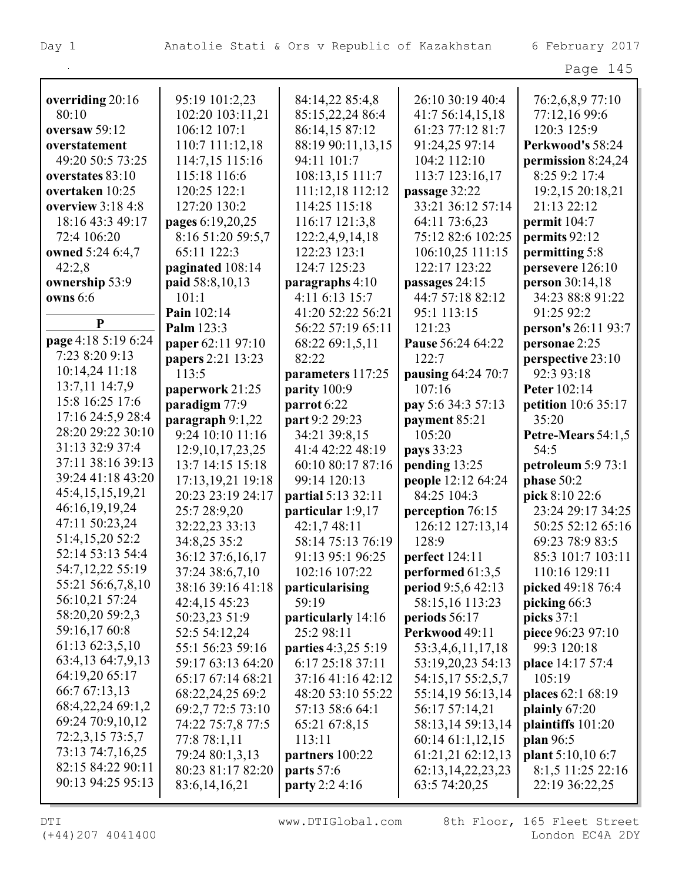**overriding** 20:16 80:10
**oversaw** 59:12
**overstatement** 49:20 50:5 73:25
**overstates** 83:10
**overtaken** 10:25
**overview** 3:18 4:8 18:16 43:3 49:17 72:4 106:20
**owned** 5:24 6:4,7 42:2,8
**ownership** 53:9
**owns** 6:6

**P**

**page** 4:18 5:19 6:24 7:23 8:20 9:13 10:14,24 11:18 13:7,11 14:7,9 15:8 16:25 17:6 17:16 24:5,9 28:4 28:20 29:22 30:10 31:13 32:9 37:4 37:11 38:16 39:13 39:24 41:18 43:20 45:4,15,15,19,21 46:16,19,19,24 47:11 50:23,24 51:4,15,20 52:2 52:14 53:13 54:4 54:7,12,22 55:19 55:21 56:6,7,8,10 56:10,21 57:24 58:20,20 59:2,3 59:16,17 60:8 61:13 62:3,5,10 63:4,13 64:7,9,13 64:19,20 65:17 66:7 67:13,13 68:4,22,24 69:1,2 69:24 70:9,10,12 72:2,3,15 73:5,7 73:13 74:7,16,25 82:15 84:22 90:11 90:13 94:25 95:13 95:19 101:2,23 102:20 103:11,21 106:12 107:1 110:7 111:12,18 114:7,15 115:16 115:18 116:6 120:25 122:1 127:20 130:2
**pages** 6:19,20,25 8:16 51:20 59:5,7 65:11 122:3
**paginated** 108:14
**paid** 58:8,10,13 101:1
**Pain** 102:14
**Palm** 123:3
**paper** 62:11 97:10
**papers** 2:21 13:23 113:5
**paperwork** 21:25
**paradigm** 77:9
**paragraph** 9:1,22 9:24 10:10 11:16 12:9,10,17,23,25 13:7 14:15 15:18 17:13,19,21 19:18 20:23 23:19 24:17 25:7 28:9,20 32:22,23 33:13 34:8,25 35:2 36:12 37:6,16,17 37:24 38:6,7,10 38:16 39:16 41:18 42:4,15 45:23 50:23,23 51:9 52:5 54:12,24 55:1 56:23 59:16 59:17 63:13 64:20 65:17 67:14 68:21 68:22,24,25 69:2 69:2,7 72:5 73:10 74:22 75:7,8 77:5 77:8 78:1,11 79:24 80:1,3,13 80:23 81:17 82:20 83:6,14,16,21 84:14,22 85:4,8 85:15,22,24 86:4 86:14,15 87:12 88:19 90:11,13,15 94:11 101:7 108:13,15 111:7 111:12,18 112:12 114:25 115:18 116:17 121:3,8 122:2,4,9,14,18 122:23 123:1 124:7 125:23
**paragraphs** 4:10 4:11 6:13 15:7 41:20 52:22 56:21 56:22 57:19 65:11 68:22 69:1,5,11 82:22
**parameters** 117:25
**parity** 100:9
**parrot** 6:22
**part** 9:2 29:23 34:21 39:8,15 41:4 42:22 48:19 60:10 80:17 87:16 99:14 120:13
**partial** 5:13 32:11
**particular** 1:9,17 42:1,7 48:11 58:14 75:13 76:19 91:13 95:1 96:25 102:16 107:22
**particularising** 59:19
**particularly** 14:16 25:2 98:11
**parties** 4:3,25 5:19 6:17 25:18 37:11 37:16 41:16 42:12 48:20 53:10 55:22 57:13 58:6 64:1 65:21 67:8,15 113:11
**partners** 100:22
**parts** 57:6
**party** 2:2 4:16 26:10 30:19 40:4 41:7 56:14,15,18 61:23 77:12 81:7 91:24,25 97:14 104:2 112:10 113:7 123:16,17
**passage** 32:22 33:21 36:12 57:14 64:11 73:6,23 75:12 82:6 102:25 106:10,25 111:15 122:17 123:22
**passages** 24:15 44:7 57:18 82:12 95:1 113:15 121:23
**Pause** 56:24 64:22 122:7
**pausing** 64:24 70:7 107:16
**pay** 5:6 34:3 57:13
**payment** 85:21 105:20
**pays** 33:23
**pending** 13:25
**people** 12:12 64:24 84:25 104:3
**perception** 76:15 126:12 127:13,14 128:9
**perfect** 124:11
**performed** 61:3,5
**period** 9:5,6 42:13 58:15,16 113:23
**periods** 56:17
**Perkwood** 49:11 53:3,4,6,11,17,18 53:19,20,23 54:13 54:15,17 55:2,5,7 55:14,19 56:13,14 56:17 57:14,21 58:13,14 59:13,14 60:14 61:1,12,15 61:21,21 62:12,13 62:13,14,22,23,23 63:5 74:20,25 76:2,6,8,9 77:10 77:12,16 99:6 120:3 125:9
**Perkwood's** 58:24
**permission** 8:24,24 8:25 9:2 17:4 19:2,15 20:18,21 21:13 22:12
**permit** 104:7
**permits** 92:12
**permitting** 5:8
**persevere** 126:10
**person** 30:14,18 34:23 88:8 91:22 91:25 92:2
**person's** 26:11 93:7
**personae** 2:25
**perspective** 23:10 92:3 93:18
**Peter** 102:14
**petition** 10:6 35:17 35:20
**Petre-Mears** 54:1,5 54:5
**petroleum** 5:9 73:1
**phase** 50:2
**pick** 8:10 22:6 23:24 29:17 34:25 50:25 52:12 65:16 69:23 78:9 83:5 85:3 101:7 103:11 110:16 129:11
**picked** 49:18 76:4
**picking** 66:3
**picks** 37:1
**piece** 96:23 97:10 99:3 120:18
**place** 14:17 57:4 105:19
**places** 62:1 68:19
**plainly** 67:20
**plaintiffs** 101:20
**plan** 96:5
**plant** 5:10,10 6:7 8:1,5 11:25 22:16 22:19 36:22,25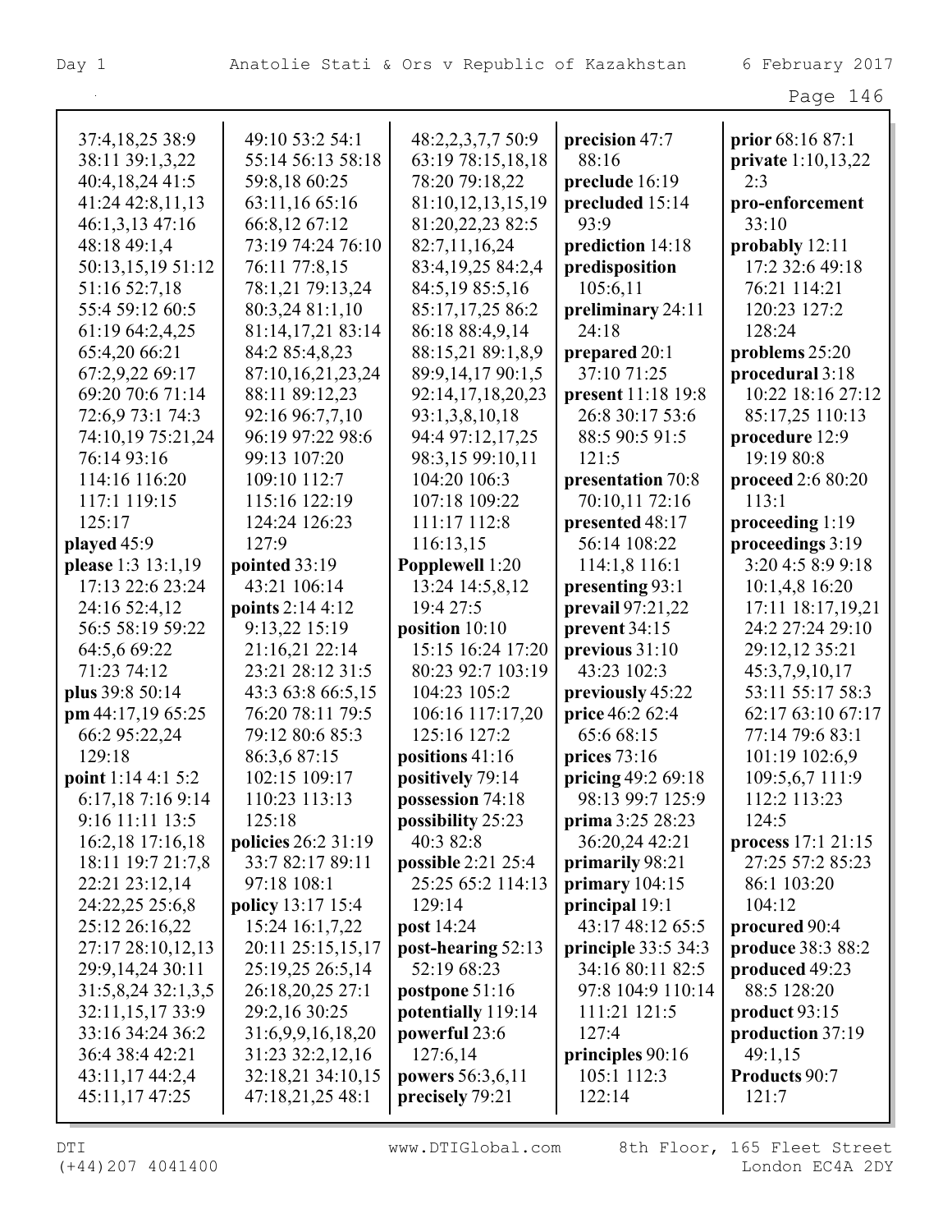37:4,18,25 38:9
38:11 39:1,3,22
40:4,18,24 41:5
41:24 42:8,11,13
46:1,3,13 47:16
48:18 49:1,4
50:13,15,19 51:12
51:16 52:7,18
55:4 59:12 60:5
61:19 64:2,4,25
65:4,20 66:21
67:2,9,22 69:17
69:20 70:6 71:14
72:6,9 73:1 74:3
74:10,19 75:21,24
76:14 93:16
114:16 116:20
117:1 119:15
125:17

**played** 45:9

**please** 1:3 13:1,19
17:13 22:6 23:24
24:16 52:4,12
56:5 58:19 59:22
64:5,6 69:22
71:23 74:12

**plus** 39:8 50:14

**pm** 44:17,19 65:25
66:2 95:22,24
129:18

**point** 1:14 4:1 5:2
6:17,18 7:16 9:14
9:16 11:11 13:5
16:2,18 17:16,18
18:11 19:7 21:7,8
22:21 23:12,14
24:22,25 25:6,8
25:12 26:16,22
27:17 28:10,12,13
29:9,14,24 30:11
31:5,8,24 32:1,3,5
32:11,15,17 33:9
33:16 34:24 36:2
36:4 38:4 42:21
43:11,17 44:2,4
45:11,17 47:25
49:10 53:2 54:1
55:14 56:13 58:18
59:8,18 60:25
63:11,16 65:16
66:8,12 67:12
73:19 74:24 76:10
76:11 77:8,15
78:1,21 79:13,24
80:3,24 81:1,10
81:14,17,21 83:14
84:2 85:4,8,23
87:10,16,21,23,24
88:11 89:12,23
92:16 96:7,7,10
96:19 97:22 98:6
99:13 107:20
109:10 112:7
115:16 122:19
124:24 126:23
127:9

**pointed** 33:19
43:21 106:14

**points** 2:14 4:12
9:13,22 15:19
21:16,21 22:14
23:21 28:12 31:5
43:3 63:8 66:5,15
76:20 78:11 79:5
79:12 80:6 85:3
86:3,6 87:15
102:15 109:17
110:23 113:13
125:18

**policies** 26:2 31:19
33:7 82:17 89:11
97:18 108:1

**policy** 13:17 15:4
15:24 16:1,7,22
20:11 25:15,15,17
25:19,25 26:5,14
26:18,20,25 27:1
29:2,16 30:25
31:6,9,9,16,18,20
31:23 32:2,12,16
32:18,21 34:10,15
47:18,21,25 48:1
48:2,2,3,7,7 50:9
63:19 78:15,18,18
78:20 79:18,22
81:10,12,13,15,19
81:20,22,23 82:5
82:7,11,16,24
83:4,19,25 84:2,4
84:5,19 85:5,16
85:17,17,25 86:2
86:18 88:4,9,14
88:15,21 89:1,8,9
89:9,14,17 90:1,5
92:14,17,18,20,23
93:1,3,8,10,18
94:4 97:12,17,25
98:3,15 99:10,11
104:20 106:3
107:18 109:22
111:17 112:8
116:13,15

**Popplewell** 1:20
13:24 14:5,8,12
19:4 27:5

**position** 10:10
15:15 16:24 17:20
80:23 92:7 103:19
104:23 105:2
106:16 117:17,20
125:16 127:2

**positions** 41:16

**positively** 79:14

**possession** 74:18

**possibility** 25:23
40:3 82:8

**possible** 2:21 25:4
25:25 65:2 114:13
129:14

**post** 14:24

**post-hearing** 52:13
52:19 68:23

**postpone** 51:16

**potentially** 119:14

**powerful** 23:6
127:6,14

**powers** 56:3,6,11

**precisely** 79:21

**precision** 47:7
88:16

**preclude** 16:19

**precluded** 15:14
93:9

**prediction** 14:18

**predisposition**
105:6,11

**preliminary** 24:11
24:18

**prepared** 20:1
37:10 71:25

**present** 11:18 19:8
26:8 30:17 53:6
88:5 90:5 91:5
121:5

**presentation** 70:8
70:10,11 72:16

**presented** 48:17
56:14 108:22
114:1,8 116:1

**presenting** 93:1

**prevail** 97:21,22

**prevent** 34:15

**previous** 31:10
43:23 102:3

**previously** 45:22

**price** 46:2 62:4
65:6 68:15

**prices** 73:16

**pricing** 49:2 69:18
98:13 99:7 125:9

**prima** 3:25 28:23
36:20,24 42:21

**primarily** 98:21

**primary** 104:15

**principal** 19:1
43:17 48:12 65:5

**principle** 33:5 34:3
34:16 80:11 82:5
97:8 104:9 110:14
111:21 121:5
127:4

**principles** 90:16
105:1 112:3
122:14

**prior** 68:16 87:1

**private** 1:10,13,22
2:3

**pro-enforcement**
33:10

**probably** 12:11
17:2 32:6 49:18
76:21 114:21
120:23 127:2
128:24

**problems** 25:20

**procedural** 3:18
10:22 18:16 27:12
85:17,25 110:13

**procedure** 12:9
19:19 80:8

**proceed** 2:6 80:20
113:1

**proceeding** 1:19

**proceedings** 3:19
3:20 4:5 8:9 9:18
10:1,4,8 16:20
17:11 18:17,19,21
24:2 27:24 29:10
29:12,12 35:21
45:3,7,9,10,17
53:11 55:17 58:3
62:17 63:10 67:17
77:14 79:6 83:1
101:19 102:6,9
109:5,6,7 111:9
112:2 113:23
124:5

**process** 17:1 21:15
27:25 57:2 85:23
86:1 103:20
104:12

**procured** 90:4

**produce** 38:3 88:2

**produced** 49:23
88:5 128:20

**product** 93:15

**production** 37:19
49:1,15

**Products** 90:7
121:7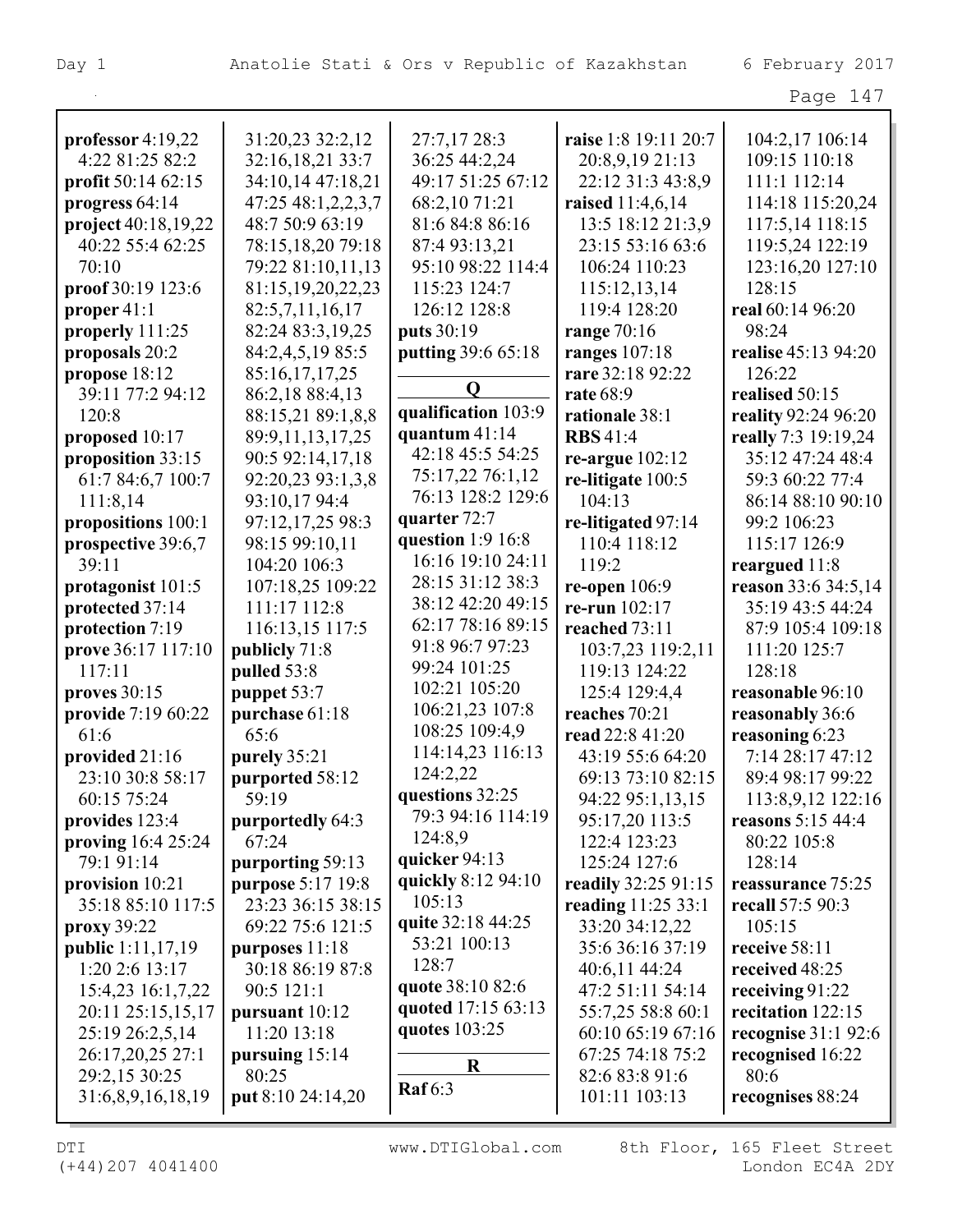**professor** 4:19,22 4:22 81:25 82:2
**profit** 50:14 62:15
**progress** 64:14
**project** 40:18,19,22 40:22 55:4 62:25 70:10
**proof** 30:19 123:6
**proper** 41:1
**properly** 111:25
**proposals** 20:2
**propose** 18:12 39:11 77:2 94:12 120:8
**proposed** 10:17
**proposition** 33:15 61:7 84:6,7 100:7 111:8,14
**propositions** 100:1
**prospective** 39:6,7 39:11
**protagonist** 101:5
**protected** 37:14
**protection** 7:19
**prove** 36:17 117:10 117:11
**proves** 30:15
**provide** 7:19 60:22 61:6
**provided** 21:16 23:10 30:8 58:17 60:15 75:24
**provides** 123:4
**proving** 16:4 25:24 79:1 91:14
**provision** 10:21 35:18 85:10 117:5
**proxy** 39:22
**public** 1:11,17,19 1:20 2:6 13:17 15:4,23 16:1,7,22 20:11 25:15,15,17 25:19 26:2,5,14 26:17,20,25 27:1 29:2,15 30:25 31:6,8,9,16,18,19 31:20,23 32:2,12 32:16,18,21 33:7 34:10,14 47:18,21 47:25 48:1,2,2,3,7 48:7 50:9 63:19 78:15,18,20 79:18 79:22 81:10,11,13 81:15,19,20,22,23 82:5,7,11,16,17 82:24 83:3,19,25 84:2,4,5,19 85:5 85:16,17,17,25 86:2,18 88:4,13 88:15,21 89:1,8,8 89:9,11,13,17,25 90:5 92:14,17,18 92:20,23 93:1,3,8 93:10,17 94:4 97:12,17,25 98:3 98:15 99:10,11 104:20 106:3 107:18,25 109:22 111:17 112:8 116:13,15 117:5
**publicly** 71:8
**pulled** 53:8
**puppet** 53:7
**purchase** 61:18 65:6
**purely** 35:21
**purported** 58:12 59:19
**purportedly** 64:3 67:24
**purporting** 59:13
**purpose** 5:17 19:8 23:23 36:15 38:15 69:22 75:6 121:5
**purposes** 11:18 30:18 86:19 87:8 90:5 121:1
**pursuant** 10:12 11:20 13:18
**pursuing** 15:14 80:25
**put** 8:10 24:14,20 27:7,17 28:3 36:25 44:2,24 49:17 51:25 67:12 68:2,10 71:21 81:6 84:8 86:16 87:4 93:13,21 95:10 98:22 114:4 115:23 124:7 126:12 128:8
**puts** 30:19
**putting** 39:6 65:18

**Q**

**qualification** 103:9
**quantum** 41:14 42:18 45:5 54:25 75:17,22 76:1,12 76:13 128:2 129:6
**quarter** 72:7
**question** 1:9 16:8 16:16 19:10 24:11 28:15 31:12 38:3 38:12 42:20 49:15 62:17 78:16 89:15 91:8 96:7 97:23 99:24 101:25 102:21 105:20 106:21,23 107:8 108:25 109:4,9 114:14,23 116:13 124:2,22
**questions** 32:25 79:3 94:16 114:19 124:8,9
**quicker** 94:13
**quickly** 8:12 94:10 105:13
**quite** 32:18 44:25 53:21 100:13 128:7
**quote** 38:10 82:6
**quoted** 17:15 63:13
**quotes** 103:25

**R**

**Raf** 6:3
**raise** 1:8 19:11 20:7 20:8,9,19 21:13 22:12 31:3 43:8,9
**raised** 11:4,6,14 13:5 18:12 21:3,9 23:15 53:16 63:6 106:24 110:23 115:12,13,14 119:4 128:20
**range** 70:16
**ranges** 107:18
**rare** 32:18 92:22
**rate** 68:9
**rationale** 38:1
**RBS** 41:4
**re-argue** 102:12
**re-litigate** 100:5 104:13
**re-litigated** 97:14 110:4 118:12 119:2
**re-open** 106:9
**re-run** 102:17
**reached** 73:11 103:7,23 119:2,11 119:13 124:22 125:4 129:4,4
**reaches** 70:21
**read** 22:8 41:20 43:19 55:6 64:20 69:13 73:10 82:15 94:22 95:1,13,15 95:17,20 113:5 122:4 123:23 125:24 127:6
**readily** 32:25 91:15
**reading** 11:25 33:1 33:20 34:12,22 35:6 36:16 37:19 40:6,11 44:24 47:2 51:11 54:14 55:7,25 58:8 60:1 60:10 65:19 67:16 67:25 74:18 75:2 82:6 83:8 91:6 101:11 103:13 104:2,17 106:14 109:15 110:18 111:1 112:14 114:18 115:20,24 117:5,14 118:15 119:5,24 122:19 123:16,20 127:10 128:15
**real** 60:14 96:20 98:24
**realise** 45:13 94:20 126:22
**realised** 50:15
**reality** 92:24 96:20
**really** 7:3 19:19,24 35:12 47:24 48:4 59:3 60:22 77:4 86:14 88:10 90:10 99:2 106:23 115:17 126:9
**reargued** 11:8
**reason** 33:6 34:5,14 35:19 43:5 44:24 87:9 105:4 109:18 111:20 125:7 128:18
**reasonable** 96:10
**reasonably** 36:6
**reasoning** 6:23 7:14 28:17 47:12 89:4 98:17 99:22 113:8,9,12 122:16
**reasons** 5:15 44:4 80:22 105:8 128:14
**reassurance** 75:25
**recall** 57:5 90:3 105:15
**receive** 58:11
**received** 48:25
**receiving** 91:22
**recitation** 122:15
**recognise** 31:1 92:6
**recognised** 16:22 80:6
**recognises** 88:24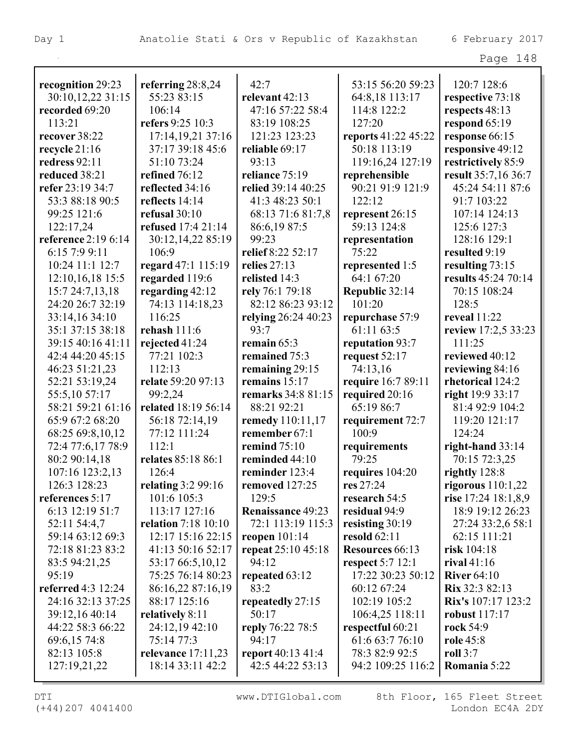**recognition** 29:23 30:10,12,22 31:15
**recorded** 69:20 113:21
**recover** 38:22
**recycle** 21:16
**redress** 92:11
**reduced** 38:21
**refer** 23:19 34:7 53:3 88:18 90:5 99:25 121:6 122:17,24
**reference** 2:19 6:14 6:15 7:9 9:11 10:24 11:1 12:7 12:10,16,18 15:5 15:7 24:7,13,18 24:20 26:7 32:19 33:14,16 34:10 35:1 37:15 38:18 39:15 40:16 41:11 42:4 44:20 45:15 46:23 51:21,23 52:21 53:19,24 55:5,10 57:17 58:21 59:21 61:16 65:9 67:2 68:20 68:25 69:8,10,12 72:4 77:6,17 78:9 80:2 90:14,18 107:16 123:2,13 126:3 128:23
**references** 5:17 6:13 12:19 51:7 52:11 54:4,7 59:14 63:12 69:3 72:18 81:23 83:2 83:5 94:21,25 95:19
**referred** 4:3 12:24 24:16 32:13 37:25 39:12,16 40:14 44:22 58:3 66:22 69:6,15 74:8 82:13 105:8 127:19,21,22
**referring** 28:8,24 55:23 83:15 106:14
**refers** 9:25 10:3 17:14,19,21 37:16 37:17 39:18 45:6 51:10 73:24
**refined** 76:12
**reflected** 34:16
**reflects** 14:14
**refusal** 30:10
**refused** 17:4 21:14 30:12,14,22 85:19 106:9
**regard** 47:1 115:19
**regarded** 119:6
**regarding** 42:12 74:13 114:18,23 116:25
**rehash** 111:6
**rejected** 41:24 77:21 102:3 112:13
**relate** 59:20 97:13 99:2,24
**related** 18:19 56:14 56:18 72:14,19 77:12 111:24 112:1
**relates** 85:18 86:1 126:4
**relating** 3:2 99:16 101:6 105:3 113:17 127:16
**relation** 7:18 10:10 12:17 15:16 22:15 41:13 50:16 52:17 53:17 66:5,10,12 75:25 76:14 80:23 86:16,22 87:16,19 88:17 125:16
**relatively** 8:11 24:12,19 42:10 75:14 77:3
**relevance** 17:11,23 18:14 33:11 42:2 42:7
**relevant** 42:13 47:16 57:22 58:4 83:19 108:25 121:23 123:23
**reliable** 69:17 93:13
**reliance** 75:19
**relied** 39:14 40:25 41:3 48:23 50:1 68:13 71:6 81:7,8 86:6,19 87:5 99:23
**relief** 8:22 52:17
**relies** 27:13
**relisted** 14:3
**rely** 76:1 79:18 82:12 86:23 93:12
**relying** 26:24 40:23 93:7
**remain** 65:3
**remained** 75:3
**remaining** 29:15
**remains** 15:17
**remarks** 34:8 81:15 88:21 92:21
**remedy** 110:11,17
**remember** 67:1
**remind** 75:10
**reminded** 44:10
**reminder** 123:4
**removed** 127:25 129:5
**Renaissance** 49:23 72:1 113:19 115:3
**reopen** 101:14
**repeat** 25:10 45:18 94:12
**repeated** 63:12 83:2
**repeatedly** 27:15 50:17
**reply** 76:22 78:5 94:17
**report** 40:13 41:4 42:5 44:22 53:13 53:15 56:20 59:23 64:8,18 113:17 114:8 122:2 127:20
**reports** 41:22 45:22 50:18 113:19 119:16,24 127:19
**reprehensible** 90:21 91:9 121:9 122:12
**represent** 26:15 59:13 124:8
**representation** 75:22
**represented** 1:5 64:1 67:20
**Republic** 32:14 101:20
**repurchase** 57:9 61:11 63:5
**reputation** 93:7
**request** 52:17 74:13,16
**require** 16:7 89:11
**required** 20:16 65:19 86:7
**requirement** 72:7 100:9
**requirements** 79:25
**requires** 104:20
**res** 27:24
**research** 54:5
**residual** 94:9
**resisting** 30:19
**resold** 62:11
**Resources** 66:13
**respect** 5:7 12:1 17:22 30:23 50:12 60:12 67:24 102:19 105:2 106:4,25 118:11
**respectful** 60:21 61:6 63:7 76:10 78:3 82:9 92:5 94:2 109:25 116:2 120:7 128:6
**respective** 73:18
**respects** 48:13
**respond** 65:19
**response** 66:15
**responsive** 49:12
**restrictively** 85:9
**result** 35:7,16 36:7 45:24 54:11 87:6 91:7 103:22 107:14 124:13 125:6 127:3 128:16 129:1
**resulted** 9:19
**resulting** 73:15
**results** 45:24 70:14 70:15 108:24 128:5
**reveal** 11:22
**review** 17:2,5 33:23 111:25
**reviewed** 40:12
**reviewing** 84:16
**rhetorical** 124:2
**right** 19:9 33:17 81:4 92:9 104:2 119:20 121:17 124:24
**right-hand** 33:14 70:15 72:3,25
**rightly** 128:8
**rigorous** 110:1,22
**rise** 17:24 18:1,8,9 18:9 19:12 26:23 27:24 33:2,6 58:1 62:15 111:21
**risk** 104:18
**rival** 41:16
**River** 64:10
**Rix** 32:3 82:13
**Rix's** 107:17 123:2
**robust** 117:17
**rock** 54:9
**role** 45:8
**roll** 3:7
**Romania** 5:22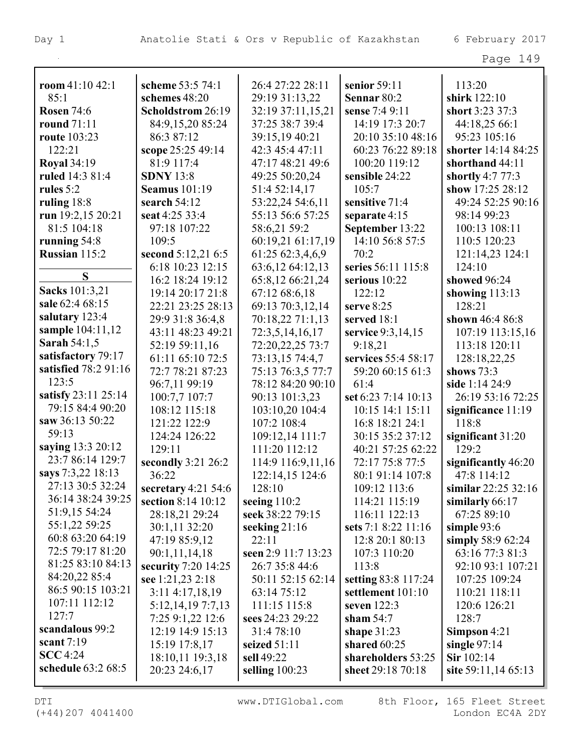**room** 41:10 42:1 85:1
**Rosen** 74:6
**round** 71:11
**route** 103:23 122:21
**Royal** 34:19
**ruled** 14:3 81:4
**rules** 5:2
**ruling** 18:8
**run** 19:2,15 20:21 81:5 104:18
**running** 54:8
**Russian** 115:2

**S**

**Sacks** 101:3,21
**sale** 62:4 68:15
**salutary** 123:4
**sample** 104:11,12
**Sarah** 54:1,5
**satisfactory** 79:17
**satisfied** 78:2 91:16 123:5
**satisfy** 23:11 25:14 79:15 84:4 90:20
**saw** 36:13 50:22 59:13
**saying** 13:3 20:12 23:7 86:14 129:7
**says** 7:3,22 18:13 27:13 30:5 32:24 36:14 38:24 39:25 51:9,15 54:24 55:1,22 59:25 60:8 63:20 64:19 72:5 79:17 81:20 81:25 83:10 84:13 84:20,22 85:4 86:5 90:15 103:21 107:11 112:12 127:7
**scandalous** 99:2
**scant** 7:19
**SCC** 4:24
**schedule** 63:2 68:5
**scheme** 53:5 74:1
**schemes** 48:20
**Scholdstrom** 26:19 84:9,15,20 85:24 86:3 87:12
**scope** 25:25 49:14 81:9 117:4
**SDNY** 13:8
**Seamus** 101:19
**search** 54:12
**seat** 4:25 33:4 97:18 107:22 109:5
**second** 5:12,21 6:5 6:18 10:23 12:15 16:2 18:24 19:12 19:14 20:17 21:8 22:21 23:25 28:13 29:9 31:8 36:4,8 43:11 48:23 49:21 52:19 59:11,16 61:11 65:10 72:5 72:7 78:21 87:23 96:7,11 99:19 100:7,7 107:7 108:12 115:18 121:22 122:9 124:24 126:22 129:11
**secondly** 3:21 26:2 36:22
**secretary** 4:21 54:6
**section** 8:14 10:12 28:18,21 29:24 30:1,11 32:20 47:19 85:9,12 90:1,11,14,18
**security** 7:20 14:25
**see** 1:21,23 2:18 3:11 4:17,18,19 5:12,14,19 7:7,13 7:25 9:1,22 12:6 12:19 14:9 15:13 15:19 17:8,17 18:10,11 19:3,18 20:23 24:6,17 26:4 27:22 28:11 29:19 31:13,22 32:19 37:11,15,21 37:25 38:7 39:4 39:15,19 40:21 42:3 45:4 47:11 47:17 48:21 49:6 49:25 50:20,24 51:4 52:14,17 53:22,24 54:6,11 55:13 56:6 57:25 58:6,21 59:2 60:19,21 61:17,19 61:25 62:3,4,6,9 63:6,12 64:12,13 65:8,12 66:21,24 67:12 68:6,18 69:13 70:3,12,14 70:18,22 71:1,13 72:3,5,14,16,17 72:20,22,25 73:7 73:13,15 74:4,7 75:13 76:3,5 77:7 78:12 84:20 90:10 90:13 101:3,23 103:10,20 104:4 107:2 108:4 109:12,14 111:7 111:20 112:12 114:9 116:9,11,16 122:14,15 124:6 128:10
**seeing** 110:2
**seek** 38:22 79:15
**seeking** 21:16 22:11
**seen** 2:9 11:7 13:23 26:7 35:8 44:6 50:11 52:15 62:14 63:14 75:12 111:15 115:8
**sees** 24:23 29:22 31:4 78:10
**seized** 51:11
**sell** 49:22
**selling** 100:23
**senior** 59:11
**Sennar** 80:2
**sense** 7:4 9:11 14:19 17:3 20:7 20:10 35:10 48:16 60:23 76:22 89:18 100:20 119:12
**sensible** 24:22 105:7
**sensitive** 71:4
**separate** 4:15
**September** 13:22 14:10 56:8 57:5 70:2
**series** 56:11 115:8
**serious** 10:22 122:12
**serve** 8:25
**served** 18:1
**service** 9:3,14,15 9:18,21
**services** 55:4 58:17 59:20 60:15 61:3 61:4
**set** 6:23 7:14 10:13 10:15 14:1 15:11 16:8 18:21 24:1 30:15 35:2 37:12 40:21 57:25 62:22 72:17 75:8 77:5 80:1 91:14 107:8 109:12 113:6 114:21 115:19 116:11 122:13
**sets** 7:1 8:22 11:16 12:8 20:1 80:13 107:3 110:20 113:8
**setting** 83:8 117:24
**settlement** 101:10
**seven** 122:3
**sham** 54:7
**shape** 31:23
**shared** 60:25
**shareholders** 53:25
**sheet** 29:18 70:18
113:20
**shirk** 122:10
**short** 3:23 37:3 44:18,25 66:1 95:23 105:16
**shorter** 14:14 84:25
**shorthand** 44:11
**shortly** 4:7 77:3
**show** 17:25 28:12 49:24 52:25 90:16 98:14 99:23 100:13 108:11 110:5 120:23 121:14,23 124:1 124:10
**showed** 96:24
**showing** 113:13 128:21
**shown** 46:4 86:8 107:19 113:15,16 113:18 120:11 128:18,22,25
**shows** 73:3
**side** 1:14 24:9 26:19 53:16 72:25
**significance** 11:19 118:8
**significant** 31:20 129:2
**significantly** 46:20 47:8 114:12
**similar** 22:25 32:16
**similarly** 66:17 67:25 89:10
**simple** 93:6
**simply** 58:9 62:24 63:16 77:3 81:3 92:10 93:1 107:21 107:25 109:24 110:21 118:11 120:6 126:21 128:7
**Simpson** 4:21
**single** 97:14
**Sir** 102:14
**site** 59:11,14 65:13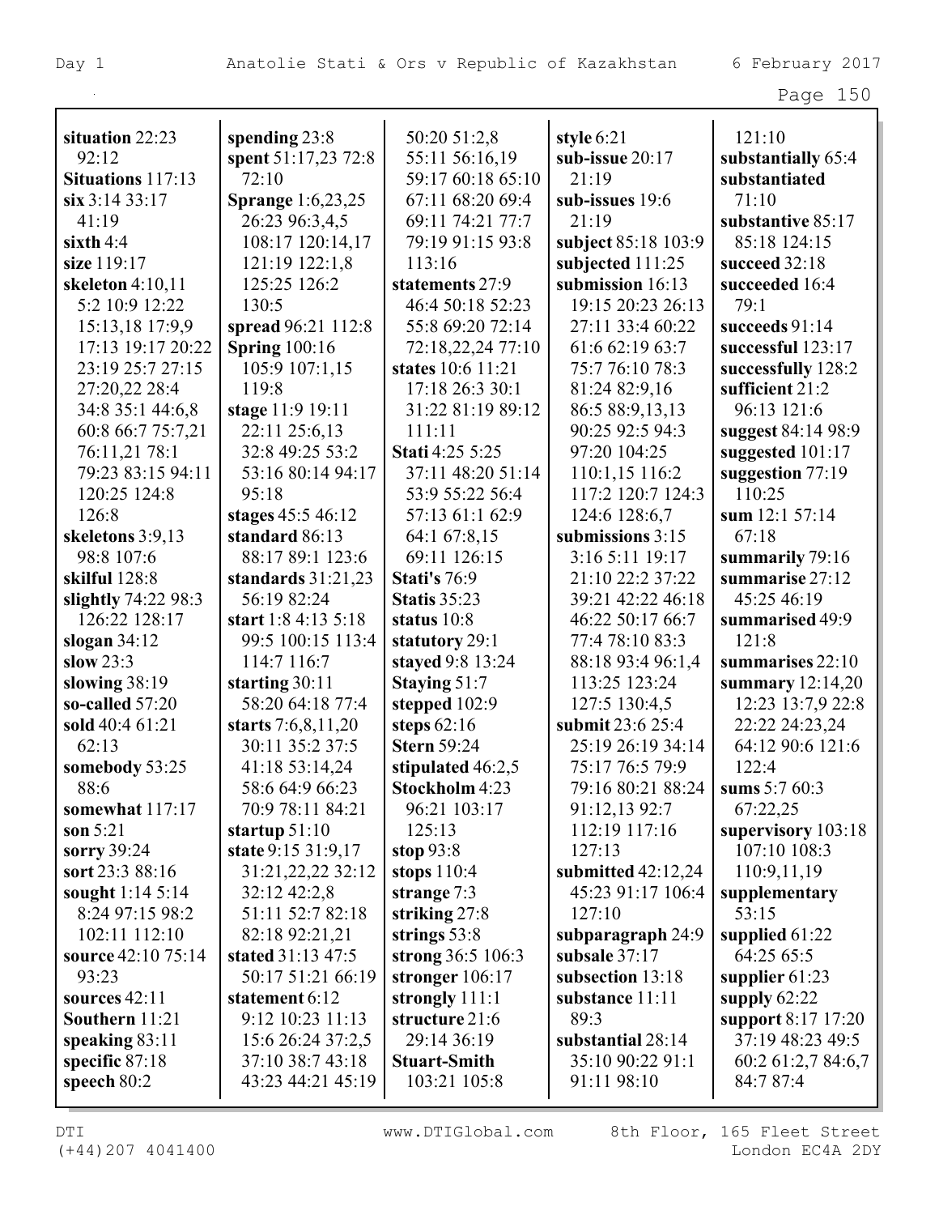**situation** 22:23 92:12
**Situations** 117:13
**six** 3:14 33:17 41:19
**sixth** 4:4
**size** 119:17
**skeleton** 4:10,11 5:2 10:9 12:22 15:13,18 17:9,9 17:13 19:17 20:22 23:19 25:7 27:15 27:20,22 28:4 34:8 35:1 44:6,8 60:8 66:7 75:7,21 76:11,21 78:1 79:23 83:15 94:11 120:25 124:8 126:8
**skeletons** 3:9,13 98:8 107:6
**skilful** 128:8
**slightly** 74:22 98:3 126:22 128:17
**slogan** 34:12
**slow** 23:3
**slowing** 38:19
**so-called** 57:20
**sold** 40:4 61:21 62:13
**somebody** 53:25 88:6
**somewhat** 117:17
**son** 5:21
**sorry** 39:24
**sort** 23:3 88:16
**sought** 1:14 5:14 8:24 97:15 98:2 102:11 112:10
**source** 42:10 75:14 93:23
**sources** 42:11
**Southern** 11:21
**speaking** 83:11
**specific** 87:18
**speech** 80:2

**spending** 23:8
**spent** 51:17,23 72:8 72:10
**Sprange** 1:6,23,25 26:23 96:3,4,5 108:17 120:14,17 121:19 122:1,8 125:25 126:2 130:5
**spread** 96:21 112:8
**Spring** 100:16 105:9 107:1,15 119:8
**stage** 11:9 19:11 22:11 25:6,13 32:8 49:25 53:2 53:16 80:14 94:17 95:18
**stages** 45:5 46:12
**standard** 86:13 88:17 89:1 123:6
**standards** 31:21,23 56:19 82:24
**start** 1:8 4:13 5:18 99:5 100:15 113:4 114:7 116:7
**starting** 30:11 58:20 64:18 77:4
**starts** 7:6,8,11,20 30:11 35:2 37:5 41:18 53:14,24 58:6 64:9 66:23 70:9 78:11 84:21
**startup** 51:10
**state** 9:15 31:9,17 31:21,22,22 32:12 32:12 42:2,8 51:11 52:7 82:18 82:18 92:21,21
**stated** 31:13 47:5 50:17 51:21 66:19
**statement** 6:12 9:12 10:23 11:13 15:6 26:24 37:2,5 37:10 38:7 43:18 43:23 44:21 45:19

50:20 51:2,8 55:11 56:16,19 59:17 60:18 65:10 67:11 68:20 69:4 69:11 74:21 77:7 79:19 91:15 93:8 113:16
**statements** 27:9 46:4 50:18 52:23 55:8 69:20 72:14 72:18,22,24 77:10
**states** 10:6 11:21 17:18 26:3 30:1 31:22 81:19 89:12 111:11
**Stati** 4:25 5:25 37:11 48:20 51:14 53:9 55:22 56:4 57:13 61:1 62:9 64:1 67:8,15 69:11 126:15
**Stati's** 76:9
**Statis** 35:23
**status** 10:8
**statutory** 29:1
**stayed** 9:8 13:24
**Staying** 51:7
**stepped** 102:9
**steps** 62:16
**Stern** 59:24
**stipulated** 46:2,5
**Stockholm** 4:23 96:21 103:17 125:13
**stop** 93:8
**stops** 110:4
**strange** 7:3
**striking** 27:8
**strings** 53:8
**strong** 36:5 106:3
**stronger** 106:17
**strongly** 111:1
**structure** 21:6 29:14 36:19
**Stuart-Smith** 103:21 105:8

**style** 6:21
**sub-issue** 20:17 21:19
**sub-issues** 19:6 21:19
**subject** 85:18 103:9
**subjected** 111:25
**submission** 16:13 19:15 20:23 26:13 27:11 33:4 60:22 61:6 62:19 63:7 75:7 76:10 78:3 81:24 82:9,16 86:5 88:9,13,13 90:25 92:5 94:3 97:20 104:25 110:1,15 116:2 117:2 120:7 124:3 124:6 128:6,7
**submissions** 3:15 3:16 5:11 19:17 21:10 22:2 37:22 39:21 42:22 46:18 46:22 50:17 66:7 77:4 78:10 83:3 88:18 93:4 96:1,4 113:25 123:24 127:5 130:4,5
**submit** 23:6 25:4 25:19 26:19 34:14 75:17 76:5 79:9 79:16 80:21 88:24 91:12,13 92:7 112:19 117:16 127:13
**submitted** 42:12,24 45:23 91:17 106:4 127:10
**subparagraph** 24:9
**subsale** 37:17
**subsection** 13:18
**substance** 11:11 89:3
**substantial** 28:14 35:10 90:22 91:1 91:11 98:10

121:10
**substantially** 65:4
**substantiated** 71:10
**substantive** 85:17 85:18 124:15
**succeed** 32:18
**succeeded** 16:4 79:1
**succeeds** 91:14
**successful** 123:17
**successfully** 128:2
**sufficient** 21:2 96:13 121:6
**suggest** 84:14 98:9
**suggested** 101:17
**suggestion** 77:19 110:25
**sum** 12:1 57:14 67:18
**summarily** 79:16
**summarise** 27:12 45:25 46:19
**summarised** 49:9 121:8
**summarises** 22:10
**summary** 12:14,20 12:23 13:7,9 22:8 22:22 24:23,24 64:12 90:6 121:6 122:4
**sums** 5:7 60:3 67:22,25
**supervisory** 103:18 107:10 108:3 110:9,11,19
**supplementary** 53:15
**supplied** 61:22 64:25 65:5
**supplier** 61:23
**supply** 62:22
**support** 8:17 17:20 37:19 48:23 49:5 60:2 61:2,7 84:6,7 84:7 87:4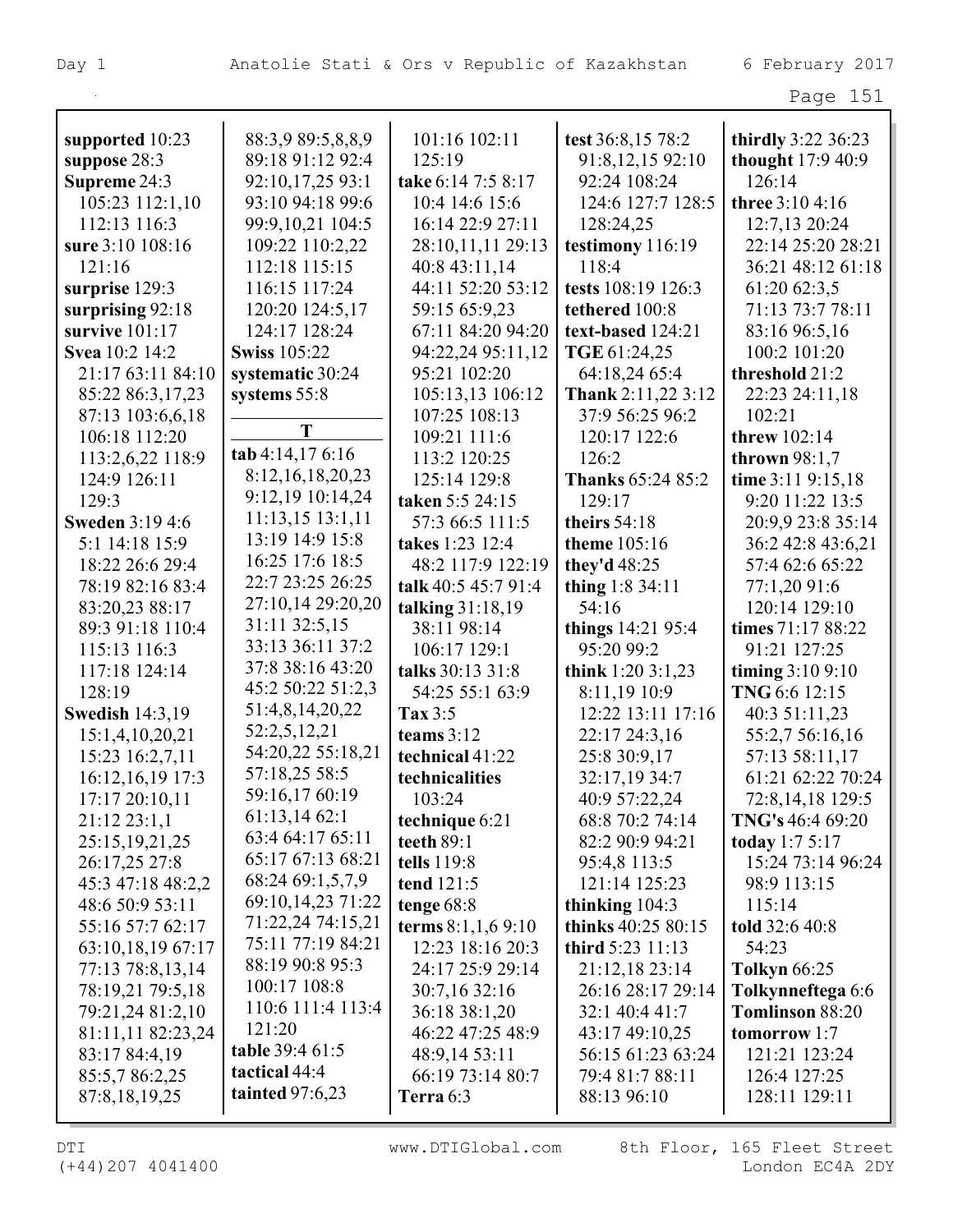**supported** 10:23
**suppose** 28:3
**Supreme** 24:3 105:23 112:1,10 112:13 116:3
**sure** 3:10 108:16 121:16
**surprise** 129:3
**surprising** 92:18
**survive** 101:17
**Svea** 10:2 14:2 21:17 63:11 84:10 85:22 86:3,17,23 87:13 103:6,6,18 106:18 112:20 113:2,6,22 118:9 124:9 126:11 129:3
**Sweden** 3:19 4:6 5:1 14:18 15:9 18:22 26:6 29:4 78:19 82:16 83:4 83:20,23 88:17 89:3 91:18 110:4 115:13 116:3 117:18 124:14 128:19
**Swedish** 14:3,19 15:1,4,10,20,21 15:23 16:2,7,11 16:12,16,19 17:3 17:17 20:10,11 21:12 23:1,1 25:15,19,21,25 26:17,25 27:8 45:3 47:18 48:2,2 48:6 50:9 53:11 55:16 57:7 62:17 63:10,18,19 67:17 77:13 78:8,13,14 78:19,21 79:5,18 79:21,24 81:2,10 81:11,11 82:23,24 83:17 84:4,19 85:5,7 86:2,25 87:8,18,19,25 88:3,9 89:5,8,8,9 89:18 91:12 92:4 92:10,17,25 93:1 93:10 94:18 99:6 99:9,10,21 104:5 109:22 110:2,22 112:18 115:15 116:15 117:24 120:20 124:5,17 124:17 128:24
**Swiss** 105:22
**systematic** 30:24
**systems** 55:8

**T**

**tab** 4:14,17 6:16 8:12,16,18,20,23 9:12,19 10:14,24 11:13,15 13:1,11 13:19 14:9 15:8 16:25 17:6 18:5 22:7 23:25 26:25 27:10,14 29:20,20 31:11 32:5,15 33:13 36:11 37:2 37:8 38:16 43:20 45:2 50:22 51:2,3 51:4,8,14,20,22 52:2,5,12,21 54:20,22 55:18,21 57:18,25 58:5 59:16,17 60:19 61:13,14 62:1 63:4 64:17 65:11 65:17 67:13 68:21 68:24 69:1,5,7,9 69:10,14,23 71:22 71:22,24 74:15,21 75:11 77:19 84:21 88:19 90:8 95:3 100:17 108:8 110:6 111:4 113:4 121:20
**table** 39:4 61:5
**tactical** 44:4
**tainted** 97:6,23
**take** 6:14 7:5 8:17 10:4 14:6 15:6 16:14 22:9 27:11 28:10,11,11 29:13 40:8 43:11,14 44:11 52:20 53:12 59:15 65:9,23 67:11 84:20 94:20 94:22,24 95:11,12 95:21 102:20 105:13,13 106:12 107:25 108:13 109:21 111:6 113:2 120:25 125:14 129:8
**taken** 5:5 24:15 57:3 66:5 111:5
**takes** 1:23 12:4 48:2 117:9 122:19
**talk** 40:5 45:7 91:4
**talking** 31:18,19 38:11 98:14 106:17 129:1
**talks** 30:13 31:8 54:25 55:1 63:9
**Tax** 3:5
**teams** 3:12
**technical** 41:22
**technicalities** 103:24
**technique** 6:21
**teeth** 89:1
**tells** 119:8
**tend** 121:5
**tenge** 68:8
**terms** 8:1,1,6 9:10 12:23 18:16 20:3 24:17 25:9 29:14 30:7,16 32:16 36:18 38:1,20 46:22 47:25 48:9 48:9,14 53:11 66:19 73:14 80:7
**Terra** 6:3
**test** 36:8,15 78:2 91:8,12,15 92:10 92:24 108:24 124:6 127:7 128:5 128:24,25
**testimony** 116:19 118:4
**tests** 108:19 126:3
**tethered** 100:8
**text-based** 124:21
**TGE** 61:24,25 64:18,24 65:4
**Thank** 2:11,22 3:12 37:9 56:25 96:2 120:17 122:6 126:2
**Thanks** 65:24 85:2 129:17
**theirs** 54:18
**theme** 105:16
**they'd** 48:25
**thing** 1:8 34:11 54:16
**things** 14:21 95:4 95:20 99:2
**think** 1:20 3:1,23 8:11,19 10:9 12:22 13:11 17:16 22:17 24:3,16 25:8 30:9,17 32:17,19 34:7 40:9 57:22,24 68:8 70:2 74:14 82:2 90:9 94:21 95:4,8 113:5 121:14 125:23
**thinking** 104:3
**thinks** 40:25 80:15
**third** 5:23 11:13 21:12,18 23:14 26:16 28:17 29:14 32:1 40:4 41:7 43:17 49:10,25 56:15 61:23 63:24 79:4 81:7 88:11 88:13 96:10
**thirdly** 3:22 36:23
**thought** 17:9 40:9 126:14
**three** 3:10 4:16 12:7,13 20:24 22:14 25:20 28:21 36:21 48:12 61:18 61:20 62:3,5 71:13 73:7 78:11 83:16 96:5,16 100:2 101:20
**threshold** 21:2 22:23 24:11,18 102:21
**threw** 102:14
**thrown** 98:1,7
**time** 3:11 9:15,18 9:20 11:22 13:5 20:9,9 23:8 35:14 36:2 42:8 43:6,21 57:4 62:6 65:22 77:1,20 91:6 120:14 129:10
**times** 71:17 88:22 91:21 127:25
**timing** 3:10 9:10
**TNG** 6:6 12:15 40:3 51:11,23 55:2,7 56:16,16 57:13 58:11,17 61:21 62:22 70:24 72:8,14,18 129:5
**TNG's** 46:4 69:20
**today** 1:7 5:17 15:24 73:14 96:24 98:9 113:15 115:14
**told** 32:6 40:8 54:23
**Tolkyn** 66:25
**Tolkynneftega** 6:6
**Tomlinson** 88:20
**tomorrow** 1:7 121:21 123:24 126:4 127:25 128:11 129:11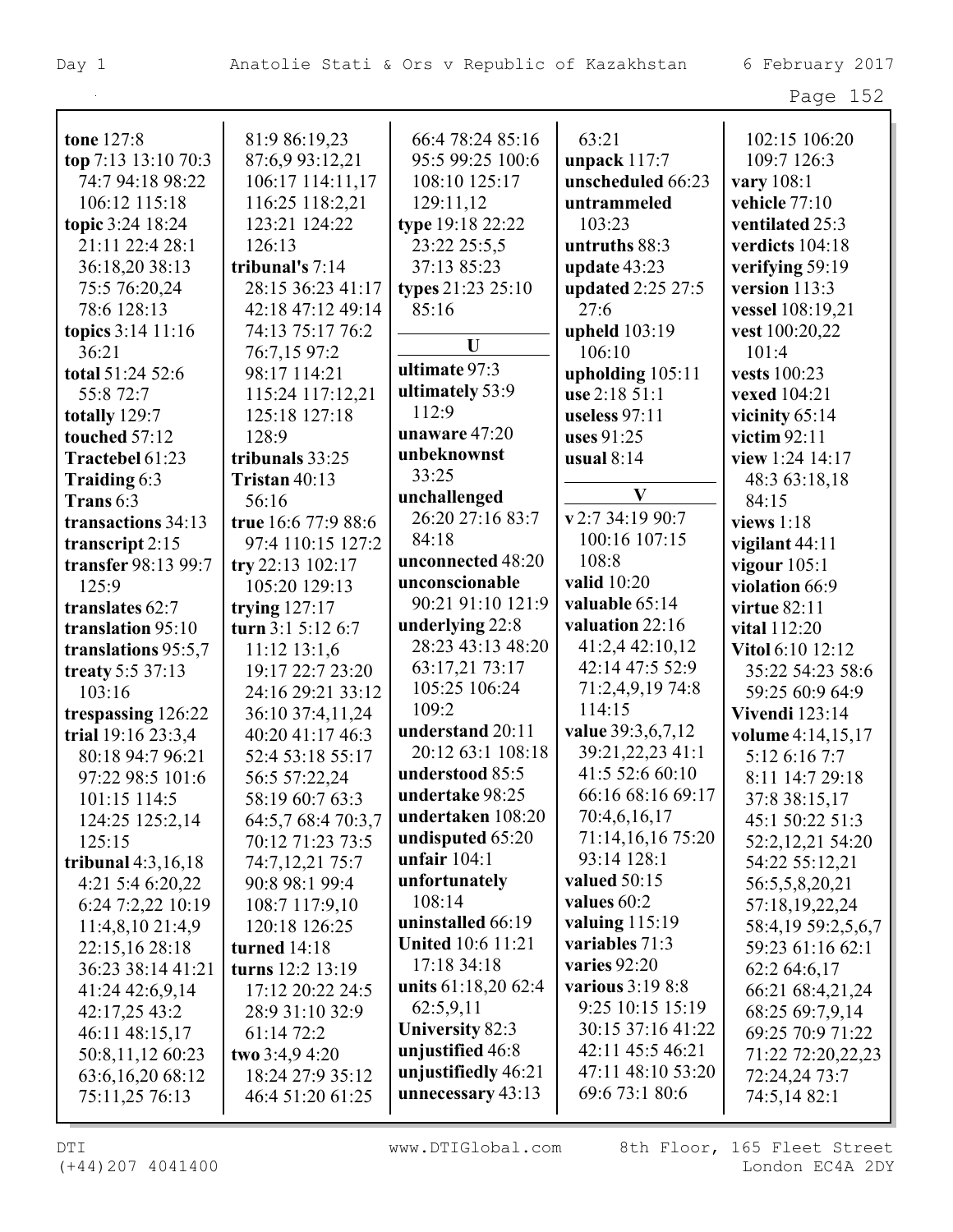**tone** 127:8
**top** 7:13 13:10 70:3 74:7 94:18 98:22 106:12 115:18
**topic** 3:24 18:24 21:11 22:4 28:1 36:18,20 38:13 75:5 76:20,24 78:6 128:13
**topics** 3:14 11:16 36:21
**total** 51:24 52:6 55:8 72:7
**totally** 129:7
**touched** 57:12
**Tractebel** 61:23
**Traiding** 6:3
**Trans** 6:3
**transactions** 34:13
**transcript** 2:15
**transfer** 98:13 99:7 125:9
**translates** 62:7
**translation** 95:10
**translations** 95:5,7
**treaty** 5:5 37:13 103:16
**trespassing** 126:22
**trial** 19:16 23:3,4 80:18 94:7 96:21 97:22 98:5 101:6 101:15 114:5 124:25 125:2,14 125:15
**tribunal** 4:3,16,18 4:21 5:4 6:20,22 6:24 7:2,22 10:19 11:4,8,10 21:4,9 22:15,16 28:18 36:23 38:14 41:21 41:24 42:6,9,14 42:17,25 43:2 46:11 48:15,17 50:8,11,12 60:23 63:6,16,20 68:12 75:11,25 76:13 81:9 86:19,23 87:6,9 93:12,21 106:17 114:11,17 116:25 118:2,21 123:21 124:22 126:13
**tribunal's** 7:14 28:15 36:23 41:17 42:18 47:12 49:14 74:13 75:17 76:2 76:7,15 97:2 98:17 114:21 115:24 117:12,21 125:18 127:18 128:9
**tribunals** 33:25
**Tristan** 40:13 56:16
**true** 16:6 77:9 88:6 97:4 110:15 127:2
**try** 22:13 102:17 105:20 129:13
**trying** 127:17
**turn** 3:1 5:12 6:7 11:12 13:1,6 19:17 22:7 23:20 24:16 29:21 33:12 36:10 37:4,11,24 40:20 41:17 46:3 52:4 53:18 55:17 56:5 57:22,24 58:19 60:7 63:3 64:5,7 68:4 70:3,7 70:12 71:23 73:5 74:7,12,21 75:7 90:8 98:1 99:4 108:7 117:9,10 120:18 126:25
**turned** 14:18
**turns** 12:2 13:19 17:12 20:22 24:5 28:9 31:10 32:9 61:14 72:2
**two** 3:4,9 4:20 18:24 27:9 35:12 46:4 51:20 61:25 66:4 78:24 85:16 95:5 99:25 100:6 108:10 125:17 129:11,12
**type** 19:18 22:22 23:22 25:5,5 37:13 85:23
**types** 21:23 25:10 85:16

## U

**ultimate** 97:3
**ultimately** 53:9 112:9
**unaware** 47:20
**unbeknownst** 33:25
**unchallenged** 26:20 27:16 83:7 84:18
**unconnected** 48:20
**unconscionable** 90:21 91:10 121:9
**underlying** 22:8 28:23 43:13 48:20 63:17,21 73:17 105:25 106:24 109:2
**understand** 20:11 20:12 63:1 108:18
**understood** 85:5
**undertake** 98:25
**undertaken** 108:20
**undisputed** 65:20
**unfair** 104:1
**unfortunately** 108:14
**uninstalled** 66:19
**United** 10:6 11:21 17:18 34:18
**units** 61:18,20 62:4 62:5,9,11
**University** 82:3
**unjustified** 46:8
**unjustifiedly** 46:21
**unnecessary** 43:13 63:21
**unpack** 117:7
**unscheduled** 66:23
**untrammeled** 103:23
**untruths** 88:3
**update** 43:23
**updated** 2:25 27:5 27:6
**upheld** 103:19 106:10
**upholding** 105:11
**use** 2:18 51:1
**useless** 97:11
**uses** 91:25
**usual** 8:14

## V

**v** 2:7 34:19 90:7 100:16 107:15 108:8
**valid** 10:20
**valuable** 65:14
**valuation** 22:16 41:2,4 42:10,12 42:14 47:5 52:9 71:2,4,9,19 74:8 114:15
**value** 39:3,6,7,12 39:21,22,23 41:1 41:5 52:6 60:10 66:16 68:16 69:17 70:4,6,16,17 71:14,16,16 75:20 93:14 128:1
**valued** 50:15
**values** 60:2
**valuing** 115:19
**variables** 71:3
**varies** 92:20
**various** 3:19 8:8 9:25 10:15 15:19 30:15 37:16 41:22 42:11 45:5 46:21 47:11 48:10 53:20 69:6 73:1 80:6 102:15 106:20 109:7 126:3
**vary** 108:1
**vehicle** 77:10
**ventilated** 25:3
**verdicts** 104:18
**verifying** 59:19
**version** 113:3
**vessel** 108:19,21
**vest** 100:20,22 101:4
**vests** 100:23
**vexed** 104:21
**vicinity** 65:14
**victim** 92:11
**view** 1:24 14:17 48:3 63:18,18 84:15
**views** 1:18
**vigilant** 44:11
**vigour** 105:1
**violation** 66:9
**virtue** 82:11
**vital** 112:20
**Vitol** 6:10 12:12 35:22 54:23 58:6 59:25 60:9 64:9
**Vivendi** 123:14
**volume** 4:14,15,17 5:12 6:16 7:7 8:11 14:7 29:18 37:8 38:15,17 45:1 50:22 51:3 52:2,12,21 54:20 54:22 55:12,21 56:5,5,8,20,21 57:18,19,22,24 58:4,19 59:2,5,6,7 59:23 61:16 62:1 62:2 64:6,17 66:21 68:4,21,24 68:25 69:7,9,14 69:25 70:9 71:22 71:22 72:20,22,23 72:24,24 73:7 74:5,14 82:1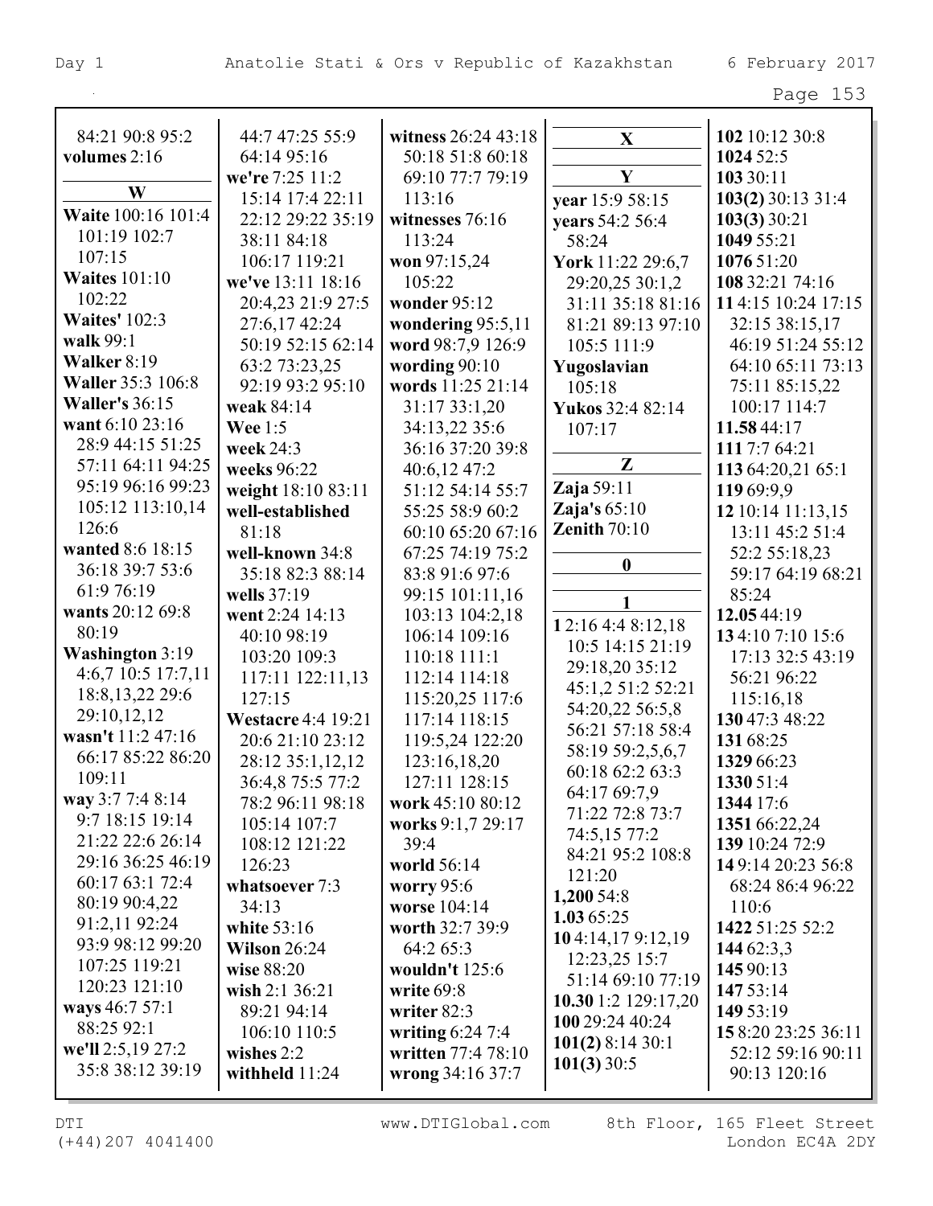84:21 90:8 95:2
**volumes** 2:16

**W**

**Waite** 100:16 101:4 101:19 102:7 107:15
**Waites** 101:10 102:22
**Waites'** 102:3
**walk** 99:1
**Walker** 8:19
**Waller** 35:3 106:8
**Waller's** 36:15
**want** 6:10 23:16 28:9 44:15 51:25 57:11 64:11 94:25 95:19 96:16 99:23 105:12 113:10,14 126:6
**wanted** 8:6 18:15 36:18 39:7 53:6 61:9 76:19
**wants** 20:12 69:8 80:19
**Washington** 3:19 4:6,7 10:5 17:7,11 18:8,13,22 29:6 29:10,12,12
**wasn't** 11:2 47:16 66:17 85:22 86:20 109:11
**way** 3:7 7:4 8:14 9:7 18:15 19:14 21:22 22:6 26:14 29:16 36:25 46:19 60:17 63:1 72:4 80:19 90:4,22 91:2,11 92:24 93:9 98:12 99:20 107:25 119:21 120:23 121:10
**ways** 46:7 57:1 88:25 92:1
**we'll** 2:5,19 27:2 35:8 38:12 39:19 44:7 47:25 55:9 64:14 95:16
**we're** 7:25 11:2 15:14 17:4 22:11 22:12 29:22 35:19 38:11 84:18 106:17 119:21
**we've** 13:11 18:16 20:4,23 21:9 27:5 27:6,17 42:24 50:19 52:15 62:14 63:2 73:23,25 92:19 93:2 95:10
**weak** 84:14
**Wee** 1:5
**week** 24:3
**weeks** 96:22
**weight** 18:10 83:11
**well-established** 81:18
**well-known** 34:8 35:18 82:3 88:14
**wells** 37:19
**went** 2:24 14:13 40:10 98:19 103:20 109:3 117:11 122:11,13 127:15
**Westacre** 4:4 19:21 20:6 21:10 23:12 28:12 35:1,12,12 36:4,8 75:5 77:2 78:2 96:11 98:18 105:14 107:7 108:12 121:22 126:23
**whatsoever** 7:3 34:13
**white** 53:16
**Wilson** 26:24
**wise** 88:20
**wish** 2:1 36:21 89:21 94:14 106:10 110:5
**wishes** 2:2
**withheld** 11:24
**witness** 26:24 43:18 50:18 51:8 60:18 69:10 77:7 79:19 113:16
**witnesses** 76:16 113:24
**won** 97:15,24 105:22
**wonder** 95:12
**wondering** 95:5,11
**word** 98:7,9 126:9
**wording** 90:10
**words** 11:25 21:14 31:17 33:1,20 34:13,22 35:6 36:16 37:20 39:8 40:6,12 47:2 51:12 54:14 55:7 55:25 58:9 60:2 60:10 65:20 67:16 67:25 74:19 75:2 83:8 91:6 97:6 99:15 101:11,16 103:13 104:2,18 106:14 109:16 110:18 111:1 112:14 114:18 115:20,25 117:6 117:14 118:15 119:5,24 122:20 123:16,18,20 127:11 128:15
**work** 45:10 80:12
**works** 9:1,7 29:17 39:4
**world** 56:14
**worry** 95:6
**worse** 104:14
**worth** 32:7 39:9 64:2 65:3
**wouldn't** 125:6
**write** 69:8
**writer** 82:3
**writing** 6:24 7:4
**written** 77:4 78:10
**wrong** 34:16 37:7

**X**

**Y**

**year** 15:9 58:15
**years** 54:2 56:4 58:24
**York** 11:22 29:6,7 29:20,25 30:1,2 31:11 35:18 81:16 81:21 89:13 97:10 105:5 111:9
**Yugoslavian** 105:18
**Yukos** 32:4 82:14 107:17

**Z**

**Zaja** 59:11
**Zaja's** 65:10
**Zenith** 70:10

**0**

**1**

**1** 2:16 4:4 8:12,18 10:5 14:15 21:19 29:18,20 35:12 45:1,2 51:2 52:21 54:20,22 56:5,8 56:21 57:18 58:4 58:19 59:2,5,6,7 60:18 62:2 63:3 64:17 69:7,9 71:22 72:8 73:7 74:5,15 77:2 84:21 95:2 108:8 121:20
**1,200** 54:8
**1.03** 65:25
**10** 4:14,17 9:12,19 12:23,25 15:7 51:14 69:10 77:19
**10.30** 1:2 129:17,20
**100** 29:24 40:24
**101(2)** 8:14 30:1
**101(3)** 30:5
**102** 10:12 30:8
**1024** 52:5
**103** 30:11
**103(2)** 30:13 31:4
**103(3)** 30:21
**1049** 55:21
**1076** 51:20
**108** 32:21 74:16
**11** 4:15 10:24 17:15 32:15 38:15,17 46:19 51:24 55:12 64:10 65:11 73:13 75:11 85:15,22 100:17 114:7
**11.58** 44:17
**111** 7:7 64:21
**113** 64:20,21 65:1
**119** 69:9,9
**12** 10:14 11:13,15 13:11 45:2 51:4 52:2 55:18,23 59:17 64:19 68:21 85:24
**12.05** 44:19
**13** 4:10 7:10 15:6 17:13 32:5 43:19 56:21 96:22 115:16,18
**130** 47:3 48:22
**131** 68:25
**1329** 66:23
**1330** 51:4
**1344** 17:6
**1351** 66:22,24
**139** 10:24 72:9
**14** 9:14 20:23 56:8 68:24 86:4 96:22 110:6
**1422** 51:25 52:2
**144** 62:3,3
**145** 90:13
**147** 53:14
**149** 53:19
**15** 8:20 23:25 36:11 52:12 59:16 90:11 90:13 120:16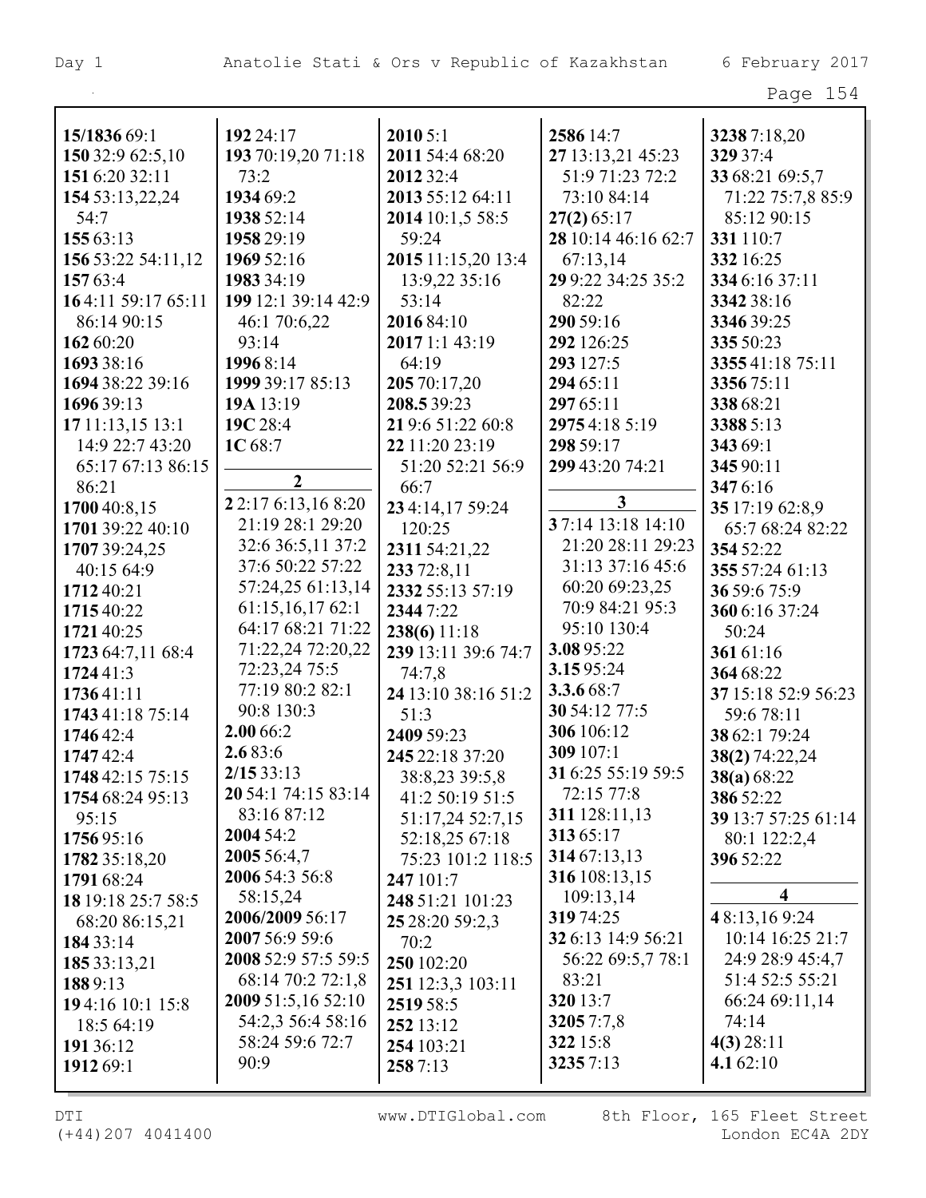**15/1836** 69:1
**150** 32:9 62:5,10
**151** 6:20 32:11
**154** 53:13,22,24 54:7
**155** 63:13
**156** 53:22 54:11,12
**157** 63:4
**16** 4:11 59:17 65:11 86:14 90:15
**162** 60:20
**1693** 38:16
**1694** 38:22 39:16
**1696** 39:13
**17** 11:13,15 13:1 14:9 22:7 43:20 65:17 67:13 86:15 86:21
**1700** 40:8,15
**1701** 39:22 40:10
**1707** 39:24,25 40:15 64:9
**1712** 40:21
**1715** 40:22
**1721** 40:25
**1723** 64:7,11 68:4
**1724** 41:3
**1736** 41:11
**1743** 41:18 75:14
**1746** 42:4
**1747** 42:4
**1748** 42:15 75:15
**1754** 68:24 95:13 95:15
**1756** 95:16
**1782** 35:18,20
**1791** 68:24
**18** 19:18 25:7 58:5 68:20 86:15,21
**184** 33:14
**185** 33:13,21
**188** 9:13
**19** 4:16 10:1 15:8 18:5 64:19
**191** 36:12
**1912** 69:1
**192** 24:17
**193** 70:19,20 71:18 73:2
**1934** 69:2
**1938** 52:14
**1958** 29:19
**1969** 52:16
**1983** 34:19
**199** 12:1 39:14 42:9 46:1 70:6,22 93:14
**1996** 8:14
**1999** 39:17 85:13
**19A** 13:19
**19C** 28:4
**1C** 68:7

**2**

**2** 2:17 6:13,16 8:20 21:19 28:1 29:20 32:6 36:5,11 37:2 37:6 50:22 57:22 57:24,25 61:13,14 61:15,16,17 62:1 64:17 68:21 71:22 71:22,24 72:20,22 72:23,24 75:5 77:19 80:2 82:1 90:8 130:3
**2.00** 66:2
**2.6** 83:6
**2/15** 33:13
**20** 54:1 74:15 83:14 83:16 87:12
**2004** 54:2
**2005** 56:4,7
**2006** 54:3 56:8 58:15,24
**2006/2009** 56:17
**2007** 56:9 59:6
**2008** 52:9 57:5 59:5 68:14 70:2 72:1,8
**2009** 51:5,16 52:10 54:2,3 56:4 58:16 58:24 59:6 72:7 90:9
**2010** 5:1
**2011** 54:4 68:20
**2012** 32:4
**2013** 55:12 64:11
**2014** 10:1,5 58:5 59:24
**2015** 11:15,20 13:4 13:9,22 35:16 53:14
**2016** 84:10
**2017** 1:1 43:19 64:19
**205** 70:17,20
**208.5** 39:23
**21** 9:6 51:22 60:8
**22** 11:20 23:19 51:20 52:21 56:9 66:7
**23** 4:14,17 59:24 120:25
**2311** 54:21,22
**233** 72:8,11
**2332** 55:13 57:19
**2344** 7:22
**238(6)** 11:18
**239** 13:11 39:6 74:7 74:7,8
**24** 13:10 38:16 51:2 51:3
**2409** 59:23
**245** 22:18 37:20 38:8,23 39:5,8 41:2 50:19 51:5 51:17,24 52:7,15 52:18,25 67:18 75:23 101:2 118:5
**247** 101:7
**248** 51:21 101:23
**25** 28:20 59:2,3 70:2
**250** 102:20
**251** 12:3,3 103:11
**2519** 58:5
**252** 13:12
**254** 103:21
**258** 7:13
**2586** 14:7
**27** 13:13,21 45:23 51:9 71:23 72:2 73:10 84:14
**27(2)** 65:17
**28** 10:14 46:16 62:7 67:13,14
**29** 9:22 34:25 35:2 82:22
**290** 59:16
**292** 126:25
**293** 127:5
**294** 65:11
**297** 65:11
**2975** 4:18 5:19
**298** 59:17
**299** 43:20 74:21

**3**

**3** 7:14 13:18 14:10 21:20 28:11 29:23 31:13 37:16 45:6 60:20 69:23,25 70:9 84:21 95:3 95:10 130:4
**3.08** 95:22
**3.15** 95:24
**3.3.6** 68:7
**30** 54:12 77:5
**306** 106:12
**309** 107:1
**31** 6:25 55:19 59:5 72:15 77:8
**311** 128:11,13
**313** 65:17
**314** 67:13,13
**316** 108:13,15 109:13,14
**319** 74:25
**32** 6:13 14:9 56:21 56:22 69:5,7 78:1 83:21
**320** 13:7
**3205** 7:7,8
**322** 15:8
**3235** 7:13
**3238** 7:18,20
**329** 37:4
**33** 68:21 69:5,7 71:22 75:7,8 85:9 85:12 90:15
**331** 110:7
**332** 16:25
**334** 6:16 37:11
**3342** 38:16
**3346** 39:25
**335** 50:23
**3355** 41:18 75:11
**3356** 75:11
**338** 68:21
**3388** 5:13
**343** 69:1
**345** 90:11
**347** 6:16
**35** 17:19 62:8,9 65:7 68:24 82:22
**354** 52:22
**355** 57:24 61:13
**36** 59:6 75:9
**360** 6:16 37:24 50:24
**361** 61:16
**364** 68:22
**37** 15:18 52:9 56:23 59:6 78:11
**38** 62:1 79:24
**38(2)** 74:22,24
**38(a)** 68:22
**386** 52:22
**39** 13:7 57:25 61:14 80:1 122:2,4
**396** 52:22

**4**

**4** 8:13,16 9:24 10:14 16:25 21:7 24:9 28:9 45:4,7 51:4 52:5 55:21 66:24 69:11,14 74:14
**4(3)** 28:11
**4.1** 62:10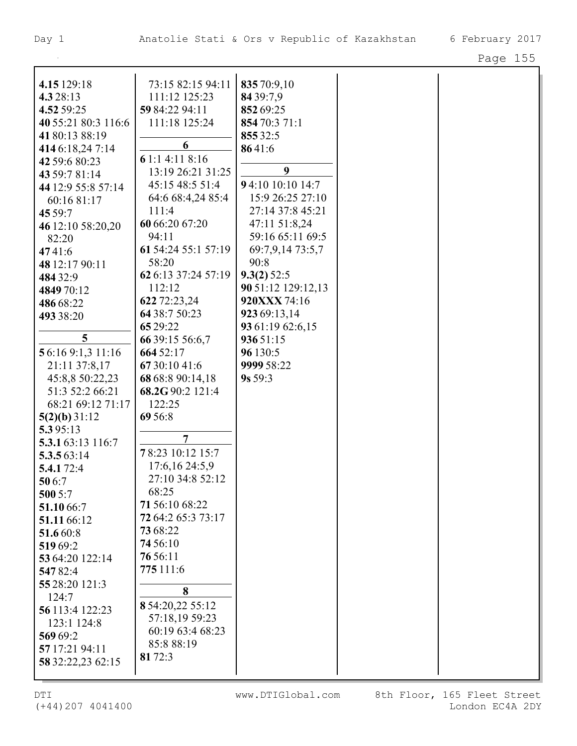**4.15** 129:18
**4.3** 28:13
**4.52** 59:25
**40** 55:21 80:3 116:6
**41** 80:13 88:19
**414** 6:18,24 7:14
**42** 59:6 80:23
**43** 59:7 81:14
**44** 12:9 55:8 57:14 60:16 81:17
**45** 59:7
**46** 12:10 58:20,20 82:20
**47** 41:6
**48** 12:17 90:11
**484** 32:9
**4849** 70:12
**486** 68:22
**493** 38:20

## 5

**5** 6:16 9:1,3 11:16 21:11 37:8,17 45:8,8 50:22,23 51:3 52:2 66:21 68:21 69:12 71:17
**5(2)(b)** 31:12
**5.3** 95:13
**5.3.1** 63:13 116:7
**5.3.5** 63:14
**5.4.1** 72:4
**50** 6:7
**500** 5:7
**51.10** 66:7
**51.11** 66:12
**51.6** 60:8
**519** 69:2
**53** 64:20 122:14
**547** 82:4
**55** 28:20 121:3 124:7
**56** 113:4 122:23 123:1 124:8
**569** 69:2
**57** 17:21 94:11
**58** 32:22,23 62:15 73:15 82:15 94:11 111:12 125:23
**59** 84:22 94:11 111:18 125:24

## 6

**6** 1:1 4:11 8:16 13:19 26:21 31:25 45:15 48:5 51:4 64:6 68:4,24 85:4 111:4
**60** 66:20 67:20 94:11
**61** 54:24 55:1 57:19 58:20
**62** 6:13 37:24 57:19 112:12
**622** 72:23,24
**64** 38:7 50:23
**65** 29:22
**66** 39:15 56:6,7
**664** 52:17
**67** 30:10 41:6
**68** 68:8 90:14,18
**68.2G** 90:2 121:4 122:25
**69** 56:8

## 7

**7** 8:23 10:12 15:7 17:6,16 24:5,9 27:10 34:8 52:12 68:25
**71** 56:10 68:22
**72** 64:2 65:3 73:17
**73** 68:22
**74** 56:10
**76** 56:11
**775** 111:6

## 8

**8** 54:20,22 55:12 57:18,19 59:23 60:19 63:4 68:23 85:8 88:19
**81** 72:3
**835** 70:9,10
**84** 39:7,9
**852** 69:25
**854** 70:3 71:1
**855** 32:5
**86** 41:6

## 9

**9** 4:10 10:10 14:7 15:9 26:25 27:10 27:14 37:8 45:21 47:11 51:8,24 59:16 65:11 69:5 69:7,9,14 73:5,7 90:8
**9.3(2)** 52:5
**90** 51:12 129:12,13
**920XXX** 74:16
**923** 69:13,14
**93** 61:19 62:6,15
**936** 51:15
**96** 130:5
**9999** 58:22
**9s** 59:3